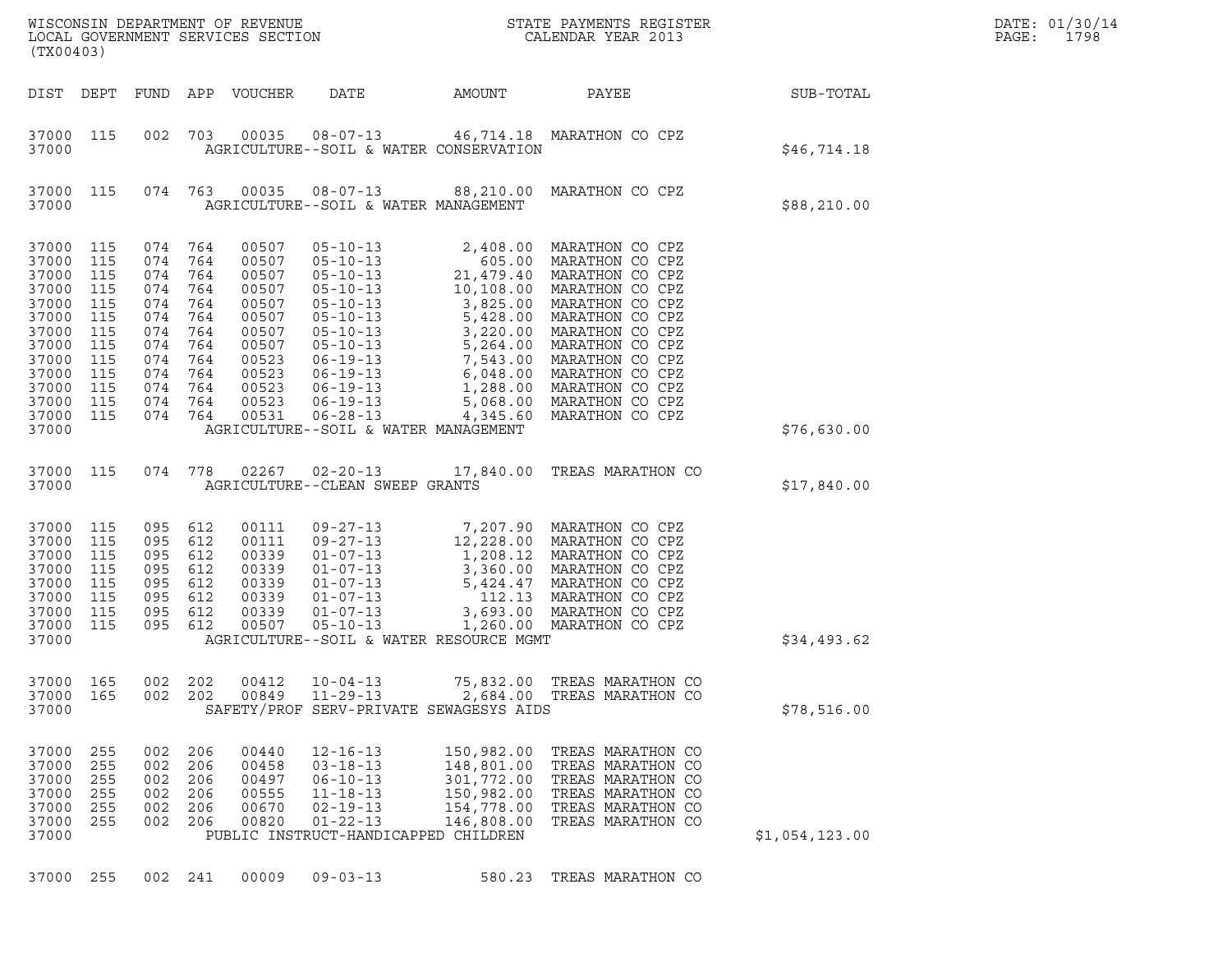WISCONSIN DEPARTMENT OF REVENUE
LOCAL GOVERNMENT SERVICES SECTION
(TX00403)

STATE PAYMENTS REGISTER
CALENDAR YEAR 2013

DATE: 01/30/14
PAGE: 1798

| DIST | DEPT | FUND | APP | VOUCHER | DATE | AMOUNT | PAYEE | SUB-TOTAL |
|---|---|---|---|---|---|---|---|---|
| 37000 | 115 | 002 | 703 | 00035 | 08-07-13 | 46,714.18 | MARATHON CO CPZ | |
| 37000 | | | | | AGRICULTURE--SOIL & WATER CONSERVATION | | | $46,714.18 |
| 37000 | 115 | 074 | 763 | 00035 | 08-07-13 | 88,210.00 | MARATHON CO CPZ | |
| 37000 | | | | | AGRICULTURE--SOIL & WATER MANAGEMENT | | | $88,210.00 |
| 37000 | 115 | 074 | 764 | 00507 | 05-10-13 | 2,408.00 | MARATHON CO CPZ | |
| 37000 | 115 | 074 | 764 | 00507 | 05-10-13 | 605.00 | MARATHON CO CPZ | |
| 37000 | 115 | 074 | 764 | 00507 | 05-10-13 | 21,479.40 | MARATHON CO CPZ | |
| 37000 | 115 | 074 | 764 | 00507 | 05-10-13 | 10,108.00 | MARATHON CO CPZ | |
| 37000 | 115 | 074 | 764 | 00507 | 05-10-13 | 3,825.00 | MARATHON CO CPZ | |
| 37000 | 115 | 074 | 764 | 00507 | 05-10-13 | 5,428.00 | MARATHON CO CPZ | |
| 37000 | 115 | 074 | 764 | 00507 | 05-10-13 | 3,220.00 | MARATHON CO CPZ | |
| 37000 | 115 | 074 | 764 | 00507 | 05-10-13 | 5,264.00 | MARATHON CO CPZ | |
| 37000 | 115 | 074 | 764 | 00523 | 06-19-13 | 7,543.00 | MARATHON CO CPZ | |
| 37000 | 115 | 074 | 764 | 00523 | 06-19-13 | 6,048.00 | MARATHON CO CPZ | |
| 37000 | 115 | 074 | 764 | 00523 | 06-19-13 | 1,288.00 | MARATHON CO CPZ | |
| 37000 | 115 | 074 | 764 | 00523 | 06-19-13 | 5,068.00 | MARATHON CO CPZ | |
| 37000 | 115 | 074 | 764 | 00531 | 06-28-13 | 4,345.60 | MARATHON CO CPZ | |
| 37000 | | | | | AGRICULTURE--SOIL & WATER MANAGEMENT | | | $76,630.00 |
| 37000 | 115 | 074 | 778 | 02267 | 02-20-13 | 17,840.00 | TREAS MARATHON CO | |
| 37000 | | | | | AGRICULTURE--CLEAN SWEEP GRANTS | | | $17,840.00 |
| 37000 | 115 | 095 | 612 | 00111 | 09-27-13 | 7,207.90 | MARATHON CO CPZ | |
| 37000 | 115 | 095 | 612 | 00111 | 09-27-13 | 12,228.00 | MARATHON CO CPZ | |
| 37000 | 115 | 095 | 612 | 00339 | 01-07-13 | 1,208.12 | MARATHON CO CPZ | |
| 37000 | 115 | 095 | 612 | 00339 | 01-07-13 | 3,360.00 | MARATHON CO CPZ | |
| 37000 | 115 | 095 | 612 | 00339 | 01-07-13 | 5,424.47 | MARATHON CO CPZ | |
| 37000 | 115 | 095 | 612 | 00339 | 01-07-13 | 112.13 | MARATHON CO CPZ | |
| 37000 | 115 | 095 | 612 | 00339 | 01-07-13 | 3,693.00 | MARATHON CO CPZ | |
| 37000 | 115 | 095 | 612 | 00507 | 05-10-13 | 1,260.00 | MARATHON CO CPZ | |
| 37000 | | | | | AGRICULTURE--SOIL & WATER RESOURCE MGMT | | | $34,493.62 |
| 37000 | 165 | 002 | 202 | 00412 | 10-04-13 | 75,832.00 | TREAS MARATHON CO | |
| 37000 | 165 | 002 | 202 | 00849 | 11-29-13 | 2,684.00 | TREAS MARATHON CO | |
| 37000 | | | | | SAFETY/PROF SERV-PRIVATE SEWAGESYS AIDS | | | $78,516.00 |
| 37000 | 255 | 002 | 206 | 00440 | 12-16-13 | 150,982.00 | TREAS MARATHON CO | |
| 37000 | 255 | 002 | 206 | 00458 | 03-18-13 | 148,801.00 | TREAS MARATHON CO | |
| 37000 | 255 | 002 | 206 | 00497 | 06-10-13 | 301,772.00 | TREAS MARATHON CO | |
| 37000 | 255 | 002 | 206 | 00555 | 11-18-13 | 150,982.00 | TREAS MARATHON CO | |
| 37000 | 255 | 002 | 206 | 00670 | 02-19-13 | 154,778.00 | TREAS MARATHON CO | |
| 37000 | 255 | 002 | 206 | 00820 | 01-22-13 | 146,808.00 | TREAS MARATHON CO | |
| 37000 | | | | | PUBLIC INSTRUCT-HANDICAPPED CHILDREN | | | $1,054,123.00 |
| 37000 | 255 | 002 | 241 | 00009 | 09-03-13 | 580.23 | TREAS MARATHON CO | |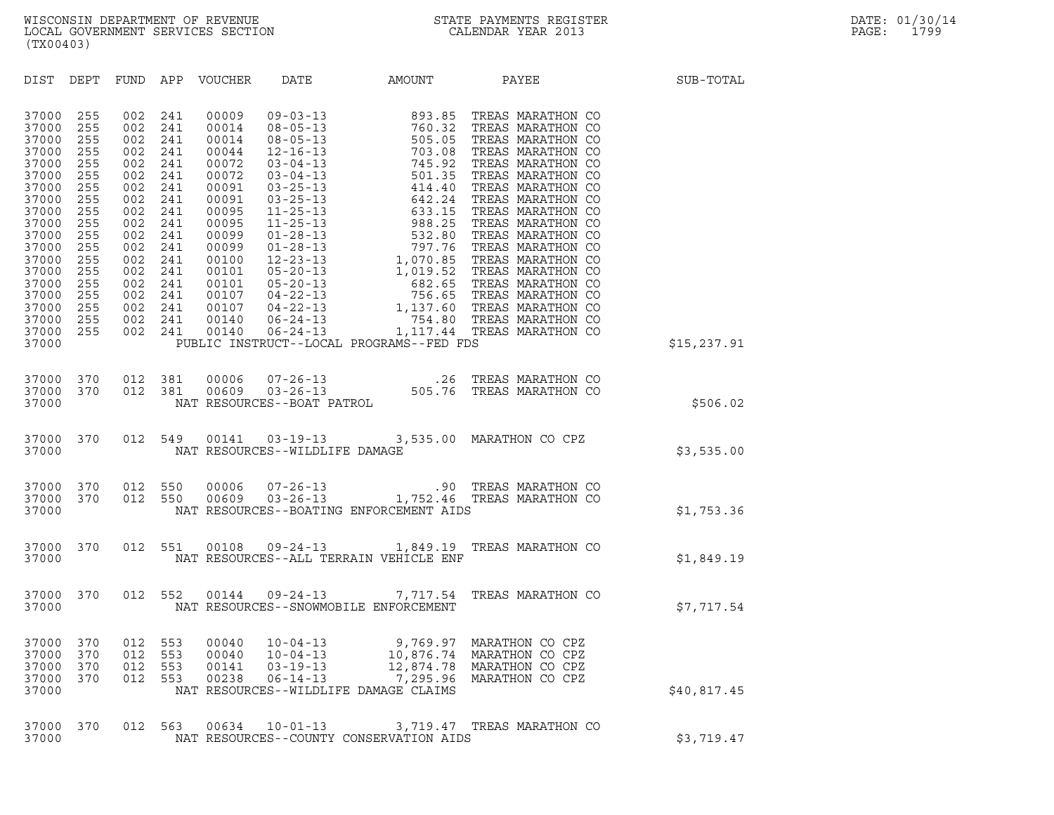WISCONSIN DEPARTMENT OF REVENUE
LOCAL GOVERNMENT SERVICES SECTION
(TX00403)

STATE PAYMENTS REGISTER
CALENDAR YEAR 2013

DATE: 01/30/14

| DIST | DEPT | FUND | APP | VOUCHER | DATE | AMOUNT | PAYEE | SUB-TOTAL |
|---|---|---|---|---|---|---|---|---|
| 37000 | 255 | 002 | 241 | 00009 | 09-03-13 | 893.85 | TREAS MARATHON CO | |
| 37000 | 255 | 002 | 241 | 00014 | 08-05-13 | 760.32 | TREAS MARATHON CO | |
| 37000 | 255 | 002 | 241 | 00014 | 08-05-13 | 505.05 | TREAS MARATHON CO | |
| 37000 | 255 | 002 | 241 | 00044 | 12-16-13 | 703.08 | TREAS MARATHON CO | |
| 37000 | 255 | 002 | 241 | 00072 | 03-04-13 | 745.92 | TREAS MARATHON CO | |
| 37000 | 255 | 002 | 241 | 00072 | 03-04-13 | 501.35 | TREAS MARATHON CO | |
| 37000 | 255 | 002 | 241 | 00091 | 03-25-13 | 414.40 | TREAS MARATHON CO | |
| 37000 | 255 | 002 | 241 | 00091 | 03-25-13 | 642.24 | TREAS MARATHON CO | |
| 37000 | 255 | 002 | 241 | 00095 | 11-25-13 | 633.15 | TREAS MARATHON CO | |
| 37000 | 255 | 002 | 241 | 00095 | 11-25-13 | 988.25 | TREAS MARATHON CO | |
| 37000 | 255 | 002 | 241 | 00099 | 01-28-13 | 532.80 | TREAS MARATHON CO | |
| 37000 | 255 | 002 | 241 | 00099 | 01-28-13 | 797.76 | TREAS MARATHON CO | |
| 37000 | 255 | 002 | 241 | 00100 | 12-23-13 | 1,070.85 | TREAS MARATHON CO | |
| 37000 | 255 | 002 | 241 | 00101 | 05-20-13 | 1,019.52 | TREAS MARATHON CO | |
| 37000 | 255 | 002 | 241 | 00101 | 05-20-13 | 682.65 | TREAS MARATHON CO | |
| 37000 | 255 | 002 | 241 | 00107 | 04-22-13 | 756.65 | TREAS MARATHON CO | |
| 37000 | 255 | 002 | 241 | 00107 | 04-22-13 | 1,137.60 | TREAS MARATHON CO | |
| 37000 | 255 | 002 | 241 | 00140 | 06-24-13 | 754.80 | TREAS MARATHON CO | |
| 37000 | 255 | 002 | 241 | 00140 | 06-24-13 | 1,117.44 | TREAS MARATHON CO | |
| 37000 | | | | PUBLIC INSTRUCT--LOCAL PROGRAMS--FED FDS | | | | $15,237.91 |
| 37000 | 370 | 012 | 381 | 00006 | 07-26-13 | .26 | TREAS MARATHON CO | |
| 37000 | 370 | 012 | 381 | 00609 | 03-26-13 | 505.76 | TREAS MARATHON CO | |
| 37000 | | | | NAT RESOURCES--BOAT PATROL | | | | $506.02 |
| 37000 | 370 | 012 | 549 | 00141 | 03-19-13 | 3,535.00 | MARATHON CO CPZ | |
| 37000 | | | | NAT RESOURCES--WILDLIFE DAMAGE | | | | $3,535.00 |
| 37000 | 370 | 012 | 550 | 00006 | 07-26-13 | .90 | TREAS MARATHON CO | |
| 37000 | 370 | 012 | 550 | 00609 | 03-26-13 | 1,752.46 | TREAS MARATHON CO | |
| 37000 | | | | NAT RESOURCES--BOATING ENFORCEMENT AIDS | | | | $1,753.36 |
| 37000 | 370 | 012 | 551 | 00108 | 09-24-13 | 1,849.19 | TREAS MARATHON CO | |
| 37000 | | | | NAT RESOURCES--ALL TERRAIN VEHICLE ENF | | | | $1,849.19 |
| 37000 | 370 | 012 | 552 | 00144 | 09-24-13 | 7,717.54 | TREAS MARATHON CO | |
| 37000 | | | | NAT RESOURCES--SNOWMOBILE ENFORCEMENT | | | | $7,717.54 |
| 37000 | 370 | 012 | 553 | 00040 | 10-04-13 | 9,769.97 | MARATHON CO CPZ | |
| 37000 | 370 | 012 | 553 | 00040 | 10-04-13 | 10,876.74 | MARATHON CO CPZ | |
| 37000 | 370 | 012 | 553 | 00141 | 03-19-13 | 12,874.78 | MARATHON CO CPZ | |
| 37000 | 370 | 012 | 553 | 00238 | 06-14-13 | 7,295.96 | MARATHON CO CPZ | |
| 37000 | | | | NAT RESOURCES--WILDLIFE DAMAGE CLAIMS | | | | $40,817.45 |
| 37000 | 370 | 012 | 563 | 00634 | 10-01-13 | 3,719.47 | TREAS MARATHON CO | |
| 37000 | | | | NAT RESOURCES--COUNTY CONSERVATION AIDS | | | | $3,719.47 |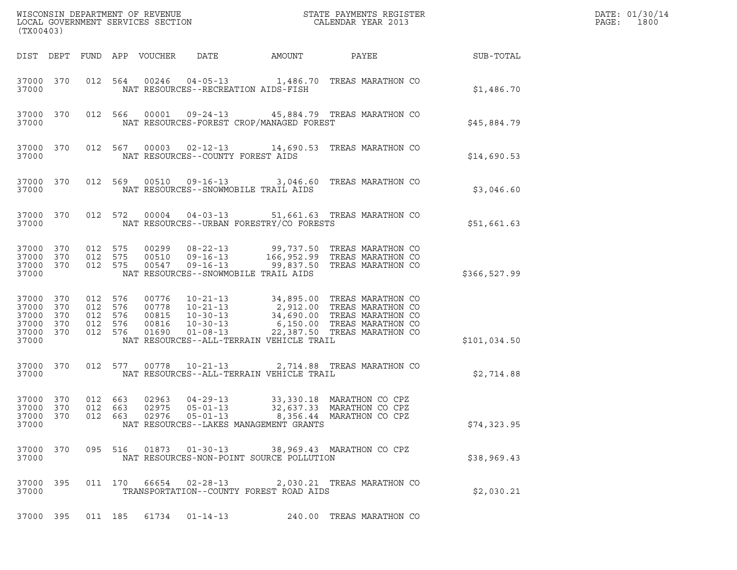| DIST | DEPT | FUND | APP | VOUCHER | DATE | AMOUNT | PAYEE | SUB-TOTAL |
|---|---|---|---|---|---|---|---|---|
| 37000 | 370 | 012 | 564 | 00246 | 04-05-13 | 1,486.70 | TREAS MARATHON CO | |
| 37000 | | | | NAT RESOURCES--RECREATION AIDS-FISH | | | | $1,486.70 |
| 37000 | 370 | 012 | 566 | 00001 | 09-24-13 | 45,884.79 | TREAS MARATHON CO | |
| 37000 | | | | NAT RESOURCES-FOREST CROP/MANAGED FOREST | | | | $45,884.79 |
| 37000 | 370 | 012 | 567 | 00003 | 02-12-13 | 14,690.53 | TREAS MARATHON CO | |
| 37000 | | | | NAT RESOURCES--COUNTY FOREST AIDS | | | | $14,690.53 |
| 37000 | 370 | 012 | 569 | 00510 | 09-16-13 | 3,046.60 | TREAS MARATHON CO | |
| 37000 | | | | NAT RESOURCES--SNOWMOBILE TRAIL AIDS | | | | $3,046.60 |
| 37000 | 370 | 012 | 572 | 00004 | 04-03-13 | 51,661.63 | TREAS MARATHON CO | |
| 37000 | | | | NAT RESOURCES--URBAN FORESTRY/CO FORESTS | | | | $51,661.63 |
| 37000 | 370 | 012 | 575 | 00299 | 08-22-13 | 99,737.50 | TREAS MARATHON CO | |
| 37000 | 370 | 012 | 575 | 00510 | 09-16-13 | 166,952.99 | TREAS MARATHON CO | |
| 37000 | 370 | 012 | 575 | 00547 | 09-16-13 | 99,837.50 | TREAS MARATHON CO | |
| 37000 | | | | NAT RESOURCES--SNOWMOBILE TRAIL AIDS | | | | $366,527.99 |
| 37000 | 370 | 012 | 576 | 00776 | 10-21-13 | 34,895.00 | TREAS MARATHON CO | |
| 37000 | 370 | 012 | 576 | 00778 | 10-21-13 | 2,912.00 | TREAS MARATHON CO | |
| 37000 | 370 | 012 | 576 | 00815 | 10-30-13 | 34,690.00 | TREAS MARATHON CO | |
| 37000 | 370 | 012 | 576 | 00816 | 10-30-13 | 6,150.00 | TREAS MARATHON CO | |
| 37000 | 370 | 012 | 576 | 01690 | 01-08-13 | 22,387.50 | TREAS MARATHON CO | |
| 37000 | | | | NAT RESOURCES--ALL-TERRAIN VEHICLE TRAIL | | | | $101,034.50 |
| 37000 | 370 | 012 | 577 | 00778 | 10-21-13 | 2,714.88 | TREAS MARATHON CO | |
| 37000 | | | | NAT RESOURCES--ALL-TERRAIN VEHICLE TRAIL | | | | $2,714.88 |
| 37000 | 370 | 012 | 663 | 02963 | 04-29-13 | 33,330.18 | MARATHON CO CPZ | |
| 37000 | 370 | 012 | 663 | 02975 | 05-01-13 | 32,637.33 | MARATHON CO CPZ | |
| 37000 | 370 | 012 | 663 | 02976 | 05-01-13 | 8,356.44 | MARATHON CO CPZ | |
| 37000 | | | | NAT RESOURCES--LAKES MANAGEMENT GRANTS | | | | $74,323.95 |
| 37000 | 370 | 095 | 516 | 01873 | 01-30-13 | 38,969.43 | MARATHON CO CPZ | |
| 37000 | | | | NAT RESOURCES-NON-POINT SOURCE POLLUTION | | | | $38,969.43 |
| 37000 | 395 | 011 | 170 | 66654 | 02-28-13 | 2,030.21 | TREAS MARATHON CO | |
| 37000 | | | | TRANSPORTATION--COUNTY FOREST ROAD AIDS | | | | $2,030.21 |
| 37000 | 395 | 011 | 185 | 61734 | 01-14-13 | 240.00 | TREAS MARATHON CO | |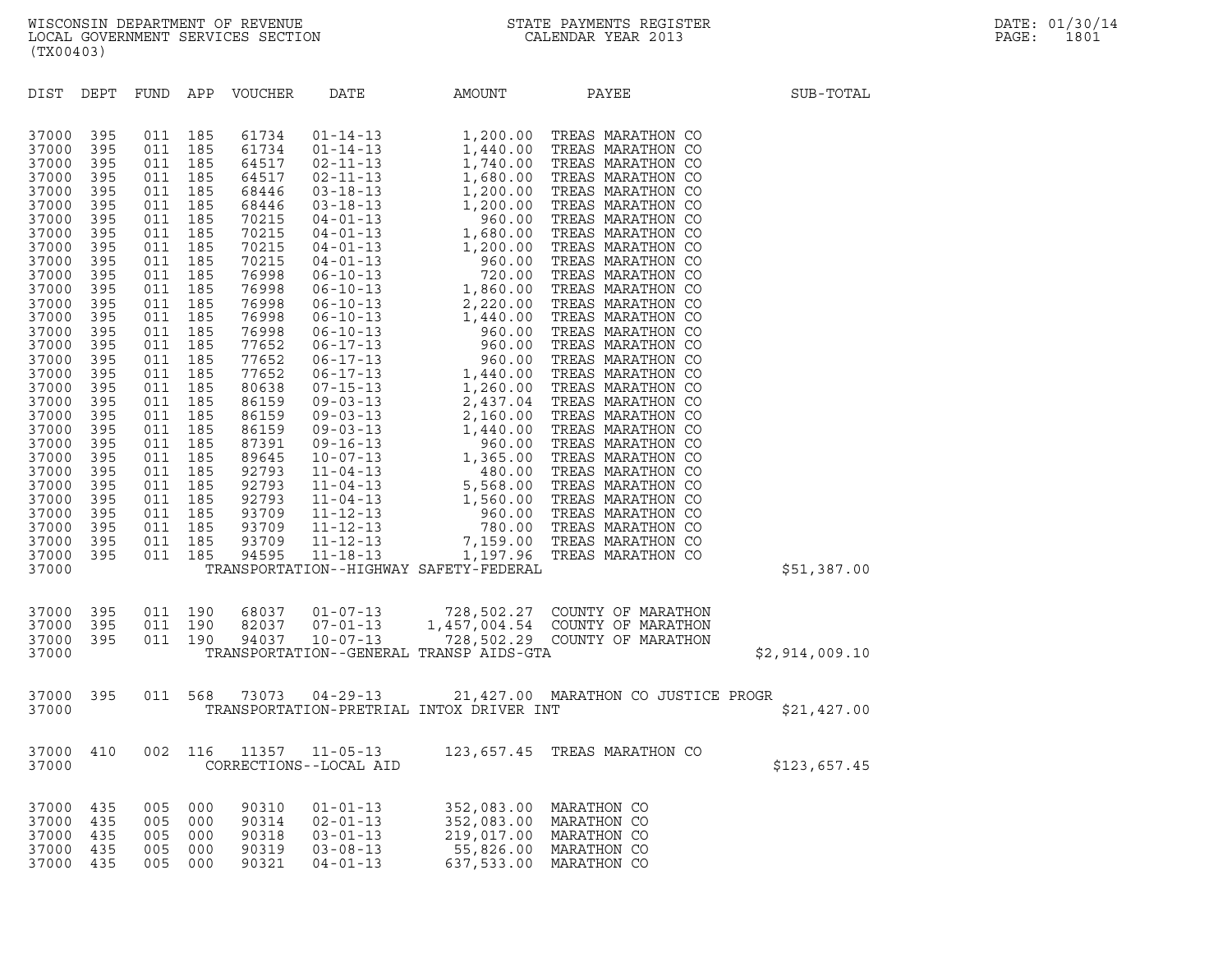| DIST | DEPT | FUND | APP | VOUCHER | DATE | AMOUNT | PAYEE | SUB-TOTAL |
|---|---|---|---|---|---|---|---|---|
| 37000 | 395 | 011 | 185 | 61734 | 01-14-13 | 1,200.00 | TREAS MARATHON CO | |
| 37000 | 395 | 011 | 185 | 61734 | 01-14-13 | 1,440.00 | TREAS MARATHON CO | |
| 37000 | 395 | 011 | 185 | 64517 | 02-11-13 | 1,740.00 | TREAS MARATHON CO | |
| 37000 | 395 | 011 | 185 | 64517 | 02-11-13 | 1,680.00 | TREAS MARATHON CO | |
| 37000 | 395 | 011 | 185 | 68446 | 03-18-13 | 1,200.00 | TREAS MARATHON CO | |
| 37000 | 395 | 011 | 185 | 68446 | 03-18-13 | 1,200.00 | TREAS MARATHON CO | |
| 37000 | 395 | 011 | 185 | 70215 | 04-01-13 | 960.00 | TREAS MARATHON CO | |
| 37000 | 395 | 011 | 185 | 70215 | 04-01-13 | 1,680.00 | TREAS MARATHON CO | |
| 37000 | 395 | 011 | 185 | 70215 | 04-01-13 | 1,200.00 | TREAS MARATHON CO | |
| 37000 | 395 | 011 | 185 | 70215 | 04-01-13 | 960.00 | TREAS MARATHON CO | |
| 37000 | 395 | 011 | 185 | 76998 | 06-10-13 | 720.00 | TREAS MARATHON CO | |
| 37000 | 395 | 011 | 185 | 76998 | 06-10-13 | 1,860.00 | TREAS MARATHON CO | |
| 37000 | 395 | 011 | 185 | 76998 | 06-10-13 | 2,220.00 | TREAS MARATHON CO | |
| 37000 | 395 | 011 | 185 | 76998 | 06-10-13 | 1,440.00 | TREAS MARATHON CO | |
| 37000 | 395 | 011 | 185 | 76998 | 06-10-13 | 960.00 | TREAS MARATHON CO | |
| 37000 | 395 | 011 | 185 | 77652 | 06-17-13 | 960.00 | TREAS MARATHON CO | |
| 37000 | 395 | 011 | 185 | 77652 | 06-17-13 | 960.00 | TREAS MARATHON CO | |
| 37000 | 395 | 011 | 185 | 77652 | 06-17-13 | 1,440.00 | TREAS MARATHON CO | |
| 37000 | 395 | 011 | 185 | 80638 | 07-15-13 | 1,260.00 | TREAS MARATHON CO | |
| 37000 | 395 | 011 | 185 | 86159 | 09-03-13 | 2,437.04 | TREAS MARATHON CO | |
| 37000 | 395 | 011 | 185 | 86159 | 09-03-13 | 2,160.00 | TREAS MARATHON CO | |
| 37000 | 395 | 011 | 185 | 86159 | 09-03-13 | 1,440.00 | TREAS MARATHON CO | |
| 37000 | 395 | 011 | 185 | 87391 | 09-16-13 | 960.00 | TREAS MARATHON CO | |
| 37000 | 395 | 011 | 185 | 89645 | 10-07-13 | 1,365.00 | TREAS MARATHON CO | |
| 37000 | 395 | 011 | 185 | 92793 | 11-04-13 | 480.00 | TREAS MARATHON CO | |
| 37000 | 395 | 011 | 185 | 92793 | 11-04-13 | 5,568.00 | TREAS MARATHON CO | |
| 37000 | 395 | 011 | 185 | 92793 | 11-04-13 | 1,560.00 | TREAS MARATHON CO | |
| 37000 | 395 | 011 | 185 | 93709 | 11-12-13 | 960.00 | TREAS MARATHON CO | |
| 37000 | 395 | 011 | 185 | 93709 | 11-12-13 | 780.00 | TREAS MARATHON CO | |
| 37000 | 395 | 011 | 185 | 93709 | 11-12-13 | 7,159.00 | TREAS MARATHON CO | |
| 37000 | 395 | 011 | 185 | 94595 | 11-18-13 | 1,197.96 | TREAS MARATHON CO | |
| 37000 | | | | TRANSPORTATION--HIGHWAY SAFETY-FEDERAL | | | | $51,387.00 |
| 37000 | 395 | 011 | 190 | 68037 | 01-07-13 | 728,502.27 | COUNTY OF MARATHON | |
| 37000 | 395 | 011 | 190 | 82037 | 07-01-13 | 1,457,004.54 | COUNTY OF MARATHON | |
| 37000 | 395 | 011 | 190 | 94037 | 10-07-13 | 728,502.29 | COUNTY OF MARATHON | |
| 37000 | | | | TRANSPORTATION--GENERAL TRANSP AIDS-GTA | | | | $2,914,009.10 |
| 37000 | 395 | 011 | 568 | 73073 | 04-29-13 | 21,427.00 | MARATHON CO JUSTICE PROGR | |
| 37000 | | | | TRANSPORTATION-PRETRIAL INTOX DRIVER INT | | | | $21,427.00 |
| 37000 | 410 | 002 | 116 | 11357 | 11-05-13 | 123,657.45 | TREAS MARATHON CO | |
| 37000 | | | | CORRECTIONS--LOCAL AID | | | | $123,657.45 |
| 37000 | 435 | 005 | 000 | 90310 | 01-01-13 | 352,083.00 | MARATHON CO | |
| 37000 | 435 | 005 | 000 | 90314 | 02-01-13 | 352,083.00 | MARATHON CO | |
| 37000 | 435 | 005 | 000 | 90318 | 03-01-13 | 219,017.00 | MARATHON CO | |
| 37000 | 435 | 005 | 000 | 90319 | 03-08-13 | 55,826.00 | MARATHON CO | |
| 37000 | 435 | 005 | 000 | 90321 | 04-01-13 | 637,533.00 | MARATHON CO | |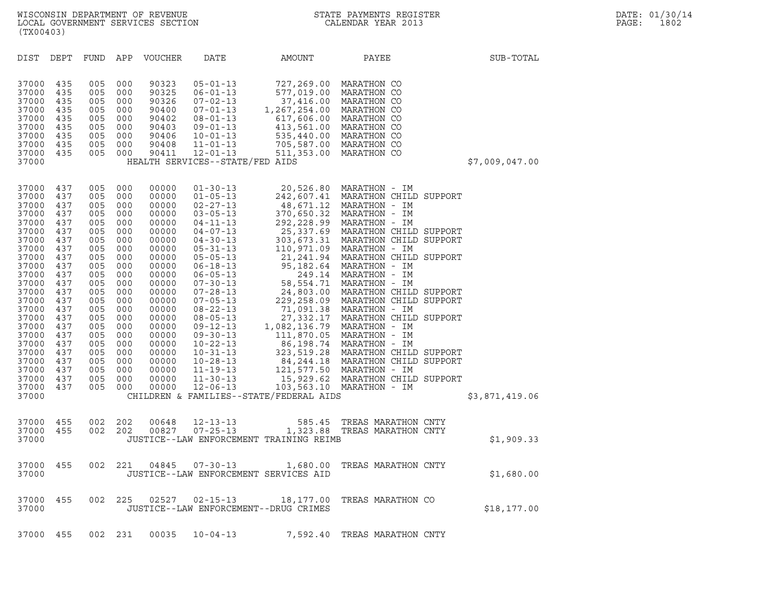WISCONSIN DEPARTMENT OF REVENUE
LOCAL GOVERNMENT SERVICES SECTION
(TX00403)

STATE PAYMENTS REGISTER
CALENDAR YEAR 2013

DATE: 01/30/14
PAGE: 1802

| DIST | DEPT | FUND | APP | VOUCHER | DATE | AMOUNT | PAYEE | SUB-TOTAL |
|---|---|---|---|---|---|---|---|---|
| 37000 | 435 | 005 | 000 | 90323 | 05-01-13 | 727,269.00 | MARATHON CO | |
| 37000 | 435 | 005 | 000 | 90325 | 06-01-13 | 577,019.00 | MARATHON CO | |
| 37000 | 435 | 005 | 000 | 90326 | 07-02-13 | 37,416.00 | MARATHON CO | |
| 37000 | 435 | 005 | 000 | 90400 | 07-01-13 | 1,267,254.00 | MARATHON CO | |
| 37000 | 435 | 005 | 000 | 90402 | 08-01-13 | 617,606.00 | MARATHON CO | |
| 37000 | 435 | 005 | 000 | 90403 | 09-01-13 | 413,561.00 | MARATHON CO | |
| 37000 | 435 | 005 | 000 | 90406 | 10-01-13 | 535,440.00 | MARATHON CO | |
| 37000 | 435 | 005 | 000 | 90408 | 11-01-13 | 705,587.00 | MARATHON CO | |
| 37000 | 435 | 005 | 000 | 90411 | 12-01-13 | 511,353.00 | MARATHON CO | |
| 37000 | | | | | HEALTH SERVICES--STATE/FED AIDS | | | $7,009,047.00 |
| 37000 | 437 | 005 | 000 | 00000 | 01-30-13 | 20,526.80 | MARATHON - IM | |
| 37000 | 437 | 005 | 000 | 00000 | 01-05-13 | 242,607.41 | MARATHON CHILD SUPPORT | |
| 37000 | 437 | 005 | 000 | 00000 | 02-27-13 | 48,671.12 | MARATHON - IM | |
| 37000 | 437 | 005 | 000 | 00000 | 03-05-13 | 370,650.32 | MARATHON - IM | |
| 37000 | 437 | 005 | 000 | 00000 | 04-11-13 | 292,228.99 | MARATHON - IM | |
| 37000 | 437 | 005 | 000 | 00000 | 04-07-13 | 25,337.69 | MARATHON CHILD SUPPORT | |
| 37000 | 437 | 005 | 000 | 00000 | 04-30-13 | 303,673.31 | MARATHON CHILD SUPPORT | |
| 37000 | 437 | 005 | 000 | 00000 | 05-31-13 | 110,971.09 | MARATHON - IM | |
| 37000 | 437 | 005 | 000 | 00000 | 05-05-13 | 21,241.94 | MARATHON CHILD SUPPORT | |
| 37000 | 437 | 005 | 000 | 00000 | 06-18-13 | 95,182.64 | MARATHON - IM | |
| 37000 | 437 | 005 | 000 | 00000 | 06-05-13 | 249.14 | MARATHON - IM | |
| 37000 | 437 | 005 | 000 | 00000 | 07-30-13 | 58,554.71 | MARATHON - IM | |
| 37000 | 437 | 005 | 000 | 00000 | 07-28-13 | 24,803.00 | MARATHON CHILD SUPPORT | |
| 37000 | 437 | 005 | 000 | 00000 | 07-05-13 | 229,258.09 | MARATHON CHILD SUPPORT | |
| 37000 | 437 | 005 | 000 | 00000 | 08-22-13 | 71,091.38 | MARATHON - IM | |
| 37000 | 437 | 005 | 000 | 00000 | 08-05-13 | 27,332.17 | MARATHON CHILD SUPPORT | |
| 37000 | 437 | 005 | 000 | 00000 | 09-12-13 | 1,082,136.79 | MARATHON - IM | |
| 37000 | 437 | 005 | 000 | 00000 | 09-30-13 | 111,870.05 | MARATHON - IM | |
| 37000 | 437 | 005 | 000 | 00000 | 10-22-13 | 86,198.74 | MARATHON - IM | |
| 37000 | 437 | 005 | 000 | 00000 | 10-31-13 | 323,519.28 | MARATHON CHILD SUPPORT | |
| 37000 | 437 | 005 | 000 | 00000 | 10-28-13 | 84,244.18 | MARATHON CHILD SUPPORT | |
| 37000 | 437 | 005 | 000 | 00000 | 11-19-13 | 121,577.50 | MARATHON - IM | |
| 37000 | 437 | 005 | 000 | 00000 | 11-30-13 | 15,929.62 | MARATHON CHILD SUPPORT | |
| 37000 | 437 | 005 | 000 | 00000 | 12-06-13 | 103,563.10 | MARATHON - IM | |
| 37000 | | | | | CHILDREN & FAMILIES--STATE/FEDERAL AIDS | | | $3,871,419.06 |
| 37000 | 455 | 002 | 202 | 00648 | 12-13-13 | 585.45 | TREAS MARATHON CNTY | |
| 37000 | 455 | 002 | 202 | 00827 | 07-25-13 | 1,323.88 | TREAS MARATHON CNTY | |
| 37000 | | | | | JUSTICE--LAW ENFORCEMENT TRAINING REIMB | | | $1,909.33 |
| 37000 | 455 | 002 | 221 | 04845 | 07-30-13 | 1,680.00 | TREAS MARATHON CNTY | |
| 37000 | | | | | JUSTICE--LAW ENFORCEMENT SERVICES AID | | | $1,680.00 |
| 37000 | 455 | 002 | 225 | 02527 | 02-15-13 | 18,177.00 | TREAS MARATHON CO | |
| 37000 | | | | | JUSTICE--LAW ENFORCEMENT--DRUG CRIMES | | | $18,177.00 |
| 37000 | 455 | 002 | 231 | 00035 | 10-04-13 | 7,592.40 | TREAS MARATHON CNTY | |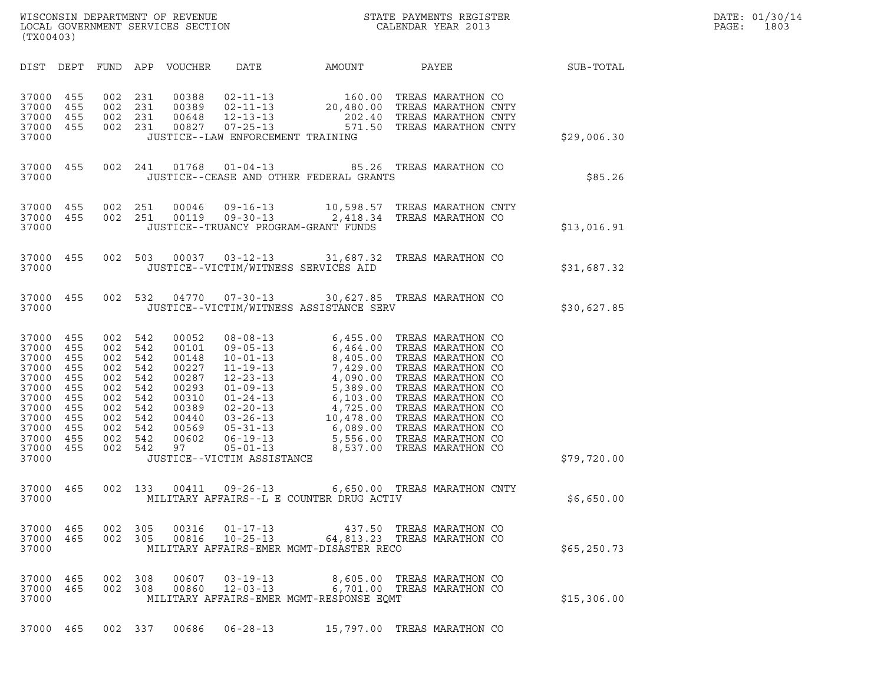WISCONSIN DEPARTMENT OF REVENUE
LOCAL GOVERNMENT SERVICES SECTION
(TX00403)

STATE PAYMENTS REGISTER
CALENDAR YEAR 2013

DATE: 01/30/14
PAGE: 1803

| DIST | DEPT | FUND | APP | VOUCHER | DATE | AMOUNT | PAYEE | SUB-TOTAL |
|---|---|---|---|---|---|---|---|---|
| 37000 | 455 | 002 | 231 | 00388 | 02-11-13 | 160.00 | TREAS MARATHON CO | |
| 37000 | 455 | 002 | 231 | 00389 | 02-11-13 | 20,480.00 | TREAS MARATHON CNTY | |
| 37000 | 455 | 002 | 231 | 00648 | 12-13-13 | 202.40 | TREAS MARATHON CNTY | |
| 37000 | 455 | 002 | 231 | 00827 | 07-25-13 | 571.50 | TREAS MARATHON CNTY | |
| 37000 | | | | JUSTICE--LAW ENFORCEMENT TRAINING | | | | $29,006.30 |
| 37000 | 455 | 002 | 241 | 01768 | 01-04-13 | 85.26 | TREAS MARATHON CO | |
| 37000 | | | | JUSTICE--CEASE AND OTHER FEDERAL GRANTS | | | | $85.26 |
| 37000 | 455 | 002 | 251 | 00046 | 09-16-13 | 10,598.57 | TREAS MARATHON CNTY | |
| 37000 | 455 | 002 | 251 | 00119 | 09-30-13 | 2,418.34 | TREAS MARATHON CO | |
| 37000 | | | | JUSTICE--TRUANCY PROGRAM-GRANT FUNDS | | | | $13,016.91 |
| 37000 | 455 | 002 | 503 | 00037 | 03-12-13 | 31,687.32 | TREAS MARATHON CO | |
| 37000 | | | | JUSTICE--VICTIM/WITNESS SERVICES AID | | | | $31,687.32 |
| 37000 | 455 | 002 | 532 | 04770 | 07-30-13 | 30,627.85 | TREAS MARATHON CO | |
| 37000 | | | | JUSTICE--VICTIM/WITNESS ASSISTANCE SERV | | | | $30,627.85 |
| 37000 | 455 | 002 | 542 | 00052 | 08-08-13 | 6,455.00 | TREAS MARATHON CO | |
| 37000 | 455 | 002 | 542 | 00101 | 09-05-13 | 6,464.00 | TREAS MARATHON CO | |
| 37000 | 455 | 002 | 542 | 00148 | 10-01-13 | 8,405.00 | TREAS MARATHON CO | |
| 37000 | 455 | 002 | 542 | 00227 | 11-19-13 | 7,429.00 | TREAS MARATHON CO | |
| 37000 | 455 | 002 | 542 | 00287 | 12-23-13 | 4,090.00 | TREAS MARATHON CO | |
| 37000 | 455 | 002 | 542 | 00293 | 01-09-13 | 5,389.00 | TREAS MARATHON CO | |
| 37000 | 455 | 002 | 542 | 00310 | 01-24-13 | 6,103.00 | TREAS MARATHON CO | |
| 37000 | 455 | 002 | 542 | 00389 | 02-20-13 | 4,725.00 | TREAS MARATHON CO | |
| 37000 | 455 | 002 | 542 | 00440 | 03-26-13 | 10,478.00 | TREAS MARATHON CO | |
| 37000 | 455 | 002 | 542 | 00569 | 05-31-13 | 6,089.00 | TREAS MARATHON CO | |
| 37000 | 455 | 002 | 542 | 00602 | 06-19-13 | 5,556.00 | TREAS MARATHON CO | |
| 37000 | 455 | 002 | 542 | 97 | 05-01-13 | 8,537.00 | TREAS MARATHON CO | |
| 37000 | | | | JUSTICE--VICTIM ASSISTANCE | | | | $79,720.00 |
| 37000 | 465 | 002 | 133 | 00411 | 09-26-13 | 6,650.00 | TREAS MARATHON CNTY | |
| 37000 | | | | MILITARY AFFAIRS--L E COUNTER DRUG ACTIV | | | | $6,650.00 |
| 37000 | 465 | 002 | 305 | 00316 | 01-17-13 | 437.50 | TREAS MARATHON CO | |
| 37000 | 465 | 002 | 305 | 00816 | 10-25-13 | 64,813.23 | TREAS MARATHON CO | |
| 37000 | | | | MILITARY AFFAIRS-EMER MGMT-DISASTER RECO | | | | $65,250.73 |
| 37000 | 465 | 002 | 308 | 00607 | 03-19-13 | 8,605.00 | TREAS MARATHON CO | |
| 37000 | 465 | 002 | 308 | 00860 | 12-03-13 | 6,701.00 | TREAS MARATHON CO | |
| 37000 | | | | MILITARY AFFAIRS-EMER MGMT-RESPONSE EQMT | | | | $15,306.00 |
| 37000 | 465 | 002 | 337 | 00686 | 06-28-13 | 15,797.00 | TREAS MARATHON CO | |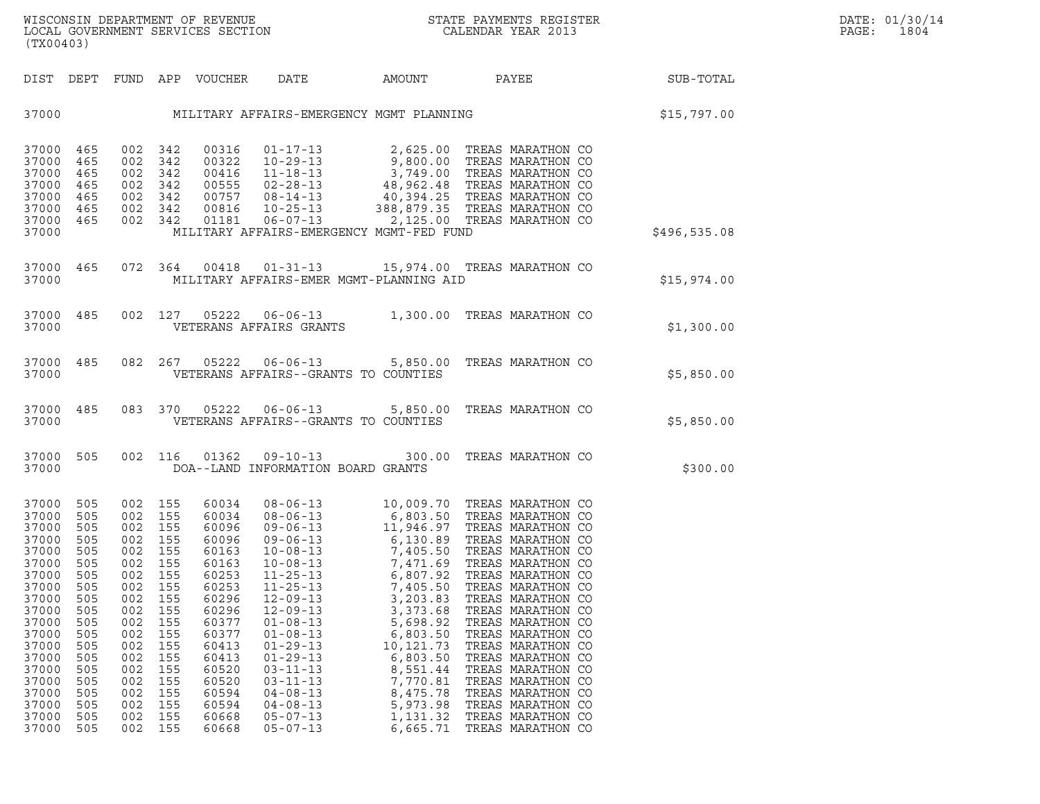| DIST | DEPT | FUND | APP | VOUCHER | DATE | AMOUNT | PAYEE | SUB-TOTAL |
|---|---|---|---|---|---|---|---|---|
| 37000 | | | | | MILITARY AFFAIRS-EMERGENCY MGMT PLANNING | | | $15,797.00 |
| 37000 | 465 | 002 | 342 | 00316 | 01-17-13 | 2,625.00 | TREAS MARATHON CO | |
| 37000 | 465 | 002 | 342 | 00322 | 10-29-13 | 9,800.00 | TREAS MARATHON CO | |
| 37000 | 465 | 002 | 342 | 00416 | 11-18-13 | 3,749.00 | TREAS MARATHON CO | |
| 37000 | 465 | 002 | 342 | 00555 | 02-28-13 | 48,962.48 | TREAS MARATHON CO | |
| 37000 | 465 | 002 | 342 | 00757 | 08-14-13 | 40,394.25 | TREAS MARATHON CO | |
| 37000 | 465 | 002 | 342 | 00816 | 10-25-13 | 388,879.35 | TREAS MARATHON CO | |
| 37000 | 465 | 002 | 342 | 01181 | 06-07-13 | 2,125.00 | TREAS MARATHON CO | |
| 37000 | | | | | MILITARY AFFAIRS-EMERGENCY MGMT-FED FUND | | | $496,535.08 |
| 37000 | 465 | 072 | 364 | 00418 | 01-31-13 | 15,974.00 | TREAS MARATHON CO | |
| 37000 | | | | | MILITARY AFFAIRS-EMER MGMT-PLANNING AID | | | $15,974.00 |
| 37000 | 485 | 002 | 127 | 05222 | 06-06-13 | 1,300.00 | TREAS MARATHON CO | |
| 37000 | | | | | VETERANS AFFAIRS GRANTS | | | $1,300.00 |
| 37000 | 485 | 082 | 267 | 05222 | 06-06-13 | 5,850.00 | TREAS MARATHON CO | |
| 37000 | | | | | VETERANS AFFAIRS--GRANTS TO COUNTIES | | | $5,850.00 |
| 37000 | 485 | 083 | 370 | 05222 | 06-06-13 | 5,850.00 | TREAS MARATHON CO | |
| 37000 | | | | | VETERANS AFFAIRS--GRANTS TO COUNTIES | | | $5,850.00 |
| 37000 | 505 | 002 | 116 | 01362 | 09-10-13 | 300.00 | TREAS MARATHON CO | |
| 37000 | | | | | DOA--LAND INFORMATION BOARD GRANTS | | | $300.00 |
| 37000 | 505 | 002 | 155 | 60034 | 08-06-13 | 10,009.70 | TREAS MARATHON CO | |
| 37000 | 505 | 002 | 155 | 60034 | 08-06-13 | 6,803.50 | TREAS MARATHON CO | |
| 37000 | 505 | 002 | 155 | 60096 | 09-06-13 | 11,946.97 | TREAS MARATHON CO | |
| 37000 | 505 | 002 | 155 | 60096 | 09-06-13 | 6,130.89 | TREAS MARATHON CO | |
| 37000 | 505 | 002 | 155 | 60163 | 10-08-13 | 7,405.50 | TREAS MARATHON CO | |
| 37000 | 505 | 002 | 155 | 60163 | 10-08-13 | 7,471.69 | TREAS MARATHON CO | |
| 37000 | 505 | 002 | 155 | 60253 | 11-25-13 | 6,807.92 | TREAS MARATHON CO | |
| 37000 | 505 | 002 | 155 | 60253 | 11-25-13 | 7,405.50 | TREAS MARATHON CO | |
| 37000 | 505 | 002 | 155 | 60296 | 12-09-13 | 3,203.83 | TREAS MARATHON CO | |
| 37000 | 505 | 002 | 155 | 60296 | 12-09-13 | 3,373.68 | TREAS MARATHON CO | |
| 37000 | 505 | 002 | 155 | 60377 | 01-08-13 | 5,698.92 | TREAS MARATHON CO | |
| 37000 | 505 | 002 | 155 | 60377 | 01-08-13 | 6,803.50 | TREAS MARATHON CO | |
| 37000 | 505 | 002 | 155 | 60413 | 01-29-13 | 10,121.73 | TREAS MARATHON CO | |
| 37000 | 505 | 002 | 155 | 60413 | 01-29-13 | 6,803.50 | TREAS MARATHON CO | |
| 37000 | 505 | 002 | 155 | 60520 | 03-11-13 | 8,551.44 | TREAS MARATHON CO | |
| 37000 | 505 | 002 | 155 | 60520 | 03-11-13 | 7,770.81 | TREAS MARATHON CO | |
| 37000 | 505 | 002 | 155 | 60594 | 04-08-13 | 8,475.78 | TREAS MARATHON CO | |
| 37000 | 505 | 002 | 155 | 60594 | 04-08-13 | 5,973.98 | TREAS MARATHON CO | |
| 37000 | 505 | 002 | 155 | 60668 | 05-07-13 | 1,131.32 | TREAS MARATHON CO | |
| 37000 | 505 | 002 | 155 | 60668 | 05-07-13 | 6,665.71 | TREAS MARATHON CO | |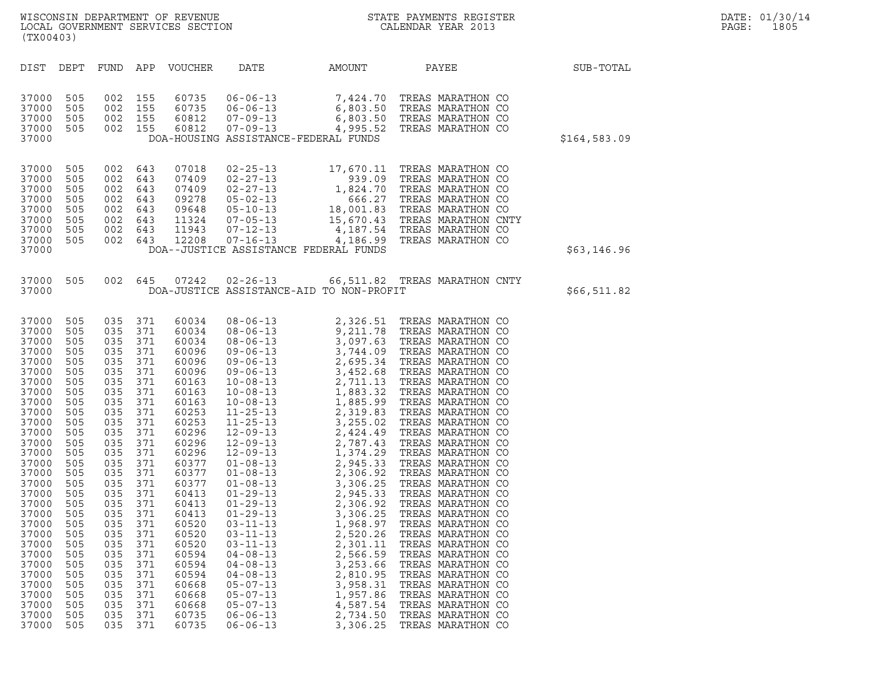WISCONSIN DEPARTMENT OF REVENUE
LOCAL GOVERNMENT SERVICES SECTION
(TX00403)

STATE PAYMENTS REGISTER
CALENDAR YEAR 2013

DATE: 01/30/14

| DIST | DEPT | FUND | APP | VOUCHER | DATE | AMOUNT | PAYEE | SUB-TOTAL |
|---|---|---|---|---|---|---|---|---|
| 37000 | 505 | 002 | 155 | 60735 | 06-06-13 | 7,424.70 | TREAS MARATHON CO | |
| 37000 | 505 | 002 | 155 | 60735 | 06-06-13 | 6,803.50 | TREAS MARATHON CO | |
| 37000 | 505 | 002 | 155 | 60812 | 07-09-13 | 6,803.50 | TREAS MARATHON CO | |
| 37000 | 505 | 002 | 155 | 60812 | 07-09-13 | 4,995.52 | TREAS MARATHON CO | |
| 37000 | | | | | DOA-HOUSING ASSISTANCE-FEDERAL FUNDS | | | $164,583.09 |
| 37000 | 505 | 002 | 643 | 07018 | 02-25-13 | 17,670.11 | TREAS MARATHON CO | |
| 37000 | 505 | 002 | 643 | 07409 | 02-27-13 | 939.09 | TREAS MARATHON CO | |
| 37000 | 505 | 002 | 643 | 07409 | 02-27-13 | 1,824.70 | TREAS MARATHON CO | |
| 37000 | 505 | 002 | 643 | 09278 | 05-02-13 | 666.27 | TREAS MARATHON CO | |
| 37000 | 505 | 002 | 643 | 09648 | 05-10-13 | 18,001.83 | TREAS MARATHON CO | |
| 37000 | 505 | 002 | 643 | 11324 | 07-05-13 | 15,670.43 | TREAS MARATHON CNTY | |
| 37000 | 505 | 002 | 643 | 11943 | 07-12-13 | 4,187.54 | TREAS MARATHON CO | |
| 37000 | 505 | 002 | 643 | 12208 | 07-16-13 | 4,186.99 | TREAS MARATHON CO | |
| 37000 | | | | | DOA--JUSTICE ASSISTANCE FEDERAL FUNDS | | | $63,146.96 |
| 37000 | 505 | 002 | 645 | 07242 | 02-26-13 | 66,511.82 | TREAS MARATHON CNTY | |
| 37000 | | | | | DOA-JUSTICE ASSISTANCE-AID TO NON-PROFIT | | | $66,511.82 |
| 37000 | 505 | 035 | 371 | 60034 | 08-06-13 | 2,326.51 | TREAS MARATHON CO | |
| 37000 | 505 | 035 | 371 | 60034 | 08-06-13 | 9,211.78 | TREAS MARATHON CO | |
| 37000 | 505 | 035 | 371 | 60034 | 08-06-13 | 3,097.63 | TREAS MARATHON CO | |
| 37000 | 505 | 035 | 371 | 60096 | 09-06-13 | 3,744.09 | TREAS MARATHON CO | |
| 37000 | 505 | 035 | 371 | 60096 | 09-06-13 | 2,695.34 | TREAS MARATHON CO | |
| 37000 | 505 | 035 | 371 | 60096 | 09-06-13 | 3,452.68 | TREAS MARATHON CO | |
| 37000 | 505 | 035 | 371 | 60163 | 10-08-13 | 2,711.13 | TREAS MARATHON CO | |
| 37000 | 505 | 035 | 371 | 60163 | 10-08-13 | 1,883.32 | TREAS MARATHON CO | |
| 37000 | 505 | 035 | 371 | 60163 | 10-08-13 | 1,885.99 | TREAS MARATHON CO | |
| 37000 | 505 | 035 | 371 | 60253 | 11-25-13 | 2,319.83 | TREAS MARATHON CO | |
| 37000 | 505 | 035 | 371 | 60253 | 11-25-13 | 3,255.02 | TREAS MARATHON CO | |
| 37000 | 505 | 035 | 371 | 60296 | 12-09-13 | 2,424.49 | TREAS MARATHON CO | |
| 37000 | 505 | 035 | 371 | 60296 | 12-09-13 | 2,787.43 | TREAS MARATHON CO | |
| 37000 | 505 | 035 | 371 | 60296 | 12-09-13 | 1,374.29 | TREAS MARATHON CO | |
| 37000 | 505 | 035 | 371 | 60377 | 01-08-13 | 2,945.33 | TREAS MARATHON CO | |
| 37000 | 505 | 035 | 371 | 60377 | 01-08-13 | 2,306.92 | TREAS MARATHON CO | |
| 37000 | 505 | 035 | 371 | 60377 | 01-08-13 | 3,306.25 | TREAS MARATHON CO | |
| 37000 | 505 | 035 | 371 | 60413 | 01-29-13 | 2,945.33 | TREAS MARATHON CO | |
| 37000 | 505 | 035 | 371 | 60413 | 01-29-13 | 2,306.92 | TREAS MARATHON CO | |
| 37000 | 505 | 035 | 371 | 60413 | 01-29-13 | 3,306.25 | TREAS MARATHON CO | |
| 37000 | 505 | 035 | 371 | 60520 | 03-11-13 | 1,968.97 | TREAS MARATHON CO | |
| 37000 | 505 | 035 | 371 | 60520 | 03-11-13 | 2,520.26 | TREAS MARATHON CO | |
| 37000 | 505 | 035 | 371 | 60520 | 03-11-13 | 2,301.11 | TREAS MARATHON CO | |
| 37000 | 505 | 035 | 371 | 60594 | 04-08-13 | 2,566.59 | TREAS MARATHON CO | |
| 37000 | 505 | 035 | 371 | 60594 | 04-08-13 | 3,253.66 | TREAS MARATHON CO | |
| 37000 | 505 | 035 | 371 | 60594 | 04-08-13 | 2,810.95 | TREAS MARATHON CO | |
| 37000 | 505 | 035 | 371 | 60668 | 05-07-13 | 3,958.31 | TREAS MARATHON CO | |
| 37000 | 505 | 035 | 371 | 60668 | 05-07-13 | 1,957.86 | TREAS MARATHON CO | |
| 37000 | 505 | 035 | 371 | 60668 | 05-07-13 | 4,587.54 | TREAS MARATHON CO | |
| 37000 | 505 | 035 | 371 | 60735 | 06-06-13 | 2,734.50 | TREAS MARATHON CO | |
| 37000 | 505 | 035 | 371 | 60735 | 06-06-13 | 3,306.25 | TREAS MARATHON CO | |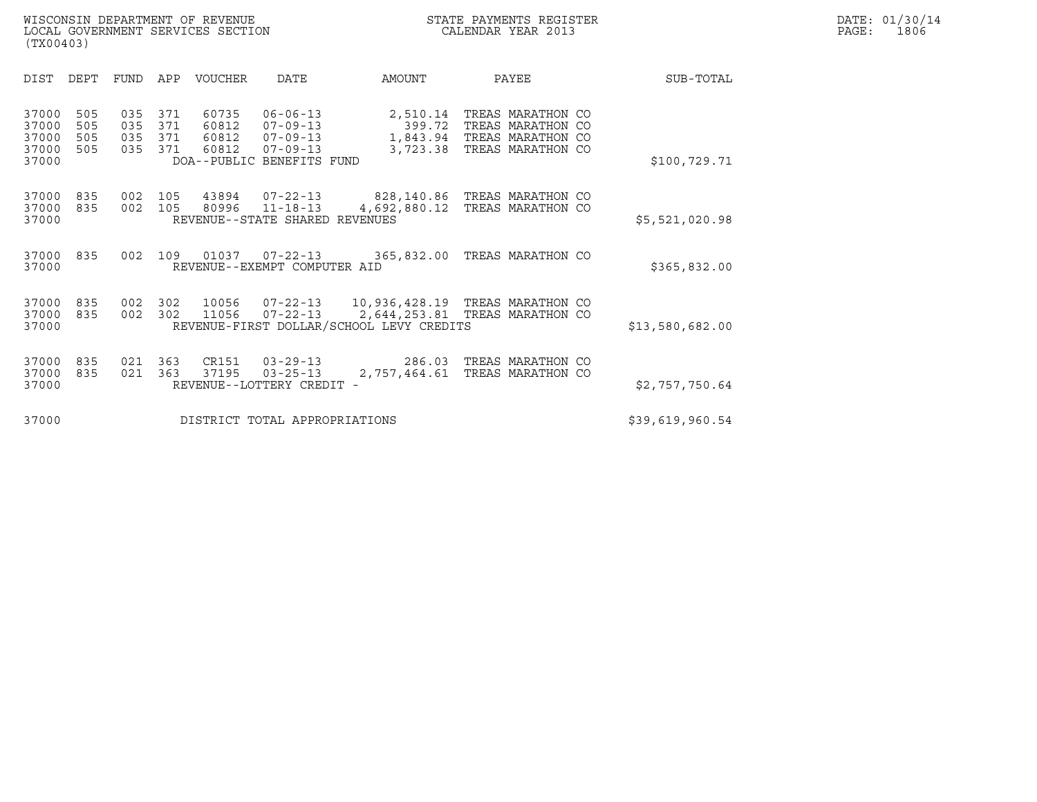WISCONSIN DEPARTMENT OF REVENUE
LOCAL GOVERNMENT SERVICES SECTION
(TX00403)

STATE PAYMENTS REGISTER
CALENDAR YEAR 2013

DATE: 01/30/14
PAGE: 1806

| DIST | DEPT | FUND | APP | VOUCHER | DATE | AMOUNT | PAYEE | SUB-TOTAL |
|---|---|---|---|---|---|---|---|---|
| 37000 | 505 | 035 | 371 | 60735 | 06-06-13 | 2,510.14 | TREAS MARATHON CO | |
| 37000 | 505 | 035 | 371 | 60812 | 07-09-13 | 399.72 | TREAS MARATHON CO | |
| 37000 | 505 | 035 | 371 | 60812 | 07-09-13 | 1,843.94 | TREAS MARATHON CO | |
| 37000 | 505 | 035 | 371 | 60812 | 07-09-13 | 3,723.38 | TREAS MARATHON CO | |
| 37000 | | | | DOA--PUBLIC BENEFITS FUND | | | | $100,729.71 |
| 37000 | 835 | 002 | 105 | 43894 | 07-22-13 | 828,140.86 | TREAS MARATHON CO | |
| 37000 | 835 | 002 | 105 | 80996 | 11-18-13 | 4,692,880.12 | TREAS MARATHON CO | |
| 37000 | | | | REVENUE--STATE SHARED REVENUES | | | | $5,521,020.98 |
| 37000 | 835 | 002 | 109 | 01037 | 07-22-13 | 365,832.00 | TREAS MARATHON CO | |
| 37000 | | | | REVENUE--EXEMPT COMPUTER AID | | | | $365,832.00 |
| 37000 | 835 | 002 | 302 | 10056 | 07-22-13 | 10,936,428.19 | TREAS MARATHON CO | |
| 37000 | 835 | 002 | 302 | 11056 | 07-22-13 | 2,644,253.81 | TREAS MARATHON CO | |
| 37000 | | | | REVENUE-FIRST DOLLAR/SCHOOL LEVY CREDITS | | | | $13,580,682.00 |
| 37000 | 835 | 021 | 363 | CR151 | 03-29-13 | 286.03 | TREAS MARATHON CO | |
| 37000 | 835 | 021 | 363 | 37195 | 03-25-13 | 2,757,464.61 | TREAS MARATHON CO | |
| 37000 | | | | REVENUE--LOTTERY CREDIT - | | | | $2,757,750.64 |
| 37000 | | | | DISTRICT TOTAL APPROPRIATIONS | | | | $39,619,960.54 |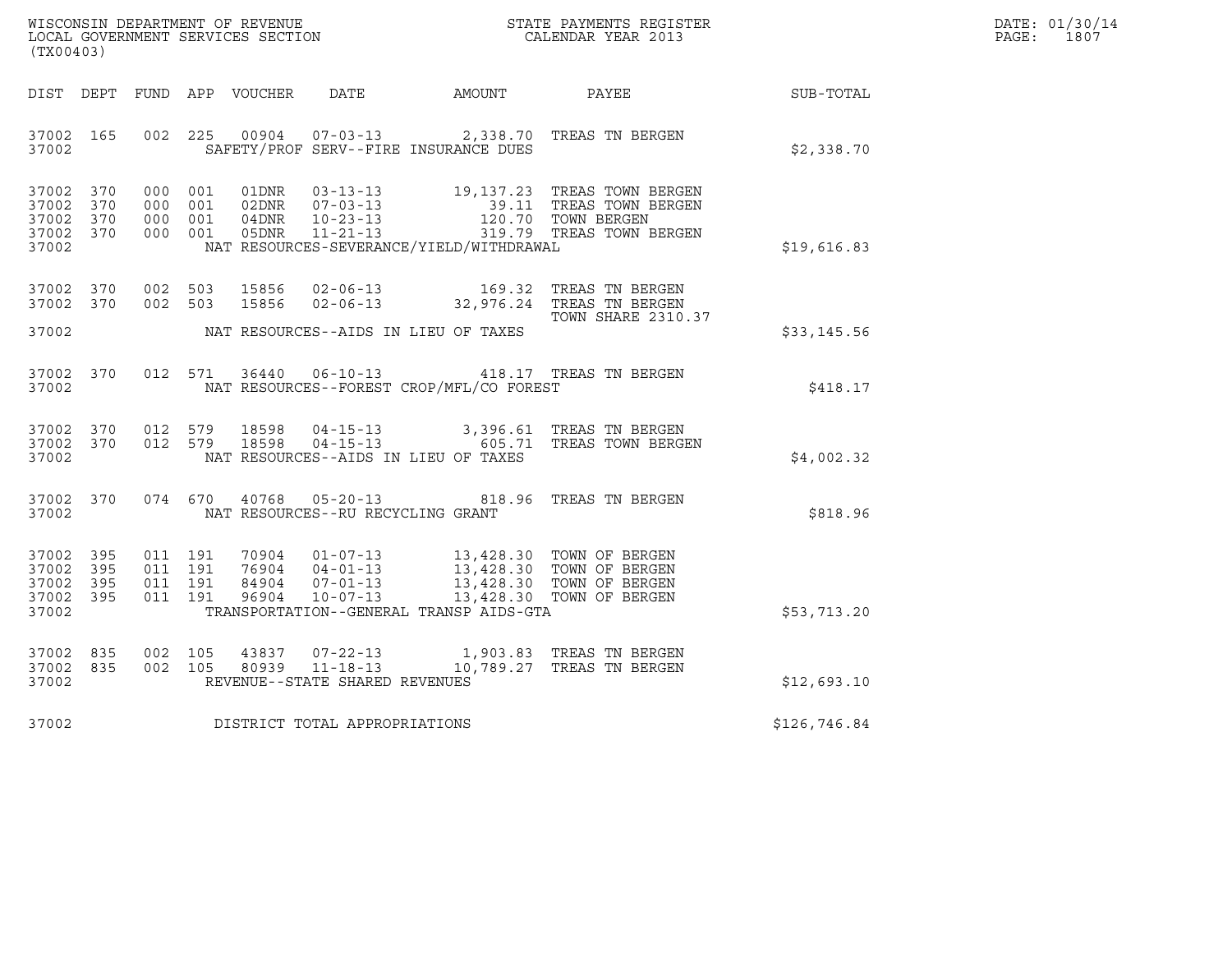WISCONSIN DEPARTMENT OF REVENUE
LOCAL GOVERNMENT SERVICES SECTION
(TX00403)

STATE PAYMENTS REGISTER
CALENDAR YEAR 2013

DATE: 01/30/14
PAGE: 1807

| DIST | DEPT | FUND | APP | VOUCHER | DATE | AMOUNT | PAYEE | SUB-TOTAL |
|---|---|---|---|---|---|---|---|---|
| 37002 | 165 | 002 | 225 | 00904 | 07-03-13 | 2,338.70 | TREAS TN BERGEN | |
| 37002 | | | | | SAFETY/PROF SERV--FIRE INSURANCE DUES | | | $2,338.70 |
| 37002 | 370 | 000 | 001 | 01DNR | 03-13-13 | 19,137.23 | TREAS TOWN BERGEN | |
| 37002 | 370 | 000 | 001 | 02DNR | 07-03-13 | 39.11 | TREAS TOWN BERGEN | |
| 37002 | 370 | 000 | 001 | 04DNR | 10-23-13 | 120.70 | TOWN BERGEN | |
| 37002 | 370 | 000 | 001 | 05DNR | 11-21-13 | 319.79 | TREAS TOWN BERGEN | |
| 37002 | | | | | NAT RESOURCES-SEVERANCE/YIELD/WITHDRAWAL | | | $19,616.83 |
| 37002 | 370 | 002 | 503 | 15856 | 02-06-13 | 169.32 | TREAS TN BERGEN | |
| 37002 | 370 | 002 | 503 | 15856 | 02-06-13 | 32,976.24 | TREAS TN BERGEN TOWN SHARE 2310.37 | |
| 37002 | | | | | NAT RESOURCES--AIDS IN LIEU OF TAXES | | | $33,145.56 |
| 37002 | 370 | 012 | 571 | 36440 | 06-10-13 | 418.17 | TREAS TN BERGEN | |
| 37002 | | | | | NAT RESOURCES--FOREST CROP/MFL/CO FOREST | | | $418.17 |
| 37002 | 370 | 012 | 579 | 18598 | 04-15-13 | 3,396.61 | TREAS TN BERGEN | |
| 37002 | 370 | 012 | 579 | 18598 | 04-15-13 | 605.71 | TREAS TOWN BERGEN | |
| 37002 | | | | | NAT RESOURCES--AIDS IN LIEU OF TAXES | | | $4,002.32 |
| 37002 | 370 | 074 | 670 | 40768 | 05-20-13 | 818.96 | TREAS TN BERGEN | |
| 37002 | | | | | NAT RESOURCES--RU RECYCLING GRANT | | | $818.96 |
| 37002 | 395 | 011 | 191 | 70904 | 01-07-13 | 13,428.30 | TOWN OF BERGEN | |
| 37002 | 395 | 011 | 191 | 76904 | 04-01-13 | 13,428.30 | TOWN OF BERGEN | |
| 37002 | 395 | 011 | 191 | 84904 | 07-01-13 | 13,428.30 | TOWN OF BERGEN | |
| 37002 | 395 | 011 | 191 | 96904 | 10-07-13 | 13,428.30 | TOWN OF BERGEN | |
| 37002 | | | | | TRANSPORTATION--GENERAL TRANSP AIDS-GTA | | | $53,713.20 |
| 37002 | 835 | 002 | 105 | 43837 | 07-22-13 | 1,903.83 | TREAS TN BERGEN | |
| 37002 | 835 | 002 | 105 | 80939 | 11-18-13 | 10,789.27 | TREAS TN BERGEN | |
| 37002 | | | | | REVENUE--STATE SHARED REVENUES | | | $12,693.10 |
| 37002 | | | | | DISTRICT TOTAL APPROPRIATIONS | | | $126,746.84 |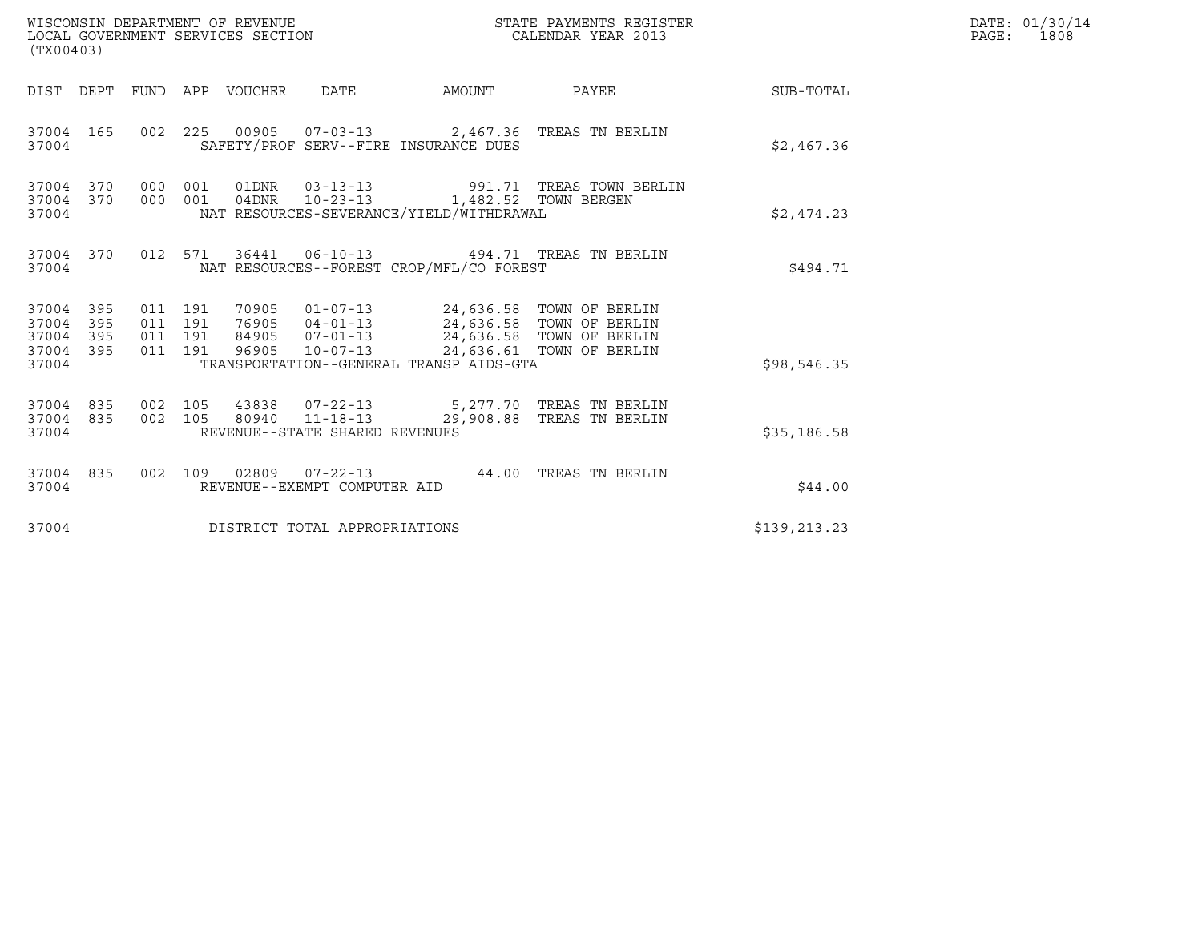WISCONSIN DEPARTMENT OF REVENUE
LOCAL GOVERNMENT SERVICES SECTION
(TX00403)

STATE PAYMENTS REGISTER
CALENDAR YEAR 2013

| DIST | DEPT | FUND | APP | VOUCHER | DATE | AMOUNT | PAYEE | SUB-TOTAL |
|---|---|---|---|---|---|---|---|---|
| 37004 | 165 | 002 | 225 | 00905 | 07-03-13 | 2,467.36 | TREAS TN BERLIN | |
| 37004 | | | | SAFETY/PROF SERV--FIRE INSURANCE DUES | | | | $2,467.36 |
| 37004 | 370 | 000 | 001 | 01DNR | 03-13-13 | 991.71 | TREAS TOWN BERLIN | |
| 37004 | 370 | 000 | 001 | 04DNR | 10-23-13 | 1,482.52 | TOWN BERGEN | |
| 37004 | | | | NAT RESOURCES-SEVERANCE/YIELD/WITHDRAWAL | | | | $2,474.23 |
| 37004 | 370 | 012 | 571 | 36441 | 06-10-13 | 494.71 | TREAS TN BERLIN | |
| 37004 | | | | NAT RESOURCES--FOREST CROP/MFL/CO FOREST | | | | $494.71 |
| 37004 | 395 | 011 | 191 | 70905 | 01-07-13 | 24,636.58 | TOWN OF BERLIN | |
| 37004 | 395 | 011 | 191 | 76905 | 04-01-13 | 24,636.58 | TOWN OF BERLIN | |
| 37004 | 395 | 011 | 191 | 84905 | 07-01-13 | 24,636.58 | TOWN OF BERLIN | |
| 37004 | 395 | 011 | 191 | 96905 | 10-07-13 | 24,636.61 | TOWN OF BERLIN | |
| 37004 | | | | TRANSPORTATION--GENERAL TRANSP AIDS-GTA | | | | $98,546.35 |
| 37004 | 835 | 002 | 105 | 43838 | 07-22-13 | 5,277.70 | TREAS TN BERLIN | |
| 37004 | 835 | 002 | 105 | 80940 | 11-18-13 | 29,908.88 | TREAS TN BERLIN | |
| 37004 | | | | REVENUE--STATE SHARED REVENUES | | | | $35,186.58 |
| 37004 | 835 | 002 | 109 | 02809 | 07-22-13 | 44.00 | TREAS TN BERLIN | |
| 37004 | | | | REVENUE--EXEMPT COMPUTER AID | | | | $44.00 |
| 37004 | | | | DISTRICT TOTAL APPROPRIATIONS | | | | $139,213.23 |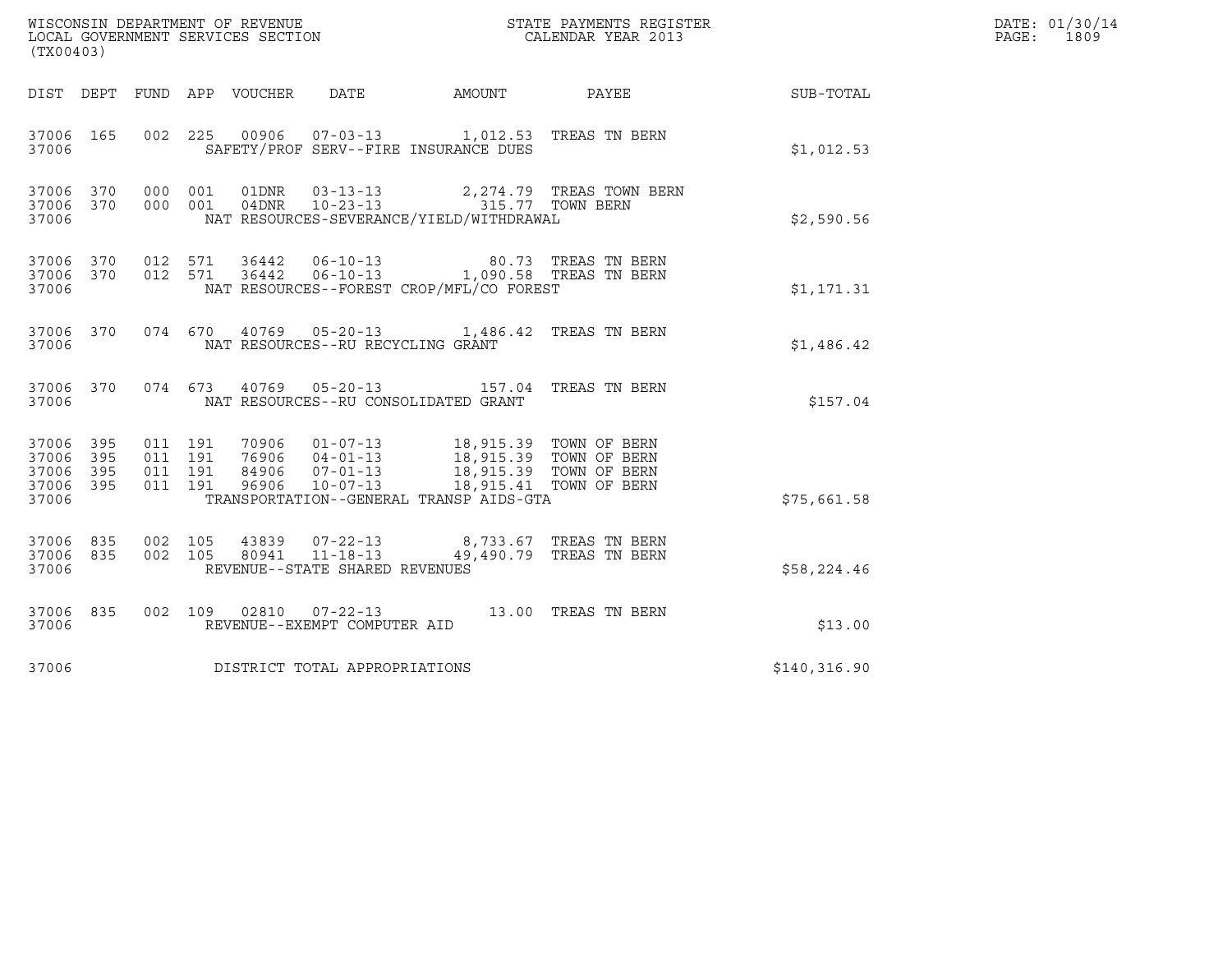WISCONSIN DEPARTMENT OF REVENUE
LOCAL GOVERNMENT SERVICES SECTION
(TX00403)

STATE PAYMENTS REGISTER
CALENDAR YEAR 2013

DATE: 01/30/14
PAGE: 1809

| DIST | DEPT | FUND | APP | VOUCHER | DATE | AMOUNT | PAYEE | SUB-TOTAL |
|---|---|---|---|---|---|---|---|---|
| 37006 | 165 | 002 | 225 | 00906 | 07-03-13 | 1,012.53 | TREAS TN BERN | |
| 37006 | | | | | SAFETY/PROF SERV--FIRE INSURANCE DUES | | | $1,012.53 |
| 37006 | 370 | 000 | 001 | 01DNR | 03-13-13 | 2,274.79 | TREAS TOWN BERN | |
| 37006 | 370 | 000 | 001 | 04DNR | 10-23-13 | 315.77 | TOWN BERN | |
| 37006 | | | | | NAT RESOURCES-SEVERANCE/YIELD/WITHDRAWAL | | | $2,590.56 |
| 37006 | 370 | 012 | 571 | 36442 | 06-10-13 | 80.73 | TREAS TN BERN | |
| 37006 | 370 | 012 | 571 | 36442 | 06-10-13 | 1,090.58 | TREAS TN BERN | |
| 37006 | | | | | NAT RESOURCES--FOREST CROP/MFL/CO FOREST | | | $1,171.31 |
| 37006 | 370 | 074 | 670 | 40769 | 05-20-13 | 1,486.42 | TREAS TN BERN | |
| 37006 | | | | | NAT RESOURCES--RU RECYCLING GRANT | | | $1,486.42 |
| 37006 | 370 | 074 | 673 | 40769 | 05-20-13 | 157.04 | TREAS TN BERN | |
| 37006 | | | | | NAT RESOURCES--RU CONSOLIDATED GRANT | | | $157.04 |
| 37006 | 395 | 011 | 191 | 70906 | 01-07-13 | 18,915.39 | TOWN OF BERN | |
| 37006 | 395 | 011 | 191 | 76906 | 04-01-13 | 18,915.39 | TOWN OF BERN | |
| 37006 | 395 | 011 | 191 | 84906 | 07-01-13 | 18,915.39 | TOWN OF BERN | |
| 37006 | 395 | 011 | 191 | 96906 | 10-07-13 | 18,915.41 | TOWN OF BERN | |
| 37006 | | | | | TRANSPORTATION--GENERAL TRANSP AIDS-GTA | | | $75,661.58 |
| 37006 | 835 | 002 | 105 | 43839 | 07-22-13 | 8,733.67 | TREAS TN BERN | |
| 37006 | 835 | 002 | 105 | 80941 | 11-18-13 | 49,490.79 | TREAS TN BERN | |
| 37006 | | | | | REVENUE--STATE SHARED REVENUES | | | $58,224.46 |
| 37006 | 835 | 002 | 109 | 02810 | 07-22-13 | 13.00 | TREAS TN BERN | |
| 37006 | | | | | REVENUE--EXEMPT COMPUTER AID | | | $13.00 |
| 37006 | | | | | DISTRICT TOTAL APPROPRIATIONS | | | $140,316.90 |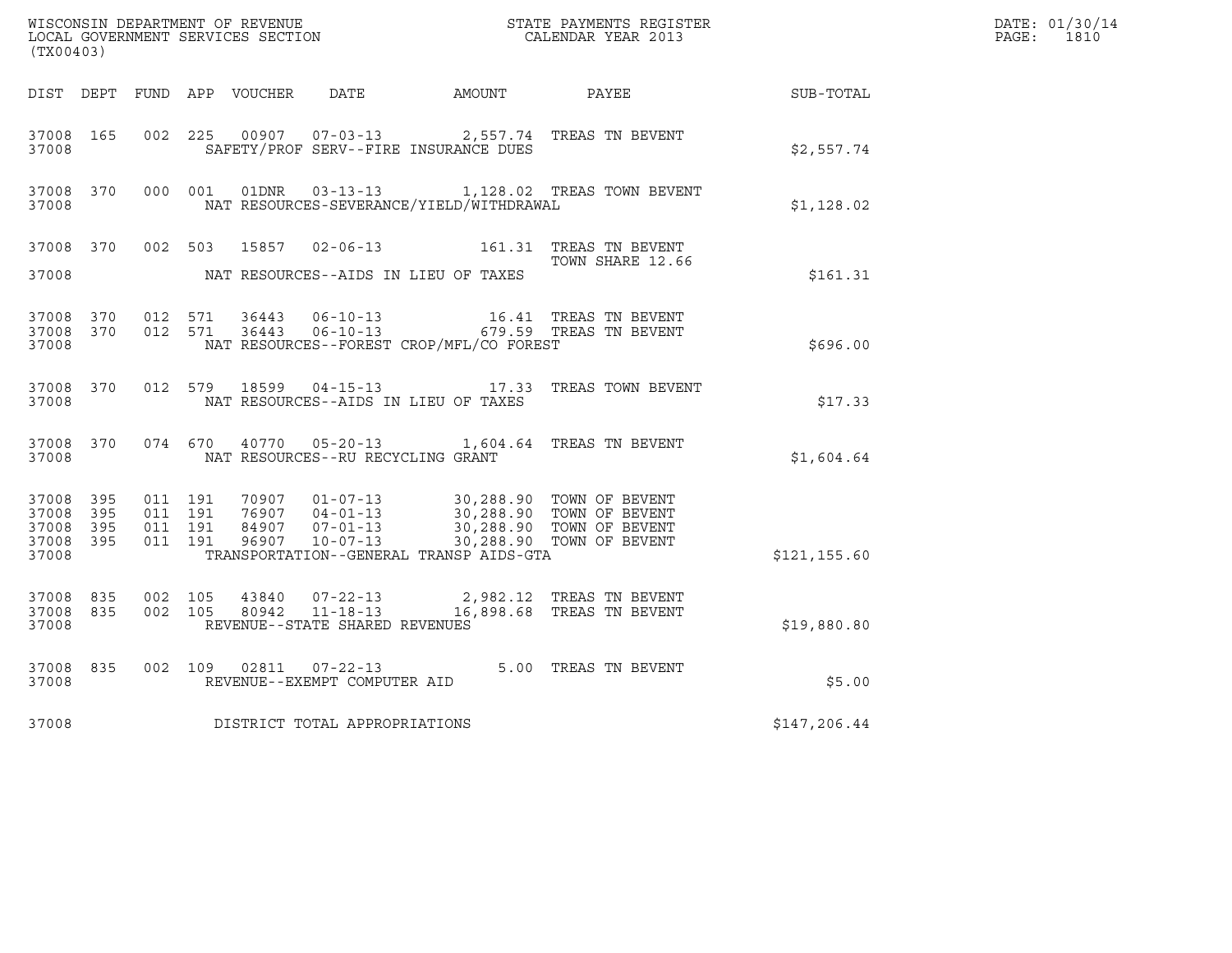WISCONSIN DEPARTMENT OF REVENUE
LOCAL GOVERNMENT SERVICES SECTION
(TX00403)

STATE PAYMENTS REGISTER
CALENDAR YEAR 2013

DATE: 01/30/14
PAGE: 1810

| DIST | DEPT | FUND | APP | VOUCHER | DATE | AMOUNT | PAYEE | SUB-TOTAL |
|---|---|---|---|---|---|---|---|---|
| 37008 | 165 | 002 | 225 | 00907 | 07-03-13 | 2,557.74 | TREAS TN BEVENT | |
| 37008 | | | | SAFETY/PROF SERV--FIRE INSURANCE DUES | | | | $2,557.74 |
| 37008 | 370 | 000 | 001 | 01DNR | 03-13-13 | 1,128.02 | TREAS TOWN BEVENT | |
| 37008 | | | | NAT RESOURCES-SEVERANCE/YIELD/WITHDRAWAL | | | | $1,128.02 |
| 37008 | 370 | 002 | 503 | 15857 | 02-06-13 | 161.31 | TREAS TN BEVENT TOWN SHARE 12.66 | |
| 37008 | | | | NAT RESOURCES--AIDS IN LIEU OF TAXES | | | | $161.31 |
| 37008 | 370 | 012 | 571 | 36443 | 06-10-13 | 16.41 | TREAS TN BEVENT | |
| 37008 | 370 | 012 | 571 | 36443 | 06-10-13 | 679.59 | TREAS TN BEVENT | |
| 37008 | | | | NAT RESOURCES--FOREST CROP/MFL/CO FOREST | | | | $696.00 |
| 37008 | 370 | 012 | 579 | 18599 | 04-15-13 | 17.33 | TREAS TOWN BEVENT | |
| 37008 | | | | NAT RESOURCES--AIDS IN LIEU OF TAXES | | | | $17.33 |
| 37008 | 370 | 074 | 670 | 40770 | 05-20-13 | 1,604.64 | TREAS TN BEVENT | |
| 37008 | | | | NAT RESOURCES--RU RECYCLING GRANT | | | | $1,604.64 |
| 37008 | 395 | 011 | 191 | 70907 | 01-07-13 | 30,288.90 | TOWN OF BEVENT | |
| 37008 | 395 | 011 | 191 | 76907 | 04-01-13 | 30,288.90 | TOWN OF BEVENT | |
| 37008 | 395 | 011 | 191 | 84907 | 07-01-13 | 30,288.90 | TOWN OF BEVENT | |
| 37008 | 395 | 011 | 191 | 96907 | 10-07-13 | 30,288.90 | TOWN OF BEVENT | |
| 37008 | | | | TRANSPORTATION--GENERAL TRANSP AIDS-GTA | | | | $121,155.60 |
| 37008 | 835 | 002 | 105 | 43840 | 07-22-13 | 2,982.12 | TREAS TN BEVENT | |
| 37008 | 835 | 002 | 105 | 80942 | 11-18-13 | 16,898.68 | TREAS TN BEVENT | |
| 37008 | | | | REVENUE--STATE SHARED REVENUES | | | | $19,880.80 |
| 37008 | 835 | 002 | 109 | 02811 | 07-22-13 | 5.00 | TREAS TN BEVENT | |
| 37008 | | | | REVENUE--EXEMPT COMPUTER AID | | | | $5.00 |
| 37008 | | | | DISTRICT TOTAL APPROPRIATIONS | | | | $147,206.44 |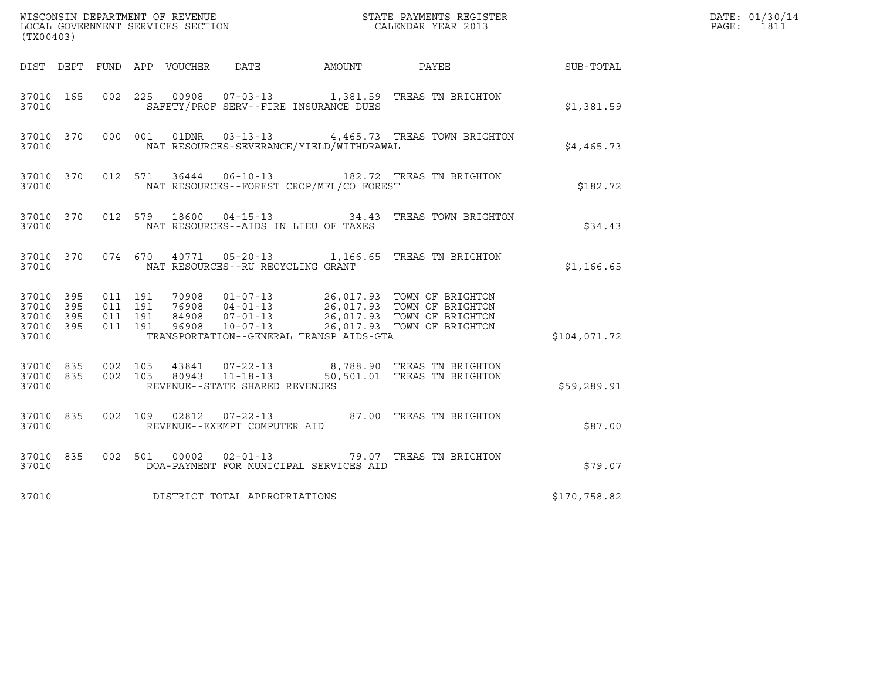WISCONSIN DEPARTMENT OF REVENUE
LOCAL GOVERNMENT SERVICES SECTION
(TX00403)

STATE PAYMENTS REGISTER
CALENDAR YEAR 2013

DATE: 01/30/14
PAGE: 1811

| DIST | DEPT | FUND | APP | VOUCHER | DATE | AMOUNT | PAYEE | SUB-TOTAL |
|---|---|---|---|---|---|---|---|---|
| 37010 | 165 | 002 | 225 | 00908 | 07-03-13 | 1,381.59 | TREAS TN BRIGHTON | |
| 37010 | | | | SAFETY/PROF SERV--FIRE INSURANCE DUES | | | | $1,381.59 |
| 37010 | 370 | 000 | 001 | 01DNR | 03-13-13 | 4,465.73 | TREAS TOWN BRIGHTON | |
| 37010 | | | | NAT RESOURCES-SEVERANCE/YIELD/WITHDRAWAL | | | | $4,465.73 |
| 37010 | 370 | 012 | 571 | 36444 | 06-10-13 | 182.72 | TREAS TN BRIGHTON | |
| 37010 | | | | NAT RESOURCES--FOREST CROP/MFL/CO FOREST | | | | $182.72 |
| 37010 | 370 | 012 | 579 | 18600 | 04-15-13 | 34.43 | TREAS TOWN BRIGHTON | |
| 37010 | | | | NAT RESOURCES--AIDS IN LIEU OF TAXES | | | | $34.43 |
| 37010 | 370 | 074 | 670 | 40771 | 05-20-13 | 1,166.65 | TREAS TN BRIGHTON | |
| 37010 | | | | NAT RESOURCES--RU RECYCLING GRANT | | | | $1,166.65 |
| 37010 | 395 | 011 | 191 | 70908 | 01-07-13 | 26,017.93 | TOWN OF BRIGHTON | |
| 37010 | 395 | 011 | 191 | 76908 | 04-01-13 | 26,017.93 | TOWN OF BRIGHTON | |
| 37010 | 395 | 011 | 191 | 84908 | 07-01-13 | 26,017.93 | TOWN OF BRIGHTON | |
| 37010 | 395 | 011 | 191 | 96908 | 10-07-13 | 26,017.93 | TOWN OF BRIGHTON | |
| 37010 | | | | TRANSPORTATION--GENERAL TRANSP AIDS-GTA | | | | $104,071.72 |
| 37010 | 835 | 002 | 105 | 43841 | 07-22-13 | 8,788.90 | TREAS TN BRIGHTON | |
| 37010 | 835 | 002 | 105 | 80943 | 11-18-13 | 50,501.01 | TREAS TN BRIGHTON | |
| 37010 | | | | REVENUE--STATE SHARED REVENUES | | | | $59,289.91 |
| 37010 | 835 | 002 | 109 | 02812 | 07-22-13 | 87.00 | TREAS TN BRIGHTON | |
| 37010 | | | | REVENUE--EXEMPT COMPUTER AID | | | | $87.00 |
| 37010 | 835 | 002 | 501 | 00002 | 02-01-13 | 79.07 | TREAS TN BRIGHTON | |
| 37010 | | | | DOA-PAYMENT FOR MUNICIPAL SERVICES AID | | | | $79.07 |
| 37010 | | | | DISTRICT TOTAL APPROPRIATIONS | | | | $170,758.82 |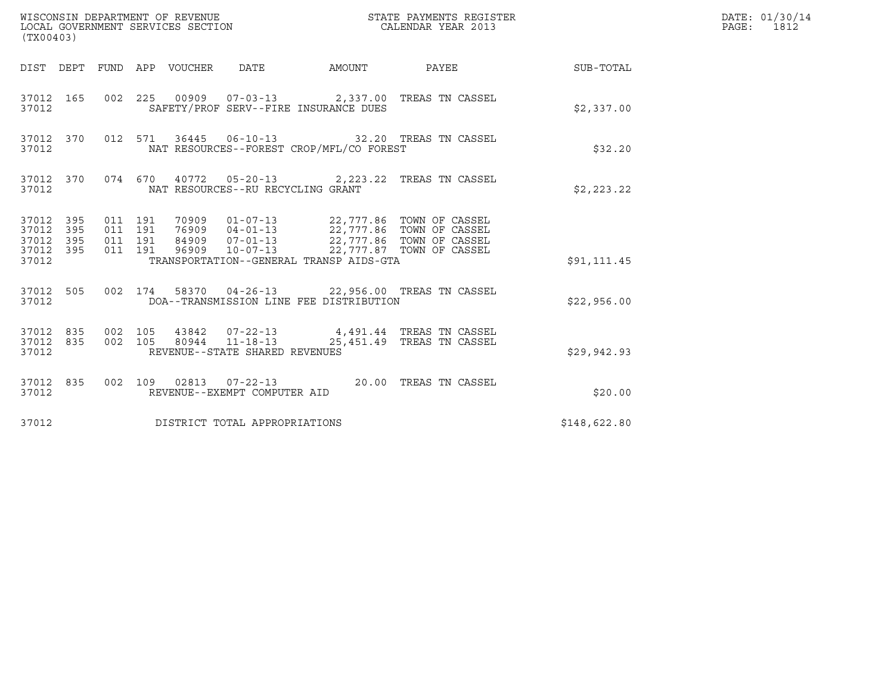WISCONSIN DEPARTMENT OF REVENUE
LOCAL GOVERNMENT SERVICES SECTION
(TX00403)

STATE PAYMENTS REGISTER
CALENDAR YEAR 2013

DATE: 01/30/14

| DIST | DEPT | FUND | APP | VOUCHER | DATE | AMOUNT | PAYEE | SUB-TOTAL |
|---|---|---|---|---|---|---|---|---|
| 37012 | 165 | 002 | 225 | 00909 | 07-03-13 | 2,337.00 | TREAS TN CASSEL | |
| 37012 | | | | SAFETY/PROF SERV--FIRE INSURANCE DUES | | | | \$2,337.00 |
| 37012 | 370 | 012 | 571 | 36445 | 06-10-13 | 32.20 | TREAS TN CASSEL | |
| 37012 | | | | NAT RESOURCES--FOREST CROP/MFL/CO FOREST | | | | \$32.20 |
| 37012 | 370 | 074 | 670 | 40772 | 05-20-13 | 2,223.22 | TREAS TN CASSEL | |
| 37012 | | | | NAT RESOURCES--RU RECYCLING GRANT | | | | \$2,223.22 |
| 37012 | 395 | 011 | 191 | 70909 | 01-07-13 | 22,777.86 | TOWN OF CASSEL | |
| 37012 | 395 | 011 | 191 | 76909 | 04-01-13 | 22,777.86 | TOWN OF CASSEL | |
| 37012 | 395 | 011 | 191 | 84909 | 07-01-13 | 22,777.86 | TOWN OF CASSEL | |
| 37012 | 395 | 011 | 191 | 96909 | 10-07-13 | 22,777.87 | TOWN OF CASSEL | |
| 37012 | | | | TRANSPORTATION--GENERAL TRANSP AIDS-GTA | | | | \$91,111.45 |
| 37012 | 505 | 002 | 174 | 58370 | 04-26-13 | 22,956.00 | TREAS TN CASSEL | |
| 37012 | | | | DOA--TRANSMISSION LINE FEE DISTRIBUTION | | | | \$22,956.00 |
| 37012 | 835 | 002 | 105 | 43842 | 07-22-13 | 4,491.44 | TREAS TN CASSEL | |
| 37012 | 835 | 002 | 105 | 80944 | 11-18-13 | 25,451.49 | TREAS TN CASSEL | |
| 37012 | | | | REVENUE--STATE SHARED REVENUES | | | | \$29,942.93 |
| 37012 | 835 | 002 | 109 | 02813 | 07-22-13 | 20.00 | TREAS TN CASSEL | |
| 37012 | | | | REVENUE--EXEMPT COMPUTER AID | | | | \$20.00 |
| 37012 | | | | DISTRICT TOTAL APPROPRIATIONS | | | | \$148,622.80 |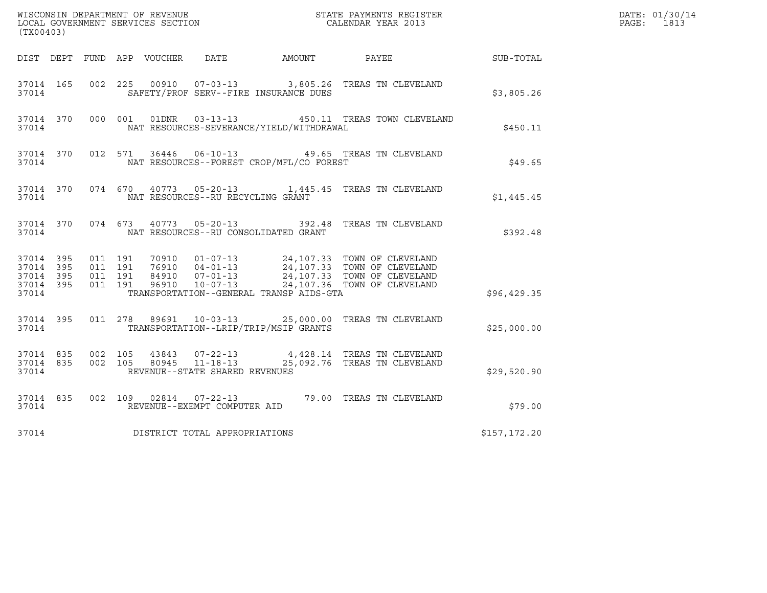WISCONSIN DEPARTMENT OF REVENUE
LOCAL GOVERNMENT SERVICES SECTION
(TX00403)

STATE PAYMENTS REGISTER
CALENDAR YEAR 2013

DATE: 01/30/14
PAGE: 1813

| DIST | DEPT | FUND | APP | VOUCHER | DATE | AMOUNT | PAYEE | SUB-TOTAL |
|---|---|---|---|---|---|---|---|---|
| 37014 | 165 | 002 | 225 | 00910 | 07-03-13 | 3,805.26 | TREAS TN CLEVELAND | |
| 37014 | | | | SAFETY/PROF SERV--FIRE INSURANCE DUES | | | | $3,805.26 |
| 37014 | 370 | 000 | 001 | 01DNR | 03-13-13 | 450.11 | TREAS TOWN CLEVELAND | |
| 37014 | | | | NAT RESOURCES-SEVERANCE/YIELD/WITHDRAWAL | | | | $450.11 |
| 37014 | 370 | 012 | 571 | 36446 | 06-10-13 | 49.65 | TREAS TN CLEVELAND | |
| 37014 | | | | NAT RESOURCES--FOREST CROP/MFL/CO FOREST | | | | $49.65 |
| 37014 | 370 | 074 | 670 | 40773 | 05-20-13 | 1,445.45 | TREAS TN CLEVELAND | |
| 37014 | | | | NAT RESOURCES--RU RECYCLING GRANT | | | | $1,445.45 |
| 37014 | 370 | 074 | 673 | 40773 | 05-20-13 | 392.48 | TREAS TN CLEVELAND | |
| 37014 | | | | NAT RESOURCES--RU CONSOLIDATED GRANT | | | | $392.48 |
| 37014 | 395 | 011 | 191 | 70910 | 01-07-13 | 24,107.33 | TOWN OF CLEVELAND | |
| 37014 | 395 | 011 | 191 | 76910 | 04-01-13 | 24,107.33 | TOWN OF CLEVELAND | |
| 37014 | 395 | 011 | 191 | 84910 | 07-01-13 | 24,107.33 | TOWN OF CLEVELAND | |
| 37014 | 395 | 011 | 191 | 96910 | 10-07-13 | 24,107.36 | TOWN OF CLEVELAND | |
| 37014 | | | | TRANSPORTATION--GENERAL TRANSP AIDS-GTA | | | | $96,429.35 |
| 37014 | 395 | 011 | 278 | 89691 | 10-03-13 | 25,000.00 | TREAS TN CLEVELAND | |
| 37014 | | | | TRANSPORTATION--LRIP/TRIP/MSIP GRANTS | | | | $25,000.00 |
| 37014 | 835 | 002 | 105 | 43843 | 07-22-13 | 4,428.14 | TREAS TN CLEVELAND | |
| 37014 | 835 | 002 | 105 | 80945 | 11-18-13 | 25,092.76 | TREAS TN CLEVELAND | |
| 37014 | | | | REVENUE--STATE SHARED REVENUES | | | | $29,520.90 |
| 37014 | 835 | 002 | 109 | 02814 | 07-22-13 | 79.00 | TREAS TN CLEVELAND | |
| 37014 | | | | REVENUE--EXEMPT COMPUTER AID | | | | $79.00 |
| 37014 | | | | DISTRICT TOTAL APPROPRIATIONS | | | | $157,172.20 |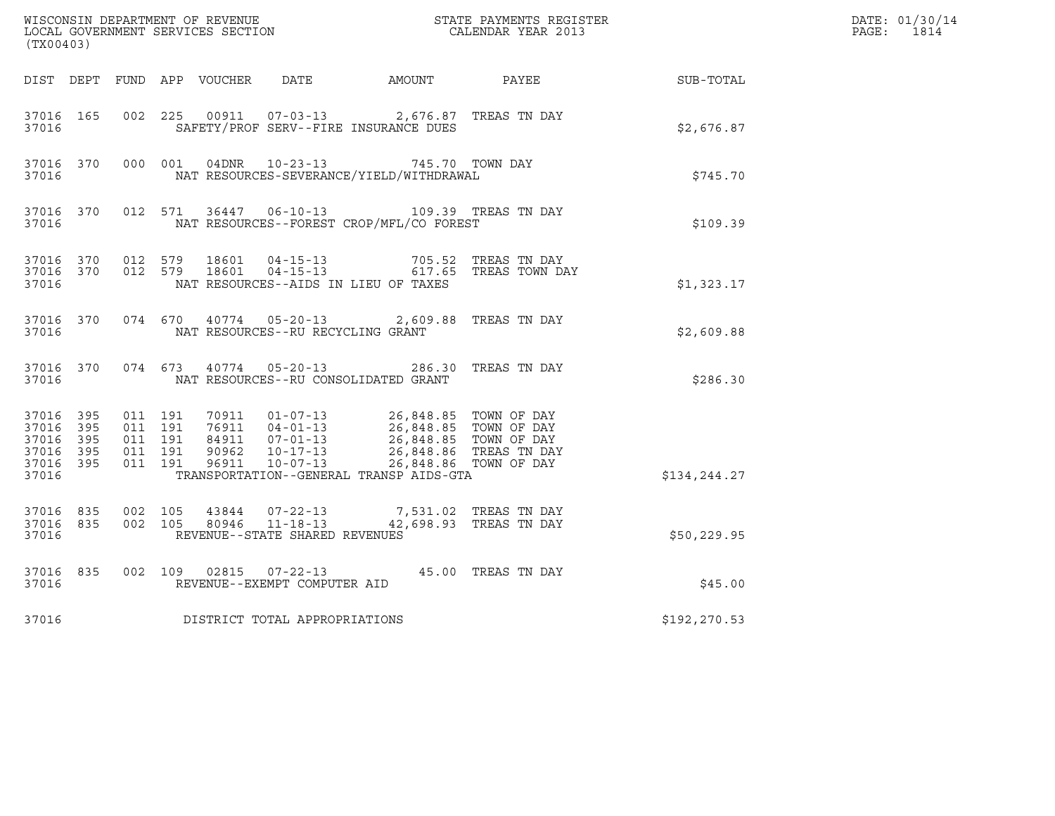WISCONSIN DEPARTMENT OF REVENUE
LOCAL GOVERNMENT SERVICES SECTION
(TX00403)

STATE PAYMENTS REGISTER
CALENDAR YEAR 2013

DATE: 01/30/14

| DIST | DEPT | FUND | APP | VOUCHER | DATE | AMOUNT | PAYEE | SUB-TOTAL |
|---|---|---|---|---|---|---|---|---|
| 37016 | 165 | 002 | 225 | 00911 | 07-03-13 | 2,676.87 | TREAS TN DAY | |
| 37016 | | | | SAFETY/PROF SERV--FIRE INSURANCE DUES | | | | $2,676.87 |
| 37016 | 370 | 000 | 001 | 04DNR | 10-23-13 | 745.70 | TOWN DAY | |
| 37016 | | | | NAT RESOURCES-SEVERANCE/YIELD/WITHDRAWAL | | | | $745.70 |
| 37016 | 370 | 012 | 571 | 36447 | 06-10-13 | 109.39 | TREAS TN DAY | |
| 37016 | | | | NAT RESOURCES--FOREST CROP/MFL/CO FOREST | | | | $109.39 |
| 37016 | 370 | 012 | 579 | 18601 | 04-15-13 | 705.52 | TREAS TN DAY | |
| 37016 | 370 | 012 | 579 | 18601 | 04-15-13 | 617.65 | TREAS TOWN DAY | |
| 37016 | | | | NAT RESOURCES--AIDS IN LIEU OF TAXES | | | | $1,323.17 |
| 37016 | 370 | 074 | 670 | 40774 | 05-20-13 | 2,609.88 | TREAS TN DAY | |
| 37016 | | | | NAT RESOURCES--RU RECYCLING GRANT | | | | $2,609.88 |
| 37016 | 370 | 074 | 673 | 40774 | 05-20-13 | 286.30 | TREAS TN DAY | |
| 37016 | | | | NAT RESOURCES--RU CONSOLIDATED GRANT | | | | $286.30 |
| 37016 | 395 | 011 | 191 | 70911 | 01-07-13 | 26,848.85 | TOWN OF DAY | |
| 37016 | 395 | 011 | 191 | 76911 | 04-01-13 | 26,848.85 | TOWN OF DAY | |
| 37016 | 395 | 011 | 191 | 84911 | 07-01-13 | 26,848.85 | TOWN OF DAY | |
| 37016 | 395 | 011 | 191 | 90962 | 10-17-13 | 26,848.86 | TREAS TN DAY | |
| 37016 | 395 | 011 | 191 | 96911 | 10-07-13 | 26,848.86 | TOWN OF DAY | |
| 37016 | | | | TRANSPORTATION--GENERAL TRANSP AIDS-GTA | | | | $134,244.27 |
| 37016 | 835 | 002 | 105 | 43844 | 07-22-13 | 7,531.02 | TREAS TN DAY | |
| 37016 | 835 | 002 | 105 | 80946 | 11-18-13 | 42,698.93 | TREAS TN DAY | |
| 37016 | | | | REVENUE--STATE SHARED REVENUES | | | | $50,229.95 |
| 37016 | 835 | 002 | 109 | 02815 | 07-22-13 | 45.00 | TREAS TN DAY | |
| 37016 | | | | REVENUE--EXEMPT COMPUTER AID | | | | $45.00 |
| 37016 | | | | DISTRICT TOTAL APPROPRIATIONS | | | | $192,270.53 |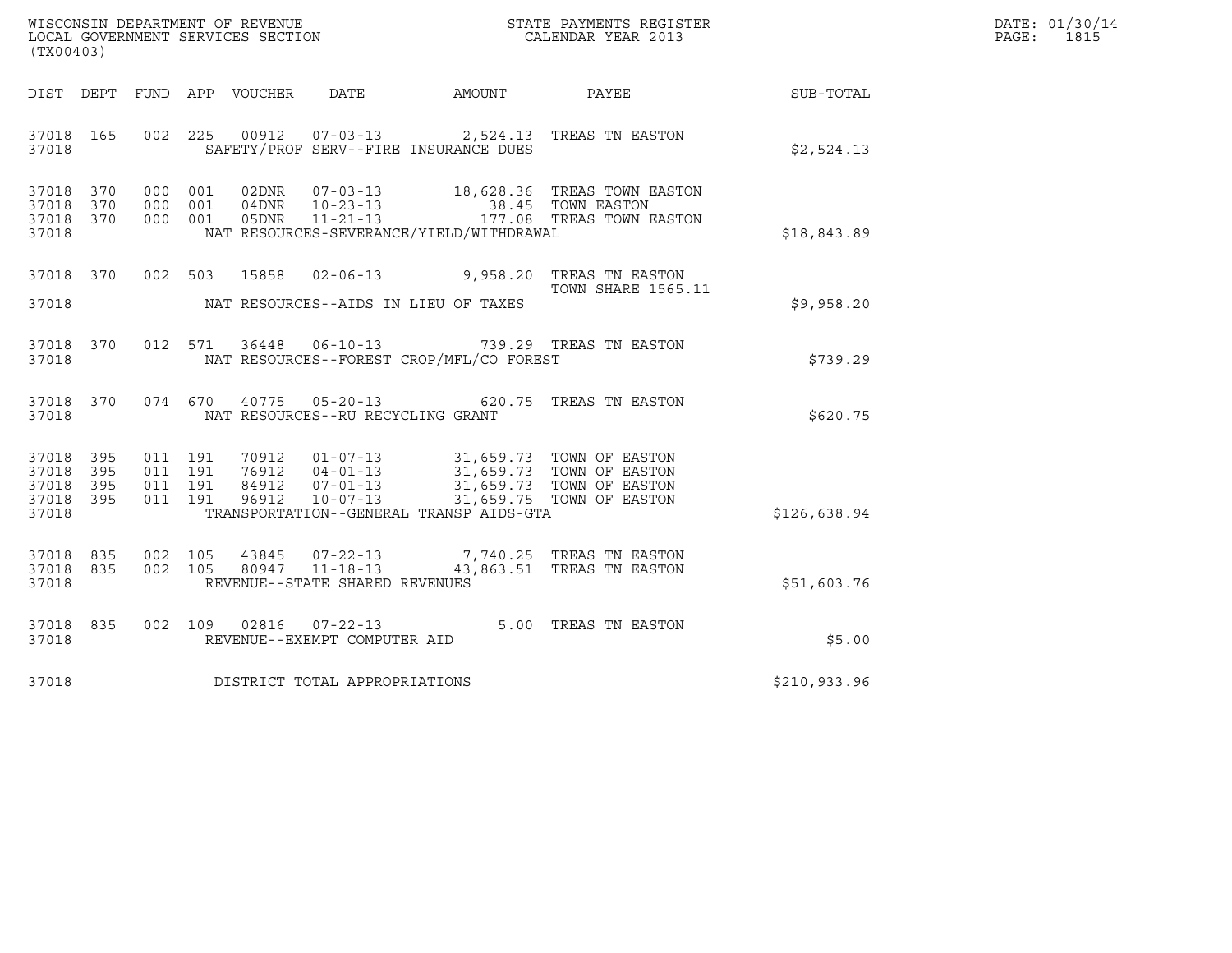WISCONSIN DEPARTMENT OF REVENUE
LOCAL GOVERNMENT SERVICES SECTION
(TX00403)

STATE PAYMENTS REGISTER
CALENDAR YEAR 2013

DATE: 01/30/14
PAGE: 1815

| DIST | DEPT | FUND | APP | VOUCHER | DATE | AMOUNT | PAYEE | SUB-TOTAL |
|---|---|---|---|---|---|---|---|---|
| 37018 | 165 | 002 | 225 | 00912 | 07-03-13 | 2,524.13 | TREAS TN EASTON | |
| 37018 | | | | SAFETY/PROF SERV--FIRE INSURANCE DUES | | | | $2,524.13 |
| 37018 | 370 | 000 | 001 | 02DNR | 07-03-13 | 18,628.36 | TREAS TOWN EASTON | |
| 37018 | 370 | 000 | 001 | 04DNR | 10-23-13 | 38.45 | TOWN EASTON | |
| 37018 | 370 | 000 | 001 | 05DNR | 11-21-13 | 177.08 | TREAS TOWN EASTON | |
| 37018 | | | | NAT RESOURCES-SEVERANCE/YIELD/WITHDRAWAL | | | | $18,843.89 |
| 37018 | 370 | 002 | 503 | 15858 | 02-06-13 | 9,958.20 | TREAS TN EASTON TOWN SHARE 1565.11 | |
| 37018 | | | | NAT RESOURCES--AIDS IN LIEU OF TAXES | | | | $9,958.20 |
| 37018 | 370 | 012 | 571 | 36448 | 06-10-13 | 739.29 | TREAS TN EASTON | |
| 37018 | | | | NAT RESOURCES--FOREST CROP/MFL/CO FOREST | | | | $739.29 |
| 37018 | 370 | 074 | 670 | 40775 | 05-20-13 | 620.75 | TREAS TN EASTON | |
| 37018 | | | | NAT RESOURCES--RU RECYCLING GRANT | | | | $620.75 |
| 37018 | 395 | 011 | 191 | 70912 | 01-07-13 | 31,659.73 | TOWN OF EASTON | |
| 37018 | 395 | 011 | 191 | 76912 | 04-01-13 | 31,659.73 | TOWN OF EASTON | |
| 37018 | 395 | 011 | 191 | 84912 | 07-01-13 | 31,659.73 | TOWN OF EASTON | |
| 37018 | 395 | 011 | 191 | 96912 | 10-07-13 | 31,659.75 | TOWN OF EASTON | |
| 37018 | | | | TRANSPORTATION--GENERAL TRANSP AIDS-GTA | | | | $126,638.94 |
| 37018 | 835 | 002 | 105 | 43845 | 07-22-13 | 7,740.25 | TREAS TN EASTON | |
| 37018 | 835 | 002 | 105 | 80947 | 11-18-13 | 43,863.51 | TREAS TN EASTON | |
| 37018 | | | | REVENUE--STATE SHARED REVENUES | | | | $51,603.76 |
| 37018 | 835 | 002 | 109 | 02816 | 07-22-13 | 5.00 | TREAS TN EASTON | |
| 37018 | | | | REVENUE--EXEMPT COMPUTER AID | | | | $5.00 |
| 37018 | | | | DISTRICT TOTAL APPROPRIATIONS | | | | $210,933.96 |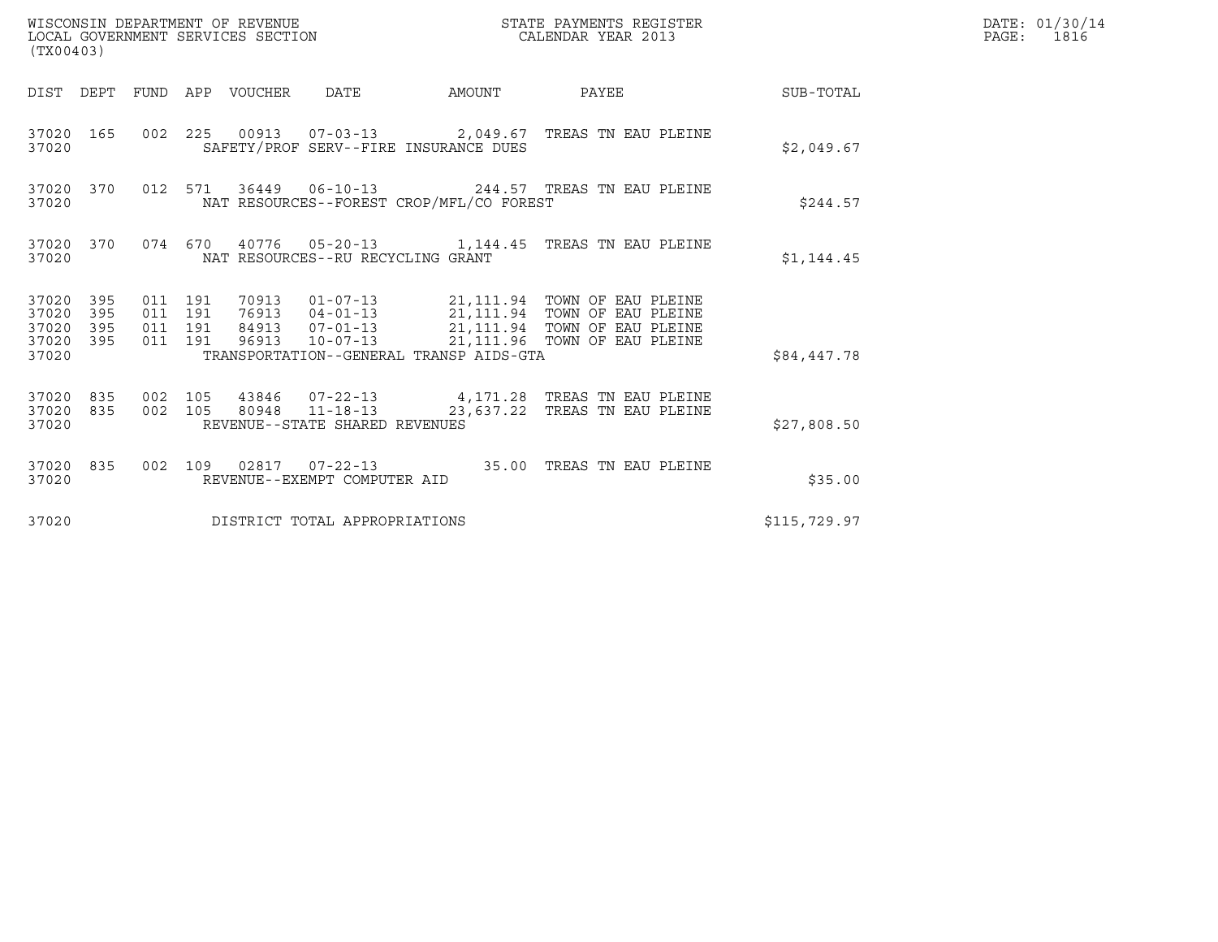WISCONSIN DEPARTMENT OF REVENUE
LOCAL GOVERNMENT SERVICES SECTION
(TX00403)

STATE PAYMENTS REGISTER
CALENDAR YEAR 2013

DATE: 01/30/14
PAGE: 1816

| DIST | DEPT | FUND | APP | VOUCHER | DATE | AMOUNT | PAYEE | SUB-TOTAL |
|---|---|---|---|---|---|---|---|---|
| 37020 | 165 | 002 | 225 | 00913 | 07-03-13 | 2,049.67 | TREAS TN EAU PLEINE | |
| 37020 | | | | SAFETY/PROF SERV--FIRE INSURANCE DUES | | | | $2,049.67 |
| 37020 | 370 | 012 | 571 | 36449 | 06-10-13 | 244.57 | TREAS TN EAU PLEINE | |
| 37020 | | | | NAT RESOURCES--FOREST CROP/MFL/CO FOREST | | | | $244.57 |
| 37020 | 370 | 074 | 670 | 40776 | 05-20-13 | 1,144.45 | TREAS TN EAU PLEINE | |
| 37020 | | | | NAT RESOURCES--RU RECYCLING GRANT | | | | $1,144.45 |
| 37020 | 395 | 011 | 191 | 70913 | 01-07-13 | 21,111.94 | TOWN OF EAU PLEINE | |
| 37020 | 395 | 011 | 191 | 76913 | 04-01-13 | 21,111.94 | TOWN OF EAU PLEINE | |
| 37020 | 395 | 011 | 191 | 84913 | 07-01-13 | 21,111.94 | TOWN OF EAU PLEINE | |
| 37020 | 395 | 011 | 191 | 96913 | 10-07-13 | 21,111.96 | TOWN OF EAU PLEINE | |
| 37020 | | | | TRANSPORTATION--GENERAL TRANSP AIDS-GTA | | | | $84,447.78 |
| 37020 | 835 | 002 | 105 | 43846 | 07-22-13 | 4,171.28 | TREAS TN EAU PLEINE | |
| 37020 | 835 | 002 | 105 | 80948 | 11-18-13 | 23,637.22 | TREAS TN EAU PLEINE | |
| 37020 | | | | REVENUE--STATE SHARED REVENUES | | | | $27,808.50 |
| 37020 | 835 | 002 | 109 | 02817 | 07-22-13 | 35.00 | TREAS TN EAU PLEINE | |
| 37020 | | | | REVENUE--EXEMPT COMPUTER AID | | | | $35.00 |
| 37020 | | | | DISTRICT TOTAL APPROPRIATIONS | | | | $115,729.97 |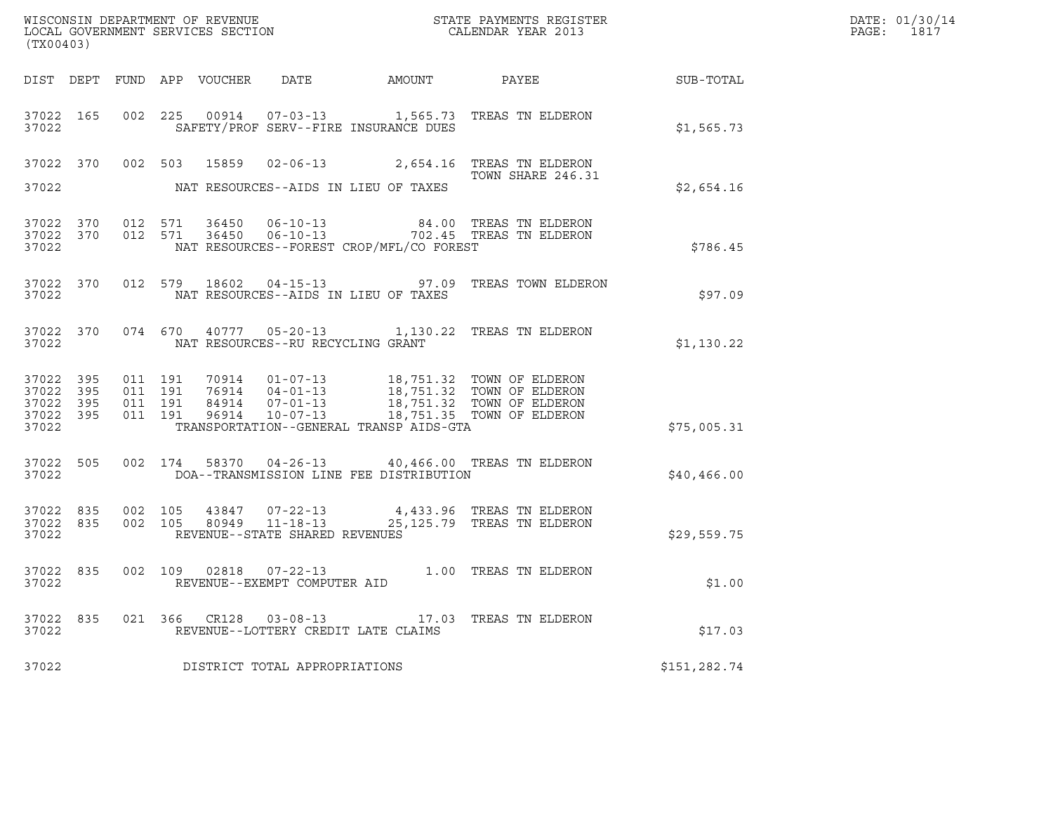WISCONSIN DEPARTMENT OF REVENUE
LOCAL GOVERNMENT SERVICES SECTION
(TX00403)

STATE PAYMENTS REGISTER
CALENDAR YEAR 2013

DATE: 01/30/14
PAGE: 1817

| DIST | DEPT | FUND | APP | VOUCHER | DATE | AMOUNT | PAYEE | SUB-TOTAL |
|---|---|---|---|---|---|---|---|---|
| 37022 | 165 | 002 | 225 | 00914 | 07-03-13 | 1,565.73 | TREAS TN ELDERON | |
| 37022 | | | | SAFETY/PROF SERV--FIRE INSURANCE DUES | | | | $1,565.73 |
| 37022 | 370 | 002 | 503 | 15859 | 02-06-13 | 2,654.16 | TREAS TN ELDERON TOWN SHARE 246.31 | |
| 37022 | | | | NAT RESOURCES--AIDS IN LIEU OF TAXES | | | | $2,654.16 |
| 37022 | 370 | 012 | 571 | 36450 | 06-10-13 | 84.00 | TREAS TN ELDERON | |
| 37022 | 370 | 012 | 571 | 36450 | 06-10-13 | 702.45 | TREAS TN ELDERON | |
| 37022 | | | | NAT RESOURCES--FOREST CROP/MFL/CO FOREST | | | | $786.45 |
| 37022 | 370 | 012 | 579 | 18602 | 04-15-13 | 97.09 | TREAS TOWN ELDERON | |
| 37022 | | | | NAT RESOURCES--AIDS IN LIEU OF TAXES | | | | $97.09 |
| 37022 | 370 | 074 | 670 | 40777 | 05-20-13 | 1,130.22 | TREAS TN ELDERON | |
| 37022 | | | | NAT RESOURCES--RU RECYCLING GRANT | | | | $1,130.22 |
| 37022 | 395 | 011 | 191 | 70914 | 01-07-13 | 18,751.32 | TOWN OF ELDERON | |
| 37022 | 395 | 011 | 191 | 76914 | 04-01-13 | 18,751.32 | TOWN OF ELDERON | |
| 37022 | 395 | 011 | 191 | 84914 | 07-01-13 | 18,751.32 | TOWN OF ELDERON | |
| 37022 | 395 | 011 | 191 | 96914 | 10-07-13 | 18,751.35 | TOWN OF ELDERON | |
| 37022 | | | | TRANSPORTATION--GENERAL TRANSP AIDS-GTA | | | | $75,005.31 |
| 37022 | 505 | 002 | 174 | 58370 | 04-26-13 | 40,466.00 | TREAS TN ELDERON | |
| 37022 | | | | DOA--TRANSMISSION LINE FEE DISTRIBUTION | | | | $40,466.00 |
| 37022 | 835 | 002 | 105 | 43847 | 07-22-13 | 4,433.96 | TREAS TN ELDERON | |
| 37022 | 835 | 002 | 105 | 80949 | 11-18-13 | 25,125.79 | TREAS TN ELDERON | |
| 37022 | | | | REVENUE--STATE SHARED REVENUES | | | | $29,559.75 |
| 37022 | 835 | 002 | 109 | 02818 | 07-22-13 | 1.00 | TREAS TN ELDERON | |
| 37022 | | | | REVENUE--EXEMPT COMPUTER AID | | | | $1.00 |
| 37022 | 835 | 021 | 366 | CR128 | 03-08-13 | 17.03 | TREAS TN ELDERON | |
| 37022 | | | | REVENUE--LOTTERY CREDIT LATE CLAIMS | | | | $17.03 |
| 37022 | | | | DISTRICT TOTAL APPROPRIATIONS | | | | $151,282.74 |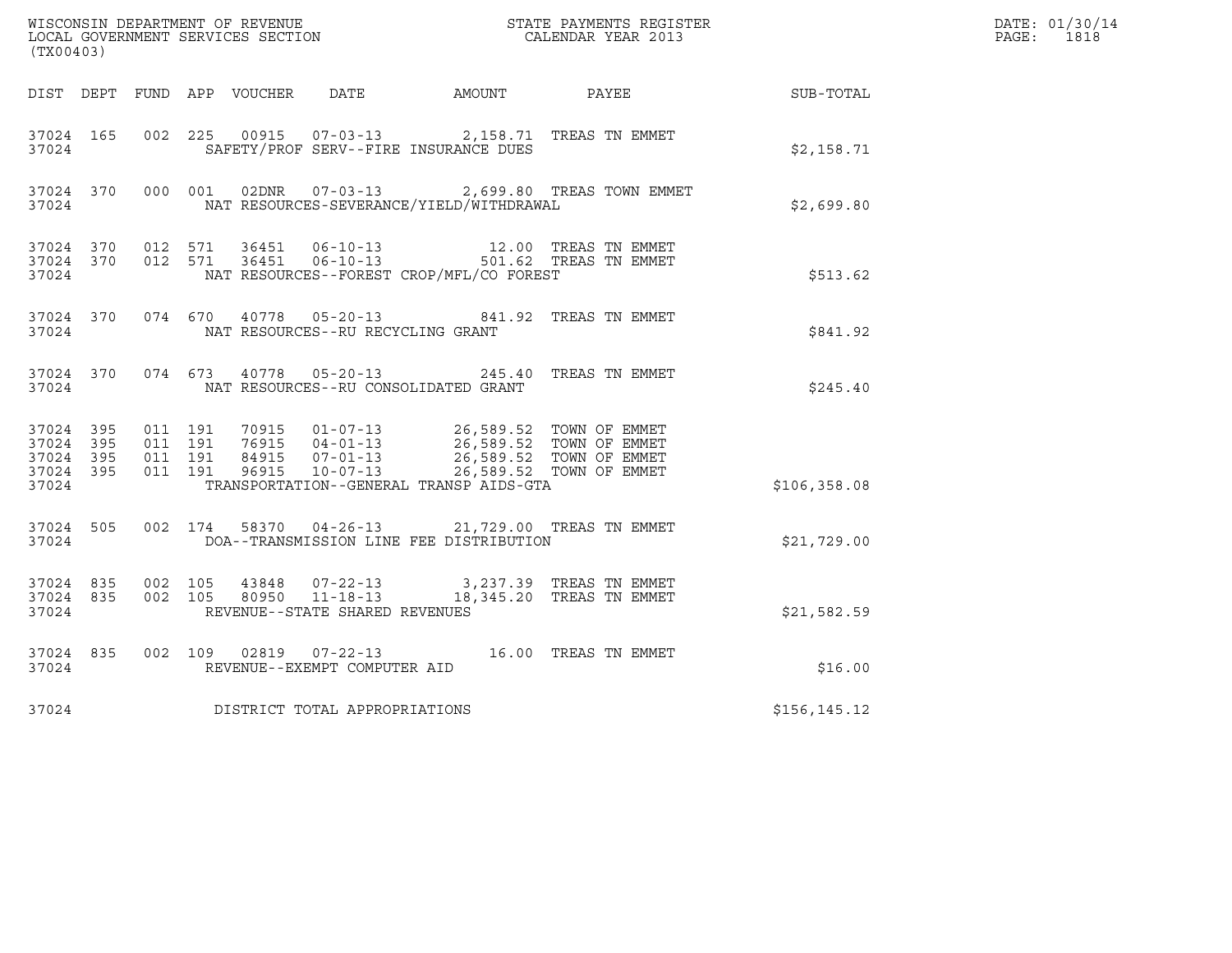WISCONSIN DEPARTMENT OF REVENUE
LOCAL GOVERNMENT SERVICES SECTION
(TX00403)

STATE PAYMENTS REGISTER
CALENDAR YEAR 2013

DATE: 01/30/14
PAGE: 1818

| DIST | DEPT | FUND | APP | VOUCHER | DATE | AMOUNT | PAYEE | SUB-TOTAL |
|---|---|---|---|---|---|---|---|---|
| 37024 | 165 | 002 | 225 | 00915 | 07-03-13 | 2,158.71 | TREAS TN EMMET | |
| 37024 | | | | SAFETY/PROF SERV--FIRE INSURANCE DUES | | | | $2,158.71 |
| 37024 | 370 | 000 | 001 | 02DNR | 07-03-13 | 2,699.80 | TREAS TOWN EMMET | |
| 37024 | | | | NAT RESOURCES-SEVERANCE/YIELD/WITHDRAWAL | | | | $2,699.80 |
| 37024 | 370 | 012 | 571 | 36451 | 06-10-13 | 12.00 | TREAS TN EMMET | |
| 37024 | 370 | 012 | 571 | 36451 | 06-10-13 | 501.62 | TREAS TN EMMET | |
| 37024 | | | | NAT RESOURCES--FOREST CROP/MFL/CO FOREST | | | | $513.62 |
| 37024 | 370 | 074 | 670 | 40778 | 05-20-13 | 841.92 | TREAS TN EMMET | |
| 37024 | | | | NAT RESOURCES--RU RECYCLING GRANT | | | | $841.92 |
| 37024 | 370 | 074 | 673 | 40778 | 05-20-13 | 245.40 | TREAS TN EMMET | |
| 37024 | | | | NAT RESOURCES--RU CONSOLIDATED GRANT | | | | $245.40 |
| 37024 | 395 | 011 | 191 | 70915 | 01-07-13 | 26,589.52 | TOWN OF EMMET | |
| 37024 | 395 | 011 | 191 | 76915 | 04-01-13 | 26,589.52 | TOWN OF EMMET | |
| 37024 | 395 | 011 | 191 | 84915 | 07-01-13 | 26,589.52 | TOWN OF EMMET | |
| 37024 | 395 | 011 | 191 | 96915 | 10-07-13 | 26,589.52 | TOWN OF EMMET | |
| 37024 | | | | TRANSPORTATION--GENERAL TRANSP AIDS-GTA | | | | $106,358.08 |
| 37024 | 505 | 002 | 174 | 58370 | 04-26-13 | 21,729.00 | TREAS TN EMMET | |
| 37024 | | | | DOA--TRANSMISSION LINE FEE DISTRIBUTION | | | | $21,729.00 |
| 37024 | 835 | 002 | 105 | 43848 | 07-22-13 | 3,237.39 | TREAS TN EMMET | |
| 37024 | 835 | 002 | 105 | 80950 | 11-18-13 | 18,345.20 | TREAS TN EMMET | |
| 37024 | | | | REVENUE--STATE SHARED REVENUES | | | | $21,582.59 |
| 37024 | 835 | 002 | 109 | 02819 | 07-22-13 | 16.00 | TREAS TN EMMET | |
| 37024 | | | | REVENUE--EXEMPT COMPUTER AID | | | | $16.00 |
| 37024 | | | | DISTRICT TOTAL APPROPRIATIONS | | | | $156,145.12 |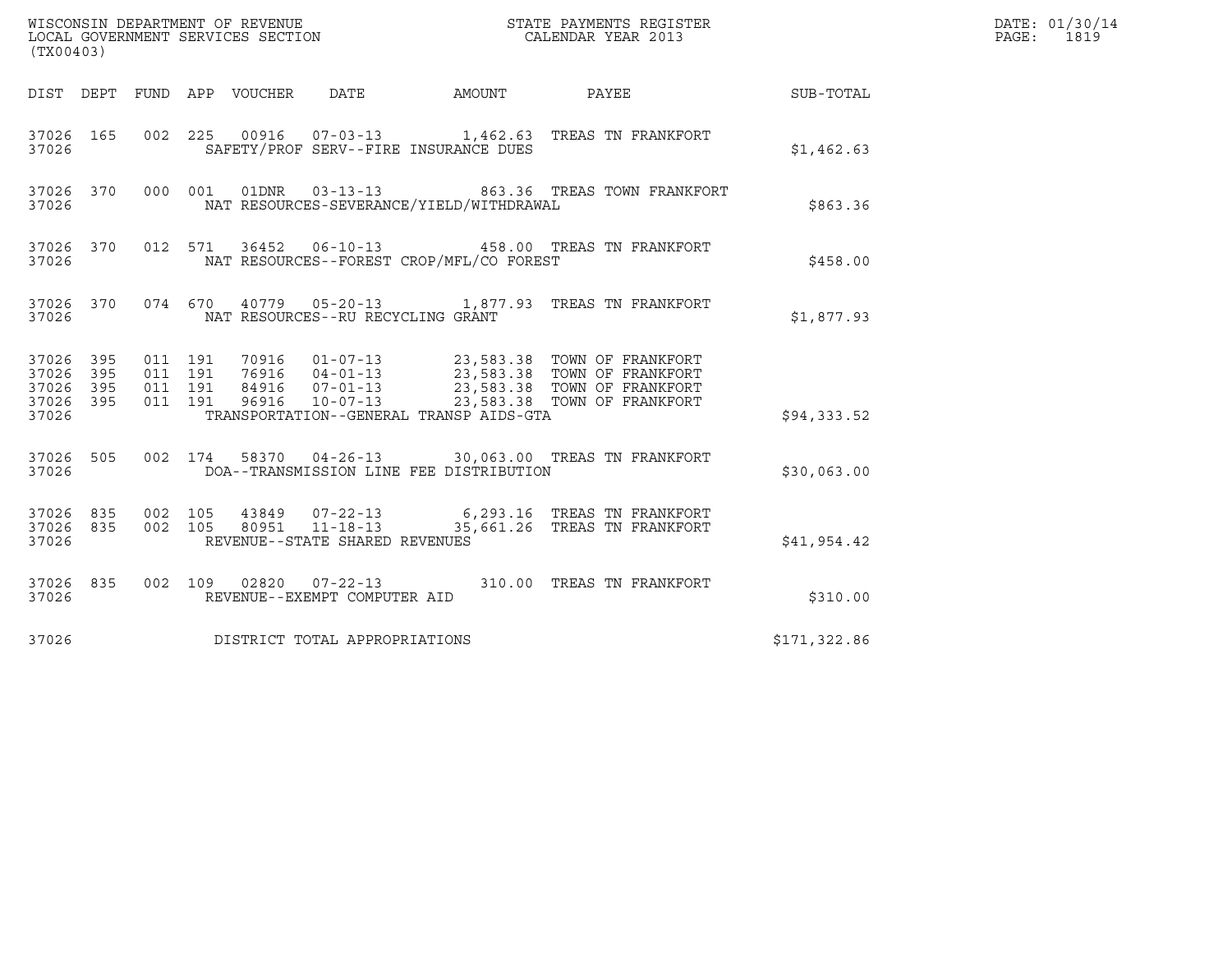WISCONSIN DEPARTMENT OF REVENUE
LOCAL GOVERNMENT SERVICES SECTION
(TX00403)

STATE PAYMENTS REGISTER
CALENDAR YEAR 2013

DATE: 01/30/14

| DIST | DEPT | FUND | APP | VOUCHER | DATE | AMOUNT | PAYEE | SUB-TOTAL |
|---|---|---|---|---|---|---|---|---|
| 37026 | 165 | 002 | 225 | 00916 | 07-03-13 | 1,462.63 | TREAS TN FRANKFORT | |
| 37026 | | | | SAFETY/PROF SERV--FIRE INSURANCE DUES | | | | $1,462.63 |
| 37026 | 370 | 000 | 001 | 01DNR | 03-13-13 | 863.36 | TREAS TOWN FRANKFORT | |
| 37026 | | | | NAT RESOURCES-SEVERANCE/YIELD/WITHDRAWAL | | | | $863.36 |
| 37026 | 370 | 012 | 571 | 36452 | 06-10-13 | 458.00 | TREAS TN FRANKFORT | |
| 37026 | | | | NAT RESOURCES--FOREST CROP/MFL/CO FOREST | | | | $458.00 |
| 37026 | 370 | 074 | 670 | 40779 | 05-20-13 | 1,877.93 | TREAS TN FRANKFORT | |
| 37026 | | | | NAT RESOURCES--RU RECYCLING GRANT | | | | $1,877.93 |
| 37026 | 395 | 011 | 191 | 70916 | 01-07-13 | 23,583.38 | TOWN OF FRANKFORT | |
| 37026 | 395 | 011 | 191 | 76916 | 04-01-13 | 23,583.38 | TOWN OF FRANKFORT | |
| 37026 | 395 | 011 | 191 | 84916 | 07-01-13 | 23,583.38 | TOWN OF FRANKFORT | |
| 37026 | 395 | 011 | 191 | 96916 | 10-07-13 | 23,583.38 | TOWN OF FRANKFORT | |
| 37026 | | | | TRANSPORTATION--GENERAL TRANSP AIDS-GTA | | | | $94,333.52 |
| 37026 | 505 | 002 | 174 | 58370 | 04-26-13 | 30,063.00 | TREAS TN FRANKFORT | |
| 37026 | | | | DOA--TRANSMISSION LINE FEE DISTRIBUTION | | | | $30,063.00 |
| 37026 | 835 | 002 | 105 | 43849 | 07-22-13 | 6,293.16 | TREAS TN FRANKFORT | |
| 37026 | 835 | 002 | 105 | 80951 | 11-18-13 | 35,661.26 | TREAS TN FRANKFORT | |
| 37026 | | | | REVENUE--STATE SHARED REVENUES | | | | $41,954.42 |
| 37026 | 835 | 002 | 109 | 02820 | 07-22-13 | 310.00 | TREAS TN FRANKFORT | |
| 37026 | | | | REVENUE--EXEMPT COMPUTER AID | | | | $310.00 |
| 37026 | | | | DISTRICT TOTAL APPROPRIATIONS | | | | $171,322.86 |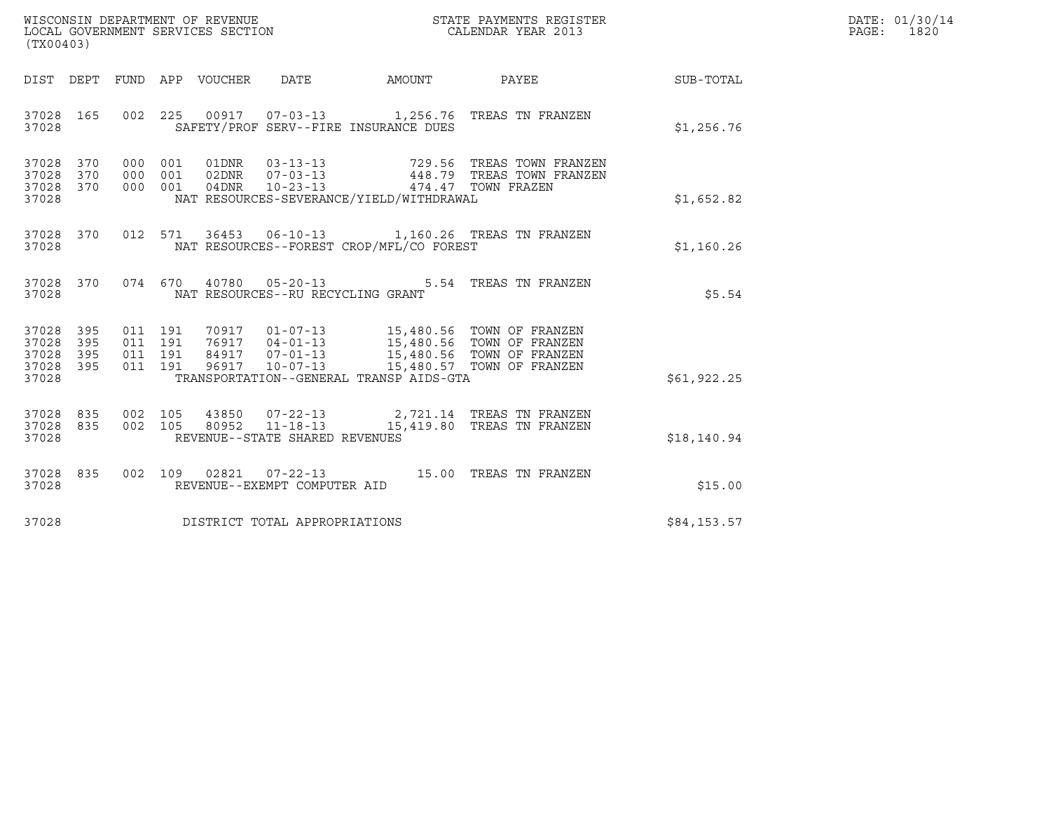WISCONSIN DEPARTMENT OF REVENUE
LOCAL GOVERNMENT SERVICES SECTION
(TX00403)

STATE PAYMENTS REGISTER
CALENDAR YEAR 2013

DATE: 01/30/14
PAGE: 1820

| DIST | DEPT | FUND | APP | VOUCHER | DATE | AMOUNT | PAYEE | SUB-TOTAL |
|---|---|---|---|---|---|---|---|---|
| 37028 | 165 | 002 | 225 | 00917 | 07-03-13 | 1,256.76 | TREAS TN FRANZEN | |
| 37028 | | | | | SAFETY/PROF SERV--FIRE INSURANCE DUES | | | $1,256.76 |
| 37028 | 370 | 000 | 001 | 01DNR | 03-13-13 | 729.56 | TREAS TOWN FRANZEN | |
| 37028 | 370 | 000 | 001 | 02DNR | 07-03-13 | 448.79 | TREAS TOWN FRANZEN | |
| 37028 | 370 | 000 | 001 | 04DNR | 10-23-13 | 474.47 | TOWN FRAZEN | |
| 37028 | | | | | NAT RESOURCES-SEVERANCE/YIELD/WITHDRAWAL | | | $1,652.82 |
| 37028 | 370 | 012 | 571 | 36453 | 06-10-13 | 1,160.26 | TREAS TN FRANZEN | |
| 37028 | | | | | NAT RESOURCES--FOREST CROP/MFL/CO FOREST | | | $1,160.26 |
| 37028 | 370 | 074 | 670 | 40780 | 05-20-13 | 5.54 | TREAS TN FRANZEN | |
| 37028 | | | | | NAT RESOURCES--RU RECYCLING GRANT | | | $5.54 |
| 37028 | 395 | 011 | 191 | 70917 | 01-07-13 | 15,480.56 | TOWN OF FRANZEN | |
| 37028 | 395 | 011 | 191 | 76917 | 04-01-13 | 15,480.56 | TOWN OF FRANZEN | |
| 37028 | 395 | 011 | 191 | 84917 | 07-01-13 | 15,480.56 | TOWN OF FRANZEN | |
| 37028 | 395 | 011 | 191 | 96917 | 10-07-13 | 15,480.57 | TOWN OF FRANZEN | |
| 37028 | | | | | TRANSPORTATION--GENERAL TRANSP AIDS-GTA | | | $61,922.25 |
| 37028 | 835 | 002 | 105 | 43850 | 07-22-13 | 2,721.14 | TREAS TN FRANZEN | |
| 37028 | 835 | 002 | 105 | 80952 | 11-18-13 | 15,419.80 | TREAS TN FRANZEN | |
| 37028 | | | | | REVENUE--STATE SHARED REVENUES | | | $18,140.94 |
| 37028 | 835 | 002 | 109 | 02821 | 07-22-13 | 15.00 | TREAS TN FRANZEN | |
| 37028 | | | | | REVENUE--EXEMPT COMPUTER AID | | | $15.00 |
| 37028 | | | | | DISTRICT TOTAL APPROPRIATIONS | | | $84,153.57 |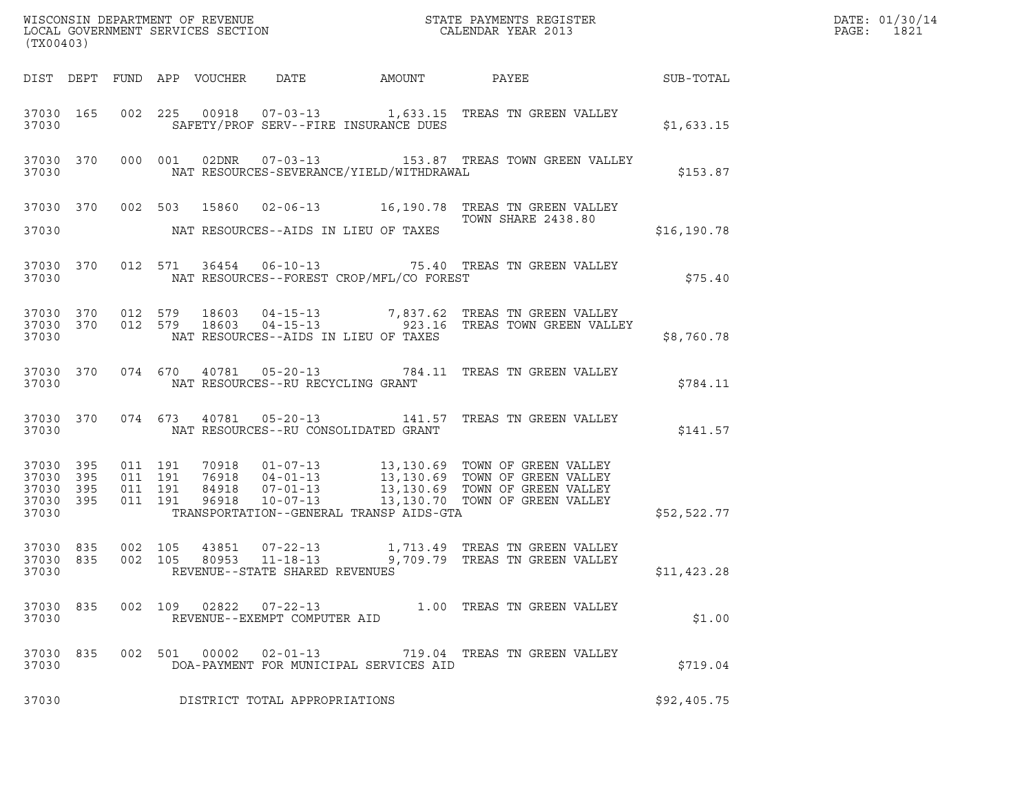WISCONSIN DEPARTMENT OF REVENUE
LOCAL GOVERNMENT SERVICES SECTION
(TX00403)

STATE PAYMENTS REGISTER
CALENDAR YEAR 2013

DATE: 01/30/14
PAGE: 1821

| DIST | DEPT | FUND | APP | VOUCHER | DATE | AMOUNT | PAYEE | SUB-TOTAL |
|---|---|---|---|---|---|---|---|---|
| 37030 | 165 | 002 | 225 | 00918 | 07-03-13 | 1,633.15 | TREAS TN GREEN VALLEY | |
| 37030 | | | | SAFETY/PROF SERV--FIRE INSURANCE DUES | | | | $1,633.15 |
| 37030 | 370 | 000 | 001 | 02DNR | 07-03-13 | 153.87 | TREAS TOWN GREEN VALLEY | |
| 37030 | | | | NAT RESOURCES-SEVERANCE/YIELD/WITHDRAWAL | | | | $153.87 |
| 37030 | 370 | 002 | 503 | 15860 | 02-06-13 | 16,190.78 | TREAS TN GREEN VALLEY TOWN SHARE 2438.80 | |
| 37030 | | | | NAT RESOURCES--AIDS IN LIEU OF TAXES | | | | $16,190.78 |
| 37030 | 370 | 012 | 571 | 36454 | 06-10-13 | 75.40 | TREAS TN GREEN VALLEY | |
| 37030 | | | | NAT RESOURCES--FOREST CROP/MFL/CO FOREST | | | | $75.40 |
| 37030 | 370 | 012 | 579 | 18603 | 04-15-13 | 7,837.62 | TREAS TN GREEN VALLEY | |
| 37030 | 370 | 012 | 579 | 18603 | 04-15-13 | 923.16 | TREAS TOWN GREEN VALLEY | |
| 37030 | | | | NAT RESOURCES--AIDS IN LIEU OF TAXES | | | | $8,760.78 |
| 37030 | 370 | 074 | 670 | 40781 | 05-20-13 | 784.11 | TREAS TN GREEN VALLEY | |
| 37030 | | | | NAT RESOURCES--RU RECYCLING GRANT | | | | $784.11 |
| 37030 | 370 | 074 | 673 | 40781 | 05-20-13 | 141.57 | TREAS TN GREEN VALLEY | |
| 37030 | | | | NAT RESOURCES--RU CONSOLIDATED GRANT | | | | $141.57 |
| 37030 | 395 | 011 | 191 | 70918 | 01-07-13 | 13,130.69 | TOWN OF GREEN VALLEY | |
| 37030 | 395 | 011 | 191 | 76918 | 04-01-13 | 13,130.69 | TOWN OF GREEN VALLEY | |
| 37030 | 395 | 011 | 191 | 84918 | 07-01-13 | 13,130.69 | TOWN OF GREEN VALLEY | |
| 37030 | 395 | 011 | 191 | 96918 | 10-07-13 | 13,130.70 | TOWN OF GREEN VALLEY | |
| 37030 | | | | TRANSPORTATION--GENERAL TRANSP AIDS-GTA | | | | $52,522.77 |
| 37030 | 835 | 002 | 105 | 43851 | 07-22-13 | 1,713.49 | TREAS TN GREEN VALLEY | |
| 37030 | 835 | 002 | 105 | 80953 | 11-18-13 | 9,709.79 | TREAS TN GREEN VALLEY | |
| 37030 | | | | REVENUE--STATE SHARED REVENUES | | | | $11,423.28 |
| 37030 | 835 | 002 | 109 | 02822 | 07-22-13 | 1.00 | TREAS TN GREEN VALLEY | |
| 37030 | | | | REVENUE--EXEMPT COMPUTER AID | | | | $1.00 |
| 37030 | 835 | 002 | 501 | 00002 | 02-01-13 | 719.04 | TREAS TN GREEN VALLEY | |
| 37030 | | | | DOA-PAYMENT FOR MUNICIPAL SERVICES AID | | | | $719.04 |
| 37030 | | | | DISTRICT TOTAL APPROPRIATIONS | | | | $92,405.75 |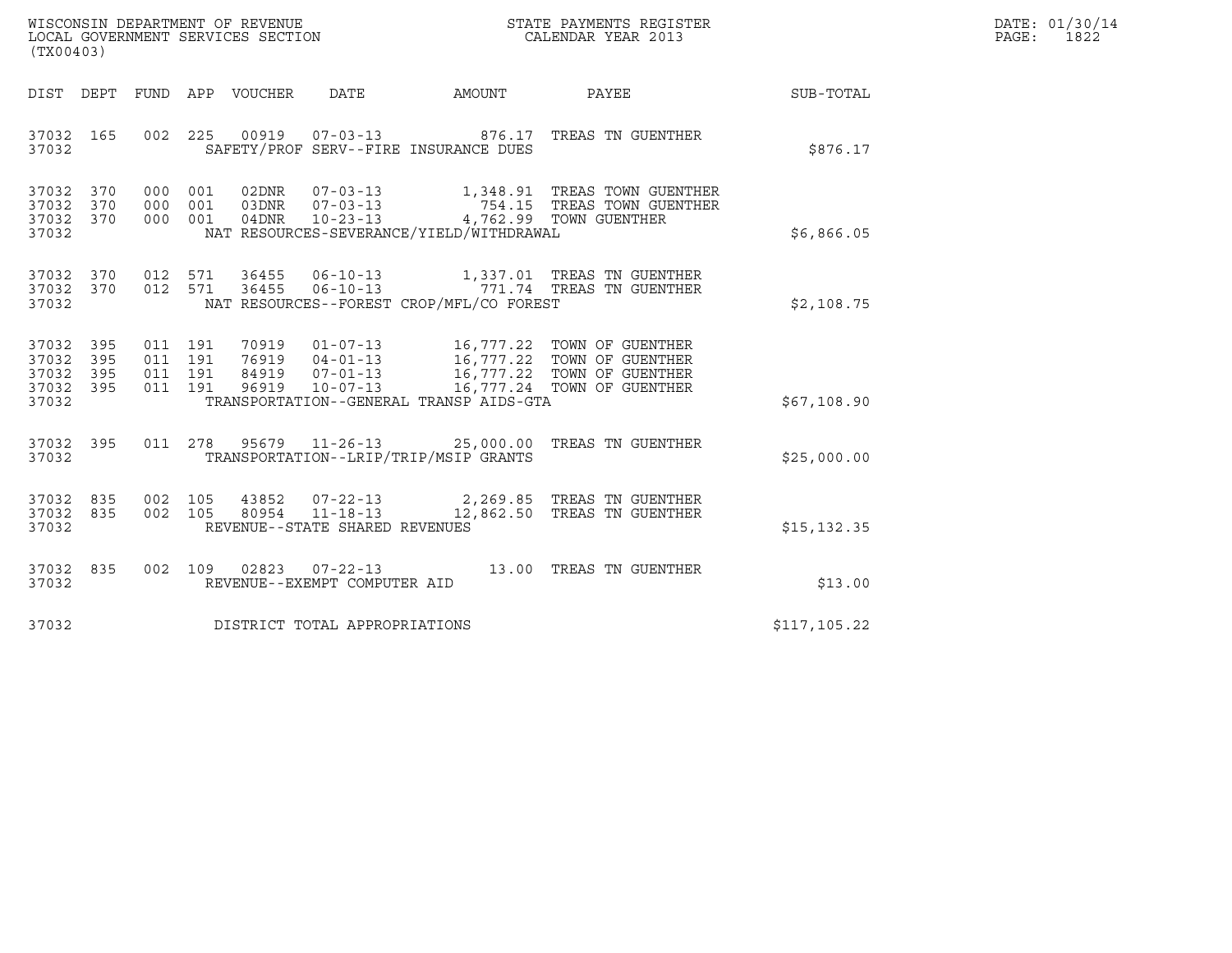WISCONSIN DEPARTMENT OF REVENUE
LOCAL GOVERNMENT SERVICES SECTION
(TX00403)

STATE PAYMENTS REGISTER
CALENDAR YEAR 2013

DATE: 01/30/14
PAGE: 1822

| DIST | DEPT | FUND | APP | VOUCHER | DATE | AMOUNT | PAYEE | SUB-TOTAL |
|---|---|---|---|---|---|---|---|---|
| 37032 | 165 | 002 | 225 | 00919 | 07-03-13 | 876.17 | TREAS TN GUENTHER | |
| 37032 | | | | | SAFETY/PROF SERV--FIRE INSURANCE DUES | | | $876.17 |
| 37032 | 370 | 000 | 001 | 02DNR | 07-03-13 | 1,348.91 | TREAS TOWN GUENTHER | |
| 37032 | 370 | 000 | 001 | 03DNR | 07-03-13 | 754.15 | TREAS TOWN GUENTHER | |
| 37032 | 370 | 000 | 001 | 04DNR | 10-23-13 | 4,762.99 | TOWN GUENTHER | |
| 37032 | | | | | NAT RESOURCES-SEVERANCE/YIELD/WITHDRAWAL | | | $6,866.05 |
| 37032 | 370 | 012 | 571 | 36455 | 06-10-13 | 1,337.01 | TREAS TN GUENTHER | |
| 37032 | 370 | 012 | 571 | 36455 | 06-10-13 | 771.74 | TREAS TN GUENTHER | |
| 37032 | | | | | NAT RESOURCES--FOREST CROP/MFL/CO FOREST | | | $2,108.75 |
| 37032 | 395 | 011 | 191 | 70919 | 01-07-13 | 16,777.22 | TOWN OF GUENTHER | |
| 37032 | 395 | 011 | 191 | 76919 | 04-01-13 | 16,777.22 | TOWN OF GUENTHER | |
| 37032 | 395 | 011 | 191 | 84919 | 07-01-13 | 16,777.22 | TOWN OF GUENTHER | |
| 37032 | 395 | 011 | 191 | 96919 | 10-07-13 | 16,777.24 | TOWN OF GUENTHER | |
| 37032 | | | | | TRANSPORTATION--GENERAL TRANSP AIDS-GTA | | | $67,108.90 |
| 37032 | 395 | 011 | 278 | 95679 | 11-26-13 | 25,000.00 | TREAS TN GUENTHER | |
| 37032 | | | | | TRANSPORTATION--LRIP/TRIP/MSIP GRANTS | | | $25,000.00 |
| 37032 | 835 | 002 | 105 | 43852 | 07-22-13 | 2,269.85 | TREAS TN GUENTHER | |
| 37032 | 835 | 002 | 105 | 80954 | 11-18-13 | 12,862.50 | TREAS TN GUENTHER | |
| 37032 | | | | | REVENUE--STATE SHARED REVENUES | | | $15,132.35 |
| 37032 | 835 | 002 | 109 | 02823 | 07-22-13 | 13.00 | TREAS TN GUENTHER | |
| 37032 | | | | | REVENUE--EXEMPT COMPUTER AID | | | $13.00 |
| 37032 | | | | | DISTRICT TOTAL APPROPRIATIONS | | | $117,105.22 |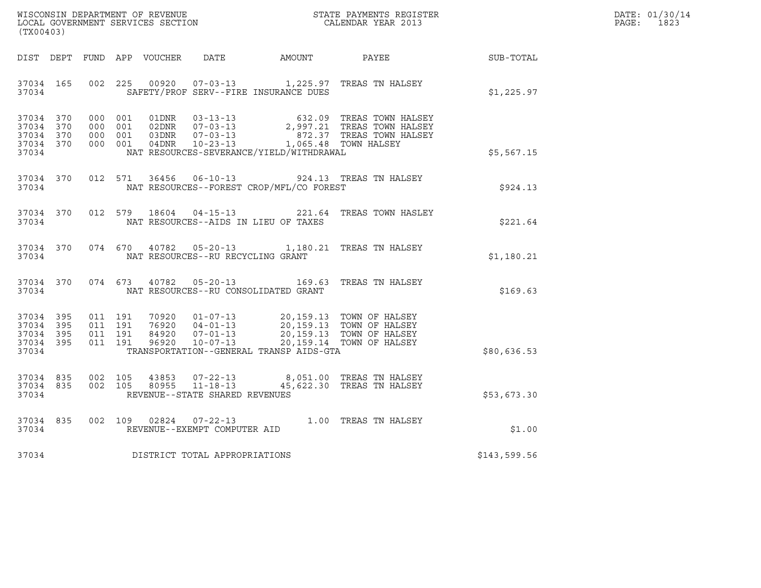WISCONSIN DEPARTMENT OF REVENUE
LOCAL GOVERNMENT SERVICES SECTION
(TX00403)

STATE PAYMENTS REGISTER
CALENDAR YEAR 2013

DATE: 01/30/14
PAGE: 1823

| DIST | DEPT | FUND | APP | VOUCHER | DATE | AMOUNT | PAYEE | SUB-TOTAL |
|---|---|---|---|---|---|---|---|---|
| 37034 | 165 | 002 | 225 | 00920 | 07-03-13 | 1,225.97 | TREAS TN HALSEY | |
| 37034 | | | | SAFETY/PROF SERV--FIRE INSURANCE DUES | | | | $1,225.97 |
| 37034 | 370 | 000 | 001 | 01DNR | 03-13-13 | 632.09 | TREAS TOWN HALSEY | |
| 37034 | 370 | 000 | 001 | 02DNR | 07-03-13 | 2,997.21 | TREAS TOWN HALSEY | |
| 37034 | 370 | 000 | 001 | 03DNR | 07-03-13 | 872.37 | TREAS TOWN HALSEY | |
| 37034 | 370 | 000 | 001 | 04DNR | 10-23-13 | 1,065.48 | TOWN HALSEY | |
| 37034 | | | | NAT RESOURCES-SEVERANCE/YIELD/WITHDRAWAL | | | | $5,567.15 |
| 37034 | 370 | 012 | 571 | 36456 | 06-10-13 | 924.13 | TREAS TN HALSEY | |
| 37034 | | | | NAT RESOURCES--FOREST CROP/MFL/CO FOREST | | | | $924.13 |
| 37034 | 370 | 012 | 579 | 18604 | 04-15-13 | 221.64 | TREAS TOWN HASLEY | |
| 37034 | | | | NAT RESOURCES--AIDS IN LIEU OF TAXES | | | | $221.64 |
| 37034 | 370 | 074 | 670 | 40782 | 05-20-13 | 1,180.21 | TREAS TN HALSEY | |
| 37034 | | | | NAT RESOURCES--RU RECYCLING GRANT | | | | $1,180.21 |
| 37034 | 370 | 074 | 673 | 40782 | 05-20-13 | 169.63 | TREAS TN HALSEY | |
| 37034 | | | | NAT RESOURCES--RU CONSOLIDATED GRANT | | | | $169.63 |
| 37034 | 395 | 011 | 191 | 70920 | 01-07-13 | 20,159.13 | TOWN OF HALSEY | |
| 37034 | 395 | 011 | 191 | 76920 | 04-01-13 | 20,159.13 | TOWN OF HALSEY | |
| 37034 | 395 | 011 | 191 | 84920 | 07-01-13 | 20,159.13 | TOWN OF HALSEY | |
| 37034 | 395 | 011 | 191 | 96920 | 10-07-13 | 20,159.14 | TOWN OF HALSEY | |
| 37034 | | | | TRANSPORTATION--GENERAL TRANSP AIDS-GTA | | | | $80,636.53 |
| 37034 | 835 | 002 | 105 | 43853 | 07-22-13 | 8,051.00 | TREAS TN HALSEY | |
| 37034 | 835 | 002 | 105 | 80955 | 11-18-13 | 45,622.30 | TREAS TN HALSEY | |
| 37034 | | | | REVENUE--STATE SHARED REVENUES | | | | $53,673.30 |
| 37034 | 835 | 002 | 109 | 02824 | 07-22-13 | 1.00 | TREAS TN HALSEY | |
| 37034 | | | | REVENUE--EXEMPT COMPUTER AID | | | | $1.00 |
| 37034 | | | | DISTRICT TOTAL APPROPRIATIONS | | | | $143,599.56 |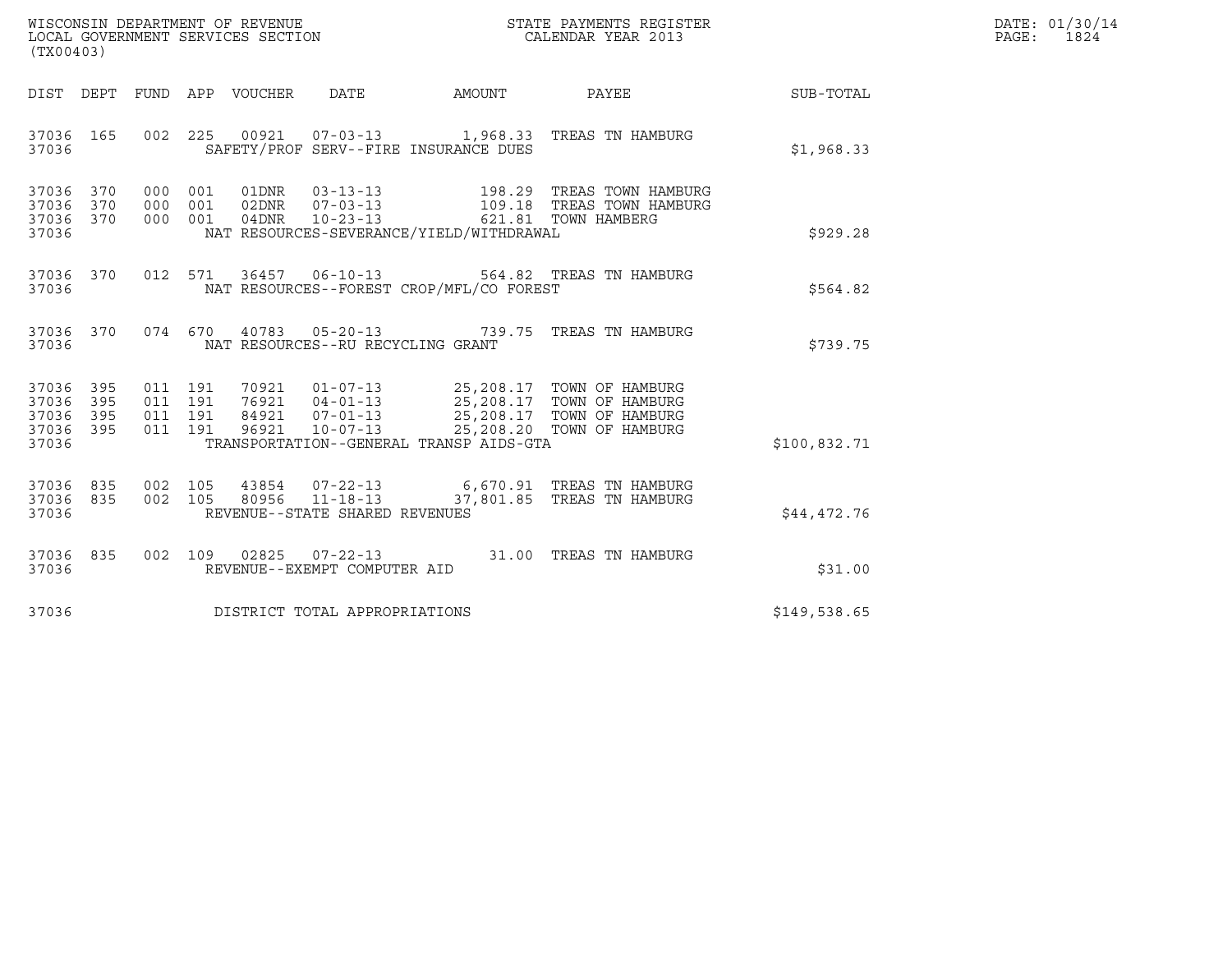WISCONSIN DEPARTMENT OF REVENUE
LOCAL GOVERNMENT SERVICES SECTION
(TX00403)

STATE PAYMENTS REGISTER
CALENDAR YEAR 2013

| DIST | DEPT | FUND | APP | VOUCHER | DATE | AMOUNT | PAYEE | SUB-TOTAL |
|---|---|---|---|---|---|---|---|---|
| 37036 | 165 | 002 | 225 | 00921 | 07-03-13 | 1,968.33 | TREAS TN HAMBURG | |
| 37036 | | | | SAFETY/PROF SERV--FIRE INSURANCE DUES | | | | $1,968.33 |
| 37036 | 370 | 000 | 001 | 01DNR | 03-13-13 | 198.29 | TREAS TOWN HAMBURG | |
| 37036 | 370 | 000 | 001 | 02DNR | 07-03-13 | 109.18 | TREAS TOWN HAMBURG | |
| 37036 | 370 | 000 | 001 | 04DNR | 10-23-13 | 621.81 | TOWN HAMBERG | |
| 37036 | | | | NAT RESOURCES-SEVERANCE/YIELD/WITHDRAWAL | | | | $929.28 |
| 37036 | 370 | 012 | 571 | 36457 | 06-10-13 | 564.82 | TREAS TN HAMBURG | |
| 37036 | | | | NAT RESOURCES--FOREST CROP/MFL/CO FOREST | | | | $564.82 |
| 37036 | 370 | 074 | 670 | 40783 | 05-20-13 | 739.75 | TREAS TN HAMBURG | |
| 37036 | | | | NAT RESOURCES--RU RECYCLING GRANT | | | | $739.75 |
| 37036 | 395 | 011 | 191 | 70921 | 01-07-13 | 25,208.17 | TOWN OF HAMBURG | |
| 37036 | 395 | 011 | 191 | 76921 | 04-01-13 | 25,208.17 | TOWN OF HAMBURG | |
| 37036 | 395 | 011 | 191 | 84921 | 07-01-13 | 25,208.17 | TOWN OF HAMBURG | |
| 37036 | 395 | 011 | 191 | 96921 | 10-07-13 | 25,208.20 | TOWN OF HAMBURG | |
| 37036 | | | | TRANSPORTATION--GENERAL TRANSP AIDS-GTA | | | | $100,832.71 |
| 37036 | 835 | 002 | 105 | 43854 | 07-22-13 | 6,670.91 | TREAS TN HAMBURG | |
| 37036 | 835 | 002 | 105 | 80956 | 11-18-13 | 37,801.85 | TREAS TN HAMBURG | |
| 37036 | | | | REVENUE--STATE SHARED REVENUES | | | | $44,472.76 |
| 37036 | 835 | 002 | 109 | 02825 | 07-22-13 | 31.00 | TREAS TN HAMBURG | |
| 37036 | | | | REVENUE--EXEMPT COMPUTER AID | | | | $31.00 |
| 37036 | | | | DISTRICT TOTAL APPROPRIATIONS | | | | $149,538.65 |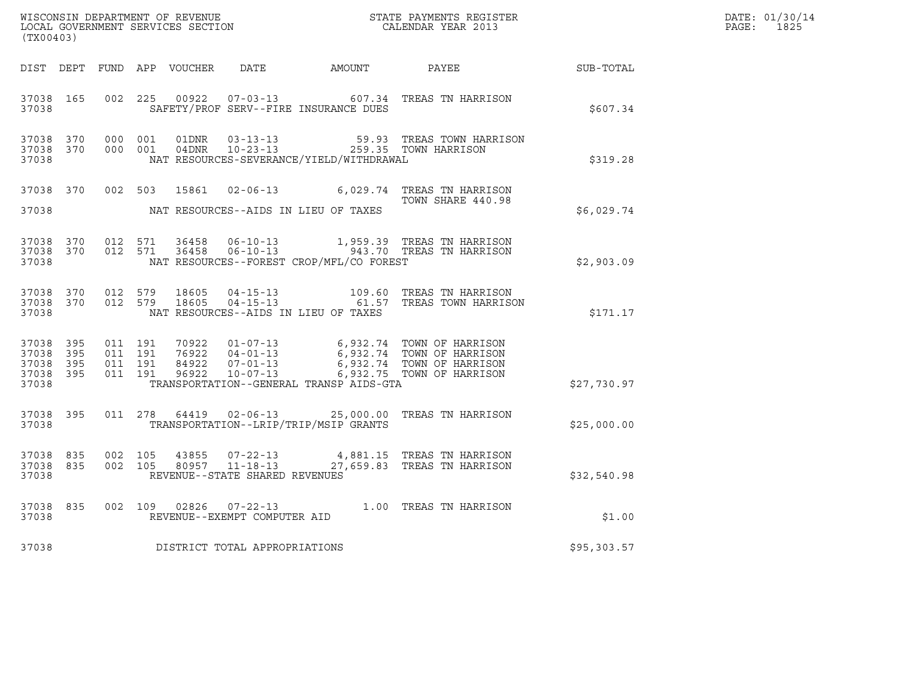WISCONSIN DEPARTMENT OF REVENUE
LOCAL GOVERNMENT SERVICES SECTION
(TX00403)

STATE PAYMENTS REGISTER
CALENDAR YEAR 2013

DATE: 01/30/14
PAGE: 1825

| DIST | DEPT | FUND | APP | VOUCHER | DATE | AMOUNT | PAYEE | SUB-TOTAL |
|---|---|---|---|---|---|---|---|---|
| 37038 | 165 | 002 | 225 | 00922 | 07-03-13 | 607.34 | TREAS TN HARRISON | |
| 37038 | | | | | SAFETY/PROF SERV--FIRE INSURANCE DUES | | | $607.34 |
| 37038 | 370 | 000 | 001 | 01DNR | 03-13-13 | 59.93 | TREAS TOWN HARRISON | |
| 37038 | 370 | 000 | 001 | 04DNR | 10-23-13 | 259.35 | TOWN HARRISON | |
| 37038 | | | | | NAT RESOURCES-SEVERANCE/YIELD/WITHDRAWAL | | | $319.28 |
| 37038 | 370 | 002 | 503 | 15861 | 02-06-13 | 6,029.74 | TREAS TN HARRISON TOWN SHARE 440.98 | |
| 37038 | | | | | NAT RESOURCES--AIDS IN LIEU OF TAXES | | | $6,029.74 |
| 37038 | 370 | 012 | 571 | 36458 | 06-10-13 | 1,959.39 | TREAS TN HARRISON | |
| 37038 | 370 | 012 | 571 | 36458 | 06-10-13 | 943.70 | TREAS TN HARRISON | |
| 37038 | | | | | NAT RESOURCES--FOREST CROP/MFL/CO FOREST | | | $2,903.09 |
| 37038 | 370 | 012 | 579 | 18605 | 04-15-13 | 109.60 | TREAS TN HARRISON | |
| 37038 | 370 | 012 | 579 | 18605 | 04-15-13 | 61.57 | TREAS TOWN HARRISON | |
| 37038 | | | | | NAT RESOURCES--AIDS IN LIEU OF TAXES | | | $171.17 |
| 37038 | 395 | 011 | 191 | 70922 | 01-07-13 | 6,932.74 | TOWN OF HARRISON | |
| 37038 | 395 | 011 | 191 | 76922 | 04-01-13 | 6,932.74 | TOWN OF HARRISON | |
| 37038 | 395 | 011 | 191 | 84922 | 07-01-13 | 6,932.74 | TOWN OF HARRISON | |
| 37038 | 395 | 011 | 191 | 96922 | 10-07-13 | 6,932.75 | TOWN OF HARRISON | |
| 37038 | | | | | TRANSPORTATION--GENERAL TRANSP AIDS-GTA | | | $27,730.97 |
| 37038 | 395 | 011 | 278 | 64419 | 02-06-13 | 25,000.00 | TREAS TN HARRISON | |
| 37038 | | | | | TRANSPORTATION--LRIP/TRIP/MSIP GRANTS | | | $25,000.00 |
| 37038 | 835 | 002 | 105 | 43855 | 07-22-13 | 4,881.15 | TREAS TN HARRISON | |
| 37038 | 835 | 002 | 105 | 80957 | 11-18-13 | 27,659.83 | TREAS TN HARRISON | |
| 37038 | | | | | REVENUE--STATE SHARED REVENUES | | | $32,540.98 |
| 37038 | 835 | 002 | 109 | 02826 | 07-22-13 | 1.00 | TREAS TN HARRISON | |
| 37038 | | | | | REVENUE--EXEMPT COMPUTER AID | | | $1.00 |
| 37038 | | | | | DISTRICT TOTAL APPROPRIATIONS | | | $95,303.57 |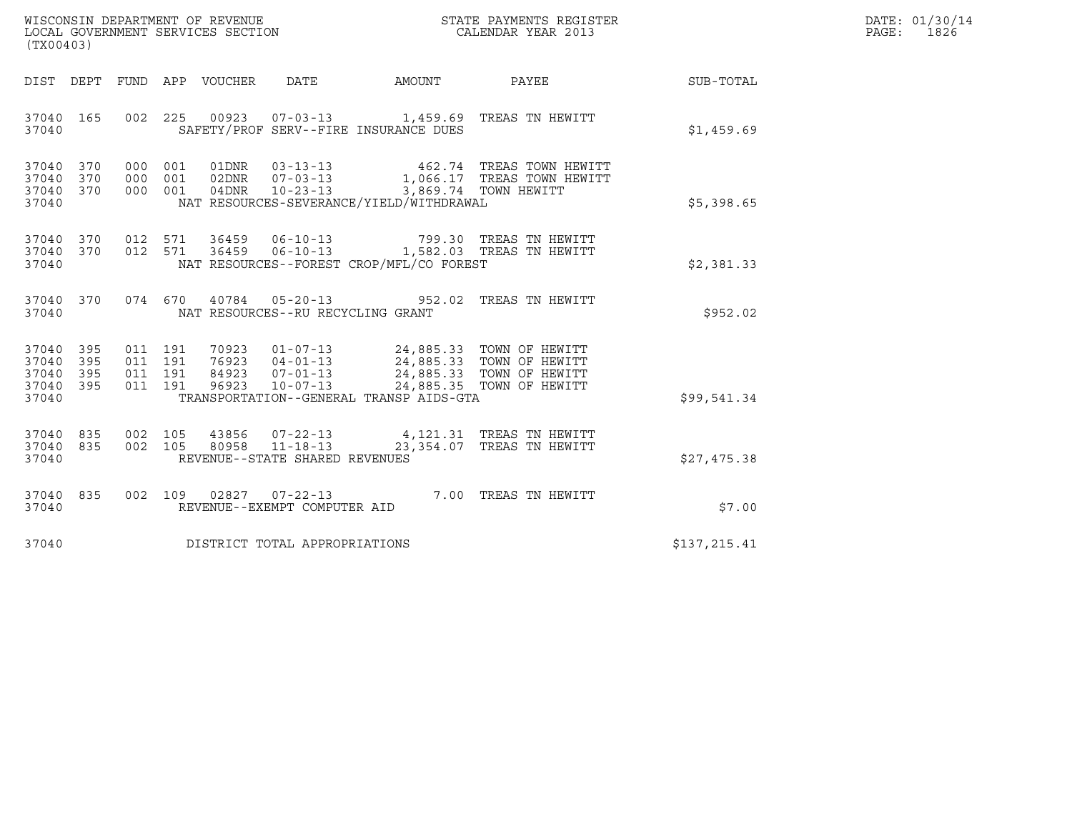WISCONSIN DEPARTMENT OF REVENUE
LOCAL GOVERNMENT SERVICES SECTION
(TX00403)

STATE PAYMENTS REGISTER
CALENDAR YEAR 2013

DATE: 01/30/14
PAGE: 1826

| DIST | DEPT | FUND | APP | VOUCHER | DATE | AMOUNT | PAYEE | SUB-TOTAL |
|---|---|---|---|---|---|---|---|---|
| 37040 | 165 | 002 | 225 | 00923 | 07-03-13 | 1,459.69 | TREAS TN HEWITT | |
| 37040 | | | | SAFETY/PROF SERV--FIRE INSURANCE DUES | | | | $1,459.69 |
| 37040 | 370 | 000 | 001 | 01DNR | 03-13-13 | 462.74 | TREAS TOWN HEWITT | |
| 37040 | 370 | 000 | 001 | 02DNR | 07-03-13 | 1,066.17 | TREAS TOWN HEWITT | |
| 37040 | 370 | 000 | 001 | 04DNR | 10-23-13 | 3,869.74 | TOWN HEWITT | |
| 37040 | | | | NAT RESOURCES-SEVERANCE/YIELD/WITHDRAWAL | | | | $5,398.65 |
| 37040 | 370 | 012 | 571 | 36459 | 06-10-13 | 799.30 | TREAS TN HEWITT | |
| 37040 | 370 | 012 | 571 | 36459 | 06-10-13 | 1,582.03 | TREAS TN HEWITT | |
| 37040 | | | | NAT RESOURCES--FOREST CROP/MFL/CO FOREST | | | | $2,381.33 |
| 37040 | 370 | 074 | 670 | 40784 | 05-20-13 | 952.02 | TREAS TN HEWITT | |
| 37040 | | | | NAT RESOURCES--RU RECYCLING GRANT | | | | $952.02 |
| 37040 | 395 | 011 | 191 | 70923 | 01-07-13 | 24,885.33 | TOWN OF HEWITT | |
| 37040 | 395 | 011 | 191 | 76923 | 04-01-13 | 24,885.33 | TOWN OF HEWITT | |
| 37040 | 395 | 011 | 191 | 84923 | 07-01-13 | 24,885.33 | TOWN OF HEWITT | |
| 37040 | 395 | 011 | 191 | 96923 | 10-07-13 | 24,885.35 | TOWN OF HEWITT | |
| 37040 | | | | TRANSPORTATION--GENERAL TRANSP AIDS-GTA | | | | $99,541.34 |
| 37040 | 835 | 002 | 105 | 43856 | 07-22-13 | 4,121.31 | TREAS TN HEWITT | |
| 37040 | 835 | 002 | 105 | 80958 | 11-18-13 | 23,354.07 | TREAS TN HEWITT | |
| 37040 | | | | REVENUE--STATE SHARED REVENUES | | | | $27,475.38 |
| 37040 | 835 | 002 | 109 | 02827 | 07-22-13 | 7.00 | TREAS TN HEWITT | |
| 37040 | | | | REVENUE--EXEMPT COMPUTER AID | | | | $7.00 |
| 37040 | | | | DISTRICT TOTAL APPROPRIATIONS | | | | $137,215.41 |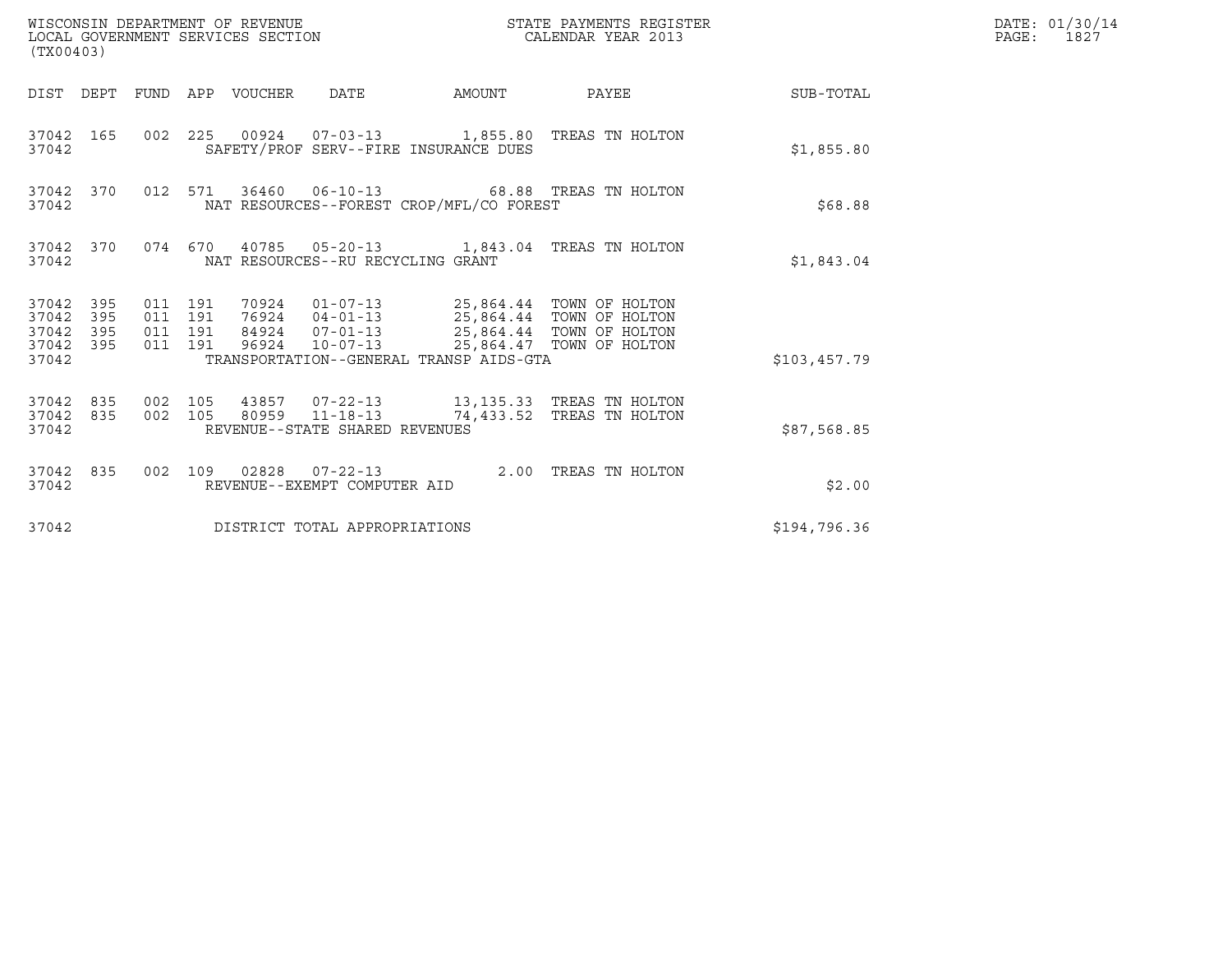WISCONSIN DEPARTMENT OF REVENUE
LOCAL GOVERNMENT SERVICES SECTION
(TX00403)

STATE PAYMENTS REGISTER
CALENDAR YEAR 2013

DATE: 01/30/14
PAGE: 1827

| DIST | DEPT | FUND | APP | VOUCHER | DATE | AMOUNT | PAYEE | SUB-TOTAL |
|---|---|---|---|---|---|---|---|---|
| 37042 | 165 | 002 | 225 | 00924 | 07-03-13 | 1,855.80 | TREAS TN HOLTON | |
| 37042 | | | | SAFETY/PROF SERV--FIRE INSURANCE DUES | | | | $1,855.80 |
| 37042 | 370 | 012 | 571 | 36460 | 06-10-13 | 68.88 | TREAS TN HOLTON | |
| 37042 | | | | NAT RESOURCES--FOREST CROP/MFL/CO FOREST | | | | $68.88 |
| 37042 | 370 | 074 | 670 | 40785 | 05-20-13 | 1,843.04 | TREAS TN HOLTON | |
| 37042 | | | | NAT RESOURCES--RU RECYCLING GRANT | | | | $1,843.04 |
| 37042 | 395 | 011 | 191 | 70924 | 01-07-13 | 25,864.44 | TOWN OF HOLTON | |
| 37042 | 395 | 011 | 191 | 76924 | 04-01-13 | 25,864.44 | TOWN OF HOLTON | |
| 37042 | 395 | 011 | 191 | 84924 | 07-01-13 | 25,864.44 | TOWN OF HOLTON | |
| 37042 | 395 | 011 | 191 | 96924 | 10-07-13 | 25,864.47 | TOWN OF HOLTON | |
| 37042 | | | | TRANSPORTATION--GENERAL TRANSP AIDS-GTA | | | | $103,457.79 |
| 37042 | 835 | 002 | 105 | 43857 | 07-22-13 | 13,135.33 | TREAS TN HOLTON | |
| 37042 | 835 | 002 | 105 | 80959 | 11-18-13 | 74,433.52 | TREAS TN HOLTON | |
| 37042 | | | | REVENUE--STATE SHARED REVENUES | | | | $87,568.85 |
| 37042 | 835 | 002 | 109 | 02828 | 07-22-13 | 2.00 | TREAS TN HOLTON | |
| 37042 | | | | REVENUE--EXEMPT COMPUTER AID | | | | $2.00 |
| 37042 | | | | DISTRICT TOTAL APPROPRIATIONS | | | | $194,796.36 |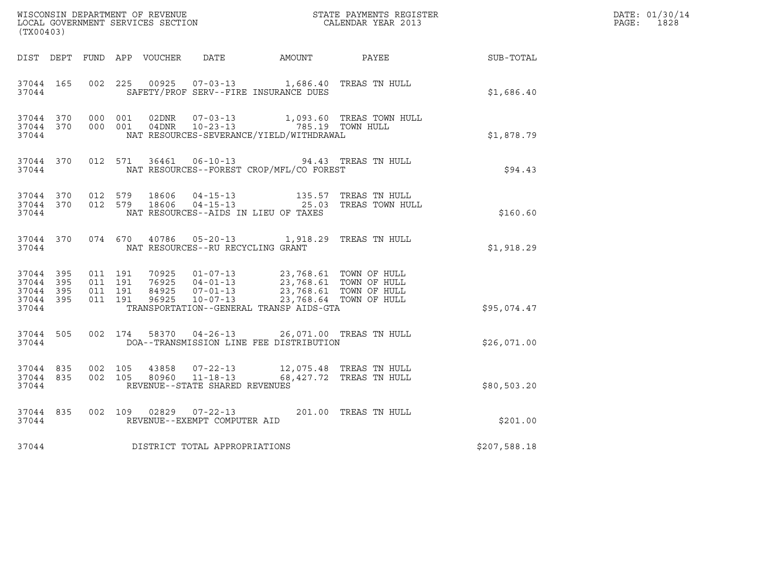WISCONSIN DEPARTMENT OF REVENUE
LOCAL GOVERNMENT SERVICES SECTION
(TX00403)

STATE PAYMENTS REGISTER
CALENDAR YEAR 2013

DATE: 01/30/14
PAGE: 1828

| DIST | DEPT | FUND | APP | VOUCHER | DATE | AMOUNT | PAYEE | SUB-TOTAL |
|---|---|---|---|---|---|---|---|---|
| 37044 | 165 | 002 | 225 | 00925 | 07-03-13 | 1,686.40 | TREAS TN HULL | |
| 37044 | | | | SAFETY/PROF SERV--FIRE INSURANCE DUES | | | | $1,686.40 |
| 37044 | 370 | 000 | 001 | 02DNR | 07-03-13 | 1,093.60 | TREAS TOWN HULL | |
| 37044 | 370 | 000 | 001 | 04DNR | 10-23-13 | 785.19 | TOWN HULL | |
| 37044 | | | | NAT RESOURCES-SEVERANCE/YIELD/WITHDRAWAL | | | | $1,878.79 |
| 37044 | 370 | 012 | 571 | 36461 | 06-10-13 | 94.43 | TREAS TN HULL | |
| 37044 | | | | NAT RESOURCES--FOREST CROP/MFL/CO FOREST | | | | $94.43 |
| 37044 | 370 | 012 | 579 | 18606 | 04-15-13 | 135.57 | TREAS TN HULL | |
| 37044 | 370 | 012 | 579 | 18606 | 04-15-13 | 25.03 | TREAS TOWN HULL | |
| 37044 | | | | NAT RESOURCES--AIDS IN LIEU OF TAXES | | | | $160.60 |
| 37044 | 370 | 074 | 670 | 40786 | 05-20-13 | 1,918.29 | TREAS TN HULL | |
| 37044 | | | | NAT RESOURCES--RU RECYCLING GRANT | | | | $1,918.29 |
| 37044 | 395 | 011 | 191 | 70925 | 01-07-13 | 23,768.61 | TOWN OF HULL | |
| 37044 | 395 | 011 | 191 | 76925 | 04-01-13 | 23,768.61 | TOWN OF HULL | |
| 37044 | 395 | 011 | 191 | 84925 | 07-01-13 | 23,768.61 | TOWN OF HULL | |
| 37044 | 395 | 011 | 191 | 96925 | 10-07-13 | 23,768.64 | TOWN OF HULL | |
| 37044 | | | | TRANSPORTATION--GENERAL TRANSP AIDS-GTA | | | | $95,074.47 |
| 37044 | 505 | 002 | 174 | 58370 | 04-26-13 | 26,071.00 | TREAS TN HULL | |
| 37044 | | | | DOA--TRANSMISSION LINE FEE DISTRIBUTION | | | | $26,071.00 |
| 37044 | 835 | 002 | 105 | 43858 | 07-22-13 | 12,075.48 | TREAS TN HULL | |
| 37044 | 835 | 002 | 105 | 80960 | 11-18-13 | 68,427.72 | TREAS TN HULL | |
| 37044 | | | | REVENUE--STATE SHARED REVENUES | | | | $80,503.20 |
| 37044 | 835 | 002 | 109 | 02829 | 07-22-13 | 201.00 | TREAS TN HULL | |
| 37044 | | | | REVENUE--EXEMPT COMPUTER AID | | | | $201.00 |
| 37044 | | | | DISTRICT TOTAL APPROPRIATIONS | | | | $207,588.18 |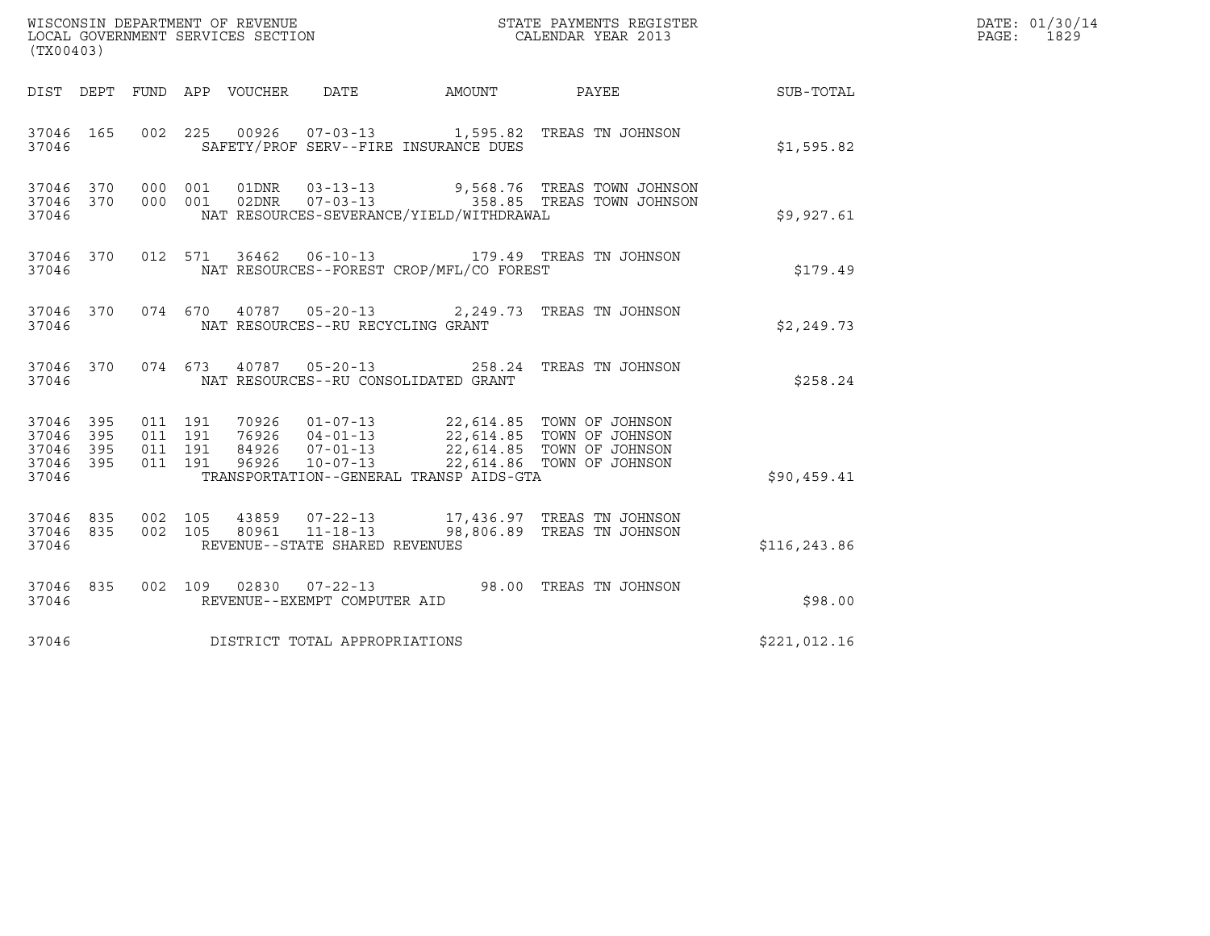WISCONSIN DEPARTMENT OF REVENUE
LOCAL GOVERNMENT SERVICES SECTION
(TX00403)

STATE PAYMENTS REGISTER
CALENDAR YEAR 2013

DATE: 01/30/14
PAGE: 1829

| DIST | DEPT | FUND | APP | VOUCHER | DATE | AMOUNT | PAYEE | SUB-TOTAL |
|---|---|---|---|---|---|---|---|---|
| 37046 | 165 | 002 | 225 | 00926 | 07-03-13 | 1,595.82 | TREAS TN JOHNSON | |
| 37046 | | | | SAFETY/PROF SERV--FIRE INSURANCE DUES | | | | $1,595.82 |
| 37046 | 370 | 000 | 001 | 01DNR | 03-13-13 | 9,568.76 | TREAS TOWN JOHNSON | |
| 37046 | 370 | 000 | 001 | 02DNR | 07-03-13 | 358.85 | TREAS TOWN JOHNSON | |
| 37046 | | | | NAT RESOURCES-SEVERANCE/YIELD/WITHDRAWAL | | | | $9,927.61 |
| 37046 | 370 | 012 | 571 | 36462 | 06-10-13 | 179.49 | TREAS TN JOHNSON | |
| 37046 | | | | NAT RESOURCES--FOREST CROP/MFL/CO FOREST | | | | $179.49 |
| 37046 | 370 | 074 | 670 | 40787 | 05-20-13 | 2,249.73 | TREAS TN JOHNSON | |
| 37046 | | | | NAT RESOURCES--RU RECYCLING GRANT | | | | $2,249.73 |
| 37046 | 370 | 074 | 673 | 40787 | 05-20-13 | 258.24 | TREAS TN JOHNSON | |
| 37046 | | | | NAT RESOURCES--RU CONSOLIDATED GRANT | | | | $258.24 |
| 37046 | 395 | 011 | 191 | 70926 | 01-07-13 | 22,614.85 | TOWN OF JOHNSON | |
| 37046 | 395 | 011 | 191 | 76926 | 04-01-13 | 22,614.85 | TOWN OF JOHNSON | |
| 37046 | 395 | 011 | 191 | 84926 | 07-01-13 | 22,614.85 | TOWN OF JOHNSON | |
| 37046 | 395 | 011 | 191 | 96926 | 10-07-13 | 22,614.86 | TOWN OF JOHNSON | |
| 37046 | | | | TRANSPORTATION--GENERAL TRANSP AIDS-GTA | | | | $90,459.41 |
| 37046 | 835 | 002 | 105 | 43859 | 07-22-13 | 17,436.97 | TREAS TN JOHNSON | |
| 37046 | 835 | 002 | 105 | 80961 | 11-18-13 | 98,806.89 | TREAS TN JOHNSON | |
| 37046 | | | | REVENUE--STATE SHARED REVENUES | | | | $116,243.86 |
| 37046 | 835 | 002 | 109 | 02830 | 07-22-13 | 98.00 | TREAS TN JOHNSON | |
| 37046 | | | | REVENUE--EXEMPT COMPUTER AID | | | | $98.00 |
| 37046 | | | | DISTRICT TOTAL APPROPRIATIONS | | | | $221,012.16 |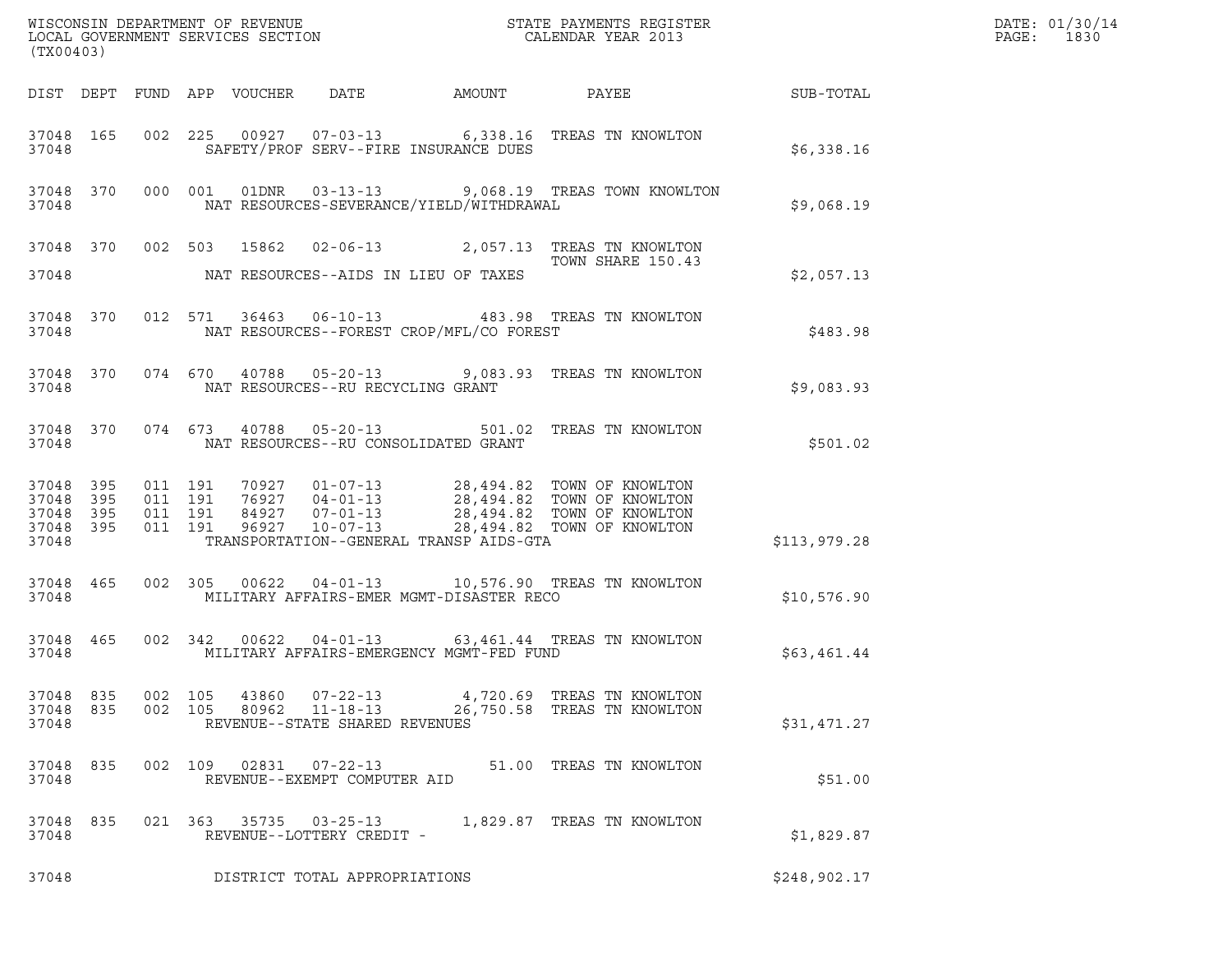WISCONSIN DEPARTMENT OF REVENUE
LOCAL GOVERNMENT SERVICES SECTION
(TX00403)

STATE PAYMENTS REGISTER
CALENDAR YEAR 2013

DATE: 01/30/14

| DIST | DEPT | FUND | APP | VOUCHER | DATE | AMOUNT | PAYEE | SUB-TOTAL |
|---|---|---|---|---|---|---|---|---|
| 37048 | 165 | 002 | 225 | 00927 | 07-03-13 | 6,338.16 | TREAS TN KNOWLTON | |
| 37048 | | | | SAFETY/PROF SERV--FIRE INSURANCE DUES | | | | $6,338.16 |
| 37048 | 370 | 000 | 001 | 01DNR | 03-13-13 | 9,068.19 | TREAS TOWN KNOWLTON | |
| 37048 | | | | NAT RESOURCES-SEVERANCE/YIELD/WITHDRAWAL | | | | $9,068.19 |
| 37048 | 370 | 002 | 503 | 15862 | 02-06-13 | 2,057.13 | TREAS TN KNOWLTON TOWN SHARE 150.43 | |
| 37048 | | | | NAT RESOURCES--AIDS IN LIEU OF TAXES | | | | $2,057.13 |
| 37048 | 370 | 012 | 571 | 36463 | 06-10-13 | 483.98 | TREAS TN KNOWLTON | |
| 37048 | | | | NAT RESOURCES--FOREST CROP/MFL/CO FOREST | | | | $483.98 |
| 37048 | 370 | 074 | 670 | 40788 | 05-20-13 | 9,083.93 | TREAS TN KNOWLTON | |
| 37048 | | | | NAT RESOURCES--RU RECYCLING GRANT | | | | $9,083.93 |
| 37048 | 370 | 074 | 673 | 40788 | 05-20-13 | 501.02 | TREAS TN KNOWLTON | |
| 37048 | | | | NAT RESOURCES--RU CONSOLIDATED GRANT | | | | $501.02 |
| 37048 | 395 | 011 | 191 | 70927 | 01-07-13 | 28,494.82 | TOWN OF KNOWLTON | |
| 37048 | 395 | 011 | 191 | 76927 | 04-01-13 | 28,494.82 | TOWN OF KNOWLTON | |
| 37048 | 395 | 011 | 191 | 84927 | 07-01-13 | 28,494.82 | TOWN OF KNOWLTON | |
| 37048 | 395 | 011 | 191 | 96927 | 10-07-13 | 28,494.82 | TOWN OF KNOWLTON | |
| 37048 | | | | TRANSPORTATION--GENERAL TRANSP AIDS-GTA | | | | $113,979.28 |
| 37048 | 465 | 002 | 305 | 00622 | 04-01-13 | 10,576.90 | TREAS TN KNOWLTON | |
| 37048 | | | | MILITARY AFFAIRS-EMER MGMT-DISASTER RECO | | | | $10,576.90 |
| 37048 | 465 | 002 | 342 | 00622 | 04-01-13 | 63,461.44 | TREAS TN KNOWLTON | |
| 37048 | | | | MILITARY AFFAIRS-EMERGENCY MGMT-FED FUND | | | | $63,461.44 |
| 37048 | 835 | 002 | 105 | 43860 | 07-22-13 | 4,720.69 | TREAS TN KNOWLTON | |
| 37048 | 835 | 002 | 105 | 80962 | 11-18-13 | 26,750.58 | TREAS TN KNOWLTON | |
| 37048 | | | | REVENUE--STATE SHARED REVENUES | | | | $31,471.27 |
| 37048 | 835 | 002 | 109 | 02831 | 07-22-13 | 51.00 | TREAS TN KNOWLTON | |
| 37048 | | | | REVENUE--EXEMPT COMPUTER AID | | | | $51.00 |
| 37048 | 835 | 021 | 363 | 35735 | 03-25-13 | 1,829.87 | TREAS TN KNOWLTON | |
| 37048 | | | | REVENUE--LOTTERY CREDIT - | | | | $1,829.87 |
| 37048 | | | | DISTRICT TOTAL APPROPRIATIONS | | | | $248,902.17 |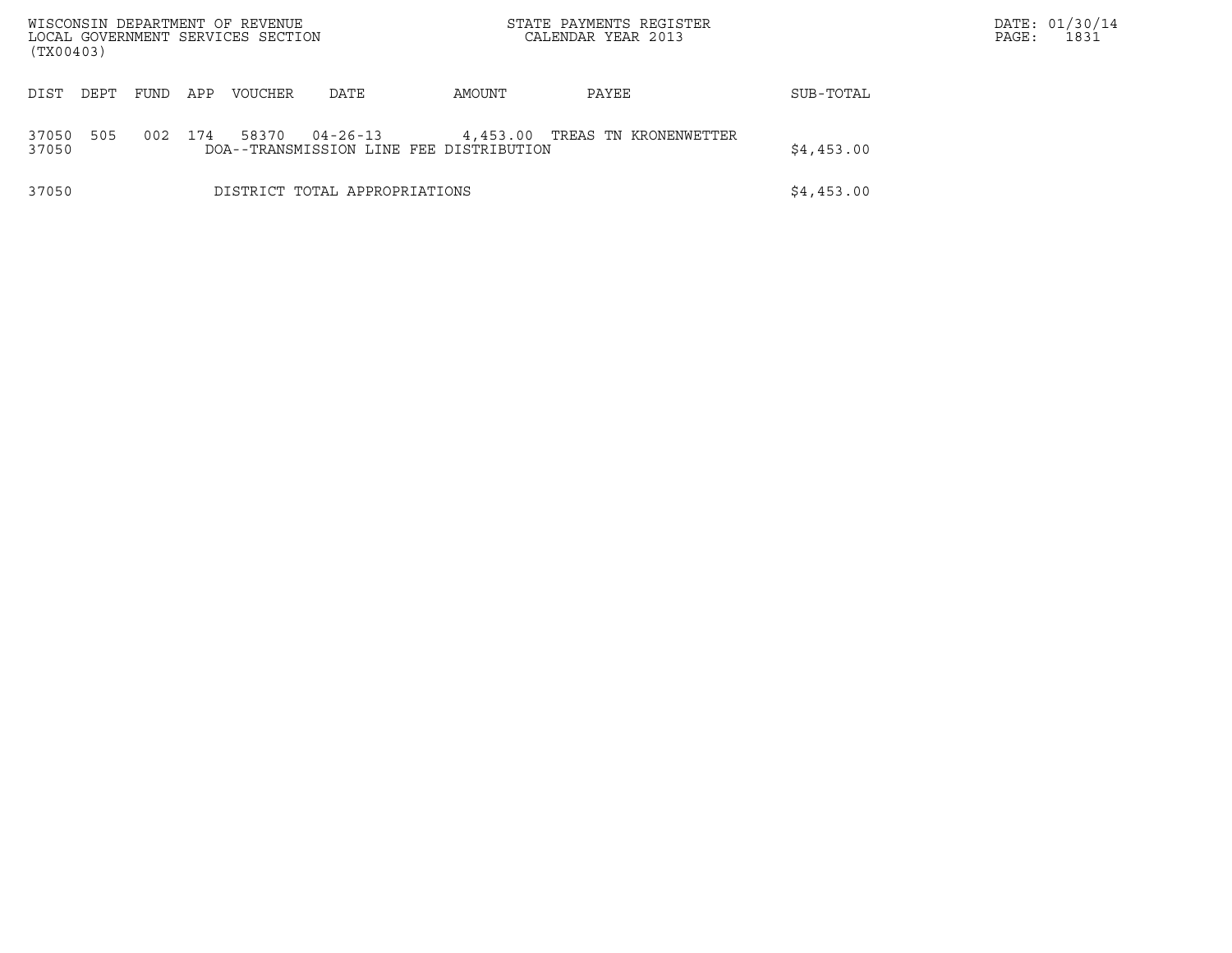| DIST | DEPT | FUND | APP | VOUCHER | DATE | AMOUNT | PAYEE | SUB-TOTAL |
|---|---|---|---|---|---|---|---|---|
| 37050 | 505 | 002 | 174 | 58370 | 04-26-13 | 4,453.00 | TREAS TN KRONENWETTER | |
| 37050 | | | | DOA--TRANSMISSION LINE FEE DISTRIBUTION | | | | $4,453.00 |
| 37050 | | | | DISTRICT TOTAL APPROPRIATIONS | | | | $4,453.00 |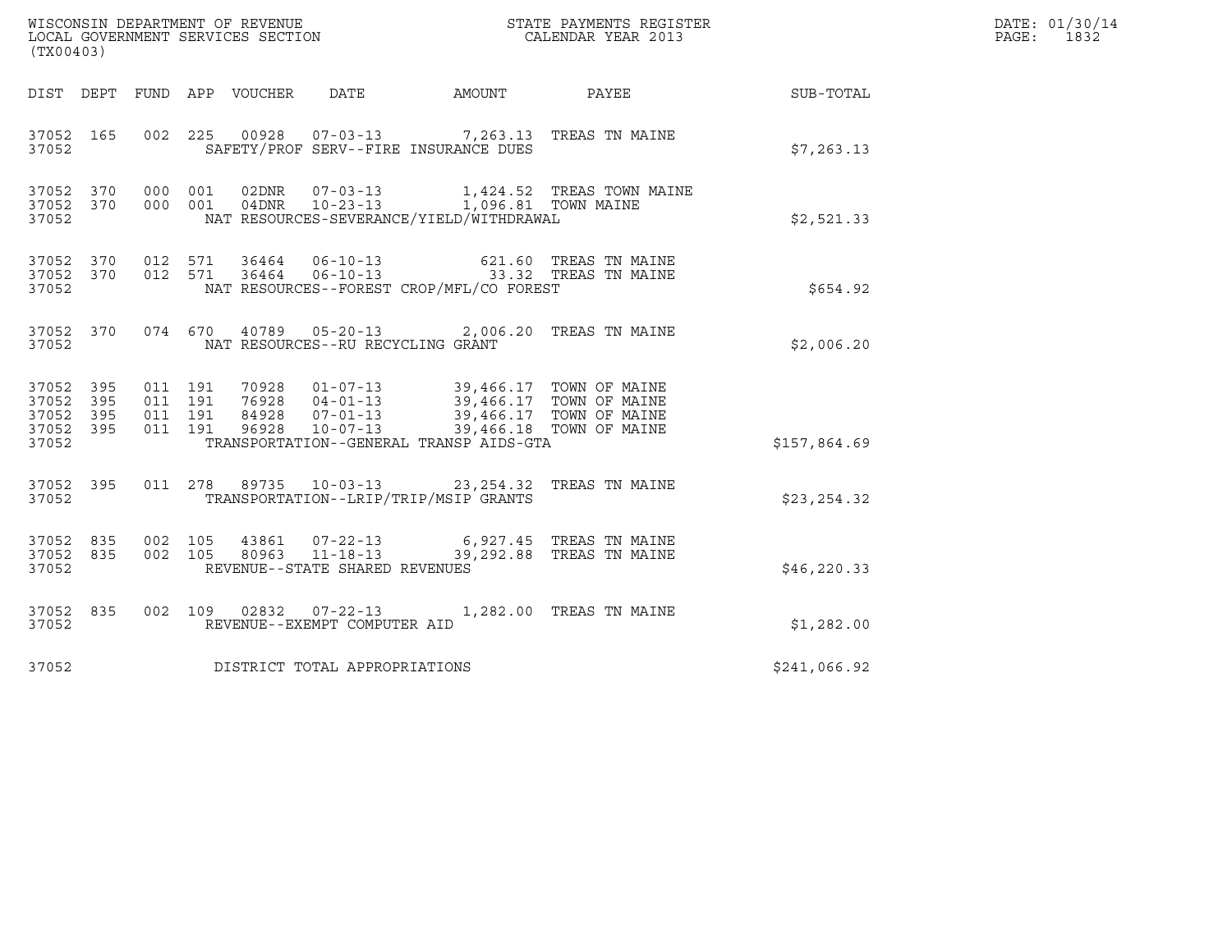WISCONSIN DEPARTMENT OF REVENUE
LOCAL GOVERNMENT SERVICES SECTION
(TX00403)

STATE PAYMENTS REGISTER
CALENDAR YEAR 2013

DATE: 01/30/14
PAGE: 1832

| DIST | DEPT | FUND | APP | VOUCHER | DATE | AMOUNT | PAYEE | SUB-TOTAL |
|---|---|---|---|---|---|---|---|---|
| 37052 | 165 | 002 | 225 | 00928 | 07-03-13 | 7,263.13 | TREAS TN MAINE | |
| 37052 | | | | SAFETY/PROF SERV--FIRE INSURANCE DUES | | | | $7,263.13 |
| 37052 | 370 | 000 | 001 | 02DNR | 07-03-13 | 1,424.52 | TREAS TOWN MAINE | |
| 37052 | 370 | 000 | 001 | 04DNR | 10-23-13 | 1,096.81 | TOWN MAINE | |
| 37052 | | | | NAT RESOURCES-SEVERANCE/YIELD/WITHDRAWAL | | | | $2,521.33 |
| 37052 | 370 | 012 | 571 | 36464 | 06-10-13 | 621.60 | TREAS TN MAINE | |
| 37052 | 370 | 012 | 571 | 36464 | 06-10-13 | 33.32 | TREAS TN MAINE | |
| 37052 | | | | NAT RESOURCES--FOREST CROP/MFL/CO FOREST | | | | $654.92 |
| 37052 | 370 | 074 | 670 | 40789 | 05-20-13 | 2,006.20 | TREAS TN MAINE | |
| 37052 | | | | NAT RESOURCES--RU RECYCLING GRANT | | | | $2,006.20 |
| 37052 | 395 | 011 | 191 | 70928 | 01-07-13 | 39,466.17 | TOWN OF MAINE | |
| 37052 | 395 | 011 | 191 | 76928 | 04-01-13 | 39,466.17 | TOWN OF MAINE | |
| 37052 | 395 | 011 | 191 | 84928 | 07-01-13 | 39,466.17 | TOWN OF MAINE | |
| 37052 | 395 | 011 | 191 | 96928 | 10-07-13 | 39,466.18 | TOWN OF MAINE | |
| 37052 | | | | TRANSPORTATION--GENERAL TRANSP AIDS-GTA | | | | $157,864.69 |
| 37052 | 395 | 011 | 278 | 89735 | 10-03-13 | 23,254.32 | TREAS TN MAINE | |
| 37052 | | | | TRANSPORTATION--LRIP/TRIP/MSIP GRANTS | | | | $23,254.32 |
| 37052 | 835 | 002 | 105 | 43861 | 07-22-13 | 6,927.45 | TREAS TN MAINE | |
| 37052 | 835 | 002 | 105 | 80963 | 11-18-13 | 39,292.88 | TREAS TN MAINE | |
| 37052 | | | | REVENUE--STATE SHARED REVENUES | | | | $46,220.33 |
| 37052 | 835 | 002 | 109 | 02832 | 07-22-13 | 1,282.00 | TREAS TN MAINE | |
| 37052 | | | | REVENUE--EXEMPT COMPUTER AID | | | | $1,282.00 |
| 37052 | | | | DISTRICT TOTAL APPROPRIATIONS | | | | $241,066.92 |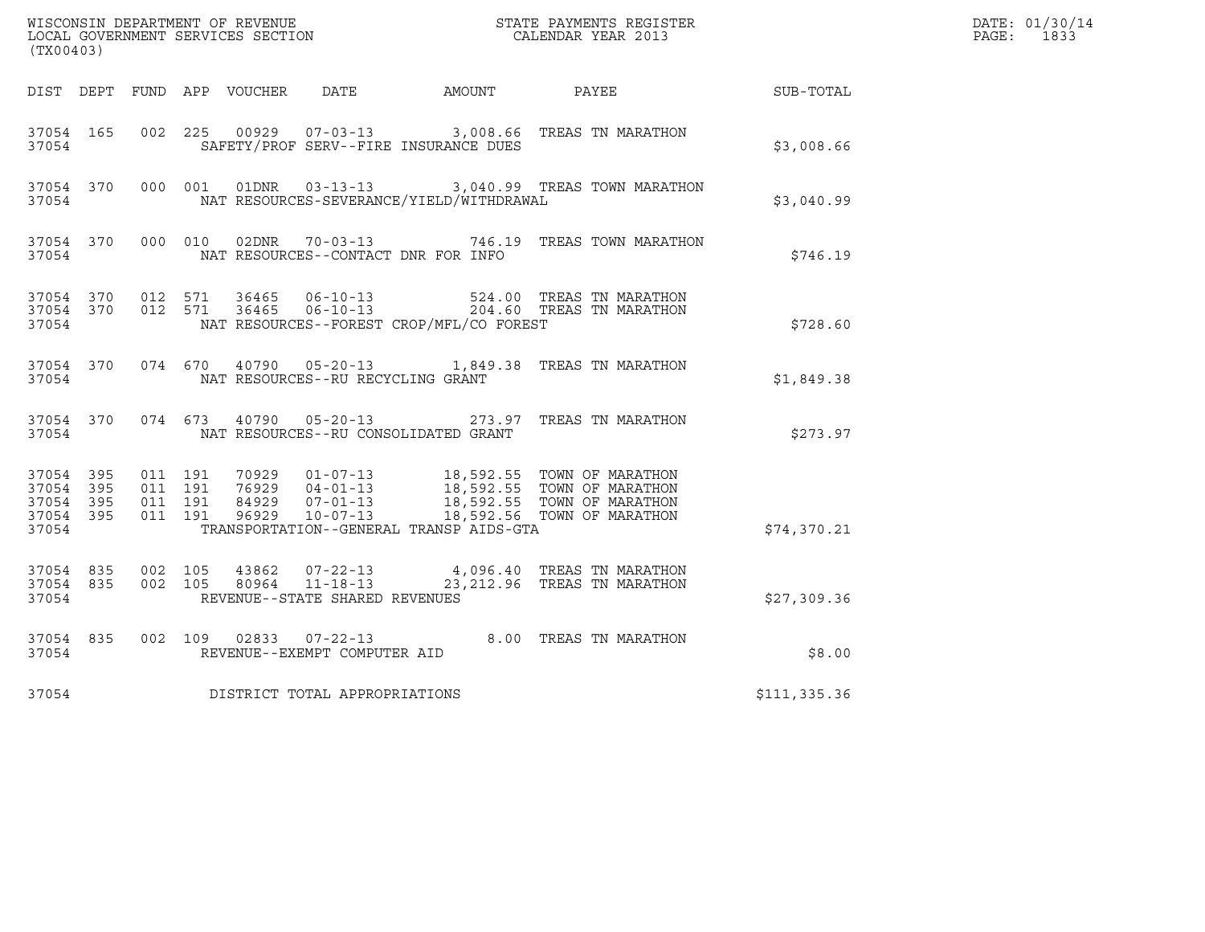WISCONSIN DEPARTMENT OF REVENUE
LOCAL GOVERNMENT SERVICES SECTION
(TX00403)

STATE PAYMENTS REGISTER
CALENDAR YEAR 2013

DATE: 01/30/14
PAGE: 1833

| DIST | DEPT | FUND | APP | VOUCHER | DATE | AMOUNT | PAYEE | SUB-TOTAL |
|---|---|---|---|---|---|---|---|---|
| 37054 | 165 | 002 | 225 | 00929 | 07-03-13 | 3,008.66 | TREAS TN MARATHON | |
| 37054 | | | | SAFETY/PROF SERV--FIRE INSURANCE DUES | | | | $3,008.66 |
| 37054 | 370 | 000 | 001 | 01DNR | 03-13-13 | 3,040.99 | TREAS TOWN MARATHON | |
| 37054 | | | | NAT RESOURCES-SEVERANCE/YIELD/WITHDRAWAL | | | | $3,040.99 |
| 37054 | 370 | 000 | 010 | 02DNR | 70-03-13 | 746.19 | TREAS TOWN MARATHON | |
| 37054 | | | | NAT RESOURCES--CONTACT DNR FOR INFO | | | | $746.19 |
| 37054 | 370 | 012 | 571 | 36465 | 06-10-13 | 524.00 | TREAS TN MARATHON | |
| 37054 | 370 | 012 | 571 | 36465 | 06-10-13 | 204.60 | TREAS TN MARATHON | |
| 37054 | | | | NAT RESOURCES--FOREST CROP/MFL/CO FOREST | | | | $728.60 |
| 37054 | 370 | 074 | 670 | 40790 | 05-20-13 | 1,849.38 | TREAS TN MARATHON | |
| 37054 | | | | NAT RESOURCES--RU RECYCLING GRANT | | | | $1,849.38 |
| 37054 | 370 | 074 | 673 | 40790 | 05-20-13 | 273.97 | TREAS TN MARATHON | |
| 37054 | | | | NAT RESOURCES--RU CONSOLIDATED GRANT | | | | $273.97 |
| 37054 | 395 | 011 | 191 | 70929 | 01-07-13 | 18,592.55 | TOWN OF MARATHON | |
| 37054 | 395 | 011 | 191 | 76929 | 04-01-13 | 18,592.55 | TOWN OF MARATHON | |
| 37054 | 395 | 011 | 191 | 84929 | 07-01-13 | 18,592.55 | TOWN OF MARATHON | |
| 37054 | 395 | 011 | 191 | 96929 | 10-07-13 | 18,592.56 | TOWN OF MARATHON | |
| 37054 | | | | TRANSPORTATION--GENERAL TRANSP AIDS-GTA | | | | $74,370.21 |
| 37054 | 835 | 002 | 105 | 43862 | 07-22-13 | 4,096.40 | TREAS TN MARATHON | |
| 37054 | 835 | 002 | 105 | 80964 | 11-18-13 | 23,212.96 | TREAS TN MARATHON | |
| 37054 | | | | REVENUE--STATE SHARED REVENUES | | | | $27,309.36 |
| 37054 | 835 | 002 | 109 | 02833 | 07-22-13 | 8.00 | TREAS TN MARATHON | |
| 37054 | | | | REVENUE--EXEMPT COMPUTER AID | | | | $8.00 |
| 37054 | | | | DISTRICT TOTAL APPROPRIATIONS | | | | $111,335.36 |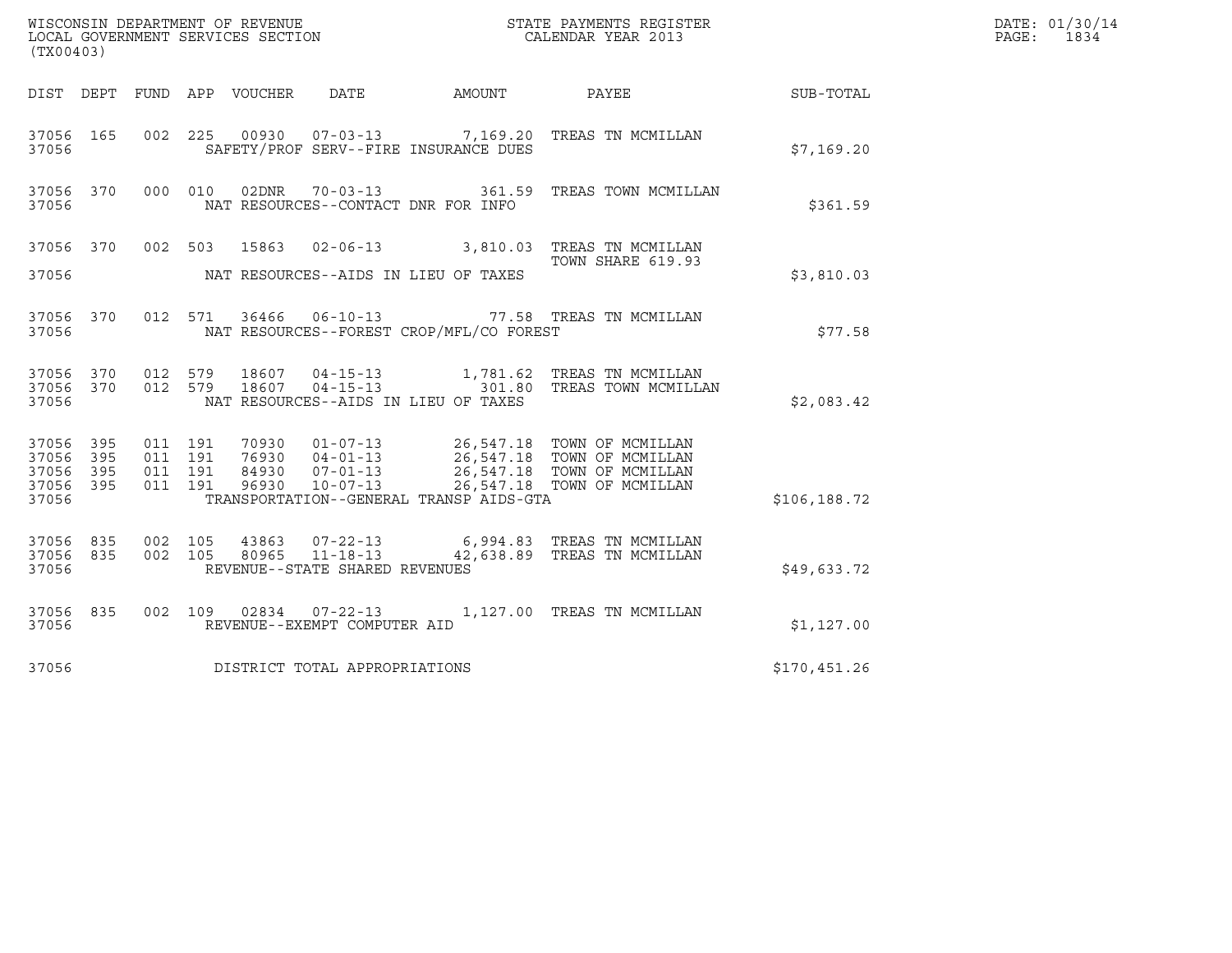WISCONSIN DEPARTMENT OF REVENUE
LOCAL GOVERNMENT SERVICES SECTION
(TX00403)

STATE PAYMENTS REGISTER
CALENDAR YEAR 2013

DATE: 01/30/14
PAGE: 1834

| DIST | DEPT | FUND | APP | VOUCHER | DATE | AMOUNT | PAYEE | SUB-TOTAL |
|---|---|---|---|---|---|---|---|---|
| 37056 | 165 | 002 | 225 | 00930 | 07-03-13 | 7,169.20 | TREAS TN MCMILLAN | |
| 37056 | | | | | SAFETY/PROF SERV--FIRE INSURANCE DUES | | | $7,169.20 |
| 37056 | 370 | 000 | 010 | 02DNR | 70-03-13 | 361.59 | TREAS TOWN MCMILLAN | |
| 37056 | | | | | NAT RESOURCES--CONTACT DNR FOR INFO | | | $361.59 |
| 37056 | 370 | 002 | 503 | 15863 | 02-06-13 | 3,810.03 | TREAS TN MCMILLAN TOWN SHARE 619.93 | |
| 37056 | | | | | NAT RESOURCES--AIDS IN LIEU OF TAXES | | | $3,810.03 |
| 37056 | 370 | 012 | 571 | 36466 | 06-10-13 | 77.58 | TREAS TN MCMILLAN | |
| 37056 | | | | | NAT RESOURCES--FOREST CROP/MFL/CO FOREST | | | $77.58 |
| 37056 | 370 | 012 | 579 | 18607 | 04-15-13 | 1,781.62 | TREAS TN MCMILLAN | |
| 37056 | 370 | 012 | 579 | 18607 | 04-15-13 | 301.80 | TREAS TOWN MCMILLAN | |
| 37056 | | | | | NAT RESOURCES--AIDS IN LIEU OF TAXES | | | $2,083.42 |
| 37056 | 395 | 011 | 191 | 70930 | 01-07-13 | 26,547.18 | TOWN OF MCMILLAN | |
| 37056 | 395 | 011 | 191 | 76930 | 04-01-13 | 26,547.18 | TOWN OF MCMILLAN | |
| 37056 | 395 | 011 | 191 | 84930 | 07-01-13 | 26,547.18 | TOWN OF MCMILLAN | |
| 37056 | 395 | 011 | 191 | 96930 | 10-07-13 | 26,547.18 | TOWN OF MCMILLAN | |
| 37056 | | | | | TRANSPORTATION--GENERAL TRANSP AIDS-GTA | | | $106,188.72 |
| 37056 | 835 | 002 | 105 | 43863 | 07-22-13 | 6,994.83 | TREAS TN MCMILLAN | |
| 37056 | 835 | 002 | 105 | 80965 | 11-18-13 | 42,638.89 | TREAS TN MCMILLAN | |
| 37056 | | | | | REVENUE--STATE SHARED REVENUES | | | $49,633.72 |
| 37056 | 835 | 002 | 109 | 02834 | 07-22-13 | 1,127.00 | TREAS TN MCMILLAN | |
| 37056 | | | | | REVENUE--EXEMPT COMPUTER AID | | | $1,127.00 |
| 37056 | | | | | DISTRICT TOTAL APPROPRIATIONS | | | $170,451.26 |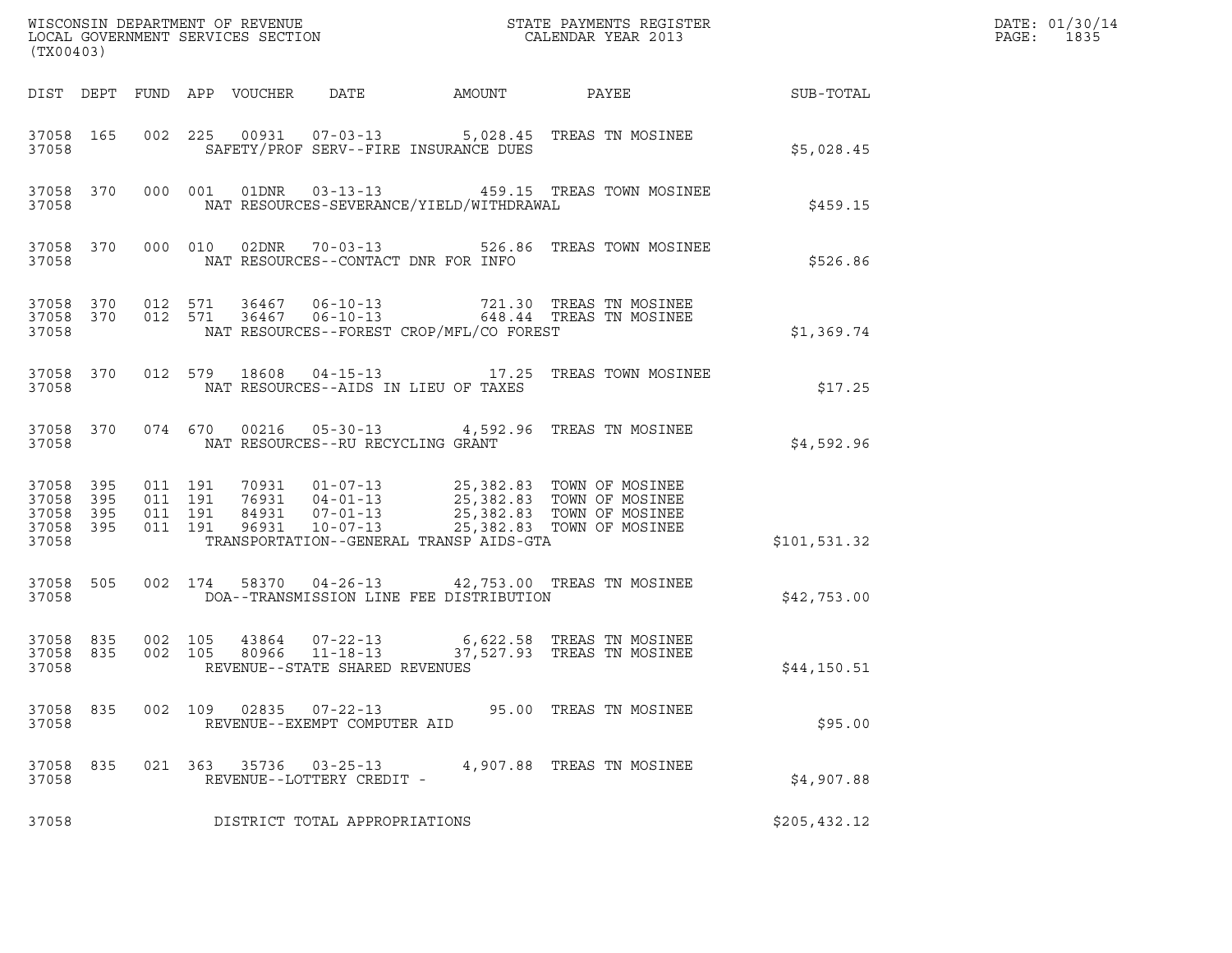WISCONSIN DEPARTMENT OF REVENUE
LOCAL GOVERNMENT SERVICES SECTION
(TX00403)

STATE PAYMENTS REGISTER
CALENDAR YEAR 2013

DATE: 01/30/14
PAGE: 1835

| DIST | DEPT | FUND | APP | VOUCHER | DATE | AMOUNT | PAYEE | SUB-TOTAL |
|---|---|---|---|---|---|---|---|---|
| 37058 | 165 | 002 | 225 | 00931 | 07-03-13 | 5,028.45 | TREAS TN MOSINEE | |
| 37058 | | | | SAFETY/PROF SERV--FIRE INSURANCE DUES | | | | $5,028.45 |
| 37058 | 370 | 000 | 001 | 01DNR | 03-13-13 | 459.15 | TREAS TOWN MOSINEE | |
| 37058 | | | | NAT RESOURCES-SEVERANCE/YIELD/WITHDRAWAL | | | | $459.15 |
| 37058 | 370 | 000 | 010 | 02DNR | 70-03-13 | 526.86 | TREAS TOWN MOSINEE | |
| 37058 | | | | NAT RESOURCES--CONTACT DNR FOR INFO | | | | $526.86 |
| 37058 | 370 | 012 | 571 | 36467 | 06-10-13 | 721.30 | TREAS TN MOSINEE | |
| 37058 | 370 | 012 | 571 | 36467 | 06-10-13 | 648.44 | TREAS TN MOSINEE | |
| 37058 | | | | NAT RESOURCES--FOREST CROP/MFL/CO FOREST | | | | $1,369.74 |
| 37058 | 370 | 012 | 579 | 18608 | 04-15-13 | 17.25 | TREAS TOWN MOSINEE | |
| 37058 | | | | NAT RESOURCES--AIDS IN LIEU OF TAXES | | | | $17.25 |
| 37058 | 370 | 074 | 670 | 00216 | 05-30-13 | 4,592.96 | TREAS TN MOSINEE | |
| 37058 | | | | NAT RESOURCES--RU RECYCLING GRANT | | | | $4,592.96 |
| 37058 | 395 | 011 | 191 | 70931 | 01-07-13 | 25,382.83 | TOWN OF MOSINEE | |
| 37058 | 395 | 011 | 191 | 76931 | 04-01-13 | 25,382.83 | TOWN OF MOSINEE | |
| 37058 | 395 | 011 | 191 | 84931 | 07-01-13 | 25,382.83 | TOWN OF MOSINEE | |
| 37058 | 395 | 011 | 191 | 96931 | 10-07-13 | 25,382.83 | TOWN OF MOSINEE | |
| 37058 | | | | TRANSPORTATION--GENERAL TRANSP AIDS-GTA | | | | $101,531.32 |
| 37058 | 505 | 002 | 174 | 58370 | 04-26-13 | 42,753.00 | TREAS TN MOSINEE | |
| 37058 | | | | DOA--TRANSMISSION LINE FEE DISTRIBUTION | | | | $42,753.00 |
| 37058 | 835 | 002 | 105 | 43864 | 07-22-13 | 6,622.58 | TREAS TN MOSINEE | |
| 37058 | 835 | 002 | 105 | 80966 | 11-18-13 | 37,527.93 | TREAS TN MOSINEE | |
| 37058 | | | | REVENUE--STATE SHARED REVENUES | | | | $44,150.51 |
| 37058 | 835 | 002 | 109 | 02835 | 07-22-13 | 95.00 | TREAS TN MOSINEE | |
| 37058 | | | | REVENUE--EXEMPT COMPUTER AID | | | | $95.00 |
| 37058 | 835 | 021 | 363 | 35736 | 03-25-13 | 4,907.88 | TREAS TN MOSINEE | |
| 37058 | | | | REVENUE--LOTTERY CREDIT - | | | | $4,907.88 |
| 37058 | | | | DISTRICT TOTAL APPROPRIATIONS | | | | $205,432.12 |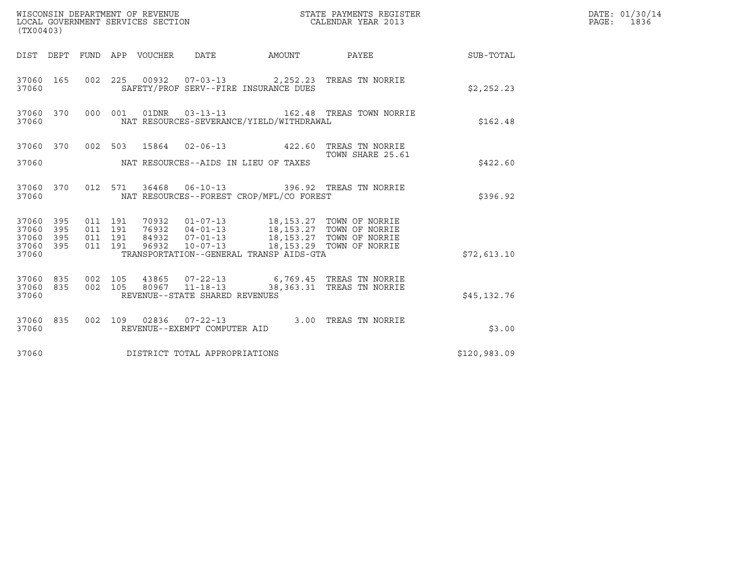WISCONSIN DEPARTMENT OF REVENUE
LOCAL GOVERNMENT SERVICES SECTION
(TX00403)

STATE PAYMENTS REGISTER
CALENDAR YEAR 2013

DATE: 01/30/14

| DIST | DEPT | FUND | APP | VOUCHER | DATE | AMOUNT | PAYEE | SUB-TOTAL |
|---|---|---|---|---|---|---|---|---|
| 37060 | 165 | 002 | 225 | 00932 | 07-03-13 | 2,252.23 | TREAS TN NORRIE | |
| 37060 | | | | SAFETY/PROF SERV--FIRE INSURANCE DUES | | | | $2,252.23 |
| 37060 | 370 | 000 | 001 | 01DNR | 03-13-13 | 162.48 | TREAS TOWN NORRIE | |
| 37060 | | | | NAT RESOURCES-SEVERANCE/YIELD/WITHDRAWAL | | | | $162.48 |
| 37060 | 370 | 002 | 503 | 15864 | 02-06-13 | 422.60 | TREAS TN NORRIE TOWN SHARE 25.61 | |
| 37060 | | | | NAT RESOURCES--AIDS IN LIEU OF TAXES | | | | $422.60 |
| 37060 | 370 | 012 | 571 | 36468 | 06-10-13 | 396.92 | TREAS TN NORRIE | |
| 37060 | | | | NAT RESOURCES--FOREST CROP/MFL/CO FOREST | | | | $396.92 |
| 37060 | 395 | 011 | 191 | 70932 | 01-07-13 | 18,153.27 | TOWN OF NORRIE | |
| 37060 | 395 | 011 | 191 | 76932 | 04-01-13 | 18,153.27 | TOWN OF NORRIE | |
| 37060 | 395 | 011 | 191 | 84932 | 07-01-13 | 18,153.27 | TOWN OF NORRIE | |
| 37060 | 395 | 011 | 191 | 96932 | 10-07-13 | 18,153.29 | TOWN OF NORRIE | |
| 37060 | | | | TRANSPORTATION--GENERAL TRANSP AIDS-GTA | | | | $72,613.10 |
| 37060 | 835 | 002 | 105 | 43865 | 07-22-13 | 6,769.45 | TREAS TN NORRIE | |
| 37060 | 835 | 002 | 105 | 80967 | 11-18-13 | 38,363.31 | TREAS TN NORRIE | |
| 37060 | | | | REVENUE--STATE SHARED REVENUES | | | | $45,132.76 |
| 37060 | 835 | 002 | 109 | 02836 | 07-22-13 | 3.00 | TREAS TN NORRIE | |
| 37060 | | | | REVENUE--EXEMPT COMPUTER AID | | | | $3.00 |
| 37060 | | | | DISTRICT TOTAL APPROPRIATIONS | | | | $120,983.09 |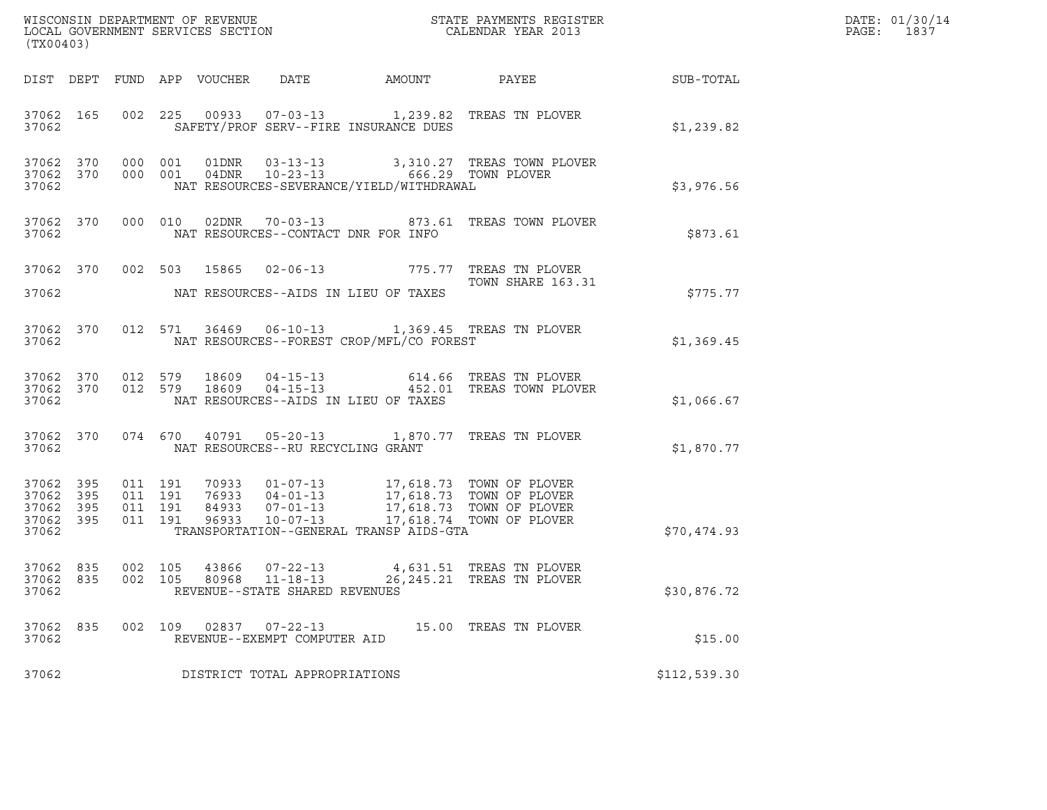WISCONSIN DEPARTMENT OF REVENUE
LOCAL GOVERNMENT SERVICES SECTION
(TX00403)

STATE PAYMENTS REGISTER
CALENDAR YEAR 2013

DATE: 01/30/14
PAGE: 1837

| DIST | DEPT | FUND | APP | VOUCHER | DATE | AMOUNT | PAYEE | SUB-TOTAL |
|---|---|---|---|---|---|---|---|---|
| 37062 | 165 | 002 | 225 | 00933 | 07-03-13 | 1,239.82 | TREAS TN PLOVER | |
| 37062 | | | | SAFETY/PROF SERV--FIRE INSURANCE DUES | | | | $1,239.82 |
| 37062 | 370 | 000 | 001 | 01DNR | 03-13-13 | 3,310.27 | TREAS TOWN PLOVER | |
| 37062 | 370 | 000 | 001 | 04DNR | 10-23-13 | 666.29 | TOWN PLOVER | |
| 37062 | | | | NAT RESOURCES-SEVERANCE/YIELD/WITHDRAWAL | | | | $3,976.56 |
| 37062 | 370 | 000 | 010 | 02DNR | 70-03-13 | 873.61 | TREAS TOWN PLOVER | |
| 37062 | | | | NAT RESOURCES--CONTACT DNR FOR INFO | | | | $873.61 |
| 37062 | 370 | 002 | 503 | 15865 | 02-06-13 | 775.77 | TREAS TN PLOVER TOWN SHARE 163.31 | |
| 37062 | | | | NAT RESOURCES--AIDS IN LIEU OF TAXES | | | | $775.77 |
| 37062 | 370 | 012 | 571 | 36469 | 06-10-13 | 1,369.45 | TREAS TN PLOVER | |
| 37062 | | | | NAT RESOURCES--FOREST CROP/MFL/CO FOREST | | | | $1,369.45 |
| 37062 | 370 | 012 | 579 | 18609 | 04-15-13 | 614.66 | TREAS TN PLOVER | |
| 37062 | 370 | 012 | 579 | 18609 | 04-15-13 | 452.01 | TREAS TOWN PLOVER | |
| 37062 | | | | NAT RESOURCES--AIDS IN LIEU OF TAXES | | | | $1,066.67 |
| 37062 | 370 | 074 | 670 | 40791 | 05-20-13 | 1,870.77 | TREAS TN PLOVER | |
| 37062 | | | | NAT RESOURCES--RU RECYCLING GRANT | | | | $1,870.77 |
| 37062 | 395 | 011 | 191 | 70933 | 01-07-13 | 17,618.73 | TOWN OF PLOVER | |
| 37062 | 395 | 011 | 191 | 76933 | 04-01-13 | 17,618.73 | TOWN OF PLOVER | |
| 37062 | 395 | 011 | 191 | 84933 | 07-01-13 | 17,618.73 | TOWN OF PLOVER | |
| 37062 | 395 | 011 | 191 | 96933 | 10-07-13 | 17,618.74 | TOWN OF PLOVER | |
| 37062 | | | | TRANSPORTATION--GENERAL TRANSP AIDS-GTA | | | | $70,474.93 |
| 37062 | 835 | 002 | 105 | 43866 | 07-22-13 | 4,631.51 | TREAS TN PLOVER | |
| 37062 | 835 | 002 | 105 | 80968 | 11-18-13 | 26,245.21 | TREAS TN PLOVER | |
| 37062 | | | | REVENUE--STATE SHARED REVENUES | | | | $30,876.72 |
| 37062 | 835 | 002 | 109 | 02837 | 07-22-13 | 15.00 | TREAS TN PLOVER | |
| 37062 | | | | REVENUE--EXEMPT COMPUTER AID | | | | $15.00 |
| 37062 | | | | DISTRICT TOTAL APPROPRIATIONS | | | | $112,539.30 |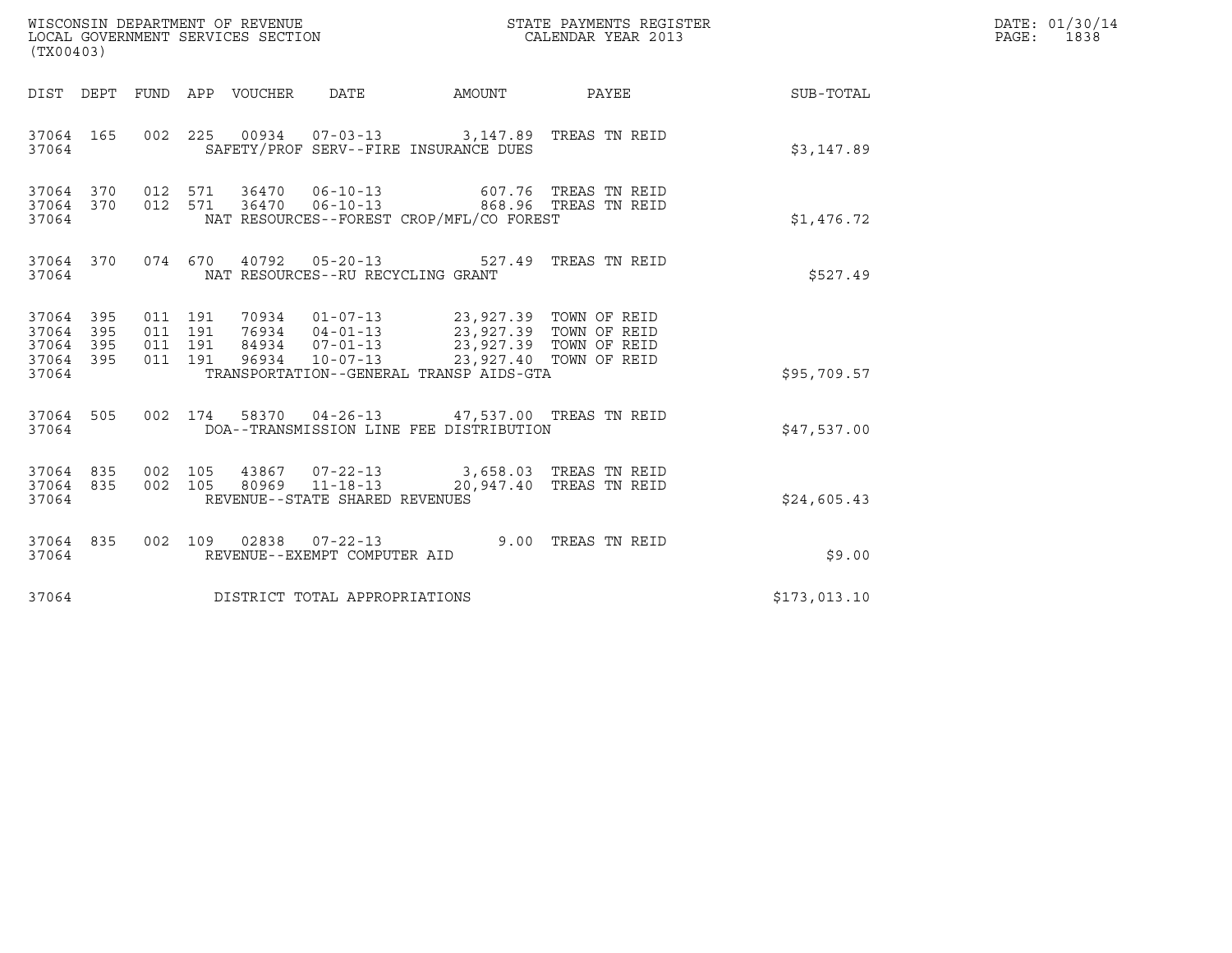WISCONSIN DEPARTMENT OF REVENUE
LOCAL GOVERNMENT SERVICES SECTION
(TX00403)

STATE PAYMENTS REGISTER
CALENDAR YEAR 2013

DATE: 01/30/14
PAGE: 1838

| DIST | DEPT | FUND | APP | VOUCHER | DATE | AMOUNT | PAYEE | SUB-TOTAL |
|---|---|---|---|---|---|---|---|---|
| 37064 | 165 | 002 | 225 | 00934 | 07-03-13 | 3,147.89 | TREAS TN REID | |
| 37064 | | | | | SAFETY/PROF SERV--FIRE INSURANCE DUES | | | $3,147.89 |
| 37064 | 370 | 012 | 571 | 36470 | 06-10-13 | 607.76 | TREAS TN REID | |
| 37064 | 370 | 012 | 571 | 36470 | 06-10-13 | 868.96 | TREAS TN REID | |
| 37064 | | | | | NAT RESOURCES--FOREST CROP/MFL/CO FOREST | | | $1,476.72 |
| 37064 | 370 | 074 | 670 | 40792 | 05-20-13 | 527.49 | TREAS TN REID | |
| 37064 | | | | | NAT RESOURCES--RU RECYCLING GRANT | | | $527.49 |
| 37064 | 395 | 011 | 191 | 70934 | 01-07-13 | 23,927.39 | TOWN OF REID | |
| 37064 | 395 | 011 | 191 | 76934 | 04-01-13 | 23,927.39 | TOWN OF REID | |
| 37064 | 395 | 011 | 191 | 84934 | 07-01-13 | 23,927.39 | TOWN OF REID | |
| 37064 | 395 | 011 | 191 | 96934 | 10-07-13 | 23,927.40 | TOWN OF REID | |
| 37064 | | | | | TRANSPORTATION--GENERAL TRANSP AIDS-GTA | | | $95,709.57 |
| 37064 | 505 | 002 | 174 | 58370 | 04-26-13 | 47,537.00 | TREAS TN REID | |
| 37064 | | | | | DOA--TRANSMISSION LINE FEE DISTRIBUTION | | | $47,537.00 |
| 37064 | 835 | 002 | 105 | 43867 | 07-22-13 | 3,658.03 | TREAS TN REID | |
| 37064 | 835 | 002 | 105 | 80969 | 11-18-13 | 20,947.40 | TREAS TN REID | |
| 37064 | | | | | REVENUE--STATE SHARED REVENUES | | | $24,605.43 |
| 37064 | 835 | 002 | 109 | 02838 | 07-22-13 | 9.00 | TREAS TN REID | |
| 37064 | | | | | REVENUE--EXEMPT COMPUTER AID | | | $9.00 |
| 37064 | | | | | DISTRICT TOTAL APPROPRIATIONS | | | $173,013.10 |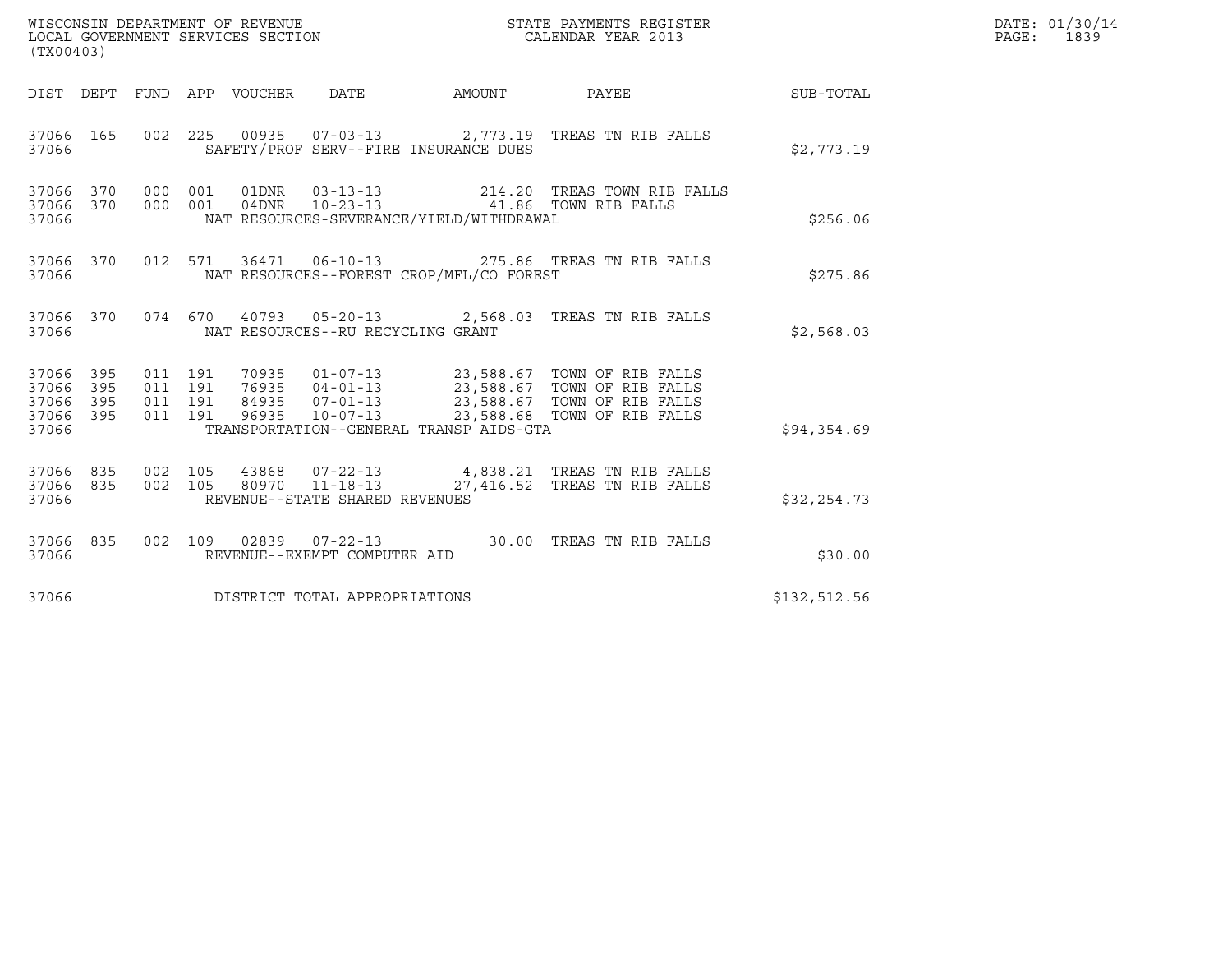WISCONSIN DEPARTMENT OF REVENUE
LOCAL GOVERNMENT SERVICES SECTION
(TX00403)

STATE PAYMENTS REGISTER
CALENDAR YEAR 2013

DATE: 01/30/14

| DIST | DEPT | FUND | APP | VOUCHER | DATE | AMOUNT | PAYEE | SUB-TOTAL |
|---|---|---|---|---|---|---|---|---|
| 37066 | 165 | 002 | 225 | 00935 | 07-03-13 | 2,773.19 | TREAS TN RIB FALLS | |
| 37066 | | | | SAFETY/PROF SERV--FIRE INSURANCE DUES | | | | $2,773.19 |
| 37066 | 370 | 000 | 001 | 01DNR | 03-13-13 | 214.20 | TREAS TOWN RIB FALLS | |
| 37066 | 370 | 000 | 001 | 04DNR | 10-23-13 | 41.86 | TOWN RIB FALLS | |
| 37066 | | | | NAT RESOURCES-SEVERANCE/YIELD/WITHDRAWAL | | | | $256.06 |
| 37066 | 370 | 012 | 571 | 36471 | 06-10-13 | 275.86 | TREAS TN RIB FALLS | |
| 37066 | | | | NAT RESOURCES--FOREST CROP/MFL/CO FOREST | | | | $275.86 |
| 37066 | 370 | 074 | 670 | 40793 | 05-20-13 | 2,568.03 | TREAS TN RIB FALLS | |
| 37066 | | | | NAT RESOURCES--RU RECYCLING GRANT | | | | $2,568.03 |
| 37066 | 395 | 011 | 191 | 70935 | 01-07-13 | 23,588.67 | TOWN OF RIB FALLS | |
| 37066 | 395 | 011 | 191 | 76935 | 04-01-13 | 23,588.67 | TOWN OF RIB FALLS | |
| 37066 | 395 | 011 | 191 | 84935 | 07-01-13 | 23,588.67 | TOWN OF RIB FALLS | |
| 37066 | 395 | 011 | 191 | 96935 | 10-07-13 | 23,588.68 | TOWN OF RIB FALLS | |
| 37066 | | | | TRANSPORTATION--GENERAL TRANSP AIDS-GTA | | | | $94,354.69 |
| 37066 | 835 | 002 | 105 | 43868 | 07-22-13 | 4,838.21 | TREAS TN RIB FALLS | |
| 37066 | 835 | 002 | 105 | 80970 | 11-18-13 | 27,416.52 | TREAS TN RIB FALLS | |
| 37066 | | | | REVENUE--STATE SHARED REVENUES | | | | $32,254.73 |
| 37066 | 835 | 002 | 109 | 02839 | 07-22-13 | 30.00 | TREAS TN RIB FALLS | |
| 37066 | | | | REVENUE--EXEMPT COMPUTER AID | | | | $30.00 |
| 37066 | | | | DISTRICT TOTAL APPROPRIATIONS | | | | $132,512.56 |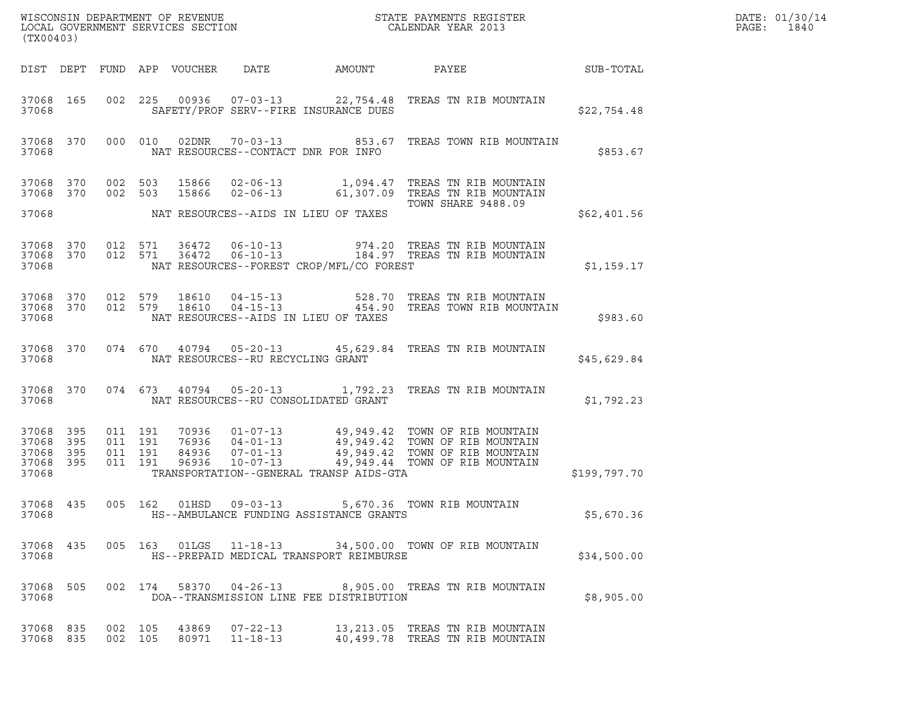WISCONSIN DEPARTMENT OF REVENUE
LOCAL GOVERNMENT SERVICES SECTION
(TX00403)

STATE PAYMENTS REGISTER
CALENDAR YEAR 2013

DATE: 01/30/14

| DIST | DEPT | FUND | APP | VOUCHER | DATE | AMOUNT | PAYEE | SUB-TOTAL |
|---|---|---|---|---|---|---|---|---|
| 37068 | 165 | 002 | 225 | 00936 | 07-03-13 | 22,754.48 | TREAS TN RIB MOUNTAIN | |
| 37068 | | | | | SAFETY/PROF SERV--FIRE INSURANCE DUES | | | $22,754.48 |
| 37068 | 370 | 000 | 010 | 02DNR | 70-03-13 | 853.67 | TREAS TOWN RIB MOUNTAIN | |
| 37068 | | | | | NAT RESOURCES--CONTACT DNR FOR INFO | | | $853.67 |
| 37068 | 370 | 002 | 503 | 15866 | 02-06-13 | 1,094.47 | TREAS TN RIB MOUNTAIN | |
| 37068 | 370 | 002 | 503 | 15866 | 02-06-13 | 61,307.09 | TREAS TN RIB MOUNTAIN TOWN SHARE 9488.09 | |
| 37068 | | | | | NAT RESOURCES--AIDS IN LIEU OF TAXES | | | $62,401.56 |
| 37068 | 370 | 012 | 571 | 36472 | 06-10-13 | 974.20 | TREAS TN RIB MOUNTAIN | |
| 37068 | 370 | 012 | 571 | 36472 | 06-10-13 | 184.97 | TREAS TN RIB MOUNTAIN | |
| 37068 | | | | | NAT RESOURCES--FOREST CROP/MFL/CO FOREST | | | $1,159.17 |
| 37068 | 370 | 012 | 579 | 18610 | 04-15-13 | 528.70 | TREAS TN RIB MOUNTAIN | |
| 37068 | 370 | 012 | 579 | 18610 | 04-15-13 | 454.90 | TREAS TOWN RIB MOUNTAIN | |
| 37068 | | | | | NAT RESOURCES--AIDS IN LIEU OF TAXES | | | $983.60 |
| 37068 | 370 | 074 | 670 | 40794 | 05-20-13 | 45,629.84 | TREAS TN RIB MOUNTAIN | |
| 37068 | | | | | NAT RESOURCES--RU RECYCLING GRANT | | | $45,629.84 |
| 37068 | 370 | 074 | 673 | 40794 | 05-20-13 | 1,792.23 | TREAS TN RIB MOUNTAIN | |
| 37068 | | | | | NAT RESOURCES--RU CONSOLIDATED GRANT | | | $1,792.23 |
| 37068 | 395 | 011 | 191 | 70936 | 01-07-13 | 49,949.42 | TOWN OF RIB MOUNTAIN | |
| 37068 | 395 | 011 | 191 | 76936 | 04-01-13 | 49,949.42 | TOWN OF RIB MOUNTAIN | |
| 37068 | 395 | 011 | 191 | 84936 | 07-01-13 | 49,949.42 | TOWN OF RIB MOUNTAIN | |
| 37068 | 395 | 011 | 191 | 96936 | 10-07-13 | 49,949.44 | TOWN OF RIB MOUNTAIN | |
| 37068 | | | | | TRANSPORTATION--GENERAL TRANSP AIDS-GTA | | | $199,797.70 |
| 37068 | 435 | 005 | 162 | 01HSD | 09-03-13 | 5,670.36 | TOWN RIB MOUNTAIN | |
| 37068 | | | | | HS--AMBULANCE FUNDING ASSISTANCE GRANTS | | | $5,670.36 |
| 37068 | 435 | 005 | 163 | 01LGS | 11-18-13 | 34,500.00 | TOWN OF RIB MOUNTAIN | |
| 37068 | | | | | HS--PREPAID MEDICAL TRANSPORT REIMBURSE | | | $34,500.00 |
| 37068 | 505 | 002 | 174 | 58370 | 04-26-13 | 8,905.00 | TREAS TN RIB MOUNTAIN | |
| 37068 | | | | | DOA--TRANSMISSION LINE FEE DISTRIBUTION | | | $8,905.00 |
| 37068 | 835 | 002 | 105 | 43869 | 07-22-13 | 13,213.05 | TREAS TN RIB MOUNTAIN | |
| 37068 | 835 | 002 | 105 | 80971 | 11-18-13 | 40,499.78 | TREAS TN RIB MOUNTAIN | |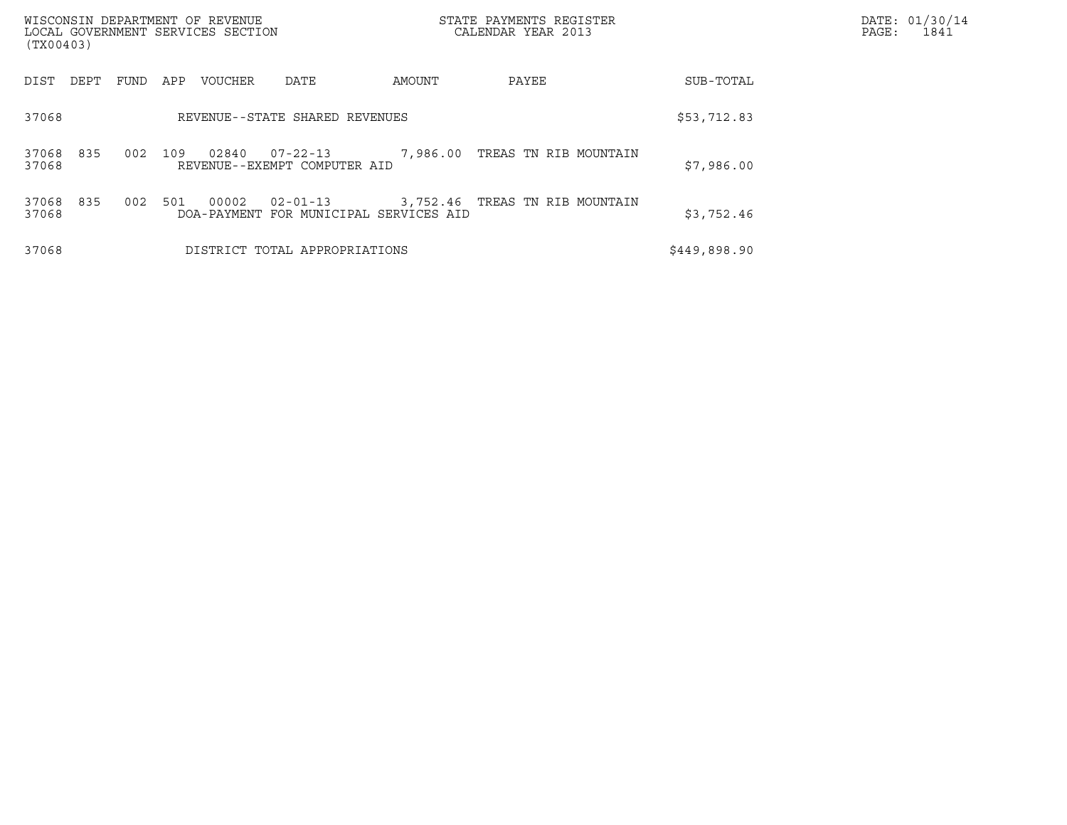WISCONSIN DEPARTMENT OF REVENUE
LOCAL GOVERNMENT SERVICES SECTION
(TX00403)

STATE PAYMENTS REGISTER
CALENDAR YEAR 2013

DATE: 01/30/14
PAGE: 1841

| DIST | DEPT | FUND | APP | VOUCHER | DATE | AMOUNT | PAYEE | SUB-TOTAL |
|---|---|---|---|---|---|---|---|---|
| 37068 | | | | REVENUE--STATE SHARED REVENUES | | | | $53,712.83 |
| 37068 | 835 | 002 | 109 | 02840 | 07-22-13 | 7,986.00 | TREAS TN RIB MOUNTAIN | |
| 37068 | | | | REVENUE--EXEMPT COMPUTER AID | | | | $7,986.00 |
| 37068 | 835 | 002 | 501 | 00002 | 02-01-13 | 3,752.46 | TREAS TN RIB MOUNTAIN | |
| 37068 | | | | DOA-PAYMENT FOR MUNICIPAL SERVICES AID | | | | $3,752.46 |
| 37068 | | | | DISTRICT TOTAL APPROPRIATIONS | | | | $449,898.90 |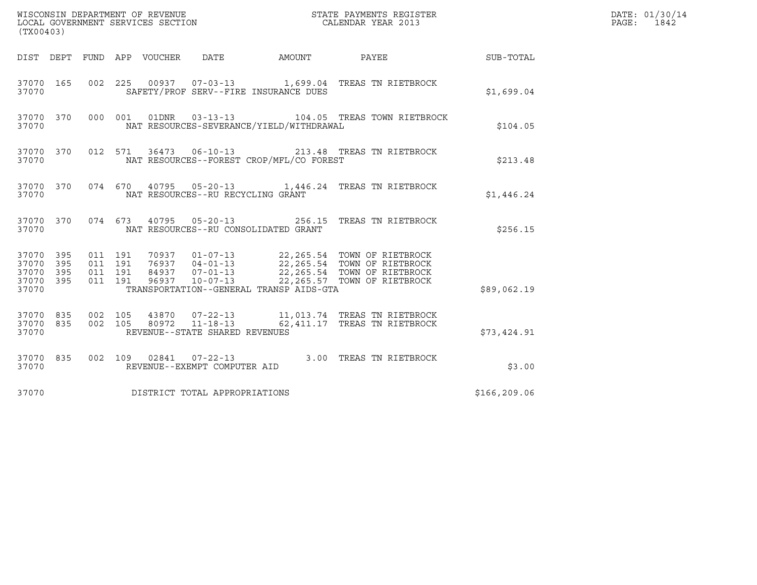WISCONSIN DEPARTMENT OF REVENUE
LOCAL GOVERNMENT SERVICES SECTION
(TX00403)

STATE PAYMENTS REGISTER
CALENDAR YEAR 2013

DATE: 01/30/14

| DIST | DEPT | FUND | APP | VOUCHER | DATE | AMOUNT | PAYEE | SUB-TOTAL |
|---|---|---|---|---|---|---|---|---|
| 37070 | 165 | 002 | 225 | 00937 | 07-03-13 | 1,699.04 | TREAS TN RIETBROCK | |
| 37070 | | | | | SAFETY/PROF SERV--FIRE INSURANCE DUES | | | $1,699.04 |
| 37070 | 370 | 000 | 001 | 01DNR | 03-13-13 | 104.05 | TREAS TOWN RIETBROCK | |
| 37070 | | | | | NAT RESOURCES-SEVERANCE/YIELD/WITHDRAWAL | | | $104.05 |
| 37070 | 370 | 012 | 571 | 36473 | 06-10-13 | 213.48 | TREAS TN RIETBROCK | |
| 37070 | | | | | NAT RESOURCES--FOREST CROP/MFL/CO FOREST | | | $213.48 |
| 37070 | 370 | 074 | 670 | 40795 | 05-20-13 | 1,446.24 | TREAS TN RIETBROCK | |
| 37070 | | | | | NAT RESOURCES--RU RECYCLING GRANT | | | $1,446.24 |
| 37070 | 370 | 074 | 673 | 40795 | 05-20-13 | 256.15 | TREAS TN RIETBROCK | |
| 37070 | | | | | NAT RESOURCES--RU CONSOLIDATED GRANT | | | $256.15 |
| 37070 | 395 | 011 | 191 | 70937 | 01-07-13 | 22,265.54 | TOWN OF RIETBROCK | |
| 37070 | 395 | 011 | 191 | 76937 | 04-01-13 | 22,265.54 | TOWN OF RIETBROCK | |
| 37070 | 395 | 011 | 191 | 84937 | 07-01-13 | 22,265.54 | TOWN OF RIETBROCK | |
| 37070 | 395 | 011 | 191 | 96937 | 10-07-13 | 22,265.57 | TOWN OF RIETBROCK | |
| 37070 | | | | | TRANSPORTATION--GENERAL TRANSP AIDS-GTA | | | $89,062.19 |
| 37070 | 835 | 002 | 105 | 43870 | 07-22-13 | 11,013.74 | TREAS TN RIETBROCK | |
| 37070 | 835 | 002 | 105 | 80972 | 11-18-13 | 62,411.17 | TREAS TN RIETBROCK | |
| 37070 | | | | | REVENUE--STATE SHARED REVENUES | | | $73,424.91 |
| 37070 | 835 | 002 | 109 | 02841 | 07-22-13 | 3.00 | TREAS TN RIETBROCK | |
| 37070 | | | | | REVENUE--EXEMPT COMPUTER AID | | | $3.00 |
| 37070 | | | | | DISTRICT TOTAL APPROPRIATIONS | | | $166,209.06 |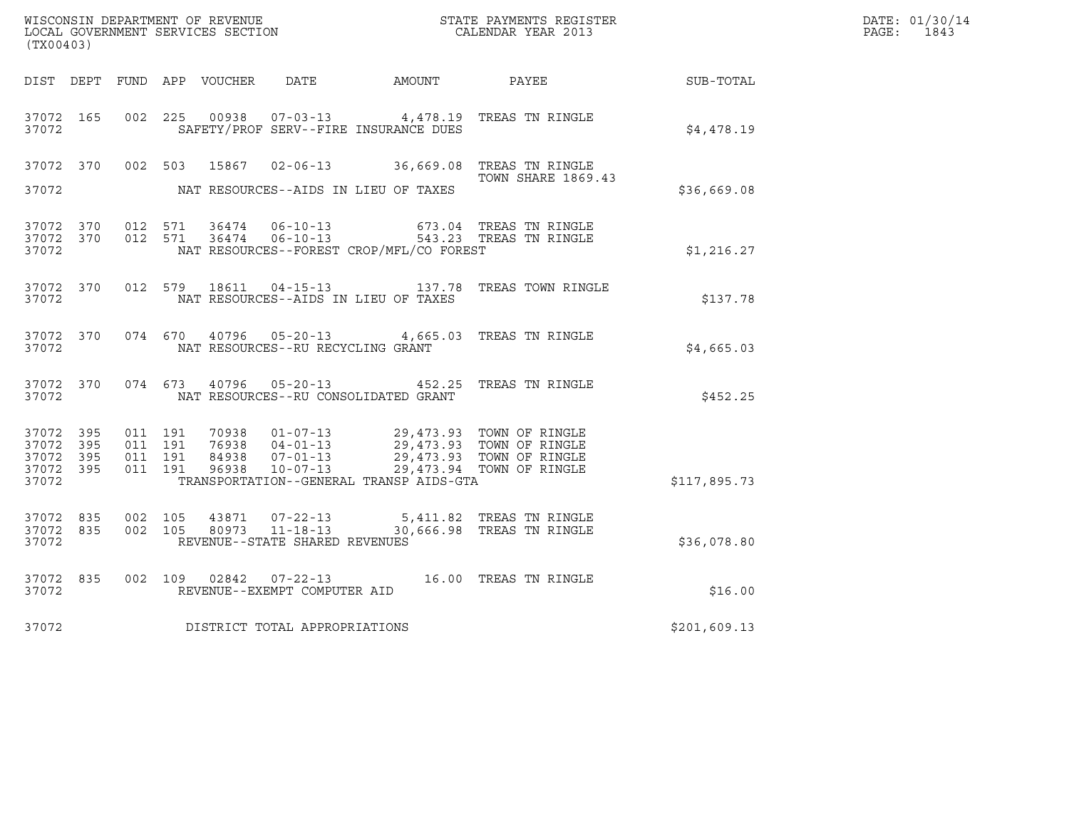WISCONSIN DEPARTMENT OF REVENUE
LOCAL GOVERNMENT SERVICES SECTION
(TX00403)

STATE PAYMENTS REGISTER
CALENDAR YEAR 2013

DATE: 01/30/14
PAGE: 1843

| DIST | DEPT | FUND | APP | VOUCHER | DATE | AMOUNT | PAYEE | SUB-TOTAL |
|---|---|---|---|---|---|---|---|---|
| 37072 | 165 | 002 | 225 | 00938 | 07-03-13 | 4,478.19 | TREAS TN RINGLE | |
| 37072 | | | | | SAFETY/PROF SERV--FIRE INSURANCE DUES | | | $4,478.19 |
| 37072 | 370 | 002 | 503 | 15867 | 02-06-13 | 36,669.08 | TREAS TN RINGLE TOWN SHARE 1869.43 | |
| 37072 | | | | | NAT RESOURCES--AIDS IN LIEU OF TAXES | | | $36,669.08 |
| 37072 | 370 | 012 | 571 | 36474 | 06-10-13 | 673.04 | TREAS TN RINGLE | |
| 37072 | 370 | 012 | 571 | 36474 | 06-10-13 | 543.23 | TREAS TN RINGLE | |
| 37072 | | | | | NAT RESOURCES--FOREST CROP/MFL/CO FOREST | | | $1,216.27 |
| 37072 | 370 | 012 | 579 | 18611 | 04-15-13 | 137.78 | TREAS TOWN RINGLE | |
| 37072 | | | | | NAT RESOURCES--AIDS IN LIEU OF TAXES | | | $137.78 |
| 37072 | 370 | 074 | 670 | 40796 | 05-20-13 | 4,665.03 | TREAS TN RINGLE | |
| 37072 | | | | | NAT RESOURCES--RU RECYCLING GRANT | | | $4,665.03 |
| 37072 | 370 | 074 | 673 | 40796 | 05-20-13 | 452.25 | TREAS TN RINGLE | |
| 37072 | | | | | NAT RESOURCES--RU CONSOLIDATED GRANT | | | $452.25 |
| 37072 | 395 | 011 | 191 | 70938 | 01-07-13 | 29,473.93 | TOWN OF RINGLE | |
| 37072 | 395 | 011 | 191 | 76938 | 04-01-13 | 29,473.93 | TOWN OF RINGLE | |
| 37072 | 395 | 011 | 191 | 84938 | 07-01-13 | 29,473.93 | TOWN OF RINGLE | |
| 37072 | 395 | 011 | 191 | 96938 | 10-07-13 | 29,473.94 | TOWN OF RINGLE | |
| 37072 | | | | | TRANSPORTATION--GENERAL TRANSP AIDS-GTA | | | $117,895.73 |
| 37072 | 835 | 002 | 105 | 43871 | 07-22-13 | 5,411.82 | TREAS TN RINGLE | |
| 37072 | 835 | 002 | 105 | 80973 | 11-18-13 | 30,666.98 | TREAS TN RINGLE | |
| 37072 | | | | | REVENUE--STATE SHARED REVENUES | | | $36,078.80 |
| 37072 | 835 | 002 | 109 | 02842 | 07-22-13 | 16.00 | TREAS TN RINGLE | |
| 37072 | | | | | REVENUE--EXEMPT COMPUTER AID | | | $16.00 |
| 37072 | | | | | DISTRICT TOTAL APPROPRIATIONS | | | $201,609.13 |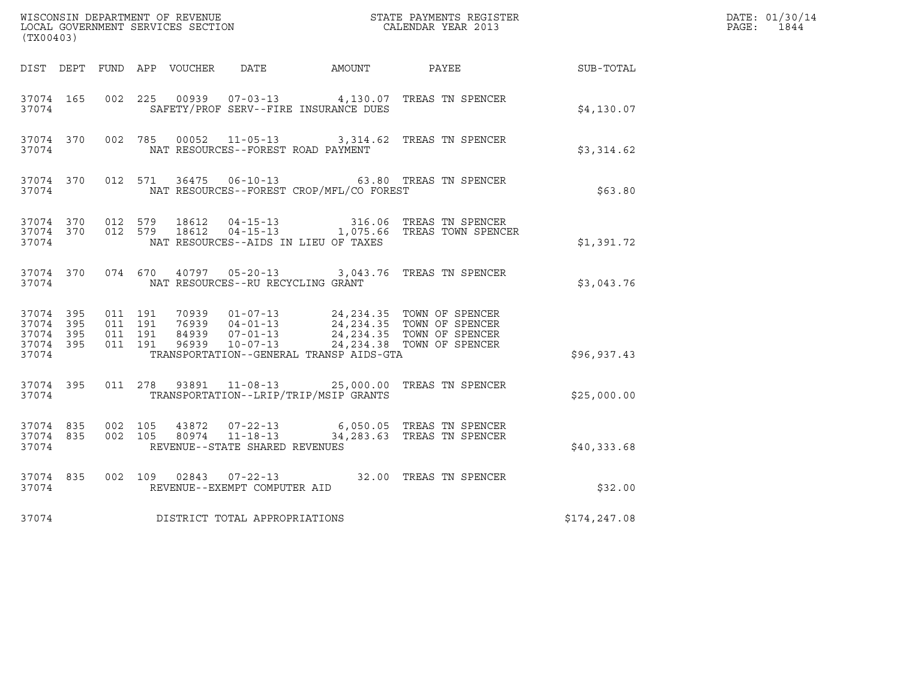WISCONSIN DEPARTMENT OF REVENUE
LOCAL GOVERNMENT SERVICES SECTION
(TX00403)

STATE PAYMENTS REGISTER
CALENDAR YEAR 2013

DATE: 01/30/14
PAGE: 1844

| DIST | DEPT | FUND | APP | VOUCHER | DATE | AMOUNT | PAYEE | SUB-TOTAL |
|---|---|---|---|---|---|---|---|---|
| 37074 | 165 | 002 | 225 | 00939 | 07-03-13 | 4,130.07 | TREAS TN SPENCER | |
| 37074 | | | | SAFETY/PROF SERV--FIRE INSURANCE DUES | | | | $4,130.07 |
| 37074 | 370 | 002 | 785 | 00052 | 11-05-13 | 3,314.62 | TREAS TN SPENCER | |
| 37074 | | | | NAT RESOURCES--FOREST ROAD PAYMENT | | | | $3,314.62 |
| 37074 | 370 | 012 | 571 | 36475 | 06-10-13 | 63.80 | TREAS TN SPENCER | |
| 37074 | | | | NAT RESOURCES--FOREST CROP/MFL/CO FOREST | | | | $63.80 |
| 37074 | 370 | 012 | 579 | 18612 | 04-15-13 | 316.06 | TREAS TN SPENCER | |
| 37074 | 370 | 012 | 579 | 18612 | 04-15-13 | 1,075.66 | TREAS TOWN SPENCER | |
| 37074 | | | | NAT RESOURCES--AIDS IN LIEU OF TAXES | | | | $1,391.72 |
| 37074 | 370 | 074 | 670 | 40797 | 05-20-13 | 3,043.76 | TREAS TN SPENCER | |
| 37074 | | | | NAT RESOURCES--RU RECYCLING GRANT | | | | $3,043.76 |
| 37074 | 395 | 011 | 191 | 70939 | 01-07-13 | 24,234.35 | TOWN OF SPENCER | |
| 37074 | 395 | 011 | 191 | 76939 | 04-01-13 | 24,234.35 | TOWN OF SPENCER | |
| 37074 | 395 | 011 | 191 | 84939 | 07-01-13 | 24,234.35 | TOWN OF SPENCER | |
| 37074 | 395 | 011 | 191 | 96939 | 10-07-13 | 24,234.38 | TOWN OF SPENCER | |
| 37074 | | | | TRANSPORTATION--GENERAL TRANSP AIDS-GTA | | | | $96,937.43 |
| 37074 | 395 | 011 | 278 | 93891 | 11-08-13 | 25,000.00 | TREAS TN SPENCER | |
| 37074 | | | | TRANSPORTATION--LRIP/TRIP/MSIP GRANTS | | | | $25,000.00 |
| 37074 | 835 | 002 | 105 | 43872 | 07-22-13 | 6,050.05 | TREAS TN SPENCER | |
| 37074 | 835 | 002 | 105 | 80974 | 11-18-13 | 34,283.63 | TREAS TN SPENCER | |
| 37074 | | | | REVENUE--STATE SHARED REVENUES | | | | $40,333.68 |
| 37074 | 835 | 002 | 109 | 02843 | 07-22-13 | 32.00 | TREAS TN SPENCER | |
| 37074 | | | | REVENUE--EXEMPT COMPUTER AID | | | | $32.00 |
| 37074 | | | | DISTRICT TOTAL APPROPRIATIONS | | | | $174,247.08 |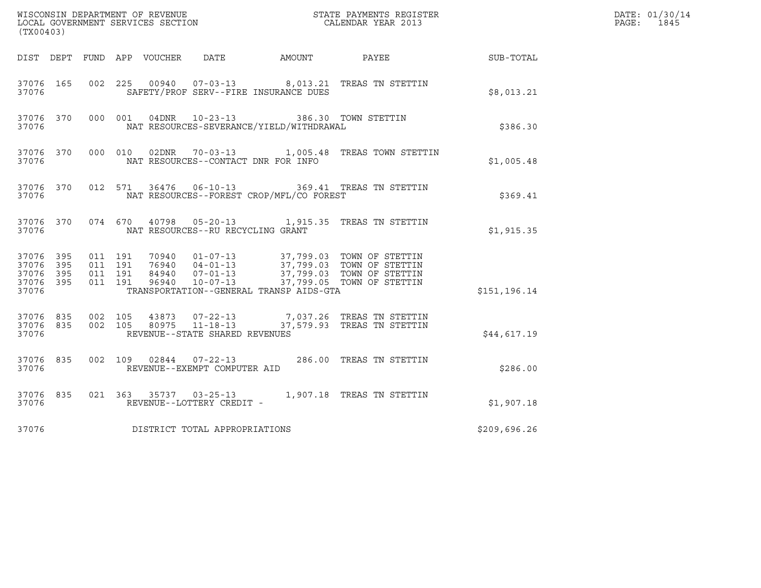WISCONSIN DEPARTMENT OF REVENUE
LOCAL GOVERNMENT SERVICES SECTION
(TX00403)

STATE PAYMENTS REGISTER
CALENDAR YEAR 2013

DATE: 01/30/14
PAGE: 1845

| DIST | DEPT | FUND | APP | VOUCHER | DATE | AMOUNT | PAYEE | SUB-TOTAL |
|---|---|---|---|---|---|---|---|---|
| 37076 | 165 | 002 | 225 | 00940 | 07-03-13 | 8,013.21 | TREAS TN STETTIN | |
| 37076 | | | | SAFETY/PROF SERV--FIRE INSURANCE DUES | | | | $8,013.21 |
| 37076 | 370 | 000 | 001 | 04DNR | 10-23-13 | 386.30 | TOWN STETTIN | |
| 37076 | | | | NAT RESOURCES-SEVERANCE/YIELD/WITHDRAWAL | | | | $386.30 |
| 37076 | 370 | 000 | 010 | 02DNR | 70-03-13 | 1,005.48 | TREAS TOWN STETTIN | |
| 37076 | | | | NAT RESOURCES--CONTACT DNR FOR INFO | | | | $1,005.48 |
| 37076 | 370 | 012 | 571 | 36476 | 06-10-13 | 369.41 | TREAS TN STETTIN | |
| 37076 | | | | NAT RESOURCES--FOREST CROP/MFL/CO FOREST | | | | $369.41 |
| 37076 | 370 | 074 | 670 | 40798 | 05-20-13 | 1,915.35 | TREAS TN STETTIN | |
| 37076 | | | | NAT RESOURCES--RU RECYCLING GRANT | | | | $1,915.35 |
| 37076 | 395 | 011 | 191 | 70940 | 01-07-13 | 37,799.03 | TOWN OF STETTIN | |
| 37076 | 395 | 011 | 191 | 76940 | 04-01-13 | 37,799.03 | TOWN OF STETTIN | |
| 37076 | 395 | 011 | 191 | 84940 | 07-01-13 | 37,799.03 | TOWN OF STETTIN | |
| 37076 | 395 | 011 | 191 | 96940 | 10-07-13 | 37,799.05 | TOWN OF STETTIN | |
| 37076 | | | | TRANSPORTATION--GENERAL TRANSP AIDS-GTA | | | | $151,196.14 |
| 37076 | 835 | 002 | 105 | 43873 | 07-22-13 | 7,037.26 | TREAS TN STETTIN | |
| 37076 | 835 | 002 | 105 | 80975 | 11-18-13 | 37,579.93 | TREAS TN STETTIN | |
| 37076 | | | | REVENUE--STATE SHARED REVENUES | | | | $44,617.19 |
| 37076 | 835 | 002 | 109 | 02844 | 07-22-13 | 286.00 | TREAS TN STETTIN | |
| 37076 | | | | REVENUE--EXEMPT COMPUTER AID | | | | $286.00 |
| 37076 | 835 | 021 | 363 | 35737 | 03-25-13 | 1,907.18 | TREAS TN STETTIN | |
| 37076 | | | | REVENUE--LOTTERY CREDIT - | | | | $1,907.18 |
| 37076 | | | | DISTRICT TOTAL APPROPRIATIONS | | | | $209,696.26 |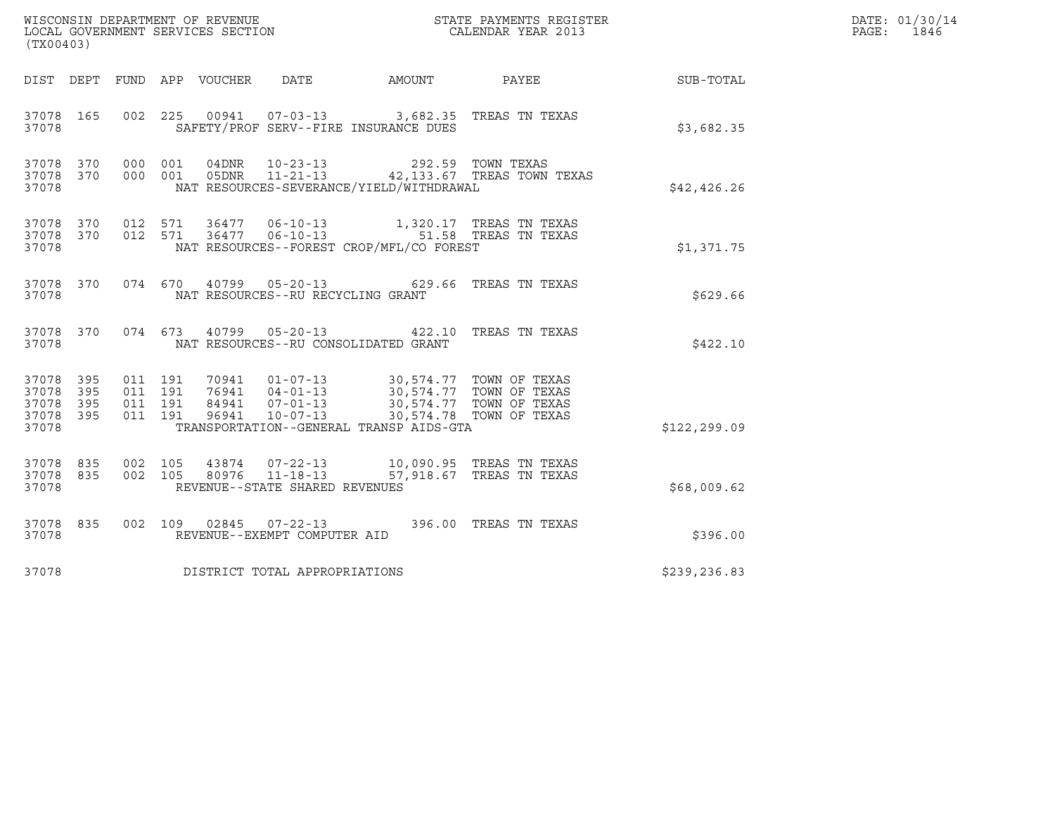WISCONSIN DEPARTMENT OF REVENUE
LOCAL GOVERNMENT SERVICES SECTION
(TX00403)

STATE PAYMENTS REGISTER
CALENDAR YEAR 2013

DATE: 01/30/14
PAGE: 1846

| DIST | DEPT | FUND | APP | VOUCHER | DATE | AMOUNT | PAYEE | SUB-TOTAL |
|---|---|---|---|---|---|---|---|---|
| 37078 | 165 | 002 | 225 | 00941 | 07-03-13 | 3,682.35 | TREAS TN TEXAS | |
| 37078 | | | | SAFETY/PROF SERV--FIRE INSURANCE DUES | | | | $3,682.35 |
| 37078 | 370 | 000 | 001 | 04DNR | 10-23-13 | 292.59 | TOWN TEXAS | |
| 37078 | 370 | 000 | 001 | 05DNR | 11-21-13 | 42,133.67 | TREAS TOWN TEXAS | |
| 37078 | | | | NAT RESOURCES-SEVERANCE/YIELD/WITHDRAWAL | | | | $42,426.26 |
| 37078 | 370 | 012 | 571 | 36477 | 06-10-13 | 1,320.17 | TREAS TN TEXAS | |
| 37078 | 370 | 012 | 571 | 36477 | 06-10-13 | 51.58 | TREAS TN TEXAS | |
| 37078 | | | | NAT RESOURCES--FOREST CROP/MFL/CO FOREST | | | | $1,371.75 |
| 37078 | 370 | 074 | 670 | 40799 | 05-20-13 | 629.66 | TREAS TN TEXAS | |
| 37078 | | | | NAT RESOURCES--RU RECYCLING GRANT | | | | $629.66 |
| 37078 | 370 | 074 | 673 | 40799 | 05-20-13 | 422.10 | TREAS TN TEXAS | |
| 37078 | | | | NAT RESOURCES--RU CONSOLIDATED GRANT | | | | $422.10 |
| 37078 | 395 | 011 | 191 | 70941 | 01-07-13 | 30,574.77 | TOWN OF TEXAS | |
| 37078 | 395 | 011 | 191 | 76941 | 04-01-13 | 30,574.77 | TOWN OF TEXAS | |
| 37078 | 395 | 011 | 191 | 84941 | 07-01-13 | 30,574.77 | TOWN OF TEXAS | |
| 37078 | 395 | 011 | 191 | 96941 | 10-07-13 | 30,574.78 | TOWN OF TEXAS | |
| 37078 | | | | TRANSPORTATION--GENERAL TRANSP AIDS-GTA | | | | $122,299.09 |
| 37078 | 835 | 002 | 105 | 43874 | 07-22-13 | 10,090.95 | TREAS TN TEXAS | |
| 37078 | 835 | 002 | 105 | 80976 | 11-18-13 | 57,918.67 | TREAS TN TEXAS | |
| 37078 | | | | REVENUE--STATE SHARED REVENUES | | | | $68,009.62 |
| 37078 | 835 | 002 | 109 | 02845 | 07-22-13 | 396.00 | TREAS TN TEXAS | |
| 37078 | | | | REVENUE--EXEMPT COMPUTER AID | | | | $396.00 |
| 37078 | | | | DISTRICT TOTAL APPROPRIATIONS | | | | $239,236.83 |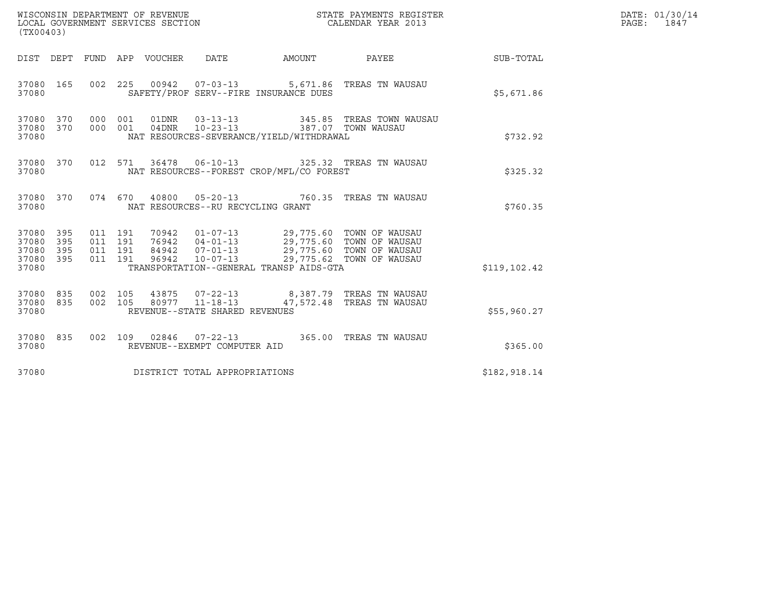WISCONSIN DEPARTMENT OF REVENUE
LOCAL GOVERNMENT SERVICES SECTION
(TX00403)

STATE PAYMENTS REGISTER
CALENDAR YEAR 2013

DATE: 01/30/14
PAGE: 1847

| DIST | DEPT | FUND | APP | VOUCHER | DATE | AMOUNT | PAYEE | SUB-TOTAL |
|---|---|---|---|---|---|---|---|---|
| 37080 | 165 | 002 | 225 | 00942 | 07-03-13 | 5,671.86 | TREAS TN WAUSAU | |
| 37080 | | | | SAFETY/PROF SERV--FIRE INSURANCE DUES | | | | $5,671.86 |
| 37080 | 370 | 000 | 001 | 01DNR | 03-13-13 | 345.85 | TREAS TOWN WAUSAU | |
| 37080 | 370 | 000 | 001 | 04DNR | 10-23-13 | 387.07 | TOWN WAUSAU | |
| 37080 | | | | NAT RESOURCES-SEVERANCE/YIELD/WITHDRAWAL | | | | $732.92 |
| 37080 | 370 | 012 | 571 | 36478 | 06-10-13 | 325.32 | TREAS TN WAUSAU | |
| 37080 | | | | NAT RESOURCES--FOREST CROP/MFL/CO FOREST | | | | $325.32 |
| 37080 | 370 | 074 | 670 | 40800 | 05-20-13 | 760.35 | TREAS TN WAUSAU | |
| 37080 | | | | NAT RESOURCES--RU RECYCLING GRANT | | | | $760.35 |
| 37080 | 395 | 011 | 191 | 70942 | 01-07-13 | 29,775.60 | TOWN OF WAUSAU | |
| 37080 | 395 | 011 | 191 | 76942 | 04-01-13 | 29,775.60 | TOWN OF WAUSAU | |
| 37080 | 395 | 011 | 191 | 84942 | 07-01-13 | 29,775.60 | TOWN OF WAUSAU | |
| 37080 | 395 | 011 | 191 | 96942 | 10-07-13 | 29,775.62 | TOWN OF WAUSAU | |
| 37080 | | | | TRANSPORTATION--GENERAL TRANSP AIDS-GTA | | | | $119,102.42 |
| 37080 | 835 | 002 | 105 | 43875 | 07-22-13 | 8,387.79 | TREAS TN WAUSAU | |
| 37080 | 835 | 002 | 105 | 80977 | 11-18-13 | 47,572.48 | TREAS TN WAUSAU | |
| 37080 | | | | REVENUE--STATE SHARED REVENUES | | | | $55,960.27 |
| 37080 | 835 | 002 | 109 | 02846 | 07-22-13 | 365.00 | TREAS TN WAUSAU | |
| 37080 | | | | REVENUE--EXEMPT COMPUTER AID | | | | $365.00 |
| 37080 | | | | DISTRICT TOTAL APPROPRIATIONS | | | | $182,918.14 |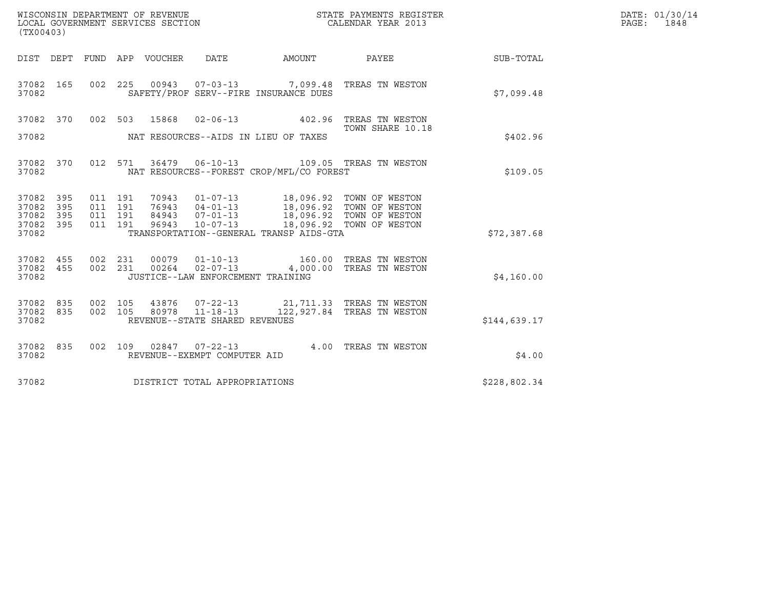WISCONSIN DEPARTMENT OF REVENUE
LOCAL GOVERNMENT SERVICES SECTION
(TX00403)

STATE PAYMENTS REGISTER
CALENDAR YEAR 2013

DATE: 01/30/14
PAGE: 1848

| DIST | DEPT | FUND | APP | VOUCHER | DATE | AMOUNT | PAYEE | SUB-TOTAL |
|---|---|---|---|---|---|---|---|---|
| 37082 | 165 | 002 | 225 | 00943 | 07-03-13 | 7,099.48 | TREAS TN WESTON | |
| 37082 | | | | | SAFETY/PROF SERV--FIRE INSURANCE DUES | | | $7,099.48 |
| 37082 | 370 | 002 | 503 | 15868 | 02-06-13 | 402.96 | TREAS TN WESTON TOWN SHARE 10.18 | |
| 37082 | | | | | NAT RESOURCES--AIDS IN LIEU OF TAXES | | | $402.96 |
| 37082 | 370 | 012 | 571 | 36479 | 06-10-13 | 109.05 | TREAS TN WESTON | |
| 37082 | | | | | NAT RESOURCES--FOREST CROP/MFL/CO FOREST | | | $109.05 |
| 37082 | 395 | 011 | 191 | 70943 | 01-07-13 | 18,096.92 | TOWN OF WESTON | |
| 37082 | 395 | 011 | 191 | 76943 | 04-01-13 | 18,096.92 | TOWN OF WESTON | |
| 37082 | 395 | 011 | 191 | 84943 | 07-01-13 | 18,096.92 | TOWN OF WESTON | |
| 37082 | 395 | 011 | 191 | 96943 | 10-07-13 | 18,096.92 | TOWN OF WESTON | |
| 37082 | | | | | TRANSPORTATION--GENERAL TRANSP AIDS-GTA | | | $72,387.68 |
| 37082 | 455 | 002 | 231 | 00079 | 01-10-13 | 160.00 | TREAS TN WESTON | |
| 37082 | 455 | 002 | 231 | 00264 | 02-07-13 | 4,000.00 | TREAS TN WESTON | |
| 37082 | | | | | JUSTICE--LAW ENFORCEMENT TRAINING | | | $4,160.00 |
| 37082 | 835 | 002 | 105 | 43876 | 07-22-13 | 21,711.33 | TREAS TN WESTON | |
| 37082 | 835 | 002 | 105 | 80978 | 11-18-13 | 122,927.84 | TREAS TN WESTON | |
| 37082 | | | | | REVENUE--STATE SHARED REVENUES | | | $144,639.17 |
| 37082 | 835 | 002 | 109 | 02847 | 07-22-13 | 4.00 | TREAS TN WESTON | |
| 37082 | | | | | REVENUE--EXEMPT COMPUTER AID | | | $4.00 |
| 37082 | | | | | DISTRICT TOTAL APPROPRIATIONS | | | $228,802.34 |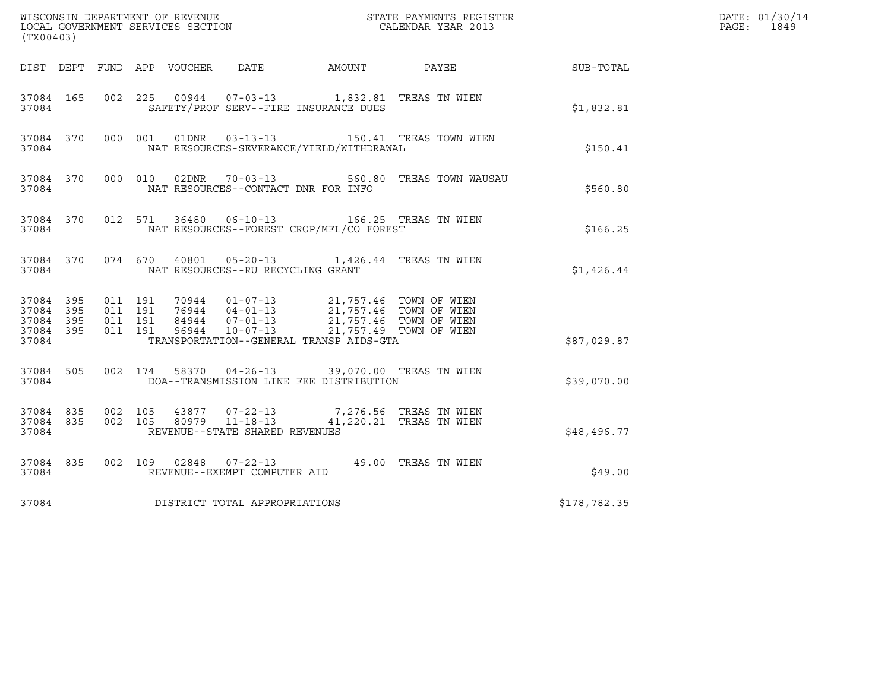WISCONSIN DEPARTMENT OF REVENUE
LOCAL GOVERNMENT SERVICES SECTION
(TX00403)

STATE PAYMENTS REGISTER
CALENDAR YEAR 2013

DATE: 01/30/14
PAGE: 1849

| DIST | DEPT | FUND | APP | VOUCHER | DATE | AMOUNT | PAYEE | SUB-TOTAL |
|---|---|---|---|---|---|---|---|---|
| 37084 | 165 | 002 | 225 | 00944 | 07-03-13 | 1,832.81 | TREAS TN WIEN | |
| 37084 | | | | SAFETY/PROF SERV--FIRE INSURANCE DUES | | | | $1,832.81 |
| 37084 | 370 | 000 | 001 | 01DNR | 03-13-13 | 150.41 | TREAS TOWN WIEN | |
| 37084 | | | | NAT RESOURCES-SEVERANCE/YIELD/WITHDRAWAL | | | | $150.41 |
| 37084 | 370 | 000 | 010 | 02DNR | 70-03-13 | 560.80 | TREAS TOWN WAUSAU | |
| 37084 | | | | NAT RESOURCES--CONTACT DNR FOR INFO | | | | $560.80 |
| 37084 | 370 | 012 | 571 | 36480 | 06-10-13 | 166.25 | TREAS TN WIEN | |
| 37084 | | | | NAT RESOURCES--FOREST CROP/MFL/CO FOREST | | | | $166.25 |
| 37084 | 370 | 074 | 670 | 40801 | 05-20-13 | 1,426.44 | TREAS TN WIEN | |
| 37084 | | | | NAT RESOURCES--RU RECYCLING GRANT | | | | $1,426.44 |
| 37084 | 395 | 011 | 191 | 70944 | 01-07-13 | 21,757.46 | TOWN OF WIEN | |
| 37084 | 395 | 011 | 191 | 76944 | 04-01-13 | 21,757.46 | TOWN OF WIEN | |
| 37084 | 395 | 011 | 191 | 84944 | 07-01-13 | 21,757.46 | TOWN OF WIEN | |
| 37084 | 395 | 011 | 191 | 96944 | 10-07-13 | 21,757.49 | TOWN OF WIEN | |
| 37084 | | | | TRANSPORTATION--GENERAL TRANSP AIDS-GTA | | | | $87,029.87 |
| 37084 | 505 | 002 | 174 | 58370 | 04-26-13 | 39,070.00 | TREAS TN WIEN | |
| 37084 | | | | DOA--TRANSMISSION LINE FEE DISTRIBUTION | | | | $39,070.00 |
| 37084 | 835 | 002 | 105 | 43877 | 07-22-13 | 7,276.56 | TREAS TN WIEN | |
| 37084 | 835 | 002 | 105 | 80979 | 11-18-13 | 41,220.21 | TREAS TN WIEN | |
| 37084 | | | | REVENUE--STATE SHARED REVENUES | | | | $48,496.77 |
| 37084 | 835 | 002 | 109 | 02848 | 07-22-13 | 49.00 | TREAS TN WIEN | |
| 37084 | | | | REVENUE--EXEMPT COMPUTER AID | | | | $49.00 |
| 37084 | | | | DISTRICT TOTAL APPROPRIATIONS | | | | $178,782.35 |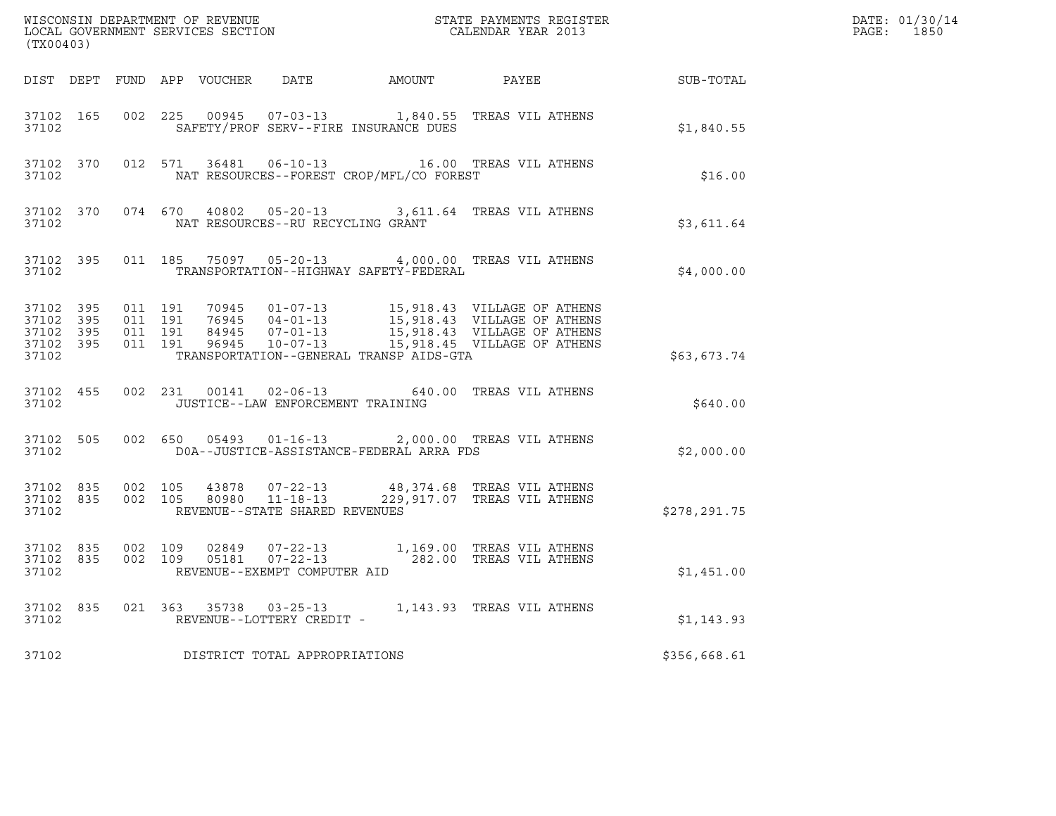WISCONSIN DEPARTMENT OF REVENUE
LOCAL GOVERNMENT SERVICES SECTION
(TX00403)

STATE PAYMENTS REGISTER
CALENDAR YEAR 2013

DATE: 01/30/14
PAGE: 1850

| DIST | DEPT | FUND | APP | VOUCHER | DATE | AMOUNT | PAYEE | SUB-TOTAL |
|---|---|---|---|---|---|---|---|---|
| 37102 | 165 | 002 | 225 | 00945 | 07-03-13 | 1,840.55 | TREAS VIL ATHENS | |
| 37102 | | | | SAFETY/PROF SERV--FIRE INSURANCE DUES | | | | $1,840.55 |
| 37102 | 370 | 012 | 571 | 36481 | 06-10-13 | 16.00 | TREAS VIL ATHENS | |
| 37102 | | | | NAT RESOURCES--FOREST CROP/MFL/CO FOREST | | | | $16.00 |
| 37102 | 370 | 074 | 670 | 40802 | 05-20-13 | 3,611.64 | TREAS VIL ATHENS | |
| 37102 | | | | NAT RESOURCES--RU RECYCLING GRANT | | | | $3,611.64 |
| 37102 | 395 | 011 | 185 | 75097 | 05-20-13 | 4,000.00 | TREAS VIL ATHENS | |
| 37102 | | | | TRANSPORTATION--HIGHWAY SAFETY-FEDERAL | | | | $4,000.00 |
| 37102 | 395 | 011 | 191 | 70945 | 01-07-13 | 15,918.43 | VILLAGE OF ATHENS | |
| 37102 | 395 | 011 | 191 | 76945 | 04-01-13 | 15,918.43 | VILLAGE OF ATHENS | |
| 37102 | 395 | 011 | 191 | 84945 | 07-01-13 | 15,918.43 | VILLAGE OF ATHENS | |
| 37102 | 395 | 011 | 191 | 96945 | 10-07-13 | 15,918.45 | VILLAGE OF ATHENS | |
| 37102 | | | | TRANSPORTATION--GENERAL TRANSP AIDS-GTA | | | | $63,673.74 |
| 37102 | 455 | 002 | 231 | 00141 | 02-06-13 | 640.00 | TREAS VIL ATHENS | |
| 37102 | | | | JUSTICE--LAW ENFORCEMENT TRAINING | | | | $640.00 |
| 37102 | 505 | 002 | 650 | 05493 | 01-16-13 | 2,000.00 | TREAS VIL ATHENS | |
| 37102 | | | | DOA--JUSTICE-ASSISTANCE-FEDERAL ARRA FDS | | | | $2,000.00 |
| 37102 | 835 | 002 | 105 | 43878 | 07-22-13 | 48,374.68 | TREAS VIL ATHENS | |
| 37102 | 835 | 002 | 105 | 80980 | 11-18-13 | 229,917.07 | TREAS VIL ATHENS | |
| 37102 | | | | REVENUE--STATE SHARED REVENUES | | | | $278,291.75 |
| 37102 | 835 | 002 | 109 | 02849 | 07-22-13 | 1,169.00 | TREAS VIL ATHENS | |
| 37102 | 835 | 002 | 109 | 05181 | 07-22-13 | 282.00 | TREAS VIL ATHENS | |
| 37102 | | | | REVENUE--EXEMPT COMPUTER AID | | | | $1,451.00 |
| 37102 | 835 | 021 | 363 | 35738 | 03-25-13 | 1,143.93 | TREAS VIL ATHENS | |
| 37102 | | | | REVENUE--LOTTERY CREDIT - | | | | $1,143.93 |
| 37102 | | | | DISTRICT TOTAL APPROPRIATIONS | | | | $356,668.61 |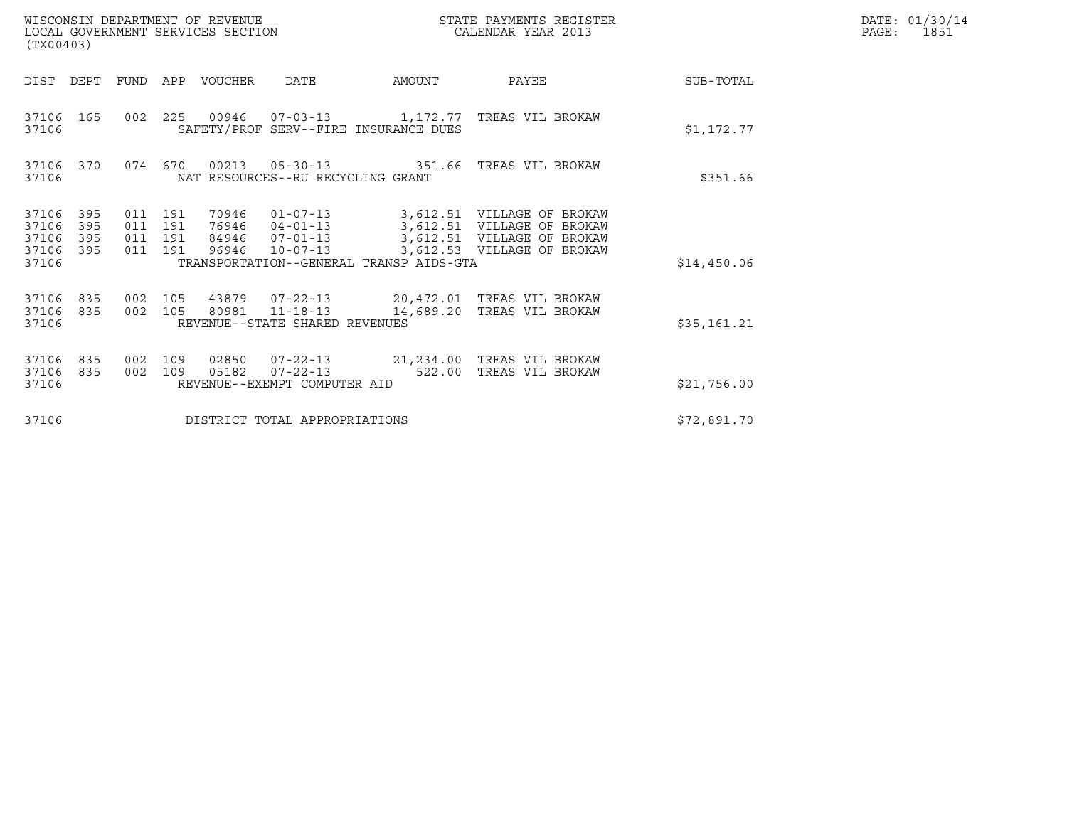WISCONSIN DEPARTMENT OF REVENUE
LOCAL GOVERNMENT SERVICES SECTION
(TX00403)

STATE PAYMENTS REGISTER
CALENDAR YEAR 2013

DATE: 01/30/14

| DIST | DEPT | FUND | APP | VOUCHER | DATE | AMOUNT | PAYEE | SUB-TOTAL |
|---|---|---|---|---|---|---|---|---|
| 37106 | 165 | 002 | 225 | 00946 | 07-03-13 | 1,172.77 | TREAS VIL BROKAW | |
| 37106 | | | | SAFETY/PROF SERV--FIRE INSURANCE DUES | | | | $1,172.77 |
| 37106 | 370 | 074 | 670 | 00213 | 05-30-13 | 351.66 | TREAS VIL BROKAW | |
| 37106 | | | | NAT RESOURCES--RU RECYCLING GRANT | | | | $351.66 |
| 37106 | 395 | 011 | 191 | 70946 | 01-07-13 | 3,612.51 | VILLAGE OF BROKAW | |
| 37106 | 395 | 011 | 191 | 76946 | 04-01-13 | 3,612.51 | VILLAGE OF BROKAW | |
| 37106 | 395 | 011 | 191 | 84946 | 07-01-13 | 3,612.51 | VILLAGE OF BROKAW | |
| 37106 | 395 | 011 | 191 | 96946 | 10-07-13 | 3,612.53 | VILLAGE OF BROKAW | |
| 37106 | | | | TRANSPORTATION--GENERAL TRANSP AIDS-GTA | | | | $14,450.06 |
| 37106 | 835 | 002 | 105 | 43879 | 07-22-13 | 20,472.01 | TREAS VIL BROKAW | |
| 37106 | 835 | 002 | 105 | 80981 | 11-18-13 | 14,689.20 | TREAS VIL BROKAW | |
| 37106 | | | | REVENUE--STATE SHARED REVENUES | | | | $35,161.21 |
| 37106 | 835 | 002 | 109 | 02850 | 07-22-13 | 21,234.00 | TREAS VIL BROKAW | |
| 37106 | 835 | 002 | 109 | 05182 | 07-22-13 | 522.00 | TREAS VIL BROKAW | |
| 37106 | | | | REVENUE--EXEMPT COMPUTER AID | | | | $21,756.00 |
| 37106 | | | | DISTRICT TOTAL APPROPRIATIONS | | | | $72,891.70 |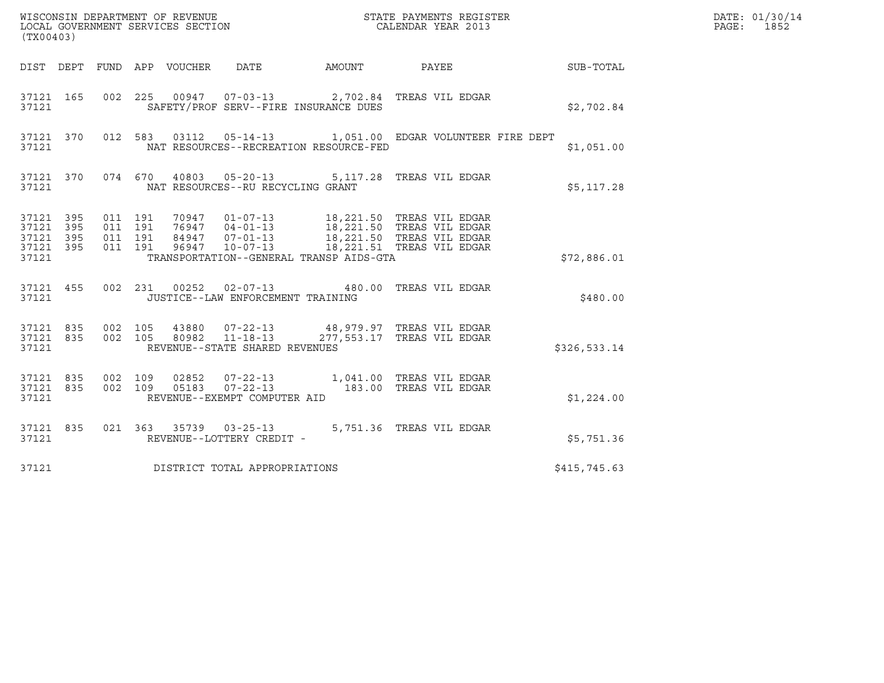WISCONSIN DEPARTMENT OF REVENUE
LOCAL GOVERNMENT SERVICES SECTION
(TX00403)

STATE PAYMENTS REGISTER
CALENDAR YEAR 2013

DATE: 01/30/14
PAGE: 1852

| DIST | DEPT | FUND | APP | VOUCHER | DATE | AMOUNT | PAYEE | SUB-TOTAL |
|---|---|---|---|---|---|---|---|---|
| 37121 | 165 | 002 | 225 | 00947 | 07-03-13 | 2,702.84 | TREAS VIL EDGAR | |
| 37121 | | | | SAFETY/PROF SERV--FIRE INSURANCE DUES | | | | $2,702.84 |
| 37121 | 370 | 012 | 583 | 03112 | 05-14-13 | 1,051.00 | EDGAR VOLUNTEER FIRE DEPT | |
| 37121 | | | | NAT RESOURCES--RECREATION RESOURCE-FED | | | | $1,051.00 |
| 37121 | 370 | 074 | 670 | 40803 | 05-20-13 | 5,117.28 | TREAS VIL EDGAR | |
| 37121 | | | | NAT RESOURCES--RU RECYCLING GRANT | | | | $5,117.28 |
| 37121 | 395 | 011 | 191 | 70947 | 01-07-13 | 18,221.50 | TREAS VIL EDGAR | |
| 37121 | 395 | 011 | 191 | 76947 | 04-01-13 | 18,221.50 | TREAS VIL EDGAR | |
| 37121 | 395 | 011 | 191 | 84947 | 07-01-13 | 18,221.50 | TREAS VIL EDGAR | |
| 37121 | 395 | 011 | 191 | 96947 | 10-07-13 | 18,221.51 | TREAS VIL EDGAR | |
| 37121 | | | | TRANSPORTATION--GENERAL TRANSP AIDS-GTA | | | | $72,886.01 |
| 37121 | 455 | 002 | 231 | 00252 | 02-07-13 | 480.00 | TREAS VIL EDGAR | |
| 37121 | | | | JUSTICE--LAW ENFORCEMENT TRAINING | | | | $480.00 |
| 37121 | 835 | 002 | 105 | 43880 | 07-22-13 | 48,979.97 | TREAS VIL EDGAR | |
| 37121 | 835 | 002 | 105 | 80982 | 11-18-13 | 277,553.17 | TREAS VIL EDGAR | |
| 37121 | | | | REVENUE--STATE SHARED REVENUES | | | | $326,533.14 |
| 37121 | 835 | 002 | 109 | 02852 | 07-22-13 | 1,041.00 | TREAS VIL EDGAR | |
| 37121 | 835 | 002 | 109 | 05183 | 07-22-13 | 183.00 | TREAS VIL EDGAR | |
| 37121 | | | | REVENUE--EXEMPT COMPUTER AID | | | | $1,224.00 |
| 37121 | 835 | 021 | 363 | 35739 | 03-25-13 | 5,751.36 | TREAS VIL EDGAR | |
| 37121 | | | | REVENUE--LOTTERY CREDIT - | | | | $5,751.36 |
| 37121 | | | | DISTRICT TOTAL APPROPRIATIONS | | | | $415,745.63 |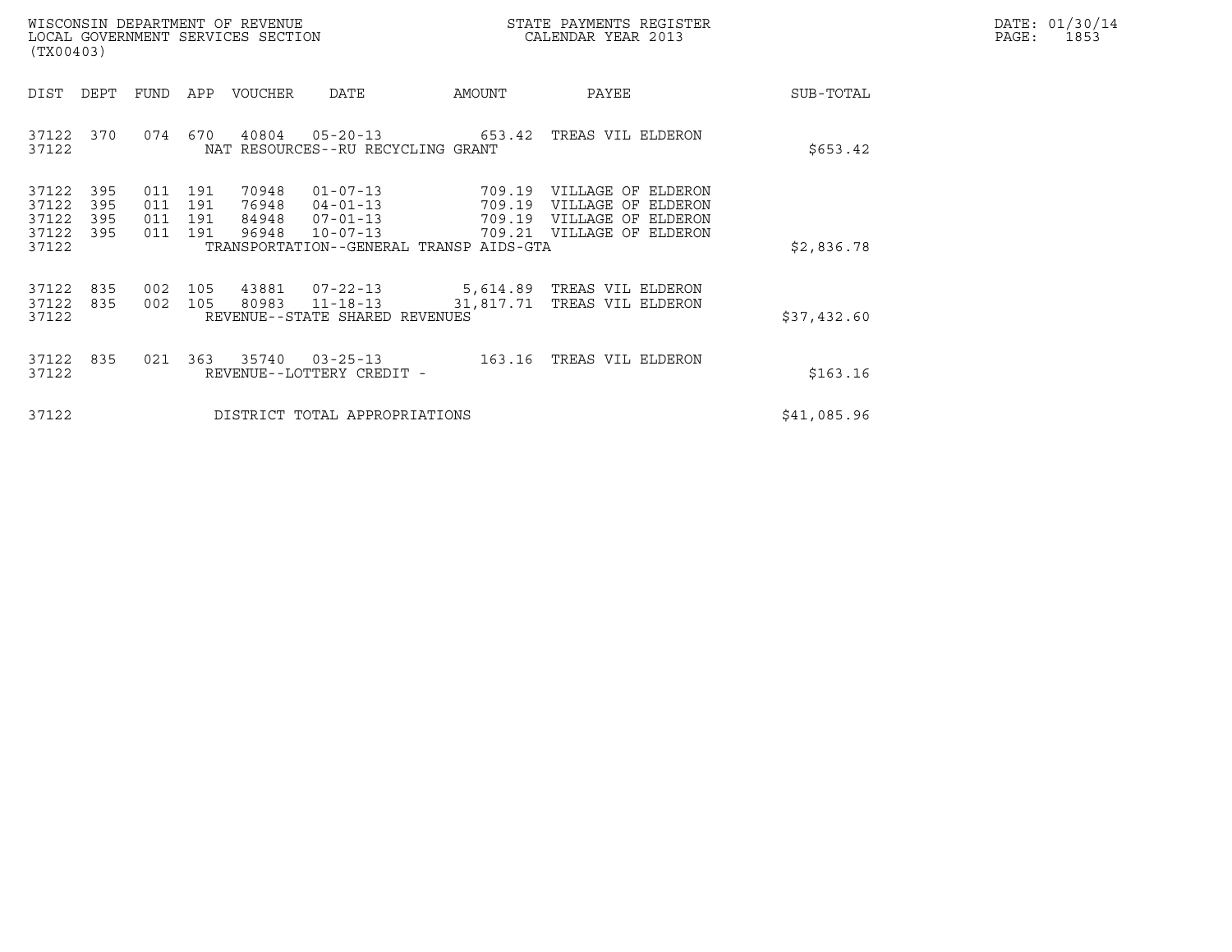WISCONSIN DEPARTMENT OF REVENUE
LOCAL GOVERNMENT SERVICES SECTION
(TX00403)

STATE PAYMENTS REGISTER
CALENDAR YEAR 2013

DATE: 01/30/14

| DIST | DEPT | FUND | APP | VOUCHER | DATE | AMOUNT | PAYEE | SUB-TOTAL |
|---|---|---|---|---|---|---|---|---|
| 37122 | 370 | 074 | 670 | 40804 | 05-20-13 | 653.42 | TREAS VIL ELDERON | |
| 37122 | | | | NAT RESOURCES--RU RECYCLING GRANT | | | | $653.42 |
| 37122 | 395 | 011 | 191 | 70948 | 01-07-13 | 709.19 | VILLAGE OF ELDERON | |
| 37122 | 395 | 011 | 191 | 76948 | 04-01-13 | 709.19 | VILLAGE OF ELDERON | |
| 37122 | 395 | 011 | 191 | 84948 | 07-01-13 | 709.19 | VILLAGE OF ELDERON | |
| 37122 | 395 | 011 | 191 | 96948 | 10-07-13 | 709.21 | VILLAGE OF ELDERON | |
| 37122 | | | | TRANSPORTATION--GENERAL TRANSP AIDS-GTA | | | | $2,836.78 |
| 37122 | 835 | 002 | 105 | 43881 | 07-22-13 | 5,614.89 | TREAS VIL ELDERON | |
| 37122 | 835 | 002 | 105 | 80983 | 11-18-13 | 31,817.71 | TREAS VIL ELDERON | |
| 37122 | | | | REVENUE--STATE SHARED REVENUES | | | | $37,432.60 |
| 37122 | 835 | 021 | 363 | 35740 | 03-25-13 | 163.16 | TREAS VIL ELDERON | |
| 37122 | | | | REVENUE--LOTTERY CREDIT - | | | | $163.16 |
| 37122 | | | | DISTRICT TOTAL APPROPRIATIONS | | | | $41,085.96 |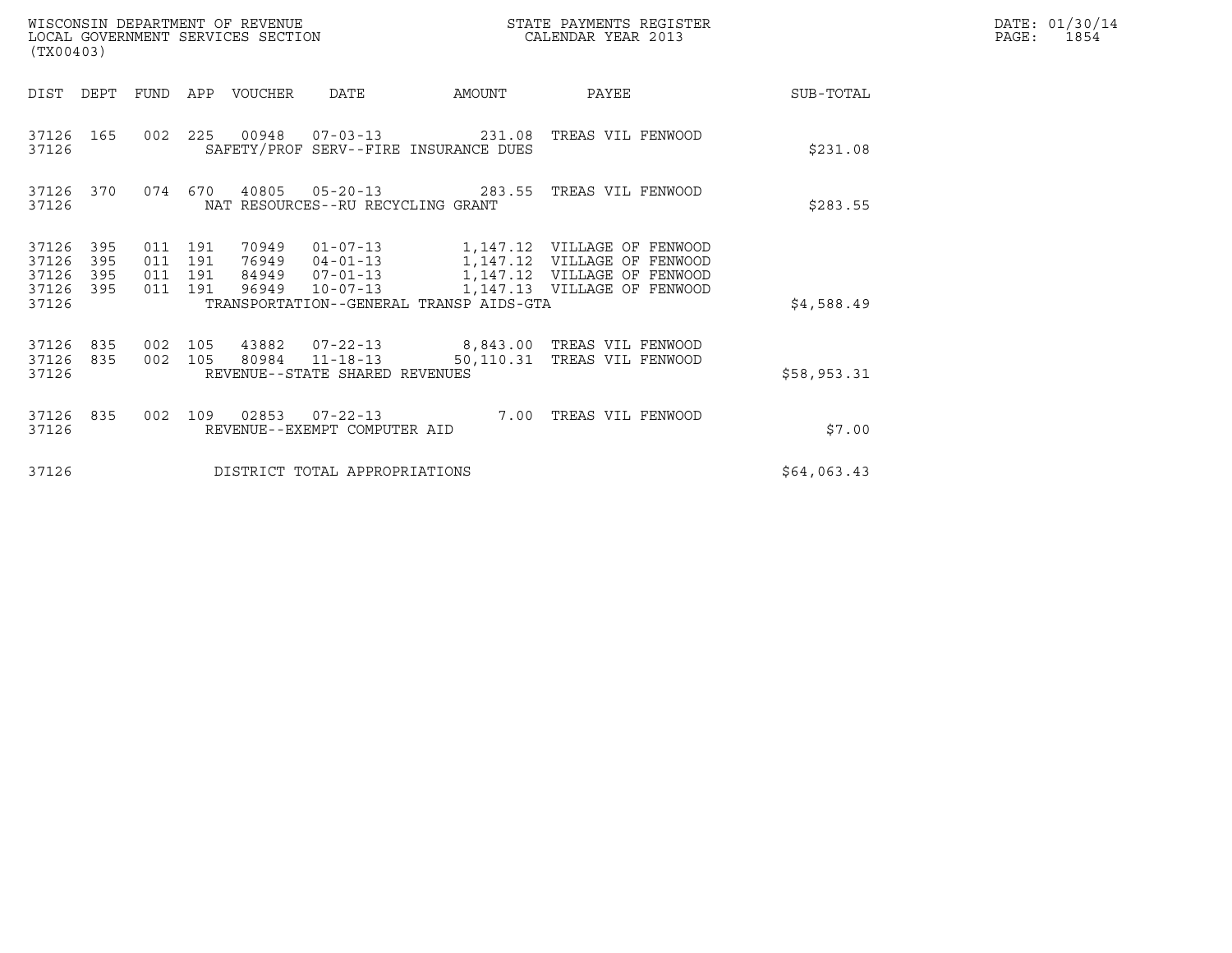WISCONSIN DEPARTMENT OF REVENUE
LOCAL GOVERNMENT SERVICES SECTION
(TX00403)

STATE PAYMENTS REGISTER
CALENDAR YEAR 2013

DATE: 01/30/14
PAGE: 1854

| DIST | DEPT | FUND | APP | VOUCHER | DATE | AMOUNT | PAYEE | SUB-TOTAL |
|---|---|---|---|---|---|---|---|---|
| 37126 | 165 | 002 | 225 | 00948 | 07-03-13 | 231.08 | TREAS VIL FENWOOD | |
| 37126 | | | | SAFETY/PROF SERV--FIRE INSURANCE DUES | | | | $231.08 |
| 37126 | 370 | 074 | 670 | 40805 | 05-20-13 | 283.55 | TREAS VIL FENWOOD | |
| 37126 | | | | NAT RESOURCES--RU RECYCLING GRANT | | | | $283.55 |
| 37126 | 395 | 011 | 191 | 70949 | 01-07-13 | 1,147.12 | VILLAGE OF FENWOOD | |
| 37126 | 395 | 011 | 191 | 76949 | 04-01-13 | 1,147.12 | VILLAGE OF FENWOOD | |
| 37126 | 395 | 011 | 191 | 84949 | 07-01-13 | 1,147.12 | VILLAGE OF FENWOOD | |
| 37126 | 395 | 011 | 191 | 96949 | 10-07-13 | 1,147.13 | VILLAGE OF FENWOOD | |
| 37126 | | | | TRANSPORTATION--GENERAL TRANSP AIDS-GTA | | | | $4,588.49 |
| 37126 | 835 | 002 | 105 | 43882 | 07-22-13 | 8,843.00 | TREAS VIL FENWOOD | |
| 37126 | 835 | 002 | 105 | 80984 | 11-18-13 | 50,110.31 | TREAS VIL FENWOOD | |
| 37126 | | | | REVENUE--STATE SHARED REVENUES | | | | $58,953.31 |
| 37126 | 835 | 002 | 109 | 02853 | 07-22-13 | 7.00 | TREAS VIL FENWOOD | |
| 37126 | | | | REVENUE--EXEMPT COMPUTER AID | | | | $7.00 |
| 37126 | | | | DISTRICT TOTAL APPROPRIATIONS | | | | $64,063.43 |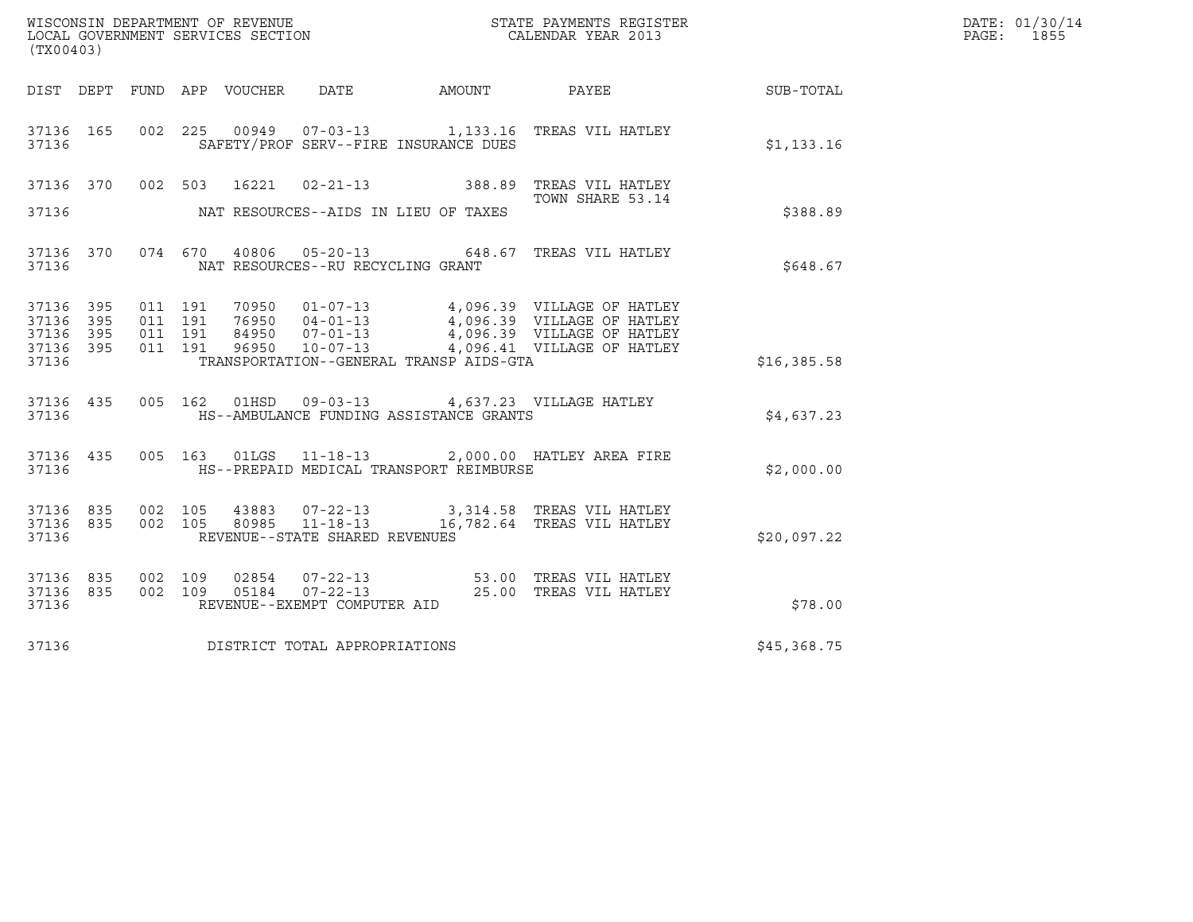WISCONSIN DEPARTMENT OF REVENUE
LOCAL GOVERNMENT SERVICES SECTION
(TX00403)

STATE PAYMENTS REGISTER
CALENDAR YEAR 2013

DATE: 01/30/14

| DIST | DEPT | FUND | APP | VOUCHER | DATE | AMOUNT | PAYEE | SUB-TOTAL |
|---|---|---|---|---|---|---|---|---|
| 37136 | 165 | 002 | 225 | 00949 | 07-03-13 | 1,133.16 | TREAS VIL HATLEY | |
| 37136 | | | | | SAFETY/PROF SERV--FIRE INSURANCE DUES | | | $1,133.16 |
| 37136 | 370 | 002 | 503 | 16221 | 02-21-13 | 388.89 | TREAS VIL HATLEY TOWN SHARE 53.14 | |
| 37136 | | | | | NAT RESOURCES--AIDS IN LIEU OF TAXES | | | $388.89 |
| 37136 | 370 | 074 | 670 | 40806 | 05-20-13 | 648.67 | TREAS VIL HATLEY | |
| 37136 | | | | | NAT RESOURCES--RU RECYCLING GRANT | | | $648.67 |
| 37136 | 395 | 011 | 191 | 70950 | 01-07-13 | 4,096.39 | VILLAGE OF HATLEY | |
| 37136 | 395 | 011 | 191 | 76950 | 04-01-13 | 4,096.39 | VILLAGE OF HATLEY | |
| 37136 | 395 | 011 | 191 | 84950 | 07-01-13 | 4,096.39 | VILLAGE OF HATLEY | |
| 37136 | 395 | 011 | 191 | 96950 | 10-07-13 | 4,096.41 | VILLAGE OF HATLEY | |
| 37136 | | | | | TRANSPORTATION--GENERAL TRANSP AIDS-GTA | | | $16,385.58 |
| 37136 | 435 | 005 | 162 | 01HSD | 09-03-13 | 4,637.23 | VILLAGE HATLEY | |
| 37136 | | | | | HS--AMBULANCE FUNDING ASSISTANCE GRANTS | | | $4,637.23 |
| 37136 | 435 | 005 | 163 | 01LGS | 11-18-13 | 2,000.00 | HATLEY AREA FIRE | |
| 37136 | | | | | HS--PREPAID MEDICAL TRANSPORT REIMBURSE | | | $2,000.00 |
| 37136 | 835 | 002 | 105 | 43883 | 07-22-13 | 3,314.58 | TREAS VIL HATLEY | |
| 37136 | 835 | 002 | 105 | 80985 | 11-18-13 | 16,782.64 | TREAS VIL HATLEY | |
| 37136 | | | | | REVENUE--STATE SHARED REVENUES | | | $20,097.22 |
| 37136 | 835 | 002 | 109 | 02854 | 07-22-13 | 53.00 | TREAS VIL HATLEY | |
| 37136 | 835 | 002 | 109 | 05184 | 07-22-13 | 25.00 | TREAS VIL HATLEY | |
| 37136 | | | | | REVENUE--EXEMPT COMPUTER AID | | | $78.00 |
| 37136 | | | | | DISTRICT TOTAL APPROPRIATIONS | | | $45,368.75 |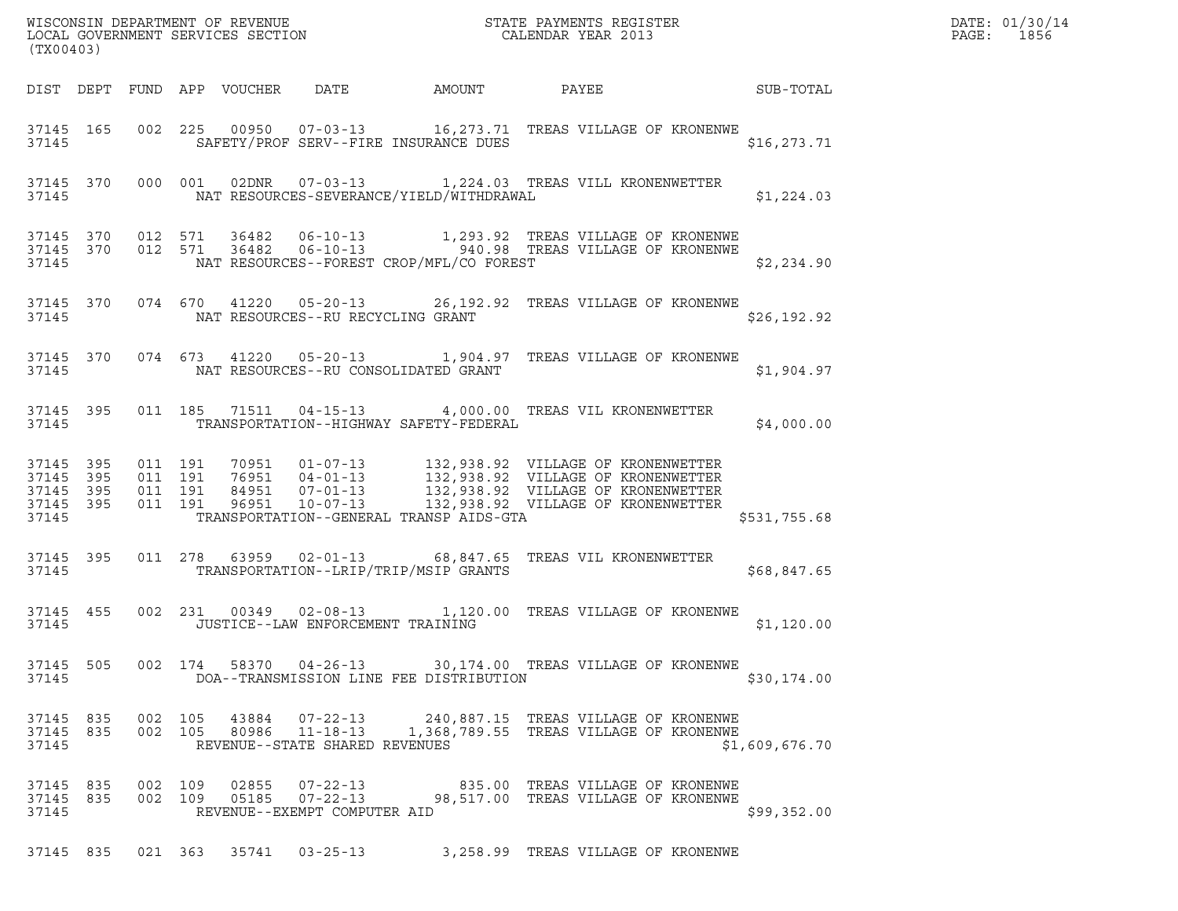WISCONSIN DEPARTMENT OF REVENUE
LOCAL GOVERNMENT SERVICES SECTION
(TX00403)

STATE PAYMENTS REGISTER
CALENDAR YEAR 2013

DATE: 01/30/14
PAGE: 1856

| DIST | DEPT | FUND | APP | VOUCHER | DATE | AMOUNT | PAYEE | SUB-TOTAL |
|---|---|---|---|---|---|---|---|---|
| 37145 | 165 | 002 | 225 | 00950 | 07-03-13 | 16,273.71 | TREAS VILLAGE OF KRONENWE | |
| 37145 | | | | | SAFETY/PROF SERV--FIRE INSURANCE DUES | | | $16,273.71 |
| 37145 | 370 | 000 | 001 | 02DNR | 07-03-13 | 1,224.03 | TREAS VILL KRONENWETTER | |
| 37145 | | | | | NAT RESOURCES-SEVERANCE/YIELD/WITHDRAWAL | | | $1,224.03 |
| 37145 | 370 | 012 | 571 | 36482 | 06-10-13 | 1,293.92 | TREAS VILLAGE OF KRONENWE | |
| 37145 | 370 | 012 | 571 | 36482 | 06-10-13 | 940.98 | TREAS VILLAGE OF KRONENWE | |
| 37145 | | | | | NAT RESOURCES--FOREST CROP/MFL/CO FOREST | | | $2,234.90 |
| 37145 | 370 | 074 | 670 | 41220 | 05-20-13 | 26,192.92 | TREAS VILLAGE OF KRONENWE | |
| 37145 | | | | | NAT RESOURCES--RU RECYCLING GRANT | | | $26,192.92 |
| 37145 | 370 | 074 | 673 | 41220 | 05-20-13 | 1,904.97 | TREAS VILLAGE OF KRONENWE | |
| 37145 | | | | | NAT RESOURCES--RU CONSOLIDATED GRANT | | | $1,904.97 |
| 37145 | 395 | 011 | 185 | 71511 | 04-15-13 | 4,000.00 | TREAS VIL KRONENWETTER | |
| 37145 | | | | | TRANSPORTATION--HIGHWAY SAFETY-FEDERAL | | | $4,000.00 |
| 37145 | 395 | 011 | 191 | 70951 | 01-07-13 | 132,938.92 | VILLAGE OF KRONENWETTER | |
| 37145 | 395 | 011 | 191 | 76951 | 04-01-13 | 132,938.92 | VILLAGE OF KRONENWETTER | |
| 37145 | 395 | 011 | 191 | 84951 | 07-01-13 | 132,938.92 | VILLAGE OF KRONENWETTER | |
| 37145 | 395 | 011 | 191 | 96951 | 10-07-13 | 132,938.92 | VILLAGE OF KRONENWETTER | |
| 37145 | | | | | TRANSPORTATION--GENERAL TRANSP AIDS-GTA | | | $531,755.68 |
| 37145 | 395 | 011 | 278 | 63959 | 02-01-13 | 68,847.65 | TREAS VIL KRONENWETTER | |
| 37145 | | | | | TRANSPORTATION--LRIP/TRIP/MSIP GRANTS | | | $68,847.65 |
| 37145 | 455 | 002 | 231 | 00349 | 02-08-13 | 1,120.00 | TREAS VILLAGE OF KRONENWE | |
| 37145 | | | | | JUSTICE--LAW ENFORCEMENT TRAINING | | | $1,120.00 |
| 37145 | 505 | 002 | 174 | 58370 | 04-26-13 | 30,174.00 | TREAS VILLAGE OF KRONENWE | |
| 37145 | | | | | DOA--TRANSMISSION LINE FEE DISTRIBUTION | | | $30,174.00 |
| 37145 | 835 | 002 | 105 | 43884 | 07-22-13 | 240,887.15 | TREAS VILLAGE OF KRONENWE | |
| 37145 | 835 | 002 | 105 | 80986 | 11-18-13 | 1,368,789.55 | TREAS VILLAGE OF KRONENWE | |
| 37145 | | | | | REVENUE--STATE SHARED REVENUES | | | $1,609,676.70 |
| 37145 | 835 | 002 | 109 | 02855 | 07-22-13 | 835.00 | TREAS VILLAGE OF KRONENWE | |
| 37145 | 835 | 002 | 109 | 05185 | 07-22-13 | 98,517.00 | TREAS VILLAGE OF KRONENWE | |
| 37145 | | | | | REVENUE--EXEMPT COMPUTER AID | | | $99,352.00 |
| 37145 | 835 | 021 | 363 | 35741 | 03-25-13 | 3,258.99 | TREAS VILLAGE OF KRONENWE | |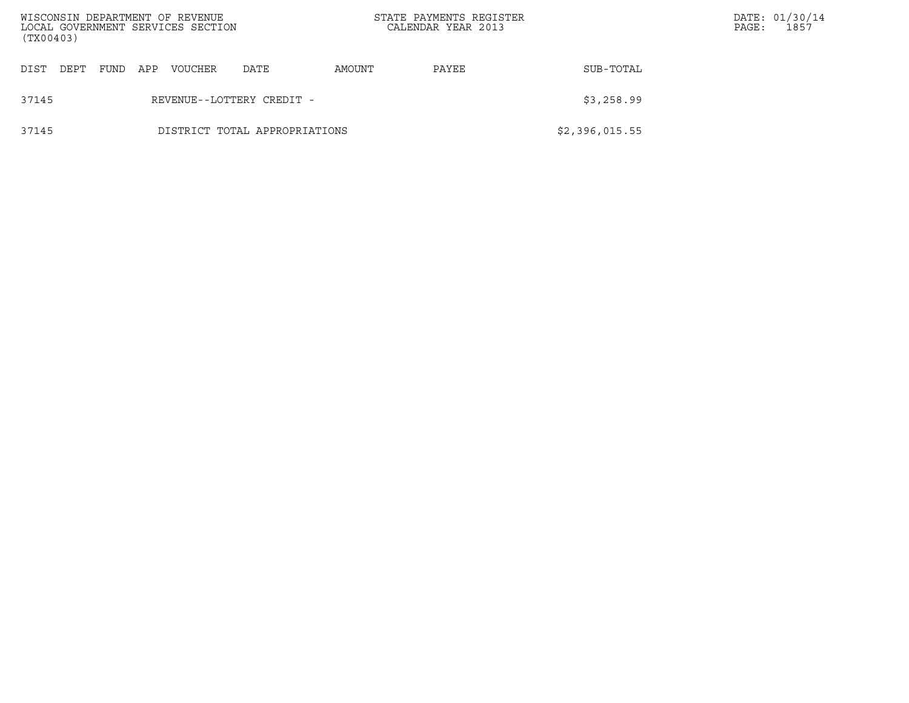| DIST | DEPT | FUND | APP | VOUCHER | DATE | AMOUNT | PAYEE | SUB-TOTAL |
|---|---|---|---|---|---|---|---|---|
| 37145 | | | | REVENUE--LOTTERY CREDIT - | | | | $3,258.99 |
| 37145 | | | | DISTRICT TOTAL APPROPRIATIONS | | | | $2,396,015.55 |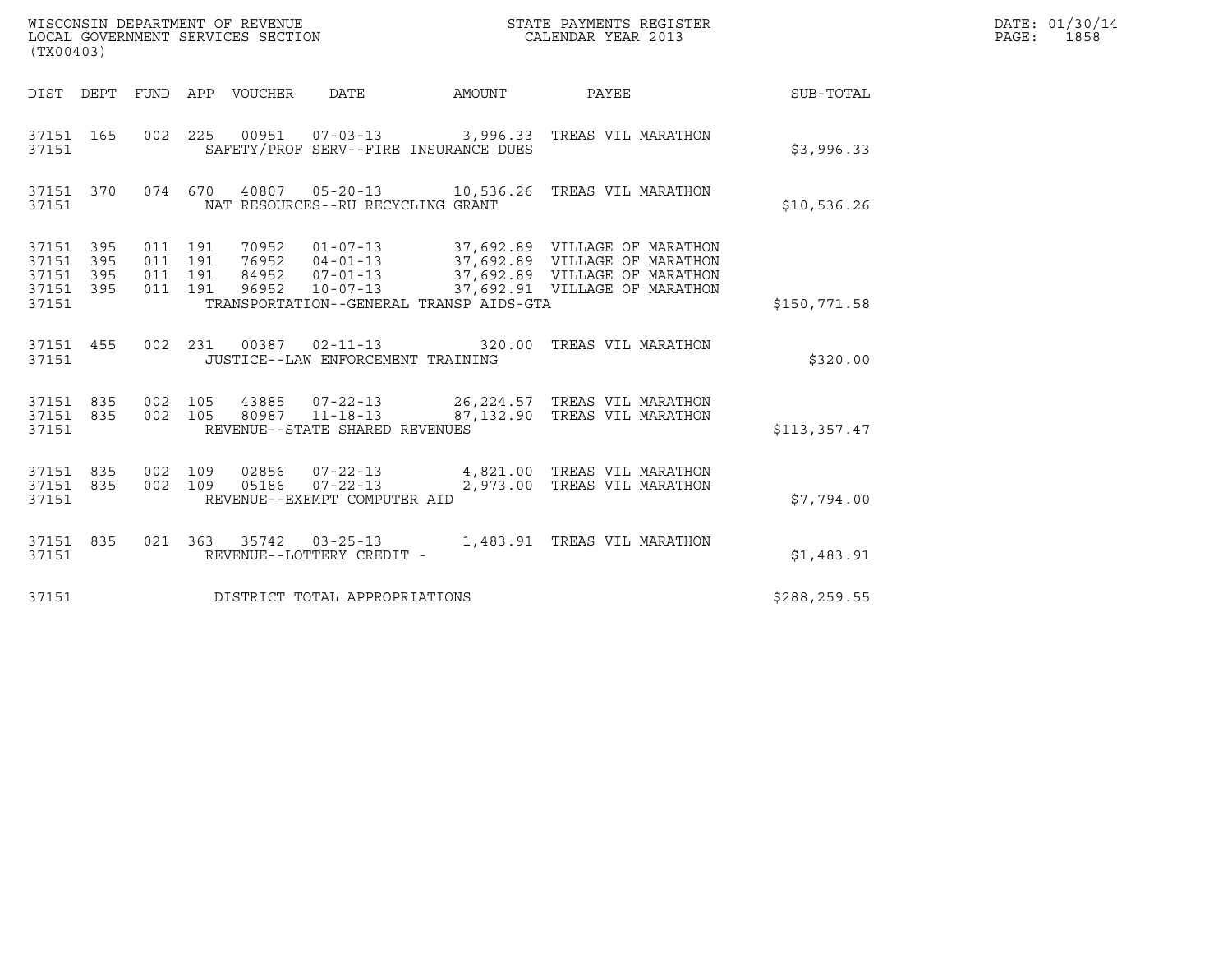WISCONSIN DEPARTMENT OF REVENUE
LOCAL GOVERNMENT SERVICES SECTION
(TX00403)

STATE PAYMENTS REGISTER
CALENDAR YEAR 2013

DATE: 01/30/14
PAGE: 1858

| DIST | DEPT | FUND | APP | VOUCHER | DATE | AMOUNT | PAYEE | SUB-TOTAL |
|---|---|---|---|---|---|---|---|---|
| 37151 | 165 | 002 | 225 | 00951 | 07-03-13 | 3,996.33 | TREAS VIL MARATHON | |
| 37151 | | | | SAFETY/PROF SERV--FIRE INSURANCE DUES | | | | $3,996.33 |
| 37151 | 370 | 074 | 670 | 40807 | 05-20-13 | 10,536.26 | TREAS VIL MARATHON | |
| 37151 | | | | NAT RESOURCES--RU RECYCLING GRANT | | | | $10,536.26 |
| 37151 | 395 | 011 | 191 | 70952 | 01-07-13 | 37,692.89 | VILLAGE OF MARATHON | |
| 37151 | 395 | 011 | 191 | 76952 | 04-01-13 | 37,692.89 | VILLAGE OF MARATHON | |
| 37151 | 395 | 011 | 191 | 84952 | 07-01-13 | 37,692.89 | VILLAGE OF MARATHON | |
| 37151 | 395 | 011 | 191 | 96952 | 10-07-13 | 37,692.91 | VILLAGE OF MARATHON | |
| 37151 | | | | TRANSPORTATION--GENERAL TRANSP AIDS-GTA | | | | $150,771.58 |
| 37151 | 455 | 002 | 231 | 00387 | 02-11-13 | 320.00 | TREAS VIL MARATHON | |
| 37151 | | | | JUSTICE--LAW ENFORCEMENT TRAINING | | | | $320.00 |
| 37151 | 835 | 002 | 105 | 43885 | 07-22-13 | 26,224.57 | TREAS VIL MARATHON | |
| 37151 | 835 | 002 | 105 | 80987 | 11-18-13 | 87,132.90 | TREAS VIL MARATHON | |
| 37151 | | | | REVENUE--STATE SHARED REVENUES | | | | $113,357.47 |
| 37151 | 835 | 002 | 109 | 02856 | 07-22-13 | 4,821.00 | TREAS VIL MARATHON | |
| 37151 | 835 | 002 | 109 | 05186 | 07-22-13 | 2,973.00 | TREAS VIL MARATHON | |
| 37151 | | | | REVENUE--EXEMPT COMPUTER AID | | | | $7,794.00 |
| 37151 | 835 | 021 | 363 | 35742 | 03-25-13 | 1,483.91 | TREAS VIL MARATHON | |
| 37151 | | | | REVENUE--LOTTERY CREDIT - | | | | $1,483.91 |
| 37151 | | | | DISTRICT TOTAL APPROPRIATIONS | | | | $288,259.55 |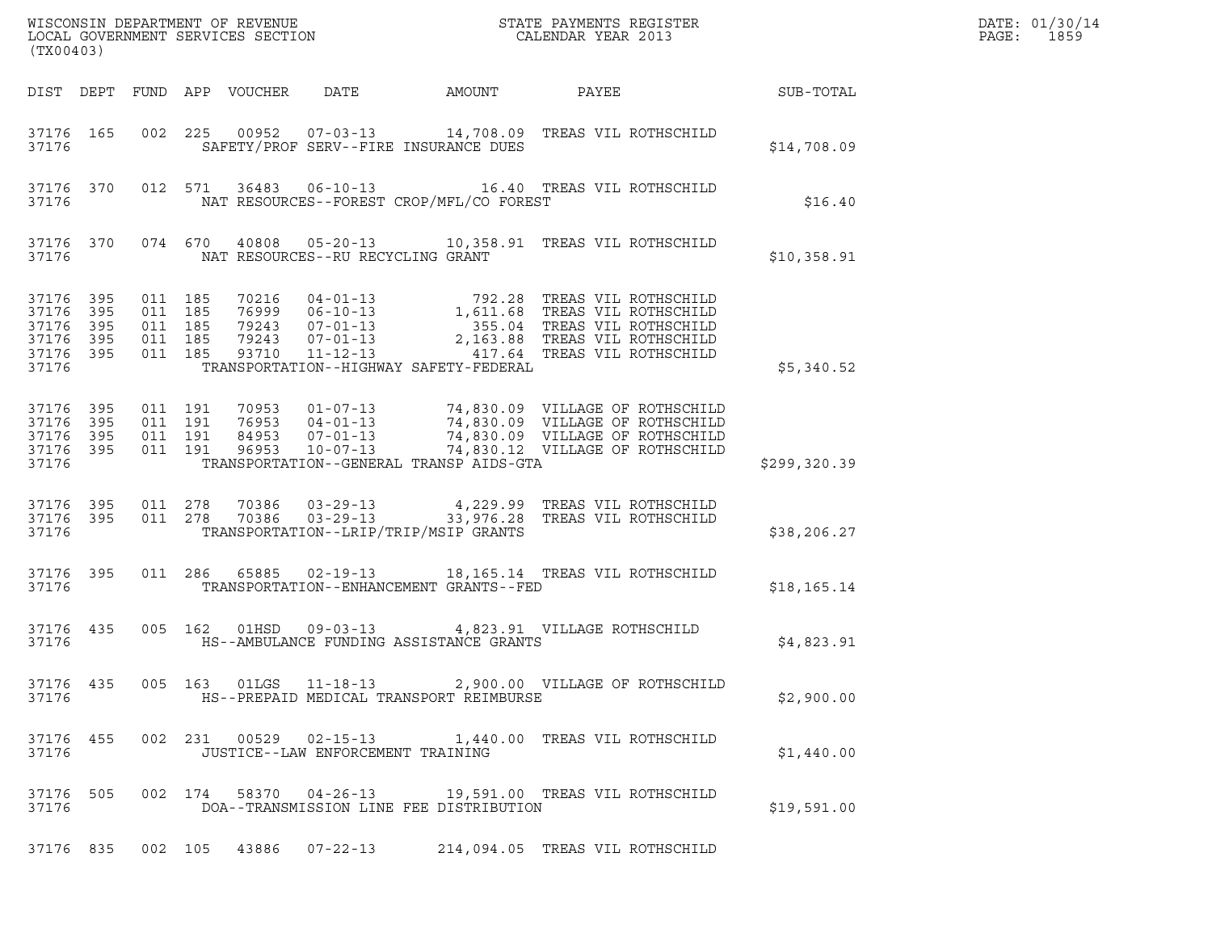WISCONSIN DEPARTMENT OF REVENUE
LOCAL GOVERNMENT SERVICES SECTION
(TX00403)

STATE PAYMENTS REGISTER
CALENDAR YEAR 2013

| DIST | DEPT | FUND | APP | VOUCHER | DATE | AMOUNT | PAYEE | SUB-TOTAL |
|---|---|---|---|---|---|---|---|---|
| 37176 | 165 | 002 | 225 | 00952 | 07-03-13 | 14,708.09 | TREAS VIL ROTHSCHILD | |
| 37176 | | | | | SAFETY/PROF SERV--FIRE INSURANCE DUES | | | $14,708.09 |
| 37176 | 370 | 012 | 571 | 36483 | 06-10-13 | 16.40 | TREAS VIL ROTHSCHILD | |
| 37176 | | | | | NAT RESOURCES--FOREST CROP/MFL/CO FOREST | | | $16.40 |
| 37176 | 370 | 074 | 670 | 40808 | 05-20-13 | 10,358.91 | TREAS VIL ROTHSCHILD | |
| 37176 | | | | | NAT RESOURCES--RU RECYCLING GRANT | | | $10,358.91 |
| 37176 | 395 | 011 | 185 | 70216 | 04-01-13 | 792.28 | TREAS VIL ROTHSCHILD | |
| 37176 | 395 | 011 | 185 | 76999 | 06-10-13 | 1,611.68 | TREAS VIL ROTHSCHILD | |
| 37176 | 395 | 011 | 185 | 79243 | 07-01-13 | 355.04 | TREAS VIL ROTHSCHILD | |
| 37176 | 395 | 011 | 185 | 79243 | 07-01-13 | 2,163.88 | TREAS VIL ROTHSCHILD | |
| 37176 | 395 | 011 | 185 | 93710 | 11-12-13 | 417.64 | TREAS VIL ROTHSCHILD | |
| 37176 | | | | | TRANSPORTATION--HIGHWAY SAFETY-FEDERAL | | | $5,340.52 |
| 37176 | 395 | 011 | 191 | 70953 | 01-07-13 | 74,830.09 | VILLAGE OF ROTHSCHILD | |
| 37176 | 395 | 011 | 191 | 76953 | 04-01-13 | 74,830.09 | VILLAGE OF ROTHSCHILD | |
| 37176 | 395 | 011 | 191 | 84953 | 07-01-13 | 74,830.09 | VILLAGE OF ROTHSCHILD | |
| 37176 | 395 | 011 | 191 | 96953 | 10-07-13 | 74,830.12 | VILLAGE OF ROTHSCHILD | |
| 37176 | | | | | TRANSPORTATION--GENERAL TRANSP AIDS-GTA | | | $299,320.39 |
| 37176 | 395 | 011 | 278 | 70386 | 03-29-13 | 4,229.99 | TREAS VIL ROTHSCHILD | |
| 37176 | 395 | 011 | 278 | 70386 | 03-29-13 | 33,976.28 | TREAS VIL ROTHSCHILD | |
| 37176 | | | | | TRANSPORTATION--LRIP/TRIP/MSIP GRANTS | | | $38,206.27 |
| 37176 | 395 | 011 | 286 | 65885 | 02-19-13 | 18,165.14 | TREAS VIL ROTHSCHILD | |
| 37176 | | | | | TRANSPORTATION--ENHANCEMENT GRANTS--FED | | | $18,165.14 |
| 37176 | 435 | 005 | 162 | 01HSD | 09-03-13 | 4,823.91 | VILLAGE ROTHSCHILD | |
| 37176 | | | | | HS--AMBULANCE FUNDING ASSISTANCE GRANTS | | | $4,823.91 |
| 37176 | 435 | 005 | 163 | 01LGS | 11-18-13 | 2,900.00 | VILLAGE OF ROTHSCHILD | |
| 37176 | | | | | HS--PREPAID MEDICAL TRANSPORT REIMBURSE | | | $2,900.00 |
| 37176 | 455 | 002 | 231 | 00529 | 02-15-13 | 1,440.00 | TREAS VIL ROTHSCHILD | |
| 37176 | | | | | JUSTICE--LAW ENFORCEMENT TRAINING | | | $1,440.00 |
| 37176 | 505 | 002 | 174 | 58370 | 04-26-13 | 19,591.00 | TREAS VIL ROTHSCHILD | |
| 37176 | | | | | DOA--TRANSMISSION LINE FEE DISTRIBUTION | | | $19,591.00 |
| 37176 | 835 | 002 | 105 | 43886 | 07-22-13 | 214,094.05 | TREAS VIL ROTHSCHILD | |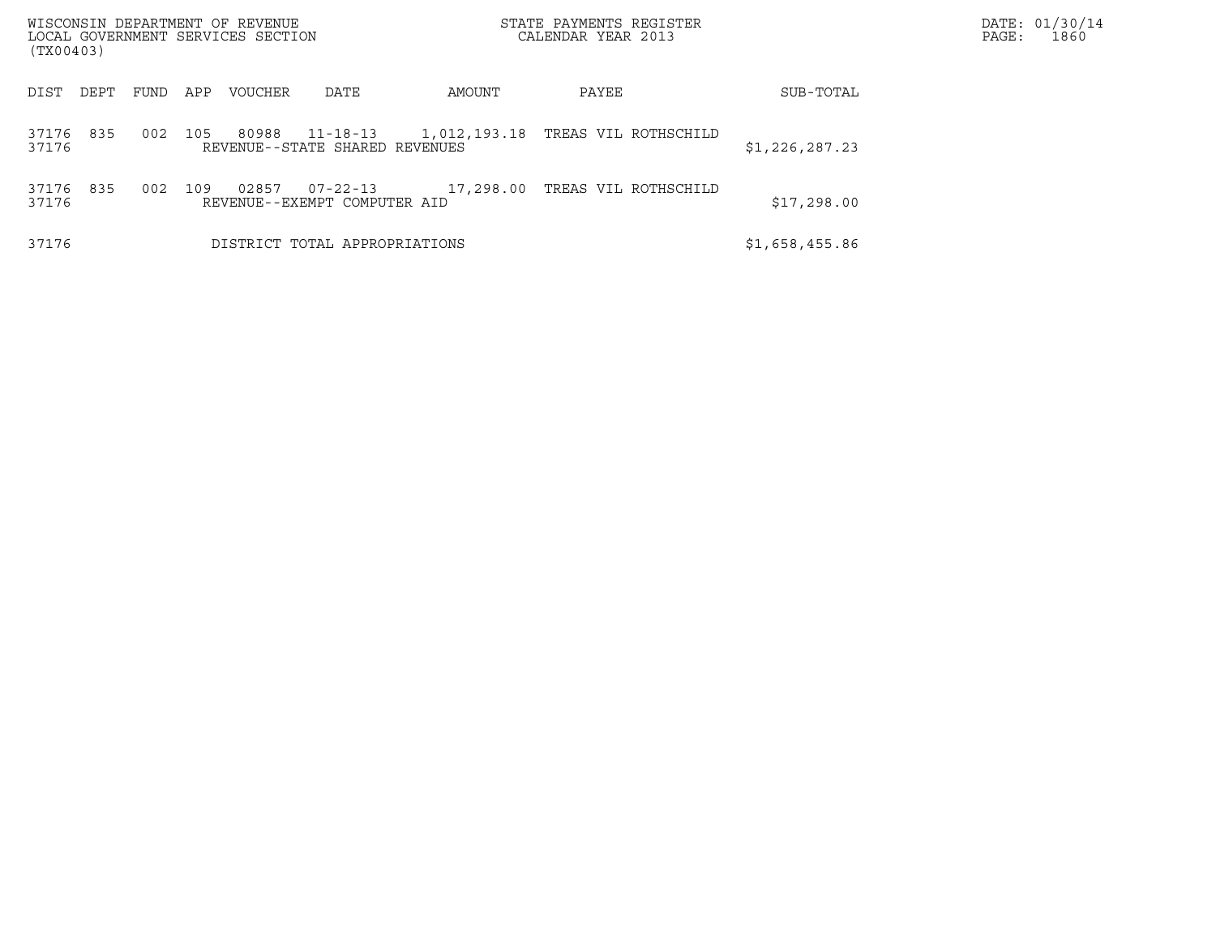| DIST | DEPT | FUND | APP | VOUCHER | DATE | AMOUNT | PAYEE | SUB-TOTAL |
|---|---|---|---|---|---|---|---|---|
| 37176 | 835 | 002 | 105 | 80988 | 11-18-13 | 1,012,193.18 | TREAS VIL ROTHSCHILD | |
| 37176 | | | | REVENUE--STATE SHARED REVENUES | | | | $1,226,287.23 |
| 37176 | 835 | 002 | 109 | 02857 | 07-22-13 | 17,298.00 | TREAS VIL ROTHSCHILD | |
| 37176 | | | | REVENUE--EXEMPT COMPUTER AID | | | | $17,298.00 |
| 37176 | | | | DISTRICT TOTAL APPROPRIATIONS | | | | $1,658,455.86 |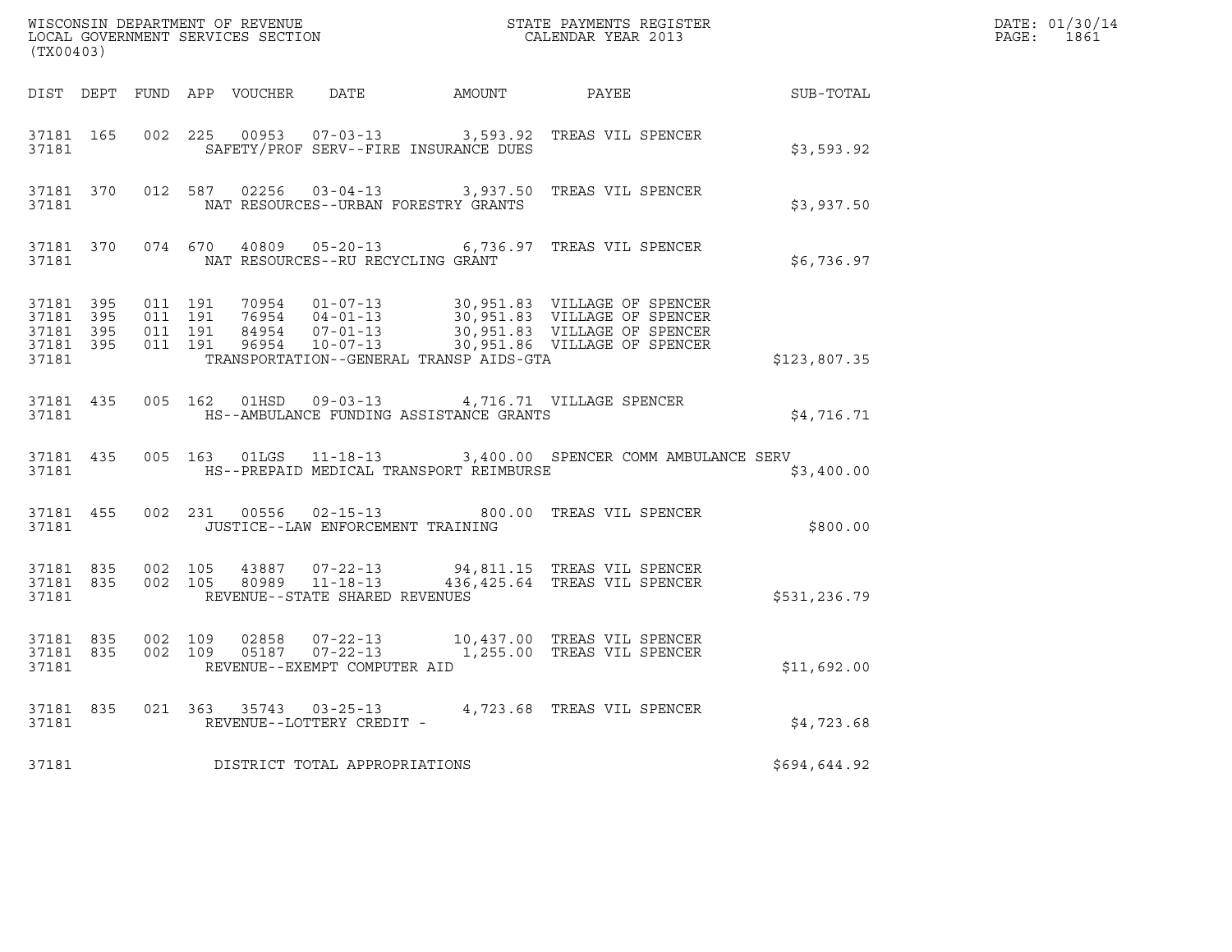WISCONSIN DEPARTMENT OF REVENUE
LOCAL GOVERNMENT SERVICES SECTION
(TX00403)

STATE PAYMENTS REGISTER
CALENDAR YEAR 2013

DATE: 01/30/14

| DIST | DEPT | FUND | APP | VOUCHER | DATE | AMOUNT | PAYEE | SUB-TOTAL |
|---|---|---|---|---|---|---|---|---|
| 37181 | 165 | 002 | 225 | 00953 | 07-03-13 | 3,593.92 | TREAS VIL SPENCER | |
| 37181 | | | | | SAFETY/PROF SERV--FIRE INSURANCE DUES | | | $3,593.92 |
| 37181 | 370 | 012 | 587 | 02256 | 03-04-13 | 3,937.50 | TREAS VIL SPENCER | |
| 37181 | | | | | NAT RESOURCES--URBAN FORESTRY GRANTS | | | $3,937.50 |
| 37181 | 370 | 074 | 670 | 40809 | 05-20-13 | 6,736.97 | TREAS VIL SPENCER | |
| 37181 | | | | | NAT RESOURCES--RU RECYCLING GRANT | | | $6,736.97 |
| 37181 | 395 | 011 | 191 | 70954 | 01-07-13 | 30,951.83 | VILLAGE OF SPENCER | |
| 37181 | 395 | 011 | 191 | 76954 | 04-01-13 | 30,951.83 | VILLAGE OF SPENCER | |
| 37181 | 395 | 011 | 191 | 84954 | 07-01-13 | 30,951.83 | VILLAGE OF SPENCER | |
| 37181 | 395 | 011 | 191 | 96954 | 10-07-13 | 30,951.86 | VILLAGE OF SPENCER | |
| 37181 | | | | | TRANSPORTATION--GENERAL TRANSP AIDS-GTA | | | $123,807.35 |
| 37181 | 435 | 005 | 162 | 01HSD | 09-03-13 | 4,716.71 | VILLAGE SPENCER | |
| 37181 | | | | | HS--AMBULANCE FUNDING ASSISTANCE GRANTS | | | $4,716.71 |
| 37181 | 435 | 005 | 163 | 01LGS | 11-18-13 | 3,400.00 | SPENCER COMM AMBULANCE SERV | |
| 37181 | | | | | HS--PREPAID MEDICAL TRANSPORT REIMBURSE | | | $3,400.00 |
| 37181 | 455 | 002 | 231 | 00556 | 02-15-13 | 800.00 | TREAS VIL SPENCER | |
| 37181 | | | | | JUSTICE--LAW ENFORCEMENT TRAINING | | | $800.00 |
| 37181 | 835 | 002 | 105 | 43887 | 07-22-13 | 94,811.15 | TREAS VIL SPENCER | |
| 37181 | 835 | 002 | 105 | 80989 | 11-18-13 | 436,425.64 | TREAS VIL SPENCER | |
| 37181 | | | | | REVENUE--STATE SHARED REVENUES | | | $531,236.79 |
| 37181 | 835 | 002 | 109 | 02858 | 07-22-13 | 10,437.00 | TREAS VIL SPENCER | |
| 37181 | 835 | 002 | 109 | 05187 | 07-22-13 | 1,255.00 | TREAS VIL SPENCER | |
| 37181 | | | | | REVENUE--EXEMPT COMPUTER AID | | | $11,692.00 |
| 37181 | 835 | 021 | 363 | 35743 | 03-25-13 | 4,723.68 | TREAS VIL SPENCER | |
| 37181 | | | | | REVENUE--LOTTERY CREDIT - | | | $4,723.68 |
| 37181 | | | | | DISTRICT TOTAL APPROPRIATIONS | | | $694,644.92 |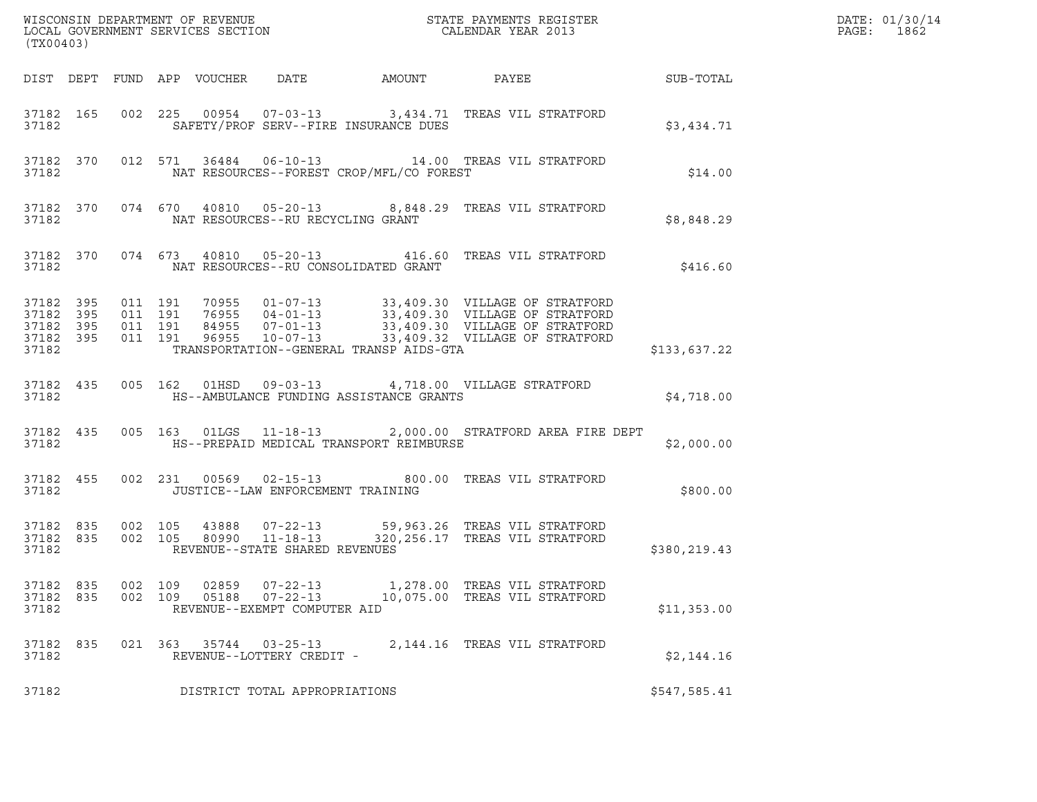WISCONSIN DEPARTMENT OF REVENUE
LOCAL GOVERNMENT SERVICES SECTION
(TX00403)

STATE PAYMENTS REGISTER
CALENDAR YEAR 2013

DATE: 01/30/14
PAGE: 1862

| DIST | DEPT | FUND | APP | VOUCHER | DATE | AMOUNT | PAYEE | SUB-TOTAL |
|---|---|---|---|---|---|---|---|---|
| 37182 | 165 | 002 | 225 | 00954 | 07-03-13 | 3,434.71 | TREAS VIL STRATFORD | |
| 37182 | | | | SAFETY/PROF SERV--FIRE INSURANCE DUES | | | | $3,434.71 |
| 37182 | 370 | 012 | 571 | 36484 | 06-10-13 | 14.00 | TREAS VIL STRATFORD | |
| 37182 | | | | NAT RESOURCES--FOREST CROP/MFL/CO FOREST | | | | $14.00 |
| 37182 | 370 | 074 | 670 | 40810 | 05-20-13 | 8,848.29 | TREAS VIL STRATFORD | |
| 37182 | | | | NAT RESOURCES--RU RECYCLING GRANT | | | | $8,848.29 |
| 37182 | 370 | 074 | 673 | 40810 | 05-20-13 | 416.60 | TREAS VIL STRATFORD | |
| 37182 | | | | NAT RESOURCES--RU CONSOLIDATED GRANT | | | | $416.60 |
| 37182 | 395 | 011 | 191 | 70955 | 01-07-13 | 33,409.30 | VILLAGE OF STRATFORD | |
| 37182 | 395 | 011 | 191 | 76955 | 04-01-13 | 33,409.30 | VILLAGE OF STRATFORD | |
| 37182 | 395 | 011 | 191 | 84955 | 07-01-13 | 33,409.30 | VILLAGE OF STRATFORD | |
| 37182 | 395 | 011 | 191 | 96955 | 10-07-13 | 33,409.32 | VILLAGE OF STRATFORD | |
| 37182 | | | | TRANSPORTATION--GENERAL TRANSP AIDS-GTA | | | | $133,637.22 |
| 37182 | 435 | 005 | 162 | 01HSD | 09-03-13 | 4,718.00 | VILLAGE STRATFORD | |
| 37182 | | | | HS--AMBULANCE FUNDING ASSISTANCE GRANTS | | | | $4,718.00 |
| 37182 | 435 | 005 | 163 | 01LGS | 11-18-13 | 2,000.00 | STRATFORD AREA FIRE DEPT | |
| 37182 | | | | HS--PREPAID MEDICAL TRANSPORT REIMBURSE | | | | $2,000.00 |
| 37182 | 455 | 002 | 231 | 00569 | 02-15-13 | 800.00 | TREAS VIL STRATFORD | |
| 37182 | | | | JUSTICE--LAW ENFORCEMENT TRAINING | | | | $800.00 |
| 37182 | 835 | 002 | 105 | 43888 | 07-22-13 | 59,963.26 | TREAS VIL STRATFORD | |
| 37182 | 835 | 002 | 105 | 80990 | 11-18-13 | 320,256.17 | TREAS VIL STRATFORD | |
| 37182 | | | | REVENUE--STATE SHARED REVENUES | | | | $380,219.43 |
| 37182 | 835 | 002 | 109 | 02859 | 07-22-13 | 1,278.00 | TREAS VIL STRATFORD | |
| 37182 | 835 | 002 | 109 | 05188 | 07-22-13 | 10,075.00 | TREAS VIL STRATFORD | |
| 37182 | | | | REVENUE--EXEMPT COMPUTER AID | | | | $11,353.00 |
| 37182 | 835 | 021 | 363 | 35744 | 03-25-13 | 2,144.16 | TREAS VIL STRATFORD | |
| 37182 | | | | REVENUE--LOTTERY CREDIT - | | | | $2,144.16 |
| 37182 | | | | DISTRICT TOTAL APPROPRIATIONS | | | | $547,585.41 |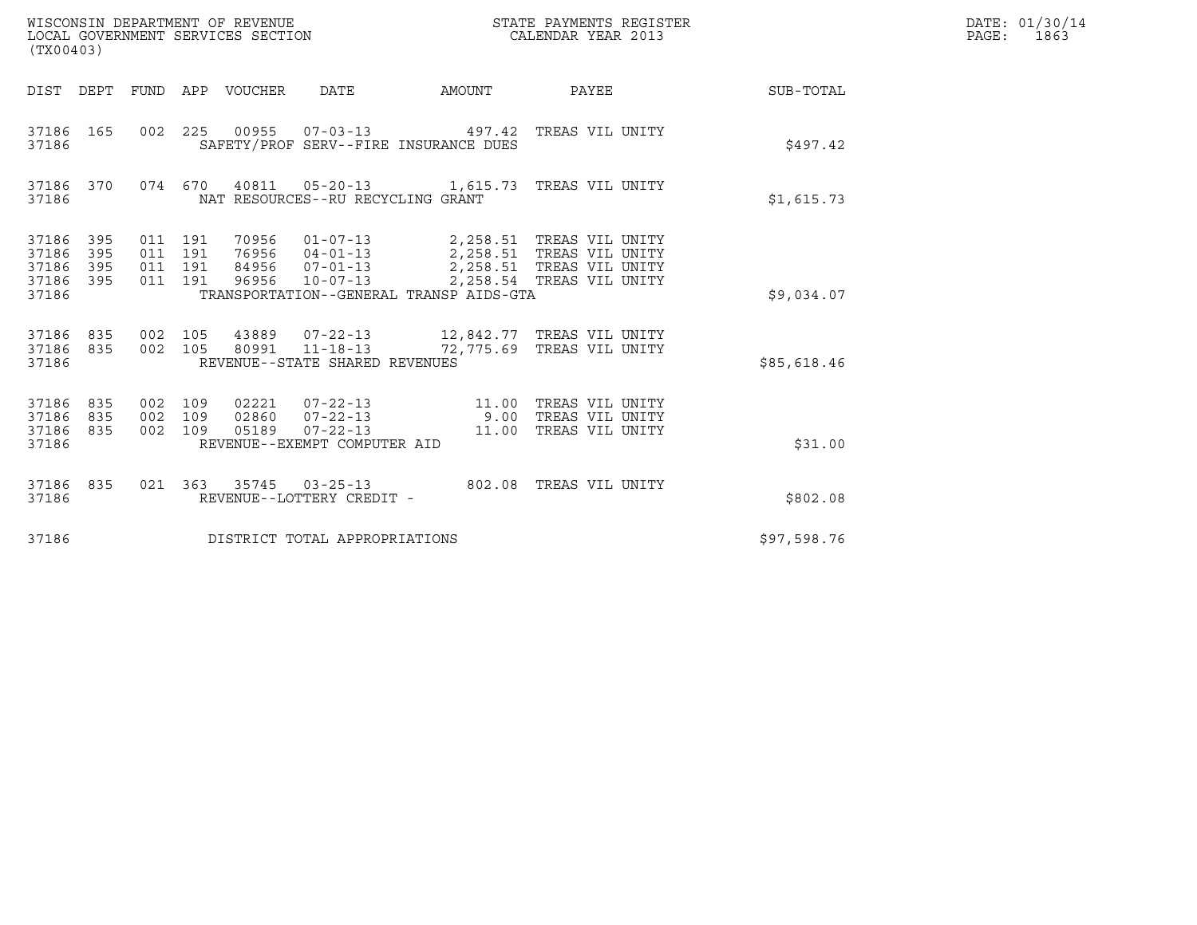WISCONSIN DEPARTMENT OF REVENUE
LOCAL GOVERNMENT SERVICES SECTION
(TX00403)

STATE PAYMENTS REGISTER
CALENDAR YEAR 2013

| DIST | DEPT | FUND | APP | VOUCHER | DATE | AMOUNT | PAYEE | SUB-TOTAL |
|---|---|---|---|---|---|---|---|---|
| 37186 | 165 | 002 | 225 | 00955 | 07-03-13 | 497.42 | TREAS VIL UNITY | |
| 37186 | | | | SAFETY/PROF SERV--FIRE INSURANCE DUES | | | | $497.42 |
| 37186 | 370 | 074 | 670 | 40811 | 05-20-13 | 1,615.73 | TREAS VIL UNITY | |
| 37186 | | | | NAT RESOURCES--RU RECYCLING GRANT | | | | $1,615.73 |
| 37186 | 395 | 011 | 191 | 70956 | 01-07-13 | 2,258.51 | TREAS VIL UNITY | |
| 37186 | 395 | 011 | 191 | 76956 | 04-01-13 | 2,258.51 | TREAS VIL UNITY | |
| 37186 | 395 | 011 | 191 | 84956 | 07-01-13 | 2,258.51 | TREAS VIL UNITY | |
| 37186 | 395 | 011 | 191 | 96956 | 10-07-13 | 2,258.54 | TREAS VIL UNITY | |
| 37186 | | | | TRANSPORTATION--GENERAL TRANSP AIDS-GTA | | | | $9,034.07 |
| 37186 | 835 | 002 | 105 | 43889 | 07-22-13 | 12,842.77 | TREAS VIL UNITY | |
| 37186 | 835 | 002 | 105 | 80991 | 11-18-13 | 72,775.69 | TREAS VIL UNITY | |
| 37186 | | | | REVENUE--STATE SHARED REVENUES | | | | $85,618.46 |
| 37186 | 835 | 002 | 109 | 02221 | 07-22-13 | 11.00 | TREAS VIL UNITY | |
| 37186 | 835 | 002 | 109 | 02860 | 07-22-13 | 9.00 | TREAS VIL UNITY | |
| 37186 | 835 | 002 | 109 | 05189 | 07-22-13 | 11.00 | TREAS VIL UNITY | |
| 37186 | | | | REVENUE--EXEMPT COMPUTER AID | | | | $31.00 |
| 37186 | 835 | 021 | 363 | 35745 | 03-25-13 | 802.08 | TREAS VIL UNITY | |
| 37186 | | | | REVENUE--LOTTERY CREDIT - | | | | $802.08 |
| 37186 | | | | DISTRICT TOTAL APPROPRIATIONS | | | | $97,598.76 |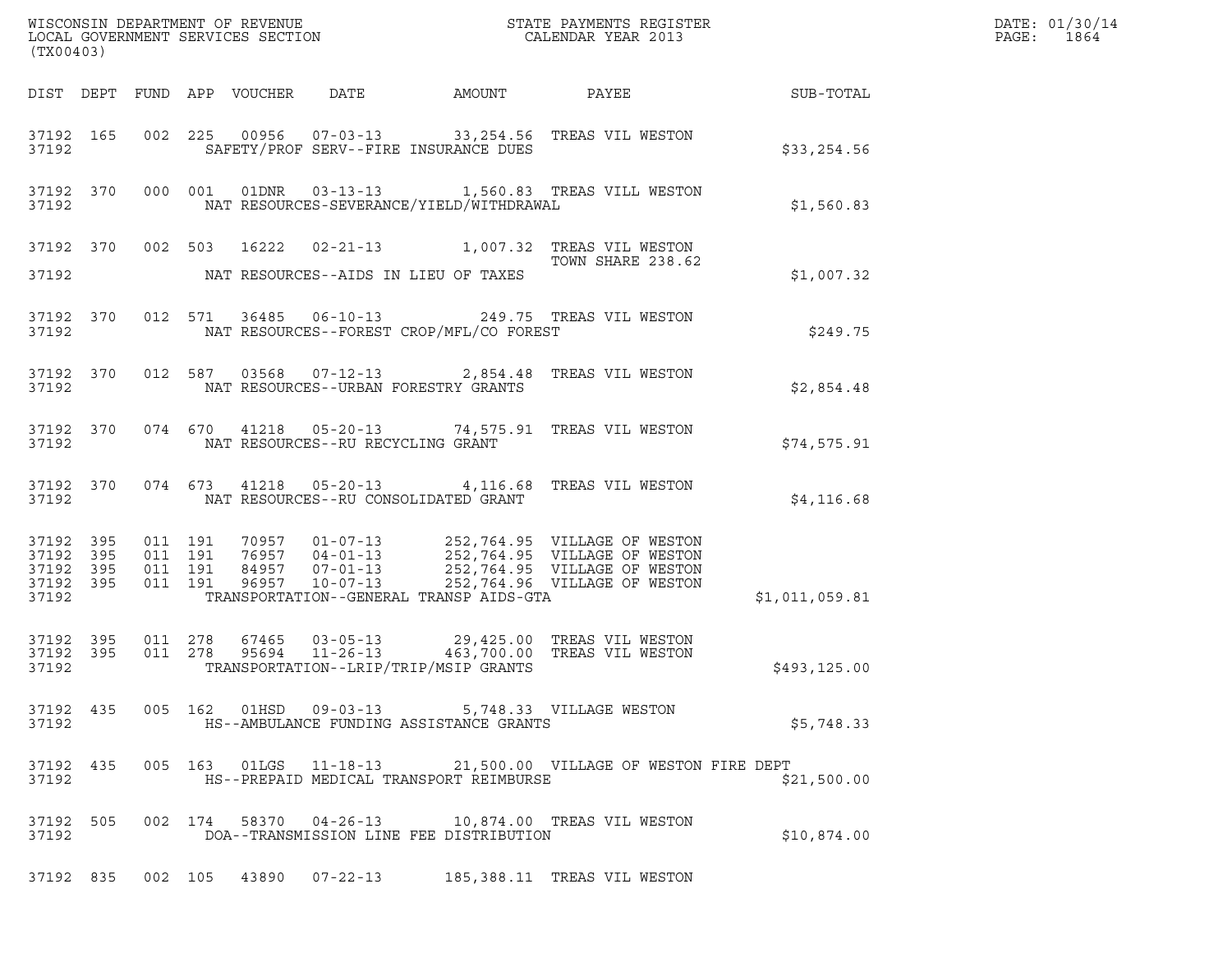WISCONSIN DEPARTMENT OF REVENUE
LOCAL GOVERNMENT SERVICES SECTION
(TX00403)

STATE PAYMENTS REGISTER
CALENDAR YEAR 2013

DATE: 01/30/14

| DIST | DEPT | FUND | APP | VOUCHER | DATE | AMOUNT | PAYEE | SUB-TOTAL |
|---|---|---|---|---|---|---|---|---|
| 37192 | 165 | 002 | 225 | 00956 | 07-03-13 | 33,254.56 | TREAS VIL WESTON | |
| 37192 | | | | | | SAFETY/PROF SERV--FIRE INSURANCE DUES | | $33,254.56 |
| 37192 | 370 | 000 | 001 | 01DNR | 03-13-13 | 1,560.83 | TREAS VILL WESTON | |
| 37192 | | | | | | NAT RESOURCES-SEVERANCE/YIELD/WITHDRAWAL | | $1,560.83 |
| 37192 | 370 | 002 | 503 | 16222 | 02-21-13 | 1,007.32 | TREAS VIL WESTON TOWN SHARE 238.62 | |
| 37192 | | | | | | NAT RESOURCES--AIDS IN LIEU OF TAXES | | $1,007.32 |
| 37192 | 370 | 012 | 571 | 36485 | 06-10-13 | 249.75 | TREAS VIL WESTON | |
| 37192 | | | | | | NAT RESOURCES--FOREST CROP/MFL/CO FOREST | | $249.75 |
| 37192 | 370 | 012 | 587 | 03568 | 07-12-13 | 2,854.48 | TREAS VIL WESTON | |
| 37192 | | | | | | NAT RESOURCES--URBAN FORESTRY GRANTS | | $2,854.48 |
| 37192 | 370 | 074 | 670 | 41218 | 05-20-13 | 74,575.91 | TREAS VIL WESTON | |
| 37192 | | | | | | NAT RESOURCES--RU RECYCLING GRANT | | $74,575.91 |
| 37192 | 370 | 074 | 673 | 41218 | 05-20-13 | 4,116.68 | TREAS VIL WESTON | |
| 37192 | | | | | | NAT RESOURCES--RU CONSOLIDATED GRANT | | $4,116.68 |
| 37192 | 395 | 011 | 191 | 70957 | 01-07-13 | 252,764.95 | VILLAGE OF WESTON | |
| 37192 | 395 | 011 | 191 | 76957 | 04-01-13 | 252,764.95 | VILLAGE OF WESTON | |
| 37192 | 395 | 011 | 191 | 84957 | 07-01-13 | 252,764.95 | VILLAGE OF WESTON | |
| 37192 | 395 | 011 | 191 | 96957 | 10-07-13 | 252,764.96 | VILLAGE OF WESTON | |
| 37192 | | | | | | TRANSPORTATION--GENERAL TRANSP AIDS-GTA | | $1,011,059.81 |
| 37192 | 395 | 011 | 278 | 67465 | 03-05-13 | 29,425.00 | TREAS VIL WESTON | |
| 37192 | 395 | 011 | 278 | 95694 | 11-26-13 | 463,700.00 | TREAS VIL WESTON | |
| 37192 | | | | | | TRANSPORTATION--LRIP/TRIP/MSIP GRANTS | | $493,125.00 |
| 37192 | 435 | 005 | 162 | 01HSD | 09-03-13 | 5,748.33 | VILLAGE WESTON | |
| 37192 | | | | | | HS--AMBULANCE FUNDING ASSISTANCE GRANTS | | $5,748.33 |
| 37192 | 435 | 005 | 163 | 01LGS | 11-18-13 | 21,500.00 | VILLAGE OF WESTON FIRE DEPT | |
| 37192 | | | | | | HS--PREPAID MEDICAL TRANSPORT REIMBURSE | | $21,500.00 |
| 37192 | 505 | 002 | 174 | 58370 | 04-26-13 | 10,874.00 | TREAS VIL WESTON | |
| 37192 | | | | | | DOA--TRANSMISSION LINE FEE DISTRIBUTION | | $10,874.00 |
| 37192 | 835 | 002 | 105 | 43890 | 07-22-13 | 185,388.11 | TREAS VIL WESTON | |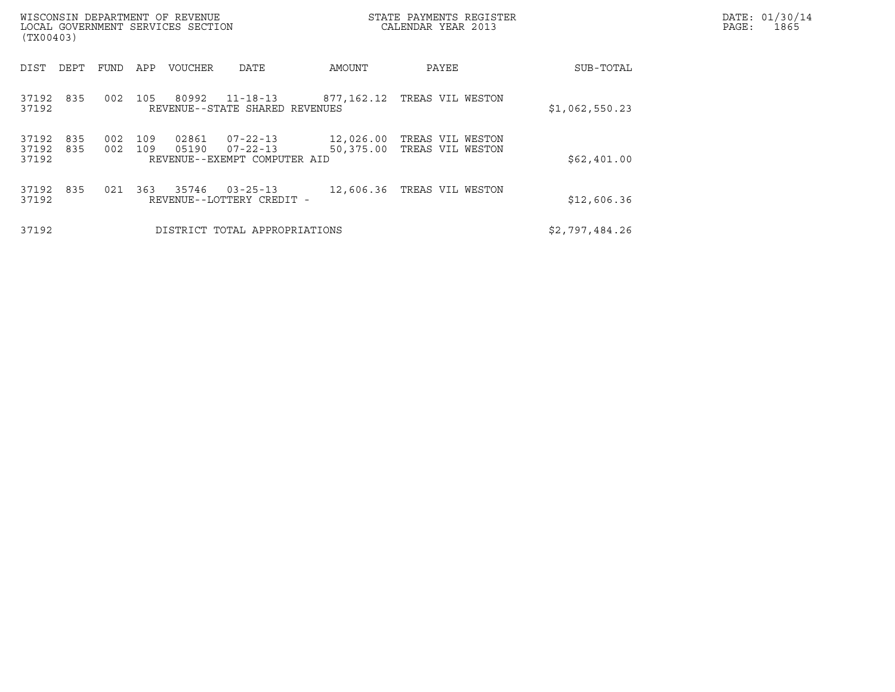| DIST | DEPT | FUND | APP | VOUCHER | DATE | AMOUNT | PAYEE | SUB-TOTAL |
|---|---|---|---|---|---|---|---|---|
| 37192 | 835 | 002 | 105 | 80992 | 11-18-13 | 877,162.12 | TREAS VIL WESTON | |
| 37192 | | | | REVENUE--STATE SHARED REVENUES | | | | $1,062,550.23 |
| 37192 | 835 | 002 | 109 | 02861 | 07-22-13 | 12,026.00 | TREAS VIL WESTON | |
| 37192 | 835 | 002 | 109 | 05190 | 07-22-13 | 50,375.00 | TREAS VIL WESTON | |
| 37192 | | | | REVENUE--EXEMPT COMPUTER AID | | | | $62,401.00 |
| 37192 | 835 | 021 | 363 | 35746 | 03-25-13 | 12,606.36 | TREAS VIL WESTON | |
| 37192 | | | | REVENUE--LOTTERY CREDIT - | | | | $12,606.36 |
| 37192 | | | | DISTRICT TOTAL APPROPRIATIONS | | | | $2,797,484.26 |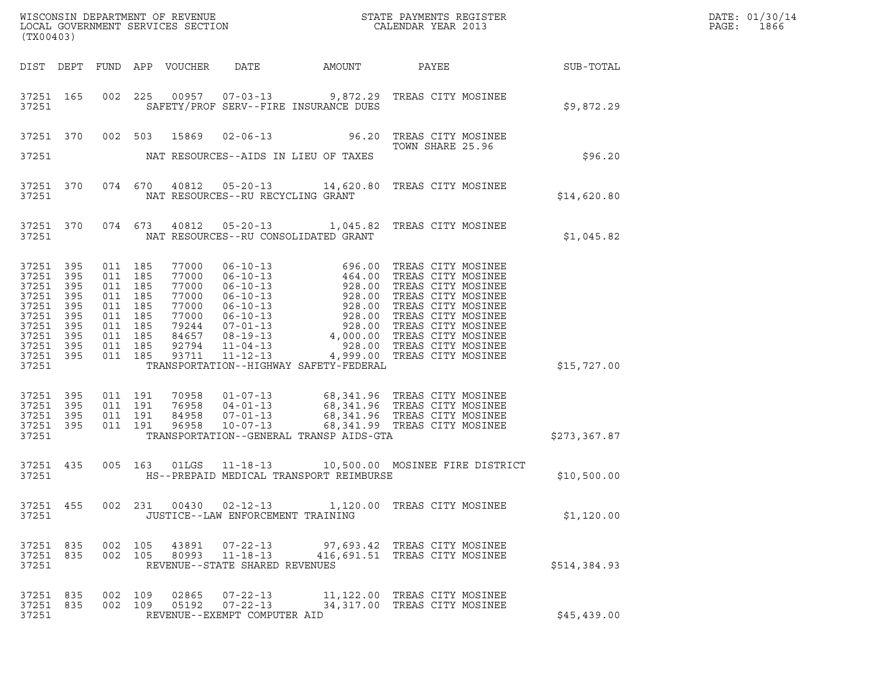WISCONSIN DEPARTMENT OF REVENUE
LOCAL GOVERNMENT SERVICES SECTION
(TX00403)

STATE PAYMENTS REGISTER
CALENDAR YEAR 2013

DATE: 01/30/14
PAGE: 1866

| DIST | DEPT | FUND | APP | VOUCHER | DATE | AMOUNT | PAYEE | SUB-TOTAL |
|---|---|---|---|---|---|---|---|---|
| 37251 | 165 | 002 | 225 | 00957 | 07-03-13 | 9,872.29 | TREAS CITY MOSINEE | |
| 37251 | | | | | SAFETY/PROF SERV--FIRE INSURANCE DUES | | | $9,872.29 |
| 37251 | 370 | 002 | 503 | 15869 | 02-06-13 | 96.20 | TREAS CITY MOSINEE TOWN SHARE 25.96 | |
| 37251 | | | | | NAT RESOURCES--AIDS IN LIEU OF TAXES | | | $96.20 |
| 37251 | 370 | 074 | 670 | 40812 | 05-20-13 | 14,620.80 | TREAS CITY MOSINEE | |
| 37251 | | | | | NAT RESOURCES--RU RECYCLING GRANT | | | $14,620.80 |
| 37251 | 370 | 074 | 673 | 40812 | 05-20-13 | 1,045.82 | TREAS CITY MOSINEE | |
| 37251 | | | | | NAT RESOURCES--RU CONSOLIDATED GRANT | | | $1,045.82 |
| 37251 | 395 | 011 | 185 | 77000 | 06-10-13 | 696.00 | TREAS CITY MOSINEE | |
| 37251 | 395 | 011 | 185 | 77000 | 06-10-13 | 464.00 | TREAS CITY MOSINEE | |
| 37251 | 395 | 011 | 185 | 77000 | 06-10-13 | 928.00 | TREAS CITY MOSINEE | |
| 37251 | 395 | 011 | 185 | 77000 | 06-10-13 | 928.00 | TREAS CITY MOSINEE | |
| 37251 | 395 | 011 | 185 | 77000 | 06-10-13 | 928.00 | TREAS CITY MOSINEE | |
| 37251 | 395 | 011 | 185 | 77000 | 06-10-13 | 928.00 | TREAS CITY MOSINEE | |
| 37251 | 395 | 011 | 185 | 79244 | 07-01-13 | 928.00 | TREAS CITY MOSINEE | |
| 37251 | 395 | 011 | 185 | 84657 | 08-19-13 | 4,000.00 | TREAS CITY MOSINEE | |
| 37251 | 395 | 011 | 185 | 92794 | 11-04-13 | 928.00 | TREAS CITY MOSINEE | |
| 37251 | 395 | 011 | 185 | 93711 | 11-12-13 | 4,999.00 | TREAS CITY MOSINEE | |
| 37251 | | | | | TRANSPORTATION--HIGHWAY SAFETY-FEDERAL | | | $15,727.00 |
| 37251 | 395 | 011 | 191 | 70958 | 01-07-13 | 68,341.96 | TREAS CITY MOSINEE | |
| 37251 | 395 | 011 | 191 | 76958 | 04-01-13 | 68,341.96 | TREAS CITY MOSINEE | |
| 37251 | 395 | 011 | 191 | 84958 | 07-01-13 | 68,341.96 | TREAS CITY MOSINEE | |
| 37251 | 395 | 011 | 191 | 96958 | 10-07-13 | 68,341.99 | TREAS CITY MOSINEE | |
| 37251 | | | | | TRANSPORTATION--GENERAL TRANSP AIDS-GTA | | | $273,367.87 |
| 37251 | 435 | 005 | 163 | 01LGS | 11-18-13 | 10,500.00 | MOSINEE FIRE DISTRICT | |
| 37251 | | | | | HS--PREPAID MEDICAL TRANSPORT REIMBURSE | | | $10,500.00 |
| 37251 | 455 | 002 | 231 | 00430 | 02-12-13 | 1,120.00 | TREAS CITY MOSINEE | |
| 37251 | | | | | JUSTICE--LAW ENFORCEMENT TRAINING | | | $1,120.00 |
| 37251 | 835 | 002 | 105 | 43891 | 07-22-13 | 97,693.42 | TREAS CITY MOSINEE | |
| 37251 | 835 | 002 | 105 | 80993 | 11-18-13 | 416,691.51 | TREAS CITY MOSINEE | |
| 37251 | | | | | REVENUE--STATE SHARED REVENUES | | | $514,384.93 |
| 37251 | 835 | 002 | 109 | 02865 | 07-22-13 | 11,122.00 | TREAS CITY MOSINEE | |
| 37251 | 835 | 002 | 109 | 05192 | 07-22-13 | 34,317.00 | TREAS CITY MOSINEE | |
| 37251 | | | | | REVENUE--EXEMPT COMPUTER AID | | | $45,439.00 |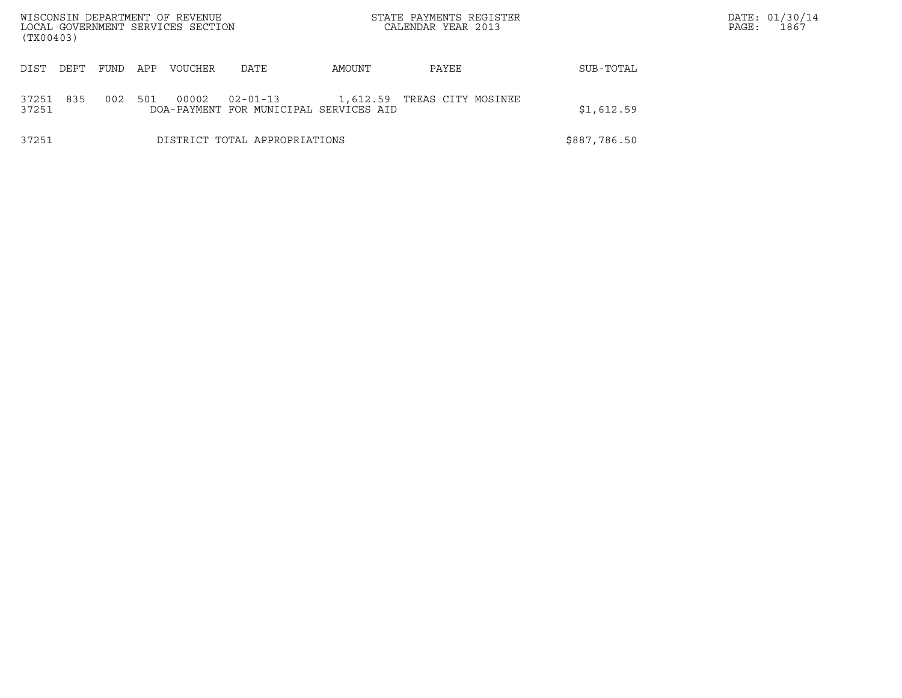| DIST | DEPT | FUND | APP | VOUCHER | DATE | AMOUNT | PAYEE | SUB-TOTAL |
|---|---|---|---|---|---|---|---|---|
| 37251 | 835 | 002 | 501 | 00002 | 02-01-13 | 1,612.59 | TREAS CITY MOSINEE | |
| 37251 | | | | DOA-PAYMENT FOR MUNICIPAL SERVICES AID | | | | $1,612.59 |
| 37251 | | | | DISTRICT TOTAL APPROPRIATIONS | | | | $887,786.50 |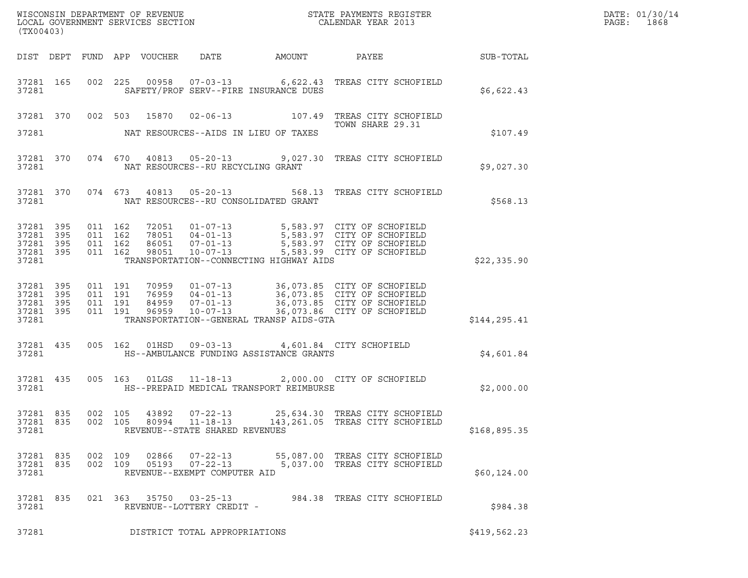WISCONSIN DEPARTMENT OF REVENUE
LOCAL GOVERNMENT SERVICES SECTION
(TX00403)

STATE PAYMENTS REGISTER
CALENDAR YEAR 2013

DATE: 01/30/14
PAGE: 1868

| DIST | DEPT | FUND | APP | VOUCHER | DATE | AMOUNT | PAYEE | SUB-TOTAL |
|---|---|---|---|---|---|---|---|---|
| 37281 | 165 | 002 | 225 | 00958 | 07-03-13 | 6,622.43 | TREAS CITY SCHOFIELD | |
| 37281 | | | | | SAFETY/PROF SERV--FIRE INSURANCE DUES | | | $6,622.43 |
| 37281 | 370 | 002 | 503 | 15870 | 02-06-13 | 107.49 | TREAS CITY SCHOFIELD TOWN SHARE 29.31 | |
| 37281 | | | | | NAT RESOURCES--AIDS IN LIEU OF TAXES | | | $107.49 |
| 37281 | 370 | 074 | 670 | 40813 | 05-20-13 | 9,027.30 | TREAS CITY SCHOFIELD | |
| 37281 | | | | | NAT RESOURCES--RU RECYCLING GRANT | | | $9,027.30 |
| 37281 | 370 | 074 | 673 | 40813 | 05-20-13 | 568.13 | TREAS CITY SCHOFIELD | |
| 37281 | | | | | NAT RESOURCES--RU CONSOLIDATED GRANT | | | $568.13 |
| 37281 | 395 | 011 | 162 | 72051 | 01-07-13 | 5,583.97 | CITY OF SCHOFIELD | |
| 37281 | 395 | 011 | 162 | 78051 | 04-01-13 | 5,583.97 | CITY OF SCHOFIELD | |
| 37281 | 395 | 011 | 162 | 86051 | 07-01-13 | 5,583.97 | CITY OF SCHOFIELD | |
| 37281 | 395 | 011 | 162 | 98051 | 10-07-13 | 5,583.99 | CITY OF SCHOFIELD | |
| 37281 | | | | | TRANSPORTATION--CONNECTING HIGHWAY AIDS | | | $22,335.90 |
| 37281 | 395 | 011 | 191 | 70959 | 01-07-13 | 36,073.85 | CITY OF SCHOFIELD | |
| 37281 | 395 | 011 | 191 | 76959 | 04-01-13 | 36,073.85 | CITY OF SCHOFIELD | |
| 37281 | 395 | 011 | 191 | 84959 | 07-01-13 | 36,073.85 | CITY OF SCHOFIELD | |
| 37281 | 395 | 011 | 191 | 96959 | 10-07-13 | 36,073.86 | CITY OF SCHOFIELD | |
| 37281 | | | | | TRANSPORTATION--GENERAL TRANSP AIDS-GTA | | | $144,295.41 |
| 37281 | 435 | 005 | 162 | 01HSD | 09-03-13 | 4,601.84 | CITY SCHOFIELD | |
| 37281 | | | | | HS--AMBULANCE FUNDING ASSISTANCE GRANTS | | | $4,601.84 |
| 37281 | 435 | 005 | 163 | 01LGS | 11-18-13 | 2,000.00 | CITY OF SCHOFIELD | |
| 37281 | | | | | HS--PREPAID MEDICAL TRANSPORT REIMBURSE | | | $2,000.00 |
| 37281 | 835 | 002 | 105 | 43892 | 07-22-13 | 25,634.30 | TREAS CITY SCHOFIELD | |
| 37281 | 835 | 002 | 105 | 80994 | 11-18-13 | 143,261.05 | TREAS CITY SCHOFIELD | |
| 37281 | | | | | REVENUE--STATE SHARED REVENUES | | | $168,895.35 |
| 37281 | 835 | 002 | 109 | 02866 | 07-22-13 | 55,087.00 | TREAS CITY SCHOFIELD | |
| 37281 | 835 | 002 | 109 | 05193 | 07-22-13 | 5,037.00 | TREAS CITY SCHOFIELD | |
| 37281 | | | | | REVENUE--EXEMPT COMPUTER AID | | | $60,124.00 |
| 37281 | 835 | 021 | 363 | 35750 | 03-25-13 | 984.38 | TREAS CITY SCHOFIELD | |
| 37281 | | | | | REVENUE--LOTTERY CREDIT - | | | $984.38 |
| 37281 | | | | | DISTRICT TOTAL APPROPRIATIONS | | | $419,562.23 |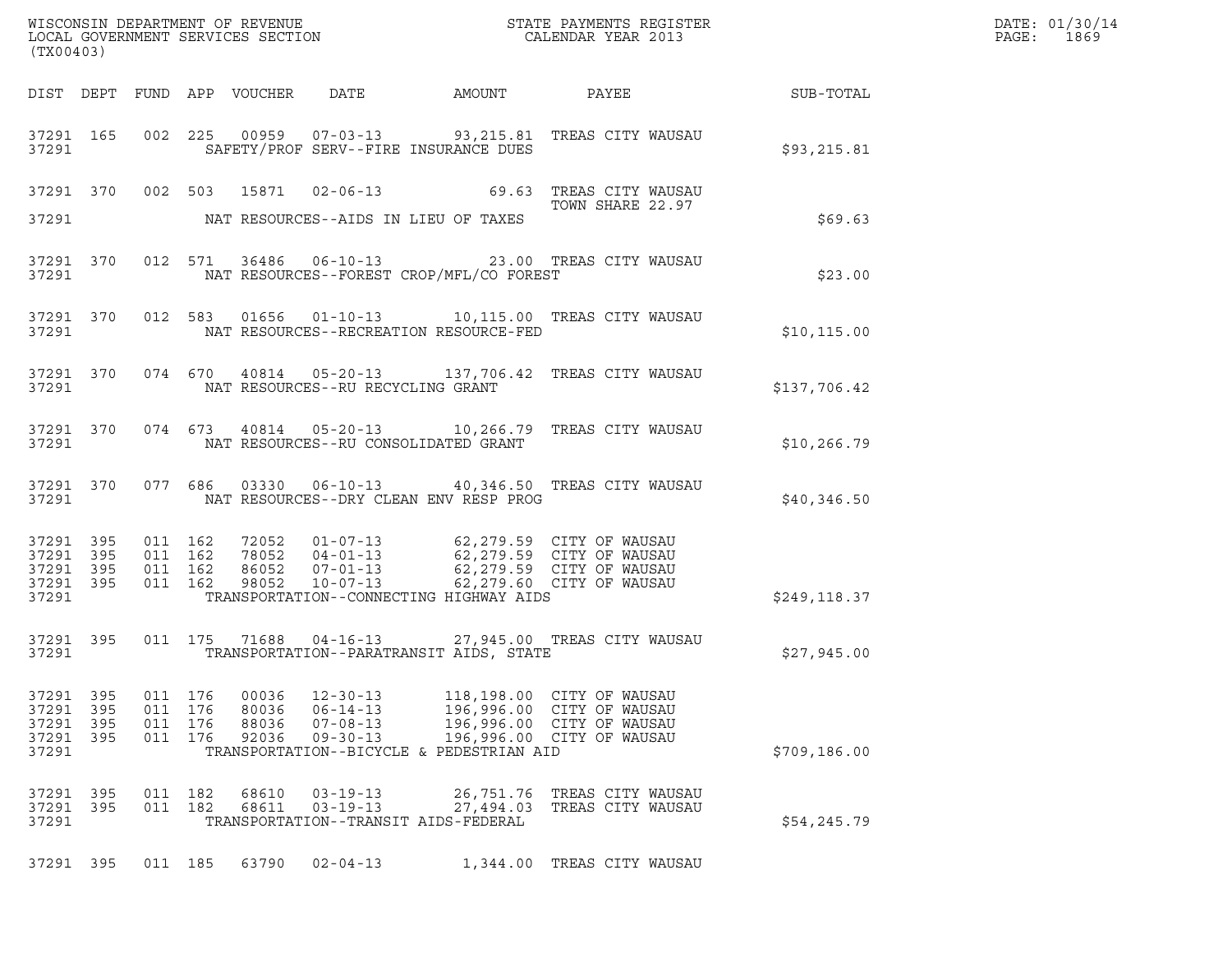WISCONSIN DEPARTMENT OF REVENUE
LOCAL GOVERNMENT SERVICES SECTION
(TX00403)

STATE PAYMENTS REGISTER
CALENDAR YEAR 2013

DATE: 01/30/14
PAGE: 1869

| DIST | DEPT | FUND | APP | VOUCHER | DATE | AMOUNT | PAYEE | SUB-TOTAL |
|---|---|---|---|---|---|---|---|---|
| 37291 | 165 | 002 | 225 | 00959 | 07-03-13 | 93,215.81 | TREAS CITY WAUSAU | |
| 37291 | | | | | SAFETY/PROF SERV--FIRE INSURANCE DUES | | | $93,215.81 |
| 37291 | 370 | 002 | 503 | 15871 | 02-06-13 | 69.63 | TREAS CITY WAUSAU TOWN SHARE 22.97 | |
| 37291 | | | | | NAT RESOURCES--AIDS IN LIEU OF TAXES | | | $69.63 |
| 37291 | 370 | 012 | 571 | 36486 | 06-10-13 | 23.00 | TREAS CITY WAUSAU | |
| 37291 | | | | | NAT RESOURCES--FOREST CROP/MFL/CO FOREST | | | $23.00 |
| 37291 | 370 | 012 | 583 | 01656 | 01-10-13 | 10,115.00 | TREAS CITY WAUSAU | |
| 37291 | | | | | NAT RESOURCES--RECREATION RESOURCE-FED | | | $10,115.00 |
| 37291 | 370 | 074 | 670 | 40814 | 05-20-13 | 137,706.42 | TREAS CITY WAUSAU | |
| 37291 | | | | | NAT RESOURCES--RU RECYCLING GRANT | | | $137,706.42 |
| 37291 | 370 | 074 | 673 | 40814 | 05-20-13 | 10,266.79 | TREAS CITY WAUSAU | |
| 37291 | | | | | NAT RESOURCES--RU CONSOLIDATED GRANT | | | $10,266.79 |
| 37291 | 370 | 077 | 686 | 03330 | 06-10-13 | 40,346.50 | TREAS CITY WAUSAU | |
| 37291 | | | | | NAT RESOURCES--DRY CLEAN ENV RESP PROG | | | $40,346.50 |
| 37291 | 395 | 011 | 162 | 72052 | 01-07-13 | 62,279.59 | CITY OF WAUSAU | |
| 37291 | 395 | 011 | 162 | 78052 | 04-01-13 | 62,279.59 | CITY OF WAUSAU | |
| 37291 | 395 | 011 | 162 | 86052 | 07-01-13 | 62,279.59 | CITY OF WAUSAU | |
| 37291 | 395 | 011 | 162 | 98052 | 10-07-13 | 62,279.60 | CITY OF WAUSAU | |
| 37291 | | | | | TRANSPORTATION--CONNECTING HIGHWAY AIDS | | | $249,118.37 |
| 37291 | 395 | 011 | 175 | 71688 | 04-16-13 | 27,945.00 | TREAS CITY WAUSAU | |
| 37291 | | | | | TRANSPORTATION--PARATRANSIT AIDS, STATE | | | $27,945.00 |
| 37291 | 395 | 011 | 176 | 00036 | 12-30-13 | 118,198.00 | CITY OF WAUSAU | |
| 37291 | 395 | 011 | 176 | 80036 | 06-14-13 | 196,996.00 | CITY OF WAUSAU | |
| 37291 | 395 | 011 | 176 | 88036 | 07-08-13 | 196,996.00 | CITY OF WAUSAU | |
| 37291 | 395 | 011 | 176 | 92036 | 09-30-13 | 196,996.00 | CITY OF WAUSAU | |
| 37291 | | | | | TRANSPORTATION--BICYCLE & PEDESTRIAN AID | | | $709,186.00 |
| 37291 | 395 | 011 | 182 | 68610 | 03-19-13 | 26,751.76 | TREAS CITY WAUSAU | |
| 37291 | 395 | 011 | 182 | 68611 | 03-19-13 | 27,494.03 | TREAS CITY WAUSAU | |
| 37291 | | | | | TRANSPORTATION--TRANSIT AIDS-FEDERAL | | | $54,245.79 |
| 37291 | 395 | 011 | 185 | 63790 | 02-04-13 | 1,344.00 | TREAS CITY WAUSAU | |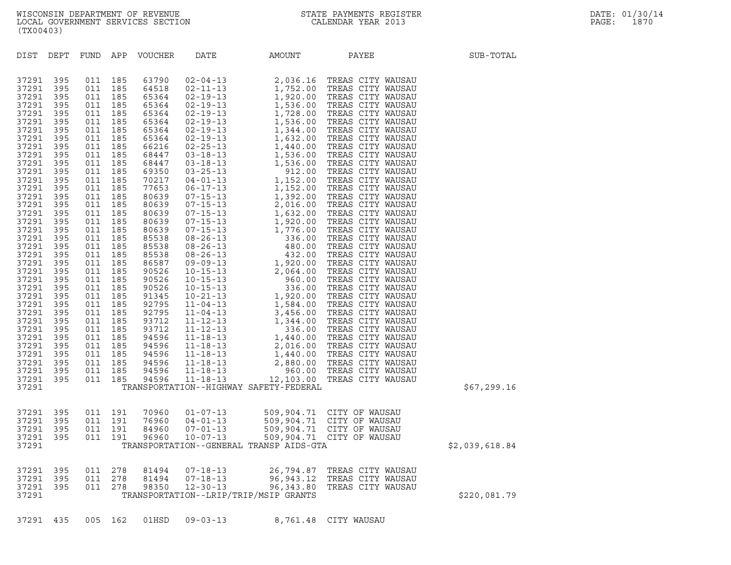WISCONSIN DEPARTMENT OF REVENUE
LOCAL GOVERNMENT SERVICES SECTION
(TX00403)

STATE PAYMENTS REGISTER
CALENDAR YEAR 2013

DATE: 01/30/14

| DIST | DEPT | FUND | APP | VOUCHER | DATE | AMOUNT | PAYEE | SUB-TOTAL |
|---|---|---|---|---|---|---|---|---|
| 37291 | 395 | 011 | 185 | 63790 | 02-04-13 | 2,036.16 | TREAS CITY WAUSAU | |
| 37291 | 395 | 011 | 185 | 64518 | 02-11-13 | 1,752.00 | TREAS CITY WAUSAU | |
| 37291 | 395 | 011 | 185 | 65364 | 02-19-13 | 1,920.00 | TREAS CITY WAUSAU | |
| 37291 | 395 | 011 | 185 | 65364 | 02-19-13 | 1,536.00 | TREAS CITY WAUSAU | |
| 37291 | 395 | 011 | 185 | 65364 | 02-19-13 | 1,728.00 | TREAS CITY WAUSAU | |
| 37291 | 395 | 011 | 185 | 65364 | 02-19-13 | 1,536.00 | TREAS CITY WAUSAU | |
| 37291 | 395 | 011 | 185 | 65364 | 02-19-13 | 1,344.00 | TREAS CITY WAUSAU | |
| 37291 | 395 | 011 | 185 | 65364 | 02-19-13 | 1,632.00 | TREAS CITY WAUSAU | |
| 37291 | 395 | 011 | 185 | 66216 | 02-25-13 | 1,440.00 | TREAS CITY WAUSAU | |
| 37291 | 395 | 011 | 185 | 68447 | 03-18-13 | 1,536.00 | TREAS CITY WAUSAU | |
| 37291 | 395 | 011 | 185 | 68447 | 03-18-13 | 1,536.00 | TREAS CITY WAUSAU | |
| 37291 | 395 | 011 | 185 | 69350 | 03-25-13 | 912.00 | TREAS CITY WAUSAU | |
| 37291 | 395 | 011 | 185 | 70217 | 04-01-13 | 1,152.00 | TREAS CITY WAUSAU | |
| 37291 | 395 | 011 | 185 | 77653 | 06-17-13 | 1,152.00 | TREAS CITY WAUSAU | |
| 37291 | 395 | 011 | 185 | 80639 | 07-15-13 | 1,392.00 | TREAS CITY WAUSAU | |
| 37291 | 395 | 011 | 185 | 80639 | 07-15-13 | 2,016.00 | TREAS CITY WAUSAU | |
| 37291 | 395 | 011 | 185 | 80639 | 07-15-13 | 1,632.00 | TREAS CITY WAUSAU | |
| 37291 | 395 | 011 | 185 | 80639 | 07-15-13 | 1,920.00 | TREAS CITY WAUSAU | |
| 37291 | 395 | 011 | 185 | 80639 | 07-15-13 | 1,776.00 | TREAS CITY WAUSAU | |
| 37291 | 395 | 011 | 185 | 85538 | 08-26-13 | 336.00 | TREAS CITY WAUSAU | |
| 37291 | 395 | 011 | 185 | 85538 | 08-26-13 | 480.00 | TREAS CITY WAUSAU | |
| 37291 | 395 | 011 | 185 | 85538 | 08-26-13 | 432.00 | TREAS CITY WAUSAU | |
| 37291 | 395 | 011 | 185 | 86587 | 09-09-13 | 1,920.00 | TREAS CITY WAUSAU | |
| 37291 | 395 | 011 | 185 | 90526 | 10-15-13 | 2,064.00 | TREAS CITY WAUSAU | |
| 37291 | 395 | 011 | 185 | 90526 | 10-15-13 | 960.00 | TREAS CITY WAUSAU | |
| 37291 | 395 | 011 | 185 | 90526 | 10-15-13 | 336.00 | TREAS CITY WAUSAU | |
| 37291 | 395 | 011 | 185 | 91345 | 10-21-13 | 1,920.00 | TREAS CITY WAUSAU | |
| 37291 | 395 | 011 | 185 | 92795 | 11-04-13 | 1,584.00 | TREAS CITY WAUSAU | |
| 37291 | 395 | 011 | 185 | 92795 | 11-04-13 | 3,456.00 | TREAS CITY WAUSAU | |
| 37291 | 395 | 011 | 185 | 93712 | 11-12-13 | 1,344.00 | TREAS CITY WAUSAU | |
| 37291 | 395 | 011 | 185 | 93712 | 11-12-13 | 336.00 | TREAS CITY WAUSAU | |
| 37291 | 395 | 011 | 185 | 94596 | 11-18-13 | 1,440.00 | TREAS CITY WAUSAU | |
| 37291 | 395 | 011 | 185 | 94596 | 11-18-13 | 2,016.00 | TREAS CITY WAUSAU | |
| 37291 | 395 | 011 | 185 | 94596 | 11-18-13 | 1,440.00 | TREAS CITY WAUSAU | |
| 37291 | 395 | 011 | 185 | 94596 | 11-18-13 | 2,880.00 | TREAS CITY WAUSAU | |
| 37291 | 395 | 011 | 185 | 94596 | 11-18-13 | 960.00 | TREAS CITY WAUSAU | |
| 37291 | 395 | 011 | 185 | 94596 | 11-18-13 | 12,103.00 | TREAS CITY WAUSAU | |
| 37291 | | | | TRANSPORTATION--HIGHWAY SAFETY-FEDERAL | | | | $67,299.16 |
| 37291 | 395 | 011 | 191 | 70960 | 01-07-13 | 509,904.71 | CITY OF WAUSAU | |
| 37291 | 395 | 011 | 191 | 76960 | 04-01-13 | 509,904.71 | CITY OF WAUSAU | |
| 37291 | 395 | 011 | 191 | 84960 | 07-01-13 | 509,904.71 | CITY OF WAUSAU | |
| 37291 | 395 | 011 | 191 | 96960 | 10-07-13 | 509,904.71 | CITY OF WAUSAU | |
| 37291 | | | | TRANSPORTATION--GENERAL TRANSP AIDS-GTA | | | | $2,039,618.84 |
| 37291 | 395 | 011 | 278 | 81494 | 07-18-13 | 26,794.87 | TREAS CITY WAUSAU | |
| 37291 | 395 | 011 | 278 | 81494 | 07-18-13 | 96,943.12 | TREAS CITY WAUSAU | |
| 37291 | 395 | 011 | 278 | 98350 | 12-30-13 | 96,343.80 | TREAS CITY WAUSAU | |
| 37291 | | | | TRANSPORTATION--LRIP/TRIP/MSIP GRANTS | | | | $220,081.79 |
| 37291 | 435 | 005 | 162 | 01HSD | 09-03-13 | 8,761.48 | CITY WAUSAU | |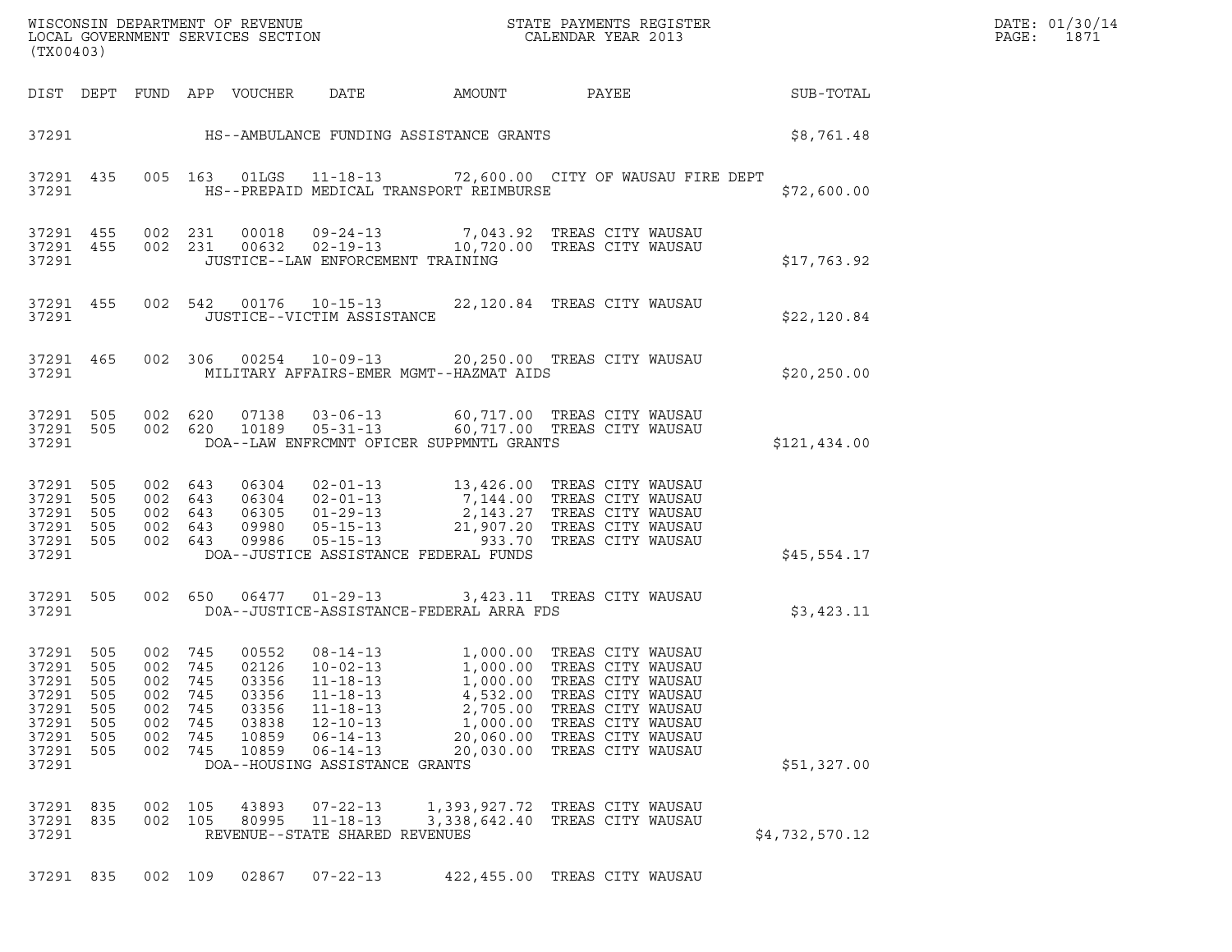WISCONSIN DEPARTMENT OF REVENUE
LOCAL GOVERNMENT SERVICES SECTION
(TX00403)

STATE PAYMENTS REGISTER
CALENDAR YEAR 2013

DATE: 01/30/14

| DIST | DEPT | FUND | APP | VOUCHER | DATE | AMOUNT | PAYEE | SUB-TOTAL |
|---|---|---|---|---|---|---|---|---|
| 37291 | | | | | HS--AMBULANCE FUNDING ASSISTANCE GRANTS | | | $8,761.48 |
| 37291 | 435 | 005 | 163 | 01LGS | 11-18-13 | 72,600.00 | CITY OF WAUSAU FIRE DEPT | |
| 37291 | | | | | HS--PREPAID MEDICAL TRANSPORT REIMBURSE | | | $72,600.00 |
| 37291 | 455 | 002 | 231 | 00018 | 09-24-13 | 7,043.92 | TREAS CITY WAUSAU | |
| 37291 | 455 | 002 | 231 | 00632 | 02-19-13 | 10,720.00 | TREAS CITY WAUSAU | |
| 37291 | | | | | JUSTICE--LAW ENFORCEMENT TRAINING | | | $17,763.92 |
| 37291 | 455 | 002 | 542 | 00176 | 10-15-13 | 22,120.84 | TREAS CITY WAUSAU | |
| 37291 | | | | | JUSTICE--VICTIM ASSISTANCE | | | $22,120.84 |
| 37291 | 465 | 002 | 306 | 00254 | 10-09-13 | 20,250.00 | TREAS CITY WAUSAU | |
| 37291 | | | | | MILITARY AFFAIRS-EMER MGMT--HAZMAT AIDS | | | $20,250.00 |
| 37291 | 505 | 002 | 620 | 07138 | 03-06-13 | 60,717.00 | TREAS CITY WAUSAU | |
| 37291 | 505 | 002 | 620 | 10189 | 05-31-13 | 60,717.00 | TREAS CITY WAUSAU | |
| 37291 | | | | | DOA--LAW ENFRCMNT OFICER SUPPMNTL GRANTS | | | $121,434.00 |
| 37291 | 505 | 002 | 643 | 06304 | 02-01-13 | 13,426.00 | TREAS CITY WAUSAU | |
| 37291 | 505 | 002 | 643 | 06304 | 02-01-13 | 7,144.00 | TREAS CITY WAUSAU | |
| 37291 | 505 | 002 | 643 | 06305 | 01-29-13 | 2,143.27 | TREAS CITY WAUSAU | |
| 37291 | 505 | 002 | 643 | 09980 | 05-15-13 | 21,907.20 | TREAS CITY WAUSAU | |
| 37291 | 505 | 002 | 643 | 09986 | 05-15-13 | 933.70 | TREAS CITY WAUSAU | |
| 37291 | | | | | DOA--JUSTICE ASSISTANCE FEDERAL FUNDS | | | $45,554.17 |
| 37291 | 505 | 002 | 650 | 06477 | 01-29-13 | 3,423.11 | TREAS CITY WAUSAU | |
| 37291 | | | | | D0A--JUSTICE-ASSISTANCE-FEDERAL ARRA FDS | | | $3,423.11 |
| 37291 | 505 | 002 | 745 | 00552 | 08-14-13 | 1,000.00 | TREAS CITY WAUSAU | |
| 37291 | 505 | 002 | 745 | 02126 | 10-02-13 | 1,000.00 | TREAS CITY WAUSAU | |
| 37291 | 505 | 002 | 745 | 03356 | 11-18-13 | 1,000.00 | TREAS CITY WAUSAU | |
| 37291 | 505 | 002 | 745 | 03356 | 11-18-13 | 4,532.00 | TREAS CITY WAUSAU | |
| 37291 | 505 | 002 | 745 | 03356 | 11-18-13 | 2,705.00 | TREAS CITY WAUSAU | |
| 37291 | 505 | 002 | 745 | 03838 | 12-10-13 | 1,000.00 | TREAS CITY WAUSAU | |
| 37291 | 505 | 002 | 745 | 10859 | 06-14-13 | 20,060.00 | TREAS CITY WAUSAU | |
| 37291 | 505 | 002 | 745 | 10859 | 06-14-13 | 20,030.00 | TREAS CITY WAUSAU | |
| 37291 | | | | | DOA--HOUSING ASSISTANCE GRANTS | | | $51,327.00 |
| 37291 | 835 | 002 | 105 | 43893 | 07-22-13 | 1,393,927.72 | TREAS CITY WAUSAU | |
| 37291 | 835 | 002 | 105 | 80995 | 11-18-13 | 3,338,642.40 | TREAS CITY WAUSAU | |
| 37291 | | | | | REVENUE--STATE SHARED REVENUES | | | $4,732,570.12 |
| 37291 | 835 | 002 | 109 | 02867 | 07-22-13 | 422,455.00 | TREAS CITY WAUSAU | |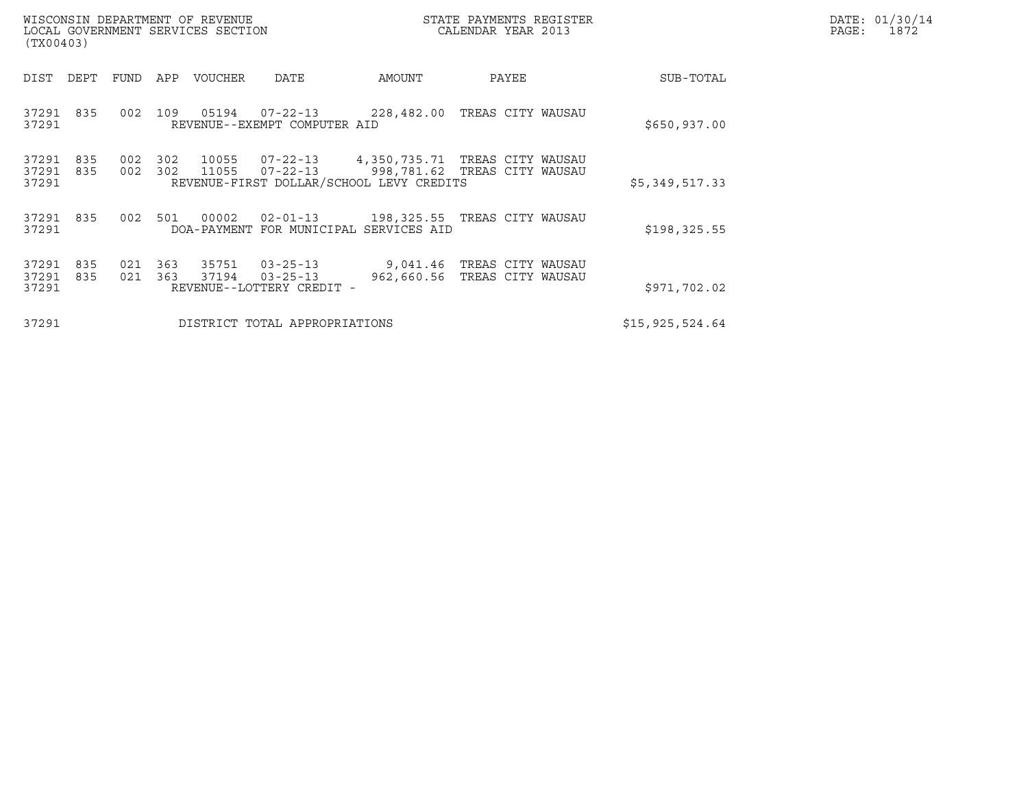WISCONSIN DEPARTMENT OF REVENUE
LOCAL GOVERNMENT SERVICES SECTION
(TX00403)

STATE PAYMENTS REGISTER
CALENDAR YEAR 2013

DATE: 01/30/14
PAGE: 1872

| DIST | DEPT | FUND | APP | VOUCHER | DATE | AMOUNT | PAYEE | SUB-TOTAL |
|---|---|---|---|---|---|---|---|---|
| 37291 | 835 | 002 | 109 | 05194 | 07-22-13 | 228,482.00 | TREAS CITY WAUSAU | |
| 37291 | | | | REVENUE--EXEMPT COMPUTER AID | | | | $650,937.00 |
| 37291 | 835 | 002 | 302 | 10055 | 07-22-13 | 4,350,735.71 | TREAS CITY WAUSAU | |
| 37291 | 835 | 002 | 302 | 11055 | 07-22-13 | 998,781.62 | TREAS CITY WAUSAU | |
| 37291 | | | | REVENUE-FIRST DOLLAR/SCHOOL LEVY CREDITS | | | | $5,349,517.33 |
| 37291 | 835 | 002 | 501 | 00002 | 02-01-13 | 198,325.55 | TREAS CITY WAUSAU | |
| 37291 | | | | DOA-PAYMENT FOR MUNICIPAL SERVICES AID | | | | $198,325.55 |
| 37291 | 835 | 021 | 363 | 35751 | 03-25-13 | 9,041.46 | TREAS CITY WAUSAU | |
| 37291 | 835 | 021 | 363 | 37194 | 03-25-13 | 962,660.56 | TREAS CITY WAUSAU | |
| 37291 | | | | REVENUE--LOTTERY CREDIT - | | | | $971,702.02 |
| 37291 | | | | DISTRICT TOTAL APPROPRIATIONS | | | | $15,925,524.64 |